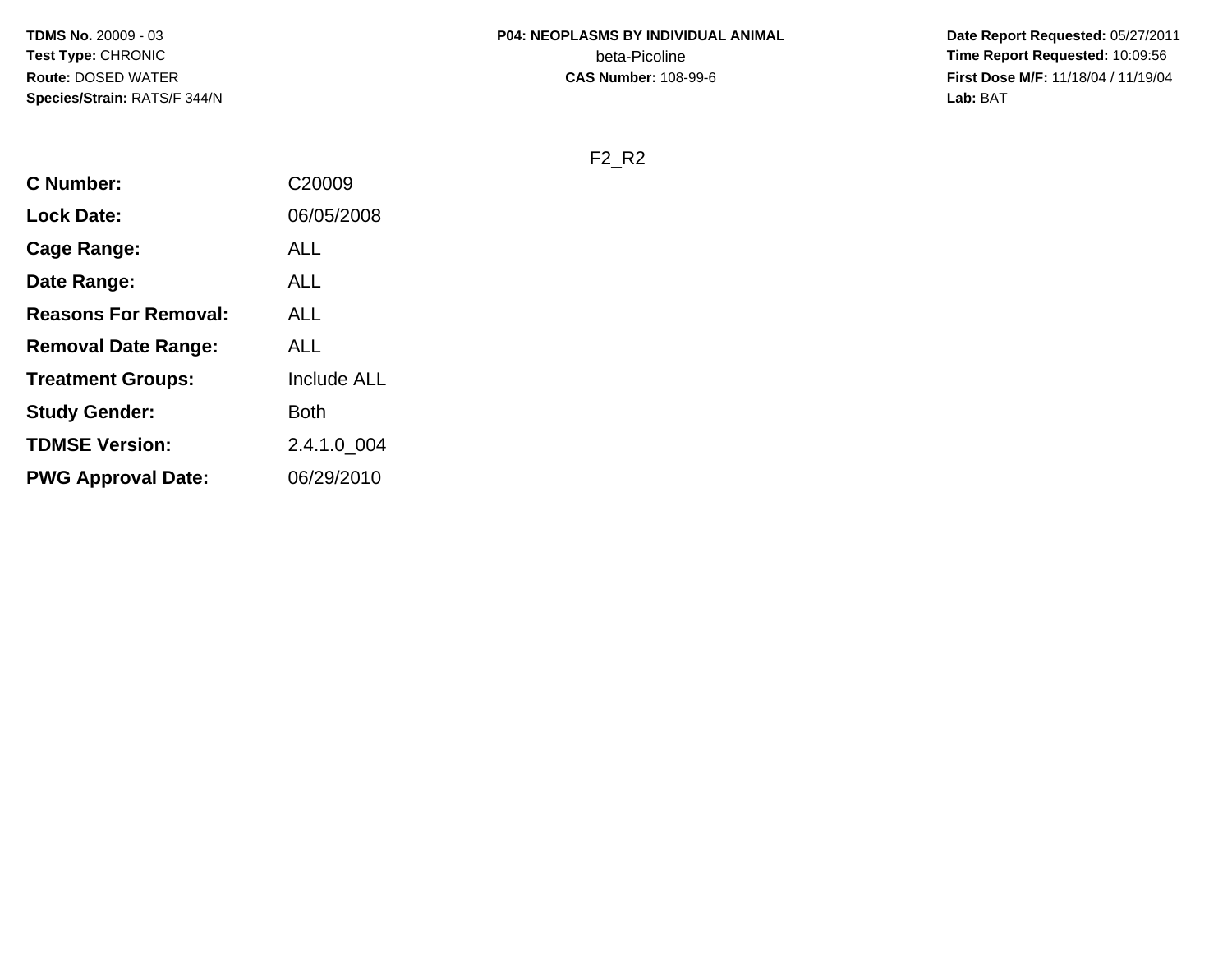**TDMS No.** 20009 - 03
**Test Type:** CHRONIC
**Route:** DOSED WATER
**Species/Strain:** RATS/F 344/N

**P04: NEOPLASMS BY INDIVIDUAL ANIMAL**
beta-Picoline
**CAS Number:** 108-99-6

**Date Report Requested:** 05/27/2011
**Time Report Requested:** 10:09:56
**First Dose M/F:** 11/18/04 / 11/19/04
**Lab:** BAT

F2_R2

| | |
|---|---|
| **C Number:** | C20009 |
| **Lock Date:** | 06/05/2008 |
| **Cage Range:** | ALL |
| **Date Range:** | ALL |
| **Reasons For Removal:** | ALL |
| **Removal Date Range:** | ALL |
| **Treatment Groups:** | Include ALL |
| **Study Gender:** | Both |
| **TDMSE Version:** | 2.4.1.0_004 |
| **PWG Approval Date:** | 06/29/2010 |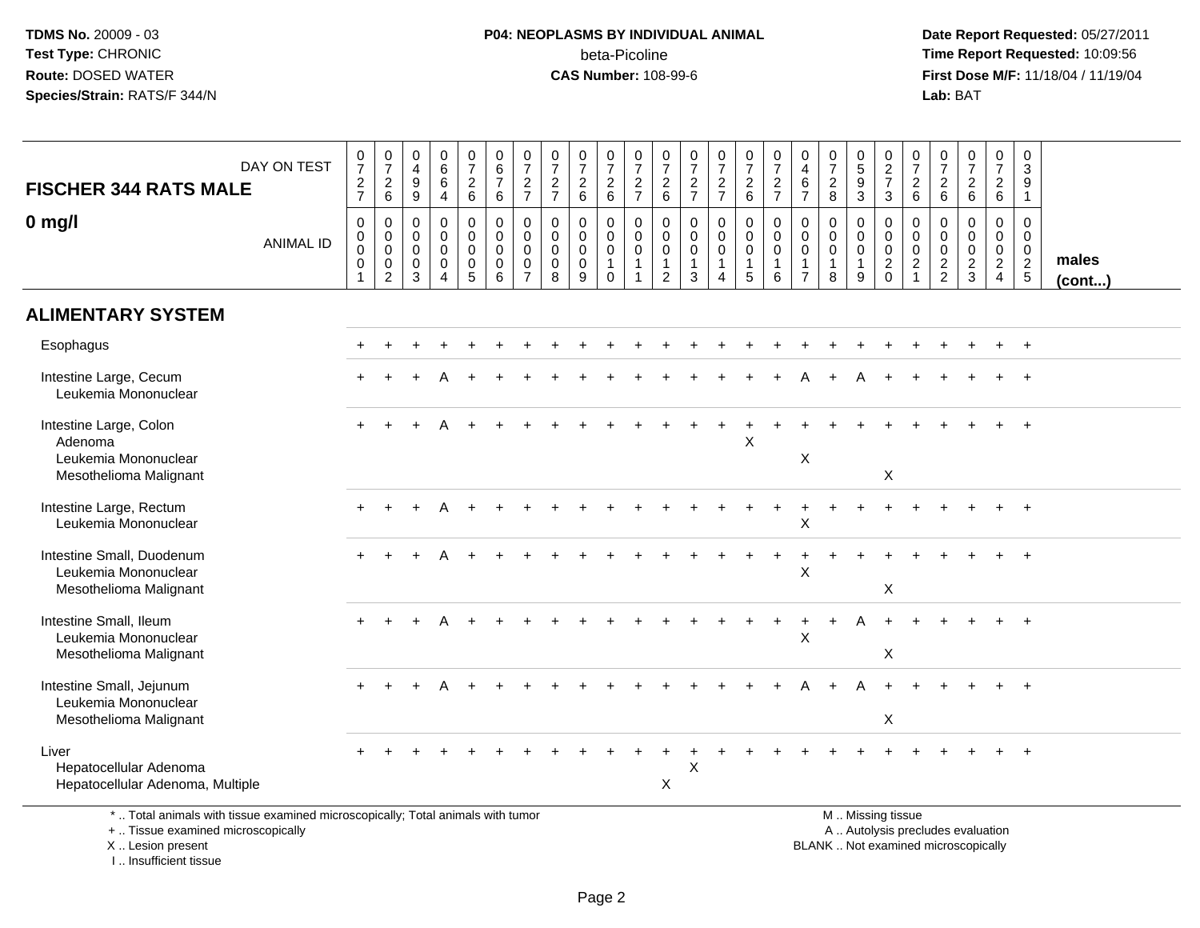TDMS No. 20009 - 03
Test Type: CHRONIC
Route: DOSED WATER
Species/Strain: RATS/F 344/N

**P04: NEOPLASMS BY INDIVIDUAL ANIMAL**
beta-Picoline
**CAS Number:** 108-99-6

Date Report Requested: 05/27/2011
Time Report Requested: 10:09:56
First Dose M/F: 11/18/04 / 11/19/04
Lab: BAT

| FISCHER 344 RATS MALE — DAY ON TEST | 0727 | 0726 | 0499 | 0664 | 0726 | 0676 | 0727 | 0727 | 0726 | 0726 | 0727 | 0726 | 0727 | 0727 | 0726 | 0727 | 0467 | 0728 | 0593 | 0273 | 0726 | 0726 | 0726 | 0726 | 0391 | |
|---|---|---|---|---|---|---|---|---|---|---|---|---|---|---|---|---|---|---|---|---|---|---|---|---|---|---|
| **0 mg/l** — ANIMAL ID | 0001 | 0002 | 0003 | 0004 | 0005 | 0006 | 0007 | 0008 | 0009 | 0010 | 0011 | 0012 | 0013 | 0014 | 0015 | 0016 | 0017 | 0018 | 0019 | 0020 | 0021 | 0022 | 0023 | 0024 | 0025 | **males (cont...)** |
| **ALIMENTARY SYSTEM** | | | | | | | | | | | | | | | | | | | | | | | | | | |
| Esophagus | + | + | + | + | + | + | + | + | + | + | + | + | + | + | + | + | + | + | + | + | + | + | + | + | + | |
| Intestine Large, Cecum | + | + | + | A | + | + | + | + | + | + | + | + | + | + | + | + | A | + | A | + | + | + | + | + | + | |
| Leukemia Mononuclear | | | | | | | | | | | | | | | | | | | | | | | | | | |
| Intestine Large, Colon | + | + | + | A | + | + | + | + | + | + | + | + | + | + | + | + | + | + | + | + | + | + | + | + | + | |
| Adenoma | | | | | | | | | | | | | | | X | | | | | | | | | | | |
| Leukemia Mononuclear | | | | | | | | | | | | | | | | | X | | | | | | | | | |
| Mesothelioma Malignant | | | | | | | | | | | | | | | | | | | | X | | | | | | |
| Intestine Large, Rectum | + | + | + | A | + | + | + | + | + | + | + | + | + | + | + | + | + | + | + | + | + | + | + | + | + | |
| Leukemia Mononuclear | | | | | | | | | | | | | | | | | X | | | | | | | | | |
| Intestine Small, Duodenum | + | + | + | A | + | + | + | + | + | + | + | + | + | + | + | + | + | + | + | + | + | + | + | + | + | |
| Leukemia Mononuclear | | | | | | | | | | | | | | | | | X | | | | | | | | | |
| Mesothelioma Malignant | | | | | | | | | | | | | | | | | | | | X | | | | | | |
| Intestine Small, Ileum | + | + | + | A | + | + | + | + | + | + | + | + | + | + | + | + | + | + | A | + | + | + | + | + | + | |
| Leukemia Mononuclear | | | | | | | | | | | | | | | | | X | | | | | | | | | |
| Mesothelioma Malignant | | | | | | | | | | | | | | | | | | | | X | | | | | | |
| Intestine Small, Jejunum | + | + | + | A | + | + | + | + | + | + | + | + | + | + | + | + | A | + | A | + | + | + | + | + | + | |
| Leukemia Mononuclear | | | | | | | | | | | | | | | | | | | | | | | | | | |
| Mesothelioma Malignant | | | | | | | | | | | | | | | | | | | | X | | | | | | |
| Liver | + | + | + | + | + | + | + | + | + | + | + | + | + | + | + | + | + | + | + | + | + | + | + | + | + | |
| Hepatocellular Adenoma | | | | | | | | | | | | | X | | | | | | | | | | | | | |
| Hepatocellular Adenoma, Multiple | | | | | | | | | | | | X | | | | | | | | | | | | | | |

\* .. Total animals with tissue examined microscopically; Total animals with tumor
\+ .. Tissue examined microscopically
X .. Lesion present
I .. Insufficient tissue

M .. Missing tissue
A .. Autolysis precludes evaluation
BLANK .. Not examined microscopically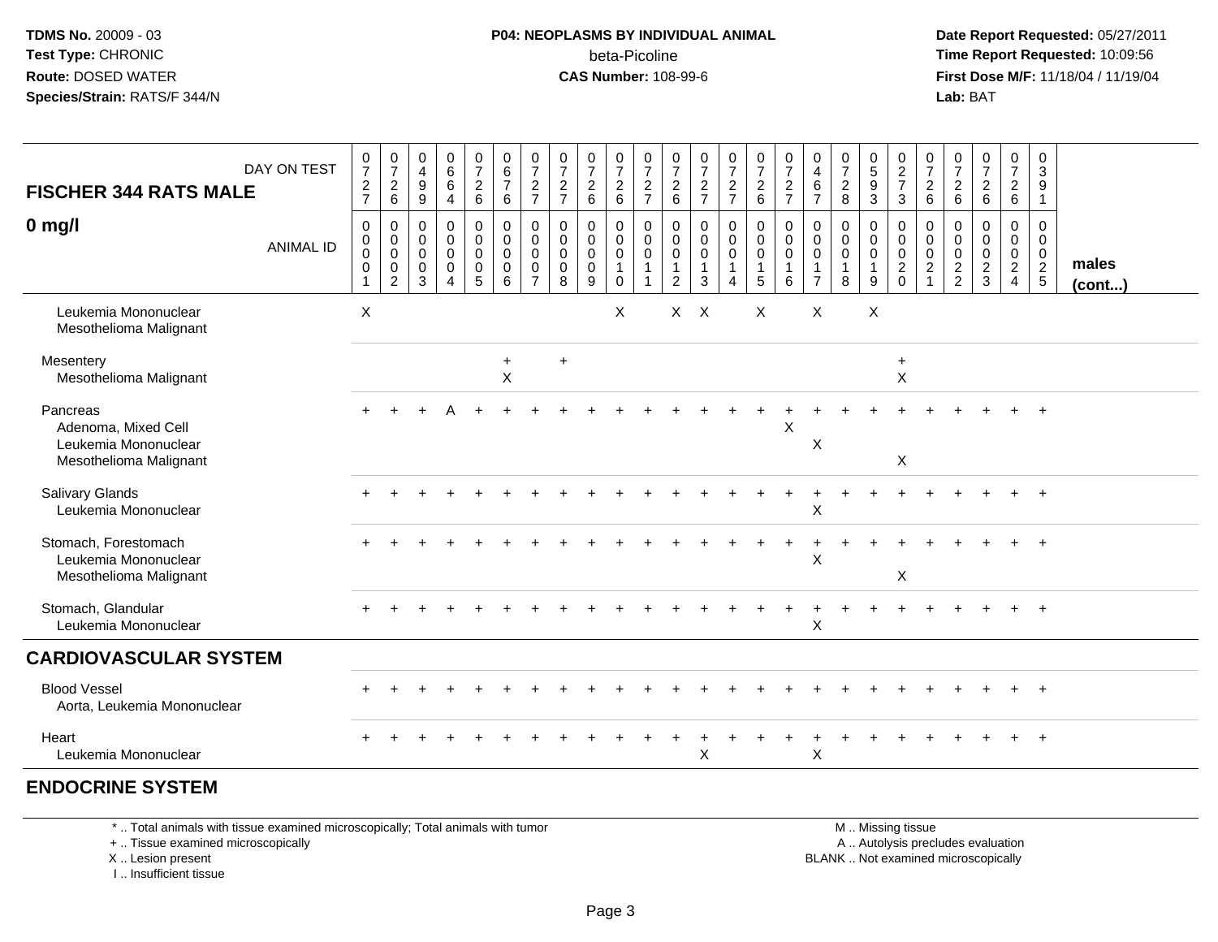**TDMS No.** 20009 - 03
**Test Type:** CHRONIC
**Route:** DOSED WATER
**Species/Strain:** RATS/F 344/N

**P04: NEOPLASMS BY INDIVIDUAL ANIMAL**
beta-Picoline
**CAS Number:** 108-99-6

**Date Report Requested:** 05/27/2011
**Time Report Requested:** 10:09:56
**First Dose M/F:** 11/18/04 / 11/19/04
**Lab:** BAT

| FISCHER 344 RATS MALE / 0 mg/l | | | | | | | | | | | | | | | | | | | | | | | | | | |
|---|---|---|---|---|---|---|---|---|---|---|---|---|---|---|---|---|---|---|---|---|---|---|---|---|---|---|
| DAY ON TEST | 0727 | 0726 | 0499 | 0664 | 0726 | 0676 | 0727 | 0727 | 0726 | 0726 | 0727 | 0726 | 0727 | 0727 | 0726 | 0727 | 0467 | 0728 | 0593 | 0273 | 0726 | 0726 | 0726 | 0726 | 0391 | |
| ANIMAL ID | 0000001 | 0000002 | 0000003 | 0000004 | 0000005 | 0000006 | 0000007 | 0000008 | 0000009 | 0000010 | 0000011 | 0000012 | 0000013 | 0000014 | 0000015 | 0000016 | 0000017 | 0000018 | 0000019 | 0000020 | 0000021 | 0000022 | 0000023 | 0000024 | 0000025 | males (cont...) |
| Leukemia Mononuclear | X | | | | | | | | | X | | X | X | | X | | X | | X | | | | | | | |
| Mesothelioma Malignant | | | | | | | | | | | | | | | | | | | | | | | | | | |
| Mesentery | | | | | | + | | + | | | | | | | | | | | | + | | | | | | |
| Mesothelioma Malignant | | | | | | X | | | | | | | | | | | | | | X | | | | | | |
| Pancreas | + | + | + | A | + | + | + | + | + | + | + | + | + | + | + | + | + | + | + | + | + | + | + | + | + | |
| Adenoma, Mixed Cell | | | | | | | | | | | | | | | | X | | | | | | | | | | |
| Leukemia Mononuclear | | | | | | | | | | | | | | | | | X | | | | | | | | | |
| Mesothelioma Malignant | | | | | | | | | | | | | | | | | | | | X | | | | | | |
| Salivary Glands | + | + | + | + | + | + | + | + | + | + | + | + | + | + | + | + | + | + | + | + | + | + | + | + | + | |
| Leukemia Mononuclear | | | | | | | | | | | | | | | | | X | | | | | | | | | |
| Stomach, Forestomach | + | + | + | + | + | + | + | + | + | + | + | + | + | + | + | + | + | + | + | + | + | + | + | + | + | |
| Leukemia Mononuclear | | | | | | | | | | | | | | | | | X | | | | | | | | | |
| Mesothelioma Malignant | | | | | | | | | | | | | | | | | | | | X | | | | | | |
| Stomach, Glandular | + | + | + | + | + | + | + | + | + | + | + | + | + | + | + | + | + | + | + | + | + | + | + | + | + | |
| Leukemia Mononuclear | | | | | | | | | | | | | | | | | X | | | | | | | | | |
| **CARDIOVASCULAR SYSTEM** | | | | | | | | | | | | | | | | | | | | | | | | | | |
| Blood Vessel | + | + | + | + | + | + | + | + | + | + | + | + | + | + | + | + | + | + | + | + | + | + | + | + | + | |
| Aorta, Leukemia Mononuclear | | | | | | | | | | | | | | | | | | | | | | | | | | |
| Heart | + | + | + | + | + | + | + | + | + | + | + | + | + | + | + | + | + | + | + | + | + | + | + | + | + | |
| Leukemia Mononuclear | | | | | | | | | | | | | X | | | | X | | | | | | | | | |
| **ENDOCRINE SYSTEM** | | | | | | | | | | | | | | | | | | | | | | | | | | |

\* .. Total animals with tissue examined microscopically; Total animals with tumor
+ .. Tissue examined microscopically
X .. Lesion present
I .. Insufficient tissue

M .. Missing tissue
A .. Autolysis precludes evaluation
BLANK .. Not examined microscopically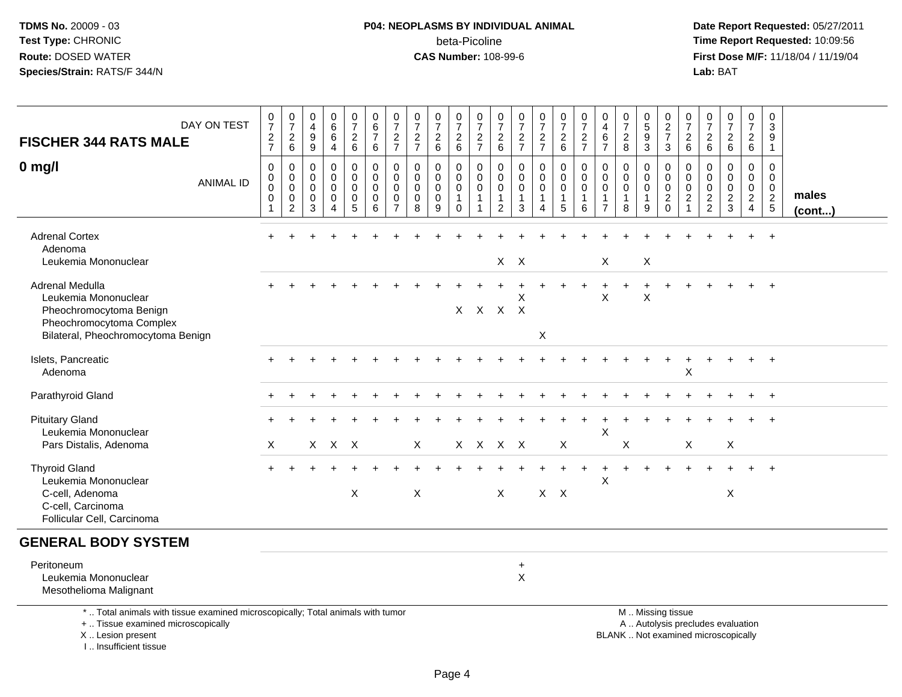**TDMS No.** 20009 - 03
**Test Type:** CHRONIC
**Route:** DOSED WATER
**Species/Strain:** RATS/F 344/N

**P04: NEOPLASMS BY INDIVIDUAL ANIMAL**
beta-Picoline
**CAS Number:** 108-99-6

**Date Report Requested:** 05/27/2011
**Time Report Requested:** 10:09:56
**First Dose M/F:** 11/18/04 / 11/19/04
**Lab:** BAT

**FISCHER 344 RATS MALE**

**0 mg/l**

| DAY ON TEST | 0727 | 0726 | 0499 | 0664 | 0726 | 0676 | 0727 | 0727 | 0726 | 0726 | 0727 | 0726 | 0727 | 0727 | 0726 | 0727 | 0467 | 0728 | 0593 | 0273 | 0726 | 0726 | 0726 | 0726 | 0391 | |
|---|---|---|---|---|---|---|---|---|---|---|---|---|---|---|---|---|---|---|---|---|---|---|---|---|---|---|
| **ANIMAL ID** | 0001 | 0002 | 0003 | 0004 | 0005 | 0006 | 0007 | 0008 | 0009 | 0010 | 0011 | 0012 | 0013 | 0014 | 0015 | 0016 | 0017 | 0018 | 0019 | 0020 | 0021 | 0022 | 0023 | 0024 | 0025 | **males (cont...)** |
| Adrenal Cortex | + | + | + | + | + | + | + | + | + | + | + | + | + | + | + | + | + | + | + | + | + | + | + | + | + | |
| Adenoma | | | | | | | | | | | | | | | | | | | | | | | | | | |
| Leukemia Mononuclear | | | | | | | | | | | | X | X | | | | X | | X | | | | | | | |
| Adrenal Medulla | + | + | + | + | + | + | + | + | + | + | + | + | + | + | + | + | + | + | + | + | + | + | + | + | + | |
| Leukemia Mononuclear | | | | | | | | | | | | | X | | | | X | | X | | | | | | | |
| Pheochromocytoma Benign | | | | | | | | | | X | X | X | X | | | | | | | | | | | | | |
| Pheochromocytoma Complex | | | | | | | | | | | | | | | | | | | | | | | | | | |
| Bilateral, Pheochromocytoma Benign | | | | | | | | | | | | | | X | | | | | | | | | | | | |
| Islets, Pancreatic | + | + | + | + | + | + | + | + | + | + | + | + | + | + | + | + | + | + | + | + | + | + | + | + | + | |
| Adenoma | | | | | | | | | | | | | | | | | | | | | X | | | | | |
| Parathyroid Gland | + | + | + | + | + | + | + | + | + | + | + | + | + | + | + | + | + | + | + | + | + | + | + | + | + | |
| Pituitary Gland | + | + | + | + | + | + | + | + | + | + | + | + | + | + | + | + | + | + | + | + | + | + | + | + | + | |
| Leukemia Mononuclear | | | | | | | | | | | | | | | | | X | | | | | | | | | |
| Pars Distalis, Adenoma | X | | X | X | X | | | X | | X | X | X | X | | X | | | X | | | X | | X | | | |
| Thyroid Gland | + | + | + | + | + | + | + | + | + | + | + | + | + | + | + | + | + | + | + | + | + | + | + | + | + | |
| Leukemia Mononuclear | | | | | | | | | | | | | | | | | X | | | | | | | | | |
| C-cell, Adenoma | | | | | X | | | X | | | | X | | X | X | | | | | | | | X | | | |
| C-cell, Carcinoma | | | | | | | | | | | | | | | | | | | | | | | | | | |
| Follicular Cell, Carcinoma | | | | | | | | | | | | | | | | | | | | | | | | | | |
| **GENERAL BODY SYSTEM** | | | | | | | | | | | | | | | | | | | | | | | | | | |
| Peritoneum | | | | | | | | | | | | | + | | | | | | | | | | | | | |
| Leukemia Mononuclear | | | | | | | | | | | | | X | | | | | | | | | | | | | |
| Mesothelioma Malignant | | | | | | | | | | | | | | | | | | | | | | | | | | |

\* .. Total animals with tissue examined microscopically; Total animals with tumor
\+ .. Tissue examined microscopically
X .. Lesion present
I .. Insufficient tissue

M .. Missing tissue
A .. Autolysis precludes evaluation
BLANK .. Not examined microscopically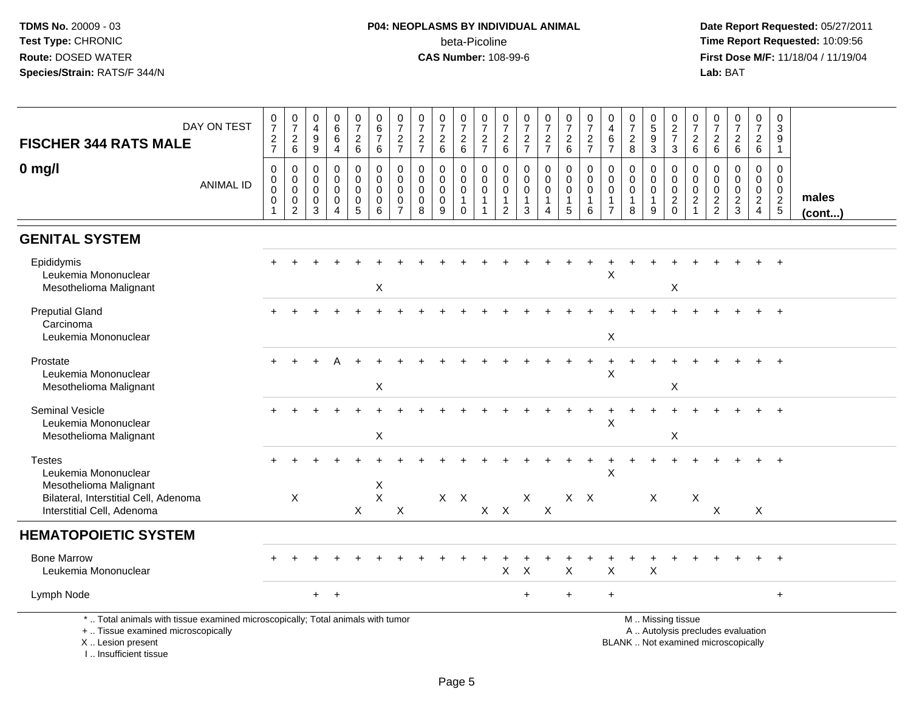**TDMS No.** 20009 - 03
**Test Type:** CHRONIC
**Route:** DOSED WATER
**Species/Strain:** RATS/F 344/N

**P04: NEOPLASMS BY INDIVIDUAL ANIMAL**
beta-Picoline
**CAS Number:** 108-99-6

**Date Report Requested:** 05/27/2011
**Time Report Requested:** 10:09:56
**First Dose M/F:** 11/18/04 / 11/19/04
**Lab:** BAT

## FISCHER 344 RATS MALE

## 0 mg/l

| DAY ON TEST | 0727 | 0726 | 0499 | 0664 | 0726 | 0676 | 0727 | 0727 | 0726 | 0726 | 0727 | 0726 | 0727 | 0727 | 0726 | 0727 | 0467 | 0728 | 0593 | 0273 | 0726 | 0726 | 0726 | 0726 | 0391 | |
|---|---|---|---|---|---|---|---|---|---|---|---|---|---|---|---|---|---|---|---|---|---|---|---|---|---|---|
| ANIMAL ID | 0001 | 0002 | 0003 | 0004 | 0005 | 0006 | 0007 | 0008 | 0009 | 0010 | 0011 | 0012 | 0013 | 0014 | 0015 | 0016 | 0017 | 0018 | 0019 | 0020 | 0021 | 0022 | 0023 | 0024 | 0025 | males (cont...) |
| **GENITAL SYSTEM** | | | | | | | | | | | | | | | | | | | | | | | | | | |
| Epididymis | + | + | + | + | + | + | + | + | + | + | + | + | + | + | + | + | + | + | + | + | + | + | + | + | + | |
| Leukemia Mononuclear | | | | | | | | | | | | | | | | | X | | | | | | | | | |
| Mesothelioma Malignant | | | | | | X | | | | | | | | | | | | | | X | | | | | | |
| Preputial Gland | + | + | + | + | + | + | + | + | + | + | + | + | + | + | + | + | + | + | + | + | + | + | + | + | + | |
| Carcinoma | | | | | | | | | | | | | | | | | | | | | | | | | | |
| Leukemia Mononuclear | | | | | | | | | | | | | | | | | X | | | | | | | | | |
| Prostate | + | + | + | A | + | + | + | + | + | + | + | + | + | + | + | + | + | + | + | + | + | + | + | + | + | |
| Leukemia Mononuclear | | | | | | | | | | | | | | | | | X | | | | | | | | | |
| Mesothelioma Malignant | | | | | | X | | | | | | | | | | | | | | X | | | | | | |
| Seminal Vesicle | + | + | + | + | + | + | + | + | + | + | + | + | + | + | + | + | + | + | + | + | + | + | + | + | + | |
| Leukemia Mononuclear | | | | | | | | | | | | | | | | | X | | | | | | | | | |
| Mesothelioma Malignant | | | | | | X | | | | | | | | | | | | | | X | | | | | | |
| Testes | + | + | + | + | + | + | + | + | + | + | + | + | + | + | + | + | + | + | + | + | + | + | + | + | + | |
| Leukemia Mononuclear | | | | | | | | | | | | | | | | | X | | | | | | | | | |
| Mesothelioma Malignant | | | | | | X | | | | | | | | | | | | | | | | | | | | |
| Bilateral, Interstitial Cell, Adenoma | | X | | | | X | | | X | X | | | X | | X | X | | | X | | X | | | | | |
| Interstitial Cell, Adenoma | | | | | X | | X | | | | X | X | | X | | | | | | | | X | | X | | |
| **HEMATOPOIETIC SYSTEM** | | | | | | | | | | | | | | | | | | | | | | | | | | |
| Bone Marrow | + | + | + | + | + | + | + | + | + | + | + | + | + | + | + | + | + | + | + | + | + | + | + | + | + | |
| Leukemia Mononuclear | | | | | | | | | | | | X | X | | X | | X | | X | | | | | | | |
| Lymph Node | | | + | + | | | | | | | | | + | | + | | + | | | | | | | | + | |

\* .. Total animals with tissue examined microscopically; Total animals with tumor
\+ .. Tissue examined microscopically
X .. Lesion present
I .. Insufficient tissue

M .. Missing tissue
A .. Autolysis precludes evaluation
BLANK .. Not examined microscopically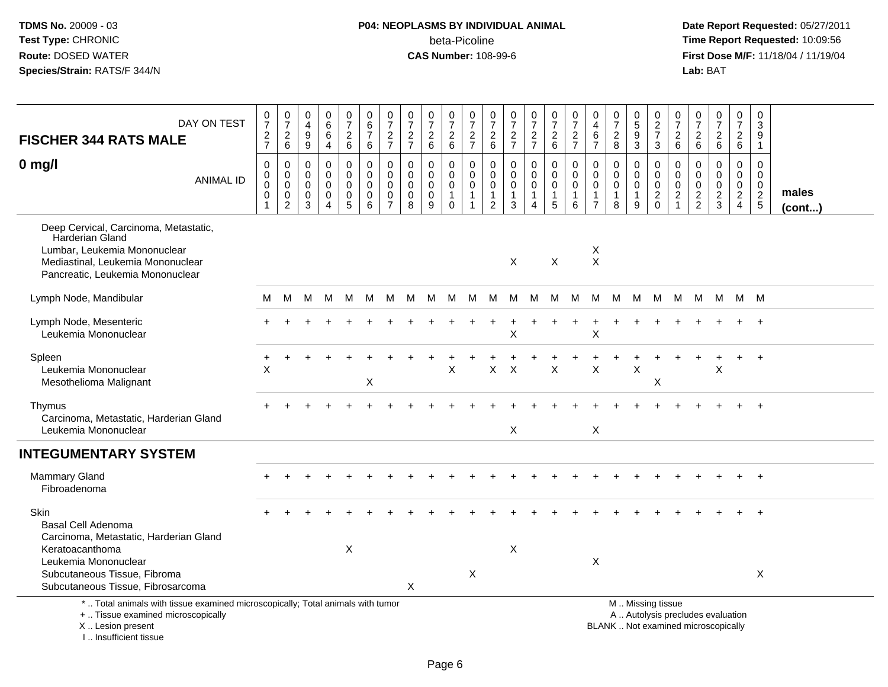**TDMS No.** 20009 - 03
**Test Type:** CHRONIC
**Route:** DOSED WATER
**Species/Strain:** RATS/F 344/N

**P04: NEOPLASMS BY INDIVIDUAL ANIMAL**
beta-Picoline
**CAS Number:** 108-99-6

**Date Report Requested:** 05/27/2011
**Time Report Requested:** 10:09:56
**First Dose M/F:** 11/18/04 / 11/19/04
**Lab:** BAT

| FISCHER 344 RATS MALE — DAY ON TEST | 0727 | 0726 | 0499 | 0664 | 0726 | 0676 | 0727 | 0727 | 0726 | 0726 | 0727 | 0726 | 0727 | 0727 | 0726 | 0727 | 0467 | 0728 | 0593 | 0273 | 0726 | 0726 | 0726 | 0726 | 0391 | |
|---|---|---|---|---|---|---|---|---|---|---|---|---|---|---|---|---|---|---|---|---|---|---|---|---|---|---|
| **0 mg/l** — ANIMAL ID | 00001 | 00002 | 00003 | 00004 | 00005 | 00006 | 00007 | 00008 | 00009 | 00010 | 00011 | 00012 | 00013 | 00014 | 00015 | 00016 | 00017 | 00018 | 00019 | 00020 | 00021 | 00022 | 00023 | 00024 | 00025 | **males (cont...)** |
| Deep Cervical, Carcinoma, Metastatic, Harderian Gland | | | | | | | | | | | | | | | | | | | | | | | | | | |
| Lumbar, Leukemia Mononuclear | | | | | | | | | | | | | | | | | X | | | | | | | | | |
| Mediastinal, Leukemia Mononuclear | | | | | | | | | | | | | X | | X | | X | | | | | | | | | |
| Pancreatic, Leukemia Mononuclear | | | | | | | | | | | | | | | | | | | | | | | | | | |
| Lymph Node, Mandibular | M | M | M | M | M | M | M | M | M | M | M | M | M | M | M | M | M | M | M | M | M | M | M | M | M | |
| Lymph Node, Mesenteric | + | + | + | + | + | + | + | + | + | + | + | + | + | + | + | + | + | + | + | + | + | + | + | + | + | |
| Leukemia Mononuclear | | | | | | | | | | | | | X | | | | X | | | | | | | | | |
| Spleen | + | + | + | + | + | + | + | + | + | + | + | + | + | + | + | + | + | + | + | + | + | + | + | + | + | |
| Leukemia Mononuclear | X | | | | | | | | | X | | X | X | | X | | X | | X | | | | X | | | |
| Mesothelioma Malignant | | | | | | X | | | | | | | | | | | | | | X | | | | | | |
| Thymus | + | + | + | + | + | + | + | + | + | + | + | + | + | + | + | + | + | + | + | + | + | + | + | + | + | |
| Carcinoma, Metastatic, Harderian Gland | | | | | | | | | | | | | | | | | | | | | | | | | | |
| Leukemia Mononuclear | | | | | | | | | | | | | X | | | | X | | | | | | | | | |
| **INTEGUMENTARY SYSTEM** | | | | | | | | | | | | | | | | | | | | | | | | | | |
| Mammary Gland | + | + | + | + | + | + | + | + | + | + | + | + | + | + | + | + | + | + | + | + | + | + | + | + | + | |
| Fibroadenoma | | | | | | | | | | | | | | | | | | | | | | | | | | |
| Skin | + | + | + | + | + | + | + | + | + | + | + | + | + | + | + | + | + | + | + | + | + | + | + | + | + | |
| Basal Cell Adenoma | | | | | | | | | | | | | | | | | | | | | | | | | | |
| Carcinoma, Metastatic, Harderian Gland | | | | | | | | | | | | | | | | | | | | | | | | | | |
| Keratoacanthoma | | | | | X | | | | | | | | X | | | | | | | | | | | | | |
| Leukemia Mononuclear | | | | | | | | | | | | | | | | | X | | | | | | | | | |
| Subcutaneous Tissue, Fibroma | | | | | | | | | | | X | | | | | | | | | | | | | | X | |
| Subcutaneous Tissue, Fibrosarcoma | | | | | | | | X | | | | | | | | | | | | | | | | | | |

\* .. Total animals with tissue examined microscopically; Total animals with tumor
\+ .. Tissue examined microscopically
X .. Lesion present
I .. Insufficient tissue

M .. Missing tissue
A .. Autolysis precludes evaluation
BLANK .. Not examined microscopically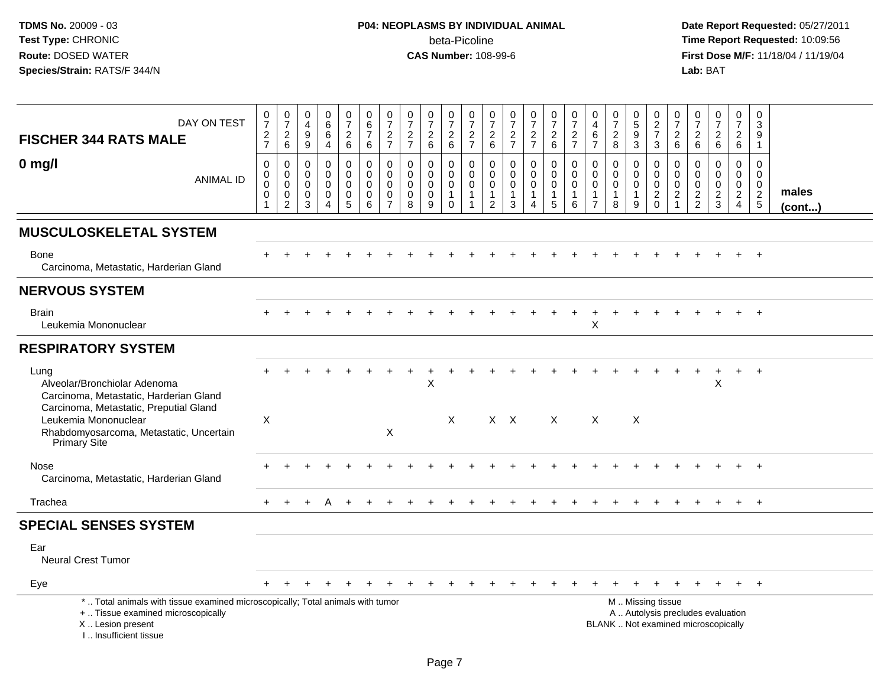**TDMS No.** 20009 - 03
**Test Type:** CHRONIC
**Route:** DOSED WATER
**Species/Strain:** RATS/F 344/N

**P04: NEOPLASMS BY INDIVIDUAL ANIMAL**
beta-Picoline
**CAS Number:** 108-99-6

**Date Report Requested:** 05/27/2011
**Time Report Requested:** 10:09:56
**First Dose M/F:** 11/18/04 / 11/19/04
**Lab:** BAT

**FISCHER 344 RATS MALE**

**0 mg/l**

| DAY ON TEST | 0727 | 0726 | 0499 | 0664 | 0726 | 0676 | 0727 | 0727 | 0726 | 0726 | 0727 | 0726 | 0727 | 0727 | 0726 | 0727 | 0467 | 0728 | 0593 | 0273 | 0726 | 0726 | 0726 | 0726 | 0391 | |
|---|---|---|---|---|---|---|---|---|---|---|---|---|---|---|---|---|---|---|---|---|---|---|---|---|---|---|
| ANIMAL ID | 00001 | 00002 | 00003 | 00004 | 00005 | 00006 | 00007 | 00008 | 00009 | 00010 | 00011 | 00012 | 00013 | 00014 | 00015 | 00016 | 00017 | 00018 | 00019 | 00020 | 00021 | 00022 | 00023 | 00024 | 00025 | **males (cont...)** |
| **MUSCULOSKELETAL SYSTEM** | | | | | | | | | | | | | | | | | | | | | | | | | | |
| Bone | + | + | + | + | + | + | + | + | + | + | + | + | + | + | + | + | + | + | + | + | + | + | + | + | + | |
| Carcinoma, Metastatic, Harderian Gland | | | | | | | | | | | | | | | | | | | | | | | | | | |
| **NERVOUS SYSTEM** | | | | | | | | | | | | | | | | | | | | | | | | | | |
| Brain | + | + | + | + | + | + | + | + | + | + | + | + | + | + | + | + | + | + | + | + | + | + | + | + | + | |
| Leukemia Mononuclear | | | | | | | | | | | | | | | | | X | | | | | | | | | |
| **RESPIRATORY SYSTEM** | | | | | | | | | | | | | | | | | | | | | | | | | | |
| Lung | + | + | + | + | + | + | + | + | + | + | + | + | + | + | + | + | + | + | + | + | + | + | + | + | + | |
| Alveolar/Bronchiolar Adenoma | | | | | | | | | X | | | | | | | | | | | | | | X | | | |
| Carcinoma, Metastatic, Harderian Gland | | | | | | | | | | | | | | | | | | | | | | | | | | |
| Carcinoma, Metastatic, Preputial Gland | | | | | | | | | | | | | | | | | | | | | | | | | | |
| Leukemia Mononuclear | X | | | | | | | | | X | | X | X | | X | | X | | X | | | | | | | |
| Rhabdomyosarcoma, Metastatic, Uncertain Primary Site | | | | | | | X | | | | | | | | | | | | | | | | | | | |
| Nose | + | + | + | + | + | + | + | + | + | + | + | + | + | + | + | + | + | + | + | + | + | + | + | + | + | |
| Carcinoma, Metastatic, Harderian Gland | | | | | | | | | | | | | | | | | | | | | | | | | | |
| Trachea | + | + | + | A | + | + | + | + | + | + | + | + | + | + | + | + | + | + | + | + | + | + | + | + | + | |
| **SPECIAL SENSES SYSTEM** | | | | | | | | | | | | | | | | | | | | | | | | | | |
| Ear | | | | | | | | | | | | | | | | | | | | | | | | | | |
| Neural Crest Tumor | | | | | | | | | | | | | | | | | | | | | | | | | | |
| Eye | + | + | + | + | + | + | + | + | + | + | + | + | + | + | + | + | + | + | + | + | + | + | + | + | + | |

\* .. Total animals with tissue examined microscopically; Total animals with tumor
\+ .. Tissue examined microscopically
X .. Lesion present
I .. Insufficient tissue

M .. Missing tissue
A .. Autolysis precludes evaluation
BLANK .. Not examined microscopically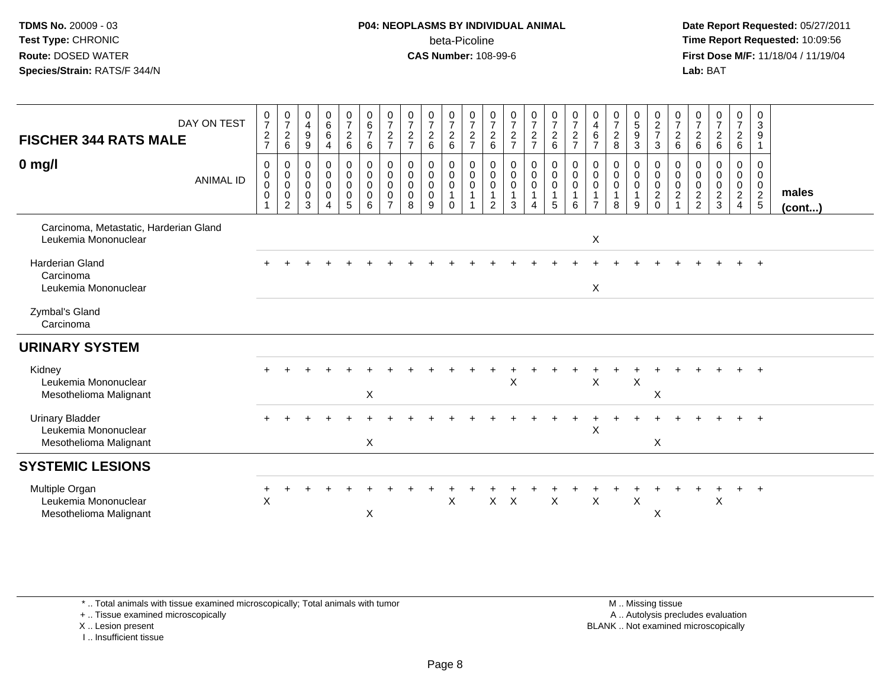**TDMS No.** 20009 - 03
**Test Type:** CHRONIC
**Route:** DOSED WATER
**Species/Strain:** RATS/F 344/N

**P04: NEOPLASMS BY INDIVIDUAL ANIMAL**
beta-Picoline
**CAS Number:** 108-99-6

**Date Report Requested:** 05/27/2011
**Time Report Requested:** 10:09:56
**First Dose M/F:** 11/18/04 / 11/19/04
**Lab:** BAT

| FISCHER 344 RATS MALE — DAY ON TEST | 0727 | 0726 | 0499 | 0664 | 0726 | 0676 | 0727 | 0727 | 0726 | 0726 | 0727 | 0726 | 0727 | 0727 | 0726 | 0727 | 0467 | 0728 | 0593 | 0273 | 0726 | 0726 | 0726 | 0726 | 0391 | |
|---|---|---|---|---|---|---|---|---|---|---|---|---|---|---|---|---|---|---|---|---|---|---|---|---|---|---|
| **0 mg/l** — ANIMAL ID | 00001 | 00002 | 00003 | 00004 | 00005 | 00006 | 00007 | 00008 | 00009 | 00010 | 00011 | 00012 | 00013 | 00014 | 00015 | 00016 | 00017 | 00018 | 00019 | 00020 | 00021 | 00022 | 00023 | 00024 | 00025 | **males (cont...)** |
| Carcinoma, Metastatic, Harderian Gland | | | | | | | | | | | | | | | | | | | | | | | | | | |
| Leukemia Mononuclear | | | | | | | | | | | | | | | | | X | | | | | | | | | |
| Harderian Gland | + | + | + | + | + | + | + | + | + | + | + | + | + | + | + | + | + | + | + | + | + | + | + | + | + | |
| Carcinoma | | | | | | | | | | | | | | | | | | | | | | | | | | |
| Leukemia Mononuclear | | | | | | | | | | | | | | | | | X | | | | | | | | | |
| Zymbal's Gland | | | | | | | | | | | | | | | | | | | | | | | | | | |
| Carcinoma | | | | | | | | | | | | | | | | | | | | | | | | | | |
| **URINARY SYSTEM** | | | | | | | | | | | | | | | | | | | | | | | | | | |
| Kidney | + | + | + | + | + | + | + | + | + | + | + | + | + | + | + | + | + | + | + | + | + | + | + | + | + | |
| Leukemia Mononuclear | | | | | | | | | | | | | X | | | | X | | X | | | | | | | |
| Mesothelioma Malignant | | | | | | X | | | | | | | | | | | | | | X | | | | | | |
| Urinary Bladder | + | + | + | + | + | + | + | + | + | + | + | + | + | + | + | + | + | + | + | + | + | + | + | + | + | |
| Leukemia Mononuclear | | | | | | | | | | | | | | | | | X | | | | | | | | | |
| Mesothelioma Malignant | | | | | | X | | | | | | | | | | | | | | X | | | | | | |
| **SYSTEMIC LESIONS** | | | | | | | | | | | | | | | | | | | | | | | | | | |
| Multiple Organ | + | + | + | + | + | + | + | + | + | + | + | + | + | + | + | + | + | + | + | + | + | + | + | + | + | |
| Leukemia Mononuclear | X | | | | | | | | | X | | X | X | | X | | X | | X | | | | X | | | |
| Mesothelioma Malignant | | | | | | X | | | | | | | | | | | | | | X | | | | | | |

\* .. Total animals with tissue examined microscopically; Total animals with tumor
\+ .. Tissue examined microscopically
X .. Lesion present
I .. Insufficient tissue

M .. Missing tissue
A .. Autolysis precludes evaluation
BLANK .. Not examined microscopically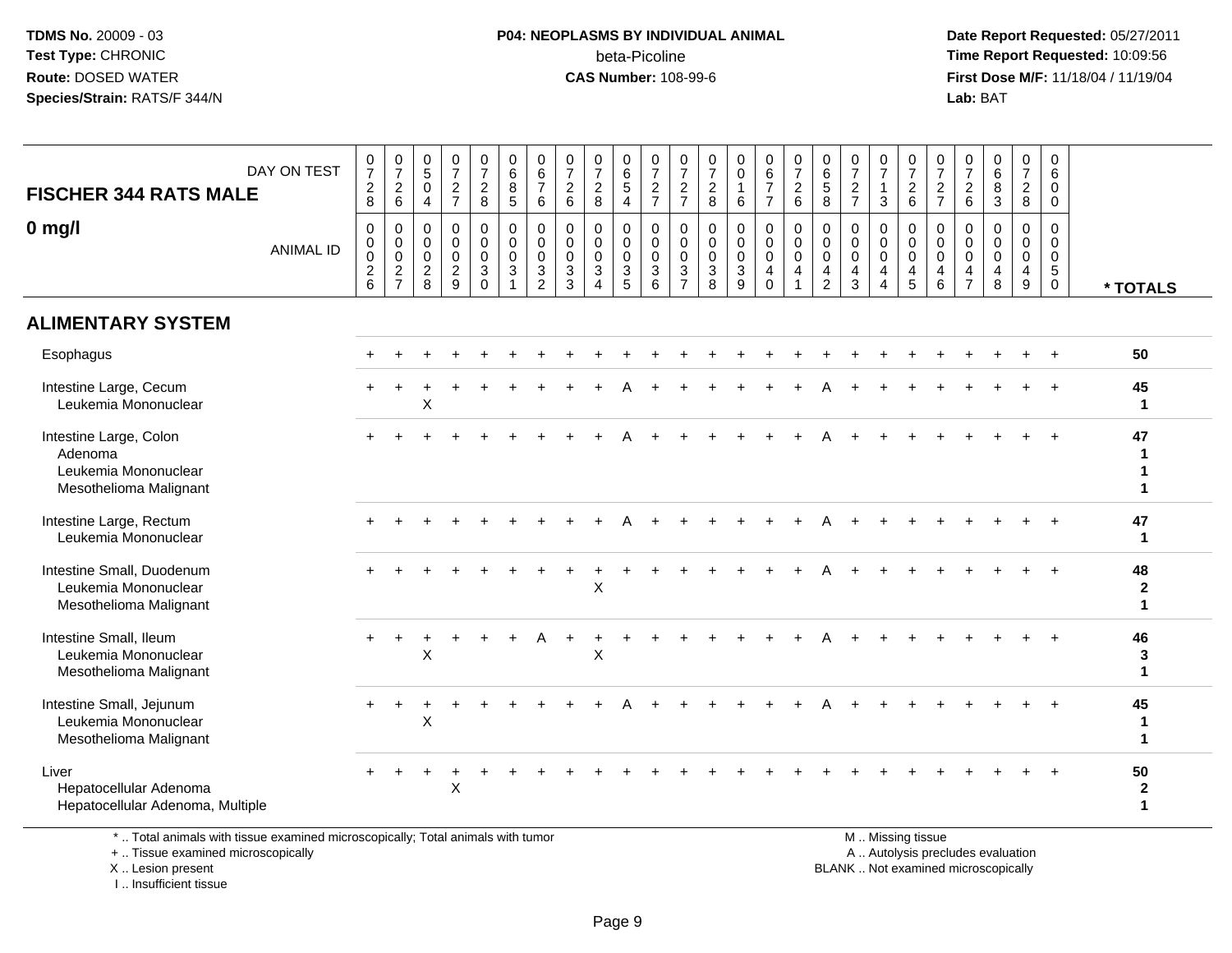TDMS No. 20009 - 03
Test Type: CHRONIC
Route: DOSED WATER
Species/Strain: RATS/F 344/N

**P04: NEOPLASMS BY INDIVIDUAL ANIMAL**
beta-Picoline
**CAS Number:** 108-99-6

Date Report Requested: 05/27/2011
Time Report Requested: 10:09:56
First Dose M/F: 11/18/04 / 11/19/04
Lab: BAT

**FISCHER 344 RATS MALE**

**0 mg/l**

| DAY ON TEST | 0728 | 0726 | 0504 | 0727 | 0728 | 0685 | 0676 | 0726 | 0728 | 0654 | 0727 | 0727 | 0728 | 0016 | 0677 | 0726 | 0658 | 0727 | 0713 | 0726 | 0727 | 0726 | 0683 | 0728 | 0600 | |
|---|---|---|---|---|---|---|---|---|---|---|---|---|---|---|---|---|---|---|---|---|---|---|---|---|---|---|
| ANIMAL ID | 00026 | 00027 | 00028 | 00029 | 00030 | 00031 | 00032 | 00033 | 00034 | 00035 | 00036 | 00037 | 00038 | 00039 | 00040 | 00041 | 00042 | 00043 | 00044 | 00045 | 00046 | 00047 | 00048 | 00049 | 00050 | **\* TOTALS** |
| **ALIMENTARY SYSTEM** | | | | | | | | | | | | | | | | | | | | | | | | | | |
| Esophagus | + | + | + | + | + | + | + | + | + | + | + | + | + | + | + | + | + | + | + | + | + | + | + | + | + | **50** |
| Intestine Large, Cecum | + | + | + | + | + | + | + | + | + | A | + | + | + | + | + | + | A | + | + | + | + | + | + | + | + | **45** |
| Leukemia Mononuclear | | | X | | | | | | | | | | | | | | | | | | | | | | | **1** |
| Intestine Large, Colon | + | + | + | + | + | + | + | + | + | A | + | + | + | + | + | + | A | + | + | + | + | + | + | + | + | **47** |
| Adenoma | | | | | | | | | | | | | | | | | | | | | | | | | | **1** |
| Leukemia Mononuclear | | | | | | | | | | | | | | | | | | | | | | | | | | **1** |
| Mesothelioma Malignant | | | | | | | | | | | | | | | | | | | | | | | | | | **1** |
| Intestine Large, Rectum | + | + | + | + | + | + | + | + | + | A | + | + | + | + | + | + | A | + | + | + | + | + | + | + | + | **47** |
| Leukemia Mononuclear | | | | | | | | | | | | | | | | | | | | | | | | | | **1** |
| Intestine Small, Duodenum | + | + | + | + | + | + | + | + | + | + | + | + | + | + | + | + | A | + | + | + | + | + | + | + | + | **48** |
| Leukemia Mononuclear | | | | | | | | | X | | | | | | | | | | | | | | | | | **2** |
| Mesothelioma Malignant | | | | | | | | | | | | | | | | | | | | | | | | | | **1** |
| Intestine Small, Ileum | + | + | + | + | + | + | A | + | + | + | + | + | + | + | + | + | A | + | + | + | + | + | + | + | + | **46** |
| Leukemia Mononuclear | | | X | | | | | | X | | | | | | | | | | | | | | | | | **3** |
| Mesothelioma Malignant | | | | | | | | | | | | | | | | | | | | | | | | | | **1** |
| Intestine Small, Jejunum | + | + | + | + | + | + | + | + | + | A | + | + | + | + | + | + | A | + | + | + | + | + | + | + | + | **45** |
| Leukemia Mononuclear | | | X | | | | | | | | | | | | | | | | | | | | | | | **1** |
| Mesothelioma Malignant | | | | | | | | | | | | | | | | | | | | | | | | | | **1** |
| Liver | + | + | + | + | + | + | + | + | + | + | + | + | + | + | + | + | + | + | + | + | + | + | + | + | + | **50** |
| Hepatocellular Adenoma | | | | X | | | | | | | | | | | | | | | | | | | | | | **2** |
| Hepatocellular Adenoma, Multiple | | | | | | | | | | | | | | | | | | | | | | | | | | **1** |

\* .. Total animals with tissue examined microscopically; Total animals with tumor
\+ .. Tissue examined microscopically
X .. Lesion present
I .. Insufficient tissue

M .. Missing tissue
A .. Autolysis precludes evaluation
BLANK .. Not examined microscopically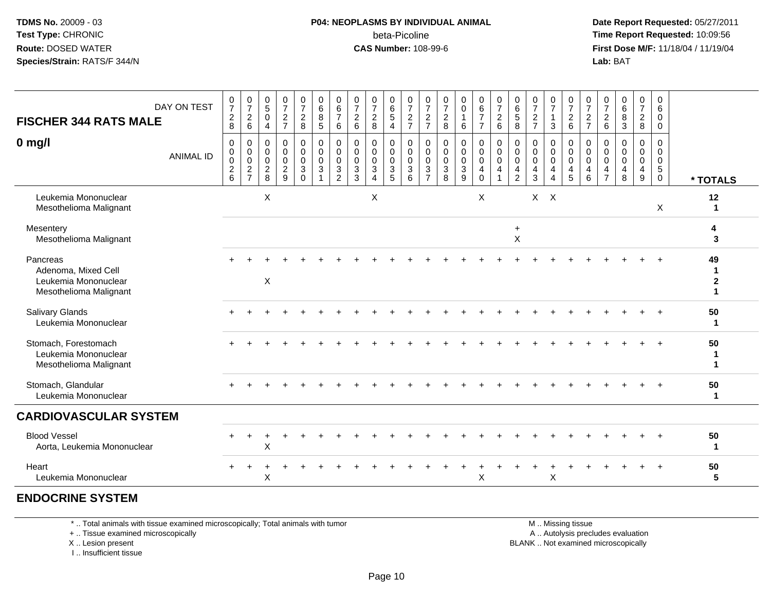# FISCHER 344 RATS MALE

## 0 mg/l

| DAY ON TEST | 0728 | 0726 | 0504 | 0727 | 0728 | 0685 | 0676 | 0726 | 0728 | 0654 | 0727 | 0727 | 0728 | 0016 | 0677 | 0726 | 0658 | 0727 | 0713 | 0726 | 0727 | 0726 | 0683 | 0728 | 0600 | |
|---|---|---|---|---|---|---|---|---|---|---|---|---|---|---|---|---|---|---|---|---|---|---|---|---|---|---|
| **ANIMAL ID** | **0026** | **0027** | **0028** | **0029** | **0030** | **0031** | **0032** | **0033** | **0034** | **0035** | **0036** | **0037** | **0038** | **0039** | **0040** | **0041** | **0042** | **0043** | **0044** | **0045** | **0046** | **0047** | **0048** | **0049** | **0050** | **\* TOTALS** |
| Leukemia Mononuclear | | | X | | | | | | X | | | | | | X | | | X | X | | | | | | | **12** |
| Mesothelioma Malignant | | | | | | | | | | | | | | | | | | | | | | | | | X | **1** |
| Mesentery | | | | | | | | | | | | | | | | | + | | | | | | | | | **4** |
| Mesothelioma Malignant | | | | | | | | | | | | | | | | | X | | | | | | | | | **3** |
| Pancreas | + | + | + | + | + | + | + | + | + | + | + | + | + | + | + | + | + | + | + | + | + | + | + | + | + | **49** |
| Adenoma, Mixed Cell | | | | | | | | | | | | | | | | | | | | | | | | | | **1** |
| Leukemia Mononuclear | | | X | | | | | | | | | | | | | | | | | | | | | | | **2** |
| Mesothelioma Malignant | | | | | | | | | | | | | | | | | | | | | | | | | | **1** |
| Salivary Glands | + | + | + | + | + | + | + | + | + | + | + | + | + | + | + | + | + | + | + | + | + | + | + | + | + | **50** |
| Leukemia Mononuclear | | | | | | | | | | | | | | | | | | | | | | | | | | **1** |
| Stomach, Forestomach | + | + | + | + | + | + | + | + | + | + | + | + | + | + | + | + | + | + | + | + | + | + | + | + | + | **50** |
| Leukemia Mononuclear | | | | | | | | | | | | | | | | | | | | | | | | | | **1** |
| Mesothelioma Malignant | | | | | | | | | | | | | | | | | | | | | | | | | | **1** |
| Stomach, Glandular | + | + | + | + | + | + | + | + | + | + | + | + | + | + | + | + | + | + | + | + | + | + | + | + | + | **50** |
| Leukemia Mononuclear | | | | | | | | | | | | | | | | | | | | | | | | | | **1** |
| **CARDIOVASCULAR SYSTEM** | | | | | | | | | | | | | | | | | | | | | | | | | | |
| Blood Vessel | + | + | + | + | + | + | + | + | + | + | + | + | + | + | + | + | + | + | + | + | + | + | + | + | + | **50** |
| Aorta, Leukemia Mononuclear | | | X | | | | | | | | | | | | | | | | | | | | | | | **1** |
| Heart | + | + | + | + | + | + | + | + | + | + | + | + | + | + | + | + | + | + | + | + | + | + | + | + | + | **50** |
| Leukemia Mononuclear | | | X | | | | | | | | | | | | X | | | | X | | | | | | | **5** |
| **ENDOCRINE SYSTEM** | | | | | | | | | | | | | | | | | | | | | | | | | | |

\* .. Total animals with tissue examined microscopically; Total animals with tumor
+ .. Tissue examined microscopically
X .. Lesion present
I .. Insufficient tissue

M .. Missing tissue
A .. Autolysis precludes evaluation
BLANK .. Not examined microscopically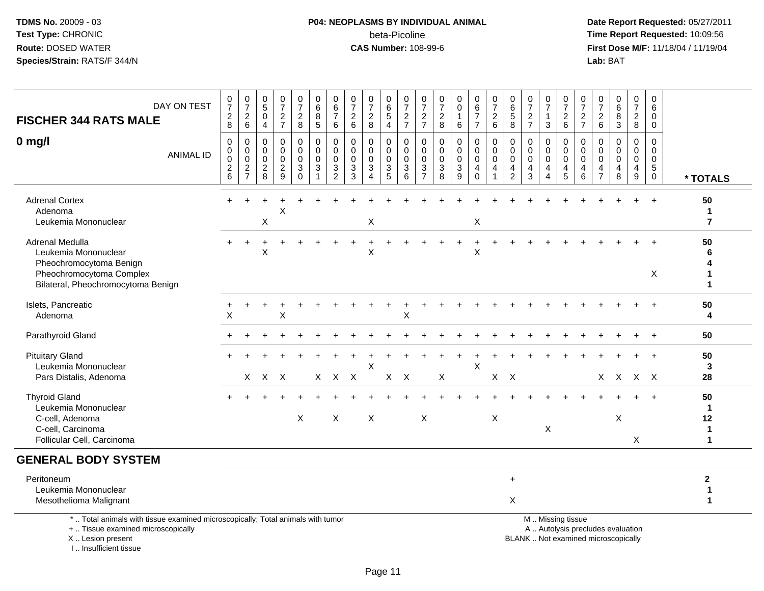TDMS No. 20009 - 03
Test Type: CHRONIC
Route: DOSED WATER
Species/Strain: RATS/F 344/N

**P04: NEOPLASMS BY INDIVIDUAL ANIMAL**
beta-Picoline
**CAS Number:** 108-99-6

Date Report Requested: 05/27/2011
Time Report Requested: 10:09:56
First Dose M/F: 11/18/04 / 11/19/04
Lab: BAT

| FISCHER 344 RATS MALE 0 mg/l | | | | | | | | | | | | | | | | | | | | | | | | | | |
|---|---|---|---|---|---|---|---|---|---|---|---|---|---|---|---|---|---|---|---|---|---|---|---|---|---|---|
| DAY ON TEST | 0728 | 0726 | 0504 | 0727 | 0728 | 0685 | 0676 | 0726 | 0728 | 0654 | 0727 | 0727 | 0728 | 0016 | 0677 | 0726 | 0658 | 0727 | 0713 | 0726 | 0727 | 0726 | 0683 | 0728 | 0600 | |
| ANIMAL ID | 00026 | 00027 | 00028 | 00029 | 00030 | 00031 | 00032 | 00033 | 00034 | 00035 | 00036 | 00037 | 00038 | 00039 | 00040 | 00041 | 00042 | 00043 | 00044 | 00045 | 00046 | 00047 | 00048 | 00049 | 00050 | * TOTALS |
| Adrenal Cortex | + | + | + | + | + | + | + | + | + | + | + | + | + | + | + | + | + | + | + | + | + | + | + | + | + | 50 |
| Adenoma | | | | X | | | | | | | | | | | | | | | | | | | | | | 1 |
| Leukemia Mononuclear | | | X | | | | | | X | | | | | | X | | | | | | | | | | | 7 |
| Adrenal Medulla | + | + | + | + | + | + | + | + | + | + | + | + | + | + | + | + | + | + | + | + | + | + | + | + | + | 50 |
| Leukemia Mononuclear | | | X | | | | | | X | | | | | | X | | | | | | | | | | | 6 |
| Pheochromocytoma Benign | | | | | | | | | | | | | | | | | | | | | | | | | | 4 |
| Pheochromocytoma Complex | | | | | | | | | | | | | | | | | | | | | | | | | X | 1 |
| Bilateral, Pheochromocytoma Benign | | | | | | | | | | | | | | | | | | | | | | | | | | 1 |
| Islets, Pancreatic | + | + | + | + | + | + | + | + | + | + | + | + | + | + | + | + | + | + | + | + | + | + | + | + | + | 50 |
| Adenoma | X | | | X | | | | | | | X | | | | | | | | | | | | | | | 4 |
| Parathyroid Gland | + | + | + | + | + | + | + | + | + | + | + | + | + | + | + | + | + | + | + | + | + | + | + | + | + | 50 |
| Pituitary Gland | + | + | + | + | + | + | + | + | + | + | + | + | + | + | + | + | + | + | + | + | + | + | + | + | + | 50 |
| Leukemia Mononuclear | | | | | | | | | X | | | | | | X | | | | | | | | | | | 3 |
| Pars Distalis, Adenoma | | X | X | X | | X | X | X | | X | X | | X | | | X | X | | | | | X | X | X | X | 28 |
| Thyroid Gland | + | + | + | + | + | + | + | + | + | + | + | + | + | + | + | + | + | + | + | + | + | + | + | + | + | 50 |
| Leukemia Mononuclear | | | | | | | | | | | | | | | | | | | | | | | | | | 1 |
| C-cell, Adenoma | | | | | X | | X | | X | | | X | | | | X | | | | | | | X | | | 12 |
| C-cell, Carcinoma | | | | | | | | | | | | | | | | | | | X | | | | | | | 1 |
| Follicular Cell, Carcinoma | | | | | | | | | | | | | | | | | | | | | | | | X | | 1 |
| **GENERAL BODY SYSTEM** | | | | | | | | | | | | | | | | | | | | | | | | | | |
| Peritoneum | | | | | | | | | | | | | | | | | + | | | | | | | | | 2 |
| Leukemia Mononuclear | | | | | | | | | | | | | | | | | | | | | | | | | | 1 |
| Mesothelioma Malignant | | | | | | | | | | | | | | | | | X | | | | | | | | | 1 |

\* .. Total animals with tissue examined microscopically; Total animals with tumor
\+ .. Tissue examined microscopically
X .. Lesion present
I .. Insufficient tissue

M .. Missing tissue
A .. Autolysis precludes evaluation
BLANK .. Not examined microscopically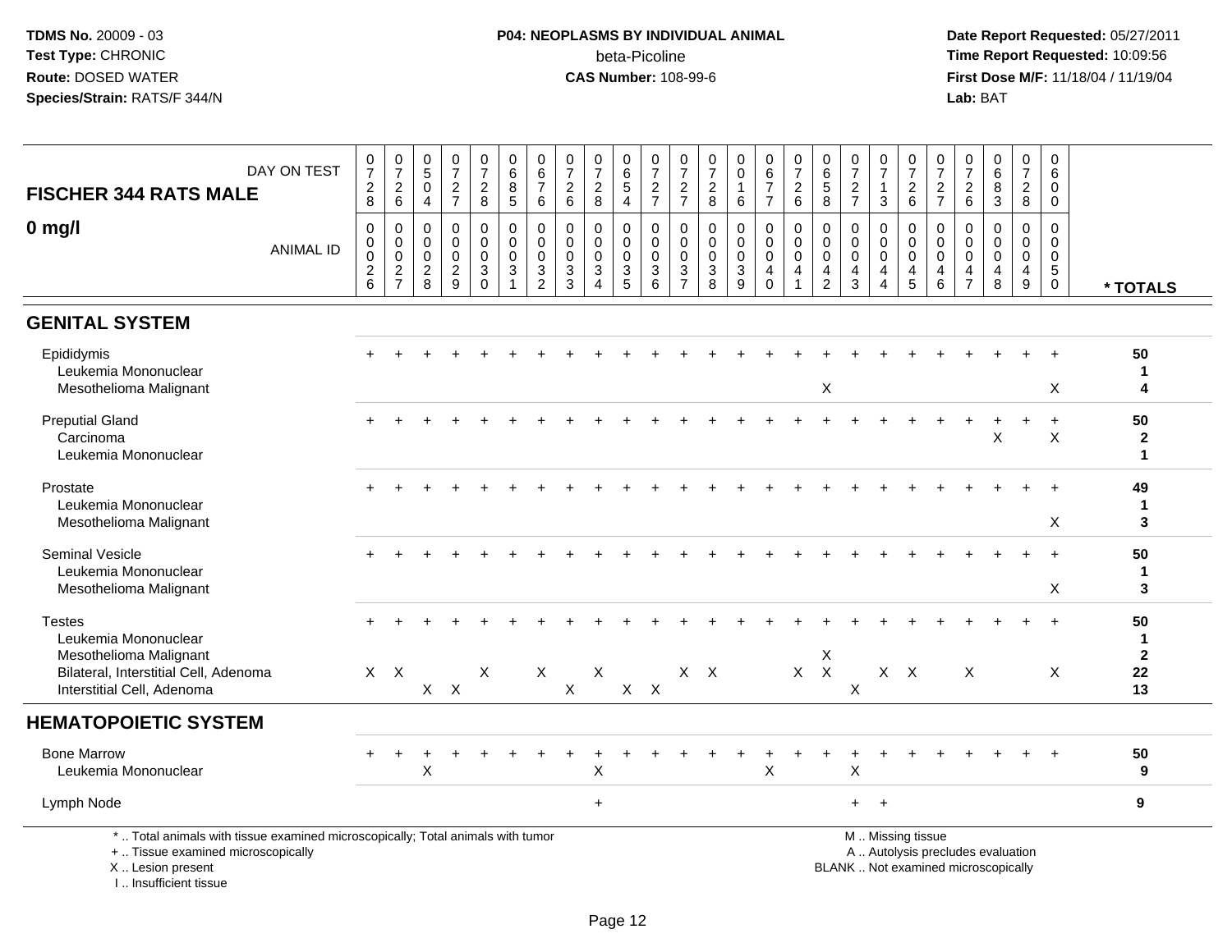**TDMS No.** 20009 - 03
**Test Type:** CHRONIC
**Route:** DOSED WATER
**Species/Strain:** RATS/F 344/N

**P04: NEOPLASMS BY INDIVIDUAL ANIMAL**
beta-Picoline
**CAS Number:** 108-99-6

**Date Report Requested:** 05/27/2011
**Time Report Requested:** 10:09:56
**First Dose M/F:** 11/18/04 / 11/19/04
**Lab:** BAT

## FISCHER 344 RATS MALE — 0 mg/l

| DAY ON TEST | 0728 | 0726 | 0504 | 0727 | 0728 | 0685 | 0676 | 0726 | 0728 | 0654 | 0727 | 0727 | 0728 | 0016 | 0677 | 0726 | 0658 | 0727 | 0713 | 0726 | 0727 | 0726 | 0683 | 0728 | 0600 | |
|---|---|---|---|---|---|---|---|---|---|---|---|---|---|---|---|---|---|---|---|---|---|---|---|---|---|---|
| **ANIMAL ID** | 0026 | 0027 | 0028 | 0029 | 0030 | 0031 | 0032 | 0033 | 0034 | 0035 | 0036 | 0037 | 0038 | 0039 | 0040 | 0041 | 0042 | 0043 | 0044 | 0045 | 0046 | 0047 | 0048 | 0049 | 0050 | *** TOTALS** |
| **GENITAL SYSTEM** | | | | | | | | | | | | | | | | | | | | | | | | | | |
| Epididymis | + | + | + | + | + | + | + | + | + | + | + | + | + | + | + | + | + | + | + | + | + | + | + | + | + | 50 |
| Leukemia Mononuclear | | | | | | | | | | | | | | | | | | | | | | | | | | 1 |
| Mesothelioma Malignant | | | | | | | | | | | | | | | | | X | | | | | | | | X | 4 |
| Preputial Gland | + | + | + | + | + | + | + | + | + | + | + | + | + | + | + | + | + | + | + | + | + | + | + | + | + | 50 |
| Carcinoma | | | | | | | | | | | | | | | | | | | | | | | X | | X | 2 |
| Leukemia Mononuclear | | | | | | | | | | | | | | | | | | | | | | | | | | 1 |
| Prostate | + | + | + | + | + | + | + | + | + | + | + | + | + | + | + | + | + | + | + | + | + | + | + | + | + | 49 |
| Leukemia Mononuclear | | | | | | | | | | | | | | | | | | | | | | | | | | 1 |
| Mesothelioma Malignant | | | | | | | | | | | | | | | | | | | | | | | | | X | 3 |
| Seminal Vesicle | + | + | + | + | + | + | + | + | + | + | + | + | + | + | + | + | + | + | + | + | + | + | + | + | + | 50 |
| Leukemia Mononuclear | | | | | | | | | | | | | | | | | | | | | | | | | | 1 |
| Mesothelioma Malignant | | | | | | | | | | | | | | | | | | | | | | | | | X | 3 |
| Testes | + | + | + | + | + | + | + | + | + | + | + | + | + | + | + | + | + | + | + | + | + | + | + | + | + | 50 |
| Leukemia Mononuclear | | | | | | | | | | | | | | | | | | | | | | | | | | 1 |
| Mesothelioma Malignant | | | | | | | | | | | | | | | | | X | | | | | | | | | 2 |
| Bilateral, Interstitial Cell, Adenoma | X | X | | | X | | X | | X | | | X | X | | | X | X | | X | X | | X | | | X | 22 |
| Interstitial Cell, Adenoma | | | X | X | | | | X | | X | X | | | | | | | X | | | | | | | | 13 |
| **HEMATOPOIETIC SYSTEM** | | | | | | | | | | | | | | | | | | | | | | | | | | |
| Bone Marrow | + | + | + | + | + | + | + | + | + | + | + | + | + | + | + | + | + | + | + | + | + | + | + | + | + | 50 |
| Leukemia Mononuclear | | | X | | | | | | X | | | | | | X | | | X | | | | | | | | 9 |
| Lymph Node | | | | | | | | | + | | | | | | | | | + | + | | | | | | | 9 |

\* .. Total animals with tissue examined microscopically; Total animals with tumor
\+ .. Tissue examined microscopically
X .. Lesion present
I .. Insufficient tissue

M .. Missing tissue
A .. Autolysis precludes evaluation
BLANK .. Not examined microscopically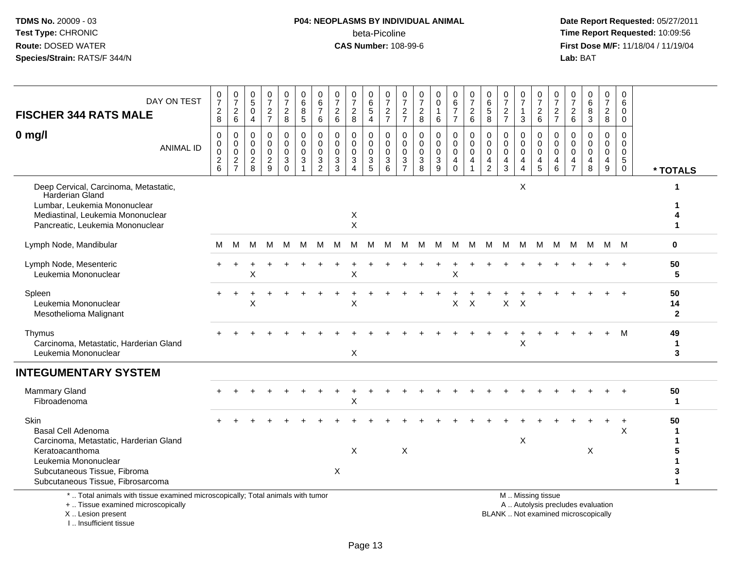P04: NEOPLASMS BY INDIVIDUAL ANIMAL

beta-Picoline

CAS Number: 108-99-6

| FISCHER 344 RATS MALE 0 mg/l | | | | | | | | | | | | | | | | | | | | | | | | | | |
|---|---|---|---|---|---|---|---|---|---|---|---|---|---|---|---|---|---|---|---|---|---|---|---|---|---|---|
| DAY ON TEST | 0728 | 0726 | 0504 | 0727 | 0728 | 0685 | 0676 | 0726 | 0728 | 0654 | 0727 | 0727 | 0728 | 0016 | 0677 | 0726 | 0658 | 0727 | 0713 | 0726 | 0727 | 0726 | 0683 | 0728 | 0600 | |
| ANIMAL ID | 0026 | 0027 | 0028 | 0029 | 0030 | 0031 | 0032 | 0033 | 0034 | 0035 | 0036 | 0037 | 0038 | 0039 | 0040 | 0041 | 0042 | 0043 | 0044 | 0045 | 0046 | 0047 | 0048 | 0049 | 0050 | * TOTALS |
| Deep Cervical, Carcinoma, Metastatic, Harderian Gland | | | | | | | | | | | | | | | | | | | X | | | | | | | 1 |
| Lumbar, Leukemia Mononuclear | | | | | | | | | | | | | | | | | | | | | | | | | | 1 |
| Mediastinal, Leukemia Mononuclear | | | | | | | | | X | | | | | | | | | | | | | | | | | 4 |
| Pancreatic, Leukemia Mononuclear | | | | | | | | | X | | | | | | | | | | | | | | | | | 1 |
| Lymph Node, Mandibular | M | M | M | M | M | M | M | M | M | M | M | M | M | M | M | M | M | M | M | M | M | M | M | M | M | 0 |
| Lymph Node, Mesenteric | + | + | + | + | + | + | + | + | + | + | + | + | + | + | + | + | + | + | + | + | + | + | + | + | + | 50 |
| Leukemia Mononuclear | | | X | | | | | | X | | | | | | X | | | | | | | | | | | 5 |
| Spleen | + | + | + | + | + | + | + | + | + | + | + | + | + | + | + | + | + | + | + | + | + | + | + | + | + | 50 |
| Leukemia Mononuclear | | | X | | | | | | X | | | | | | X | X | | X | X | | | | | | | 14 |
| Mesothelioma Malignant | | | | | | | | | | | | | | | | | | | | | | | | | | 2 |
| Thymus | + | + | + | + | + | + | + | + | + | + | + | + | + | + | + | + | + | + | + | + | + | + | + | + | M | 49 |
| Carcinoma, Metastatic, Harderian Gland | | | | | | | | | | | | | | | | | | | X | | | | | | | 1 |
| Leukemia Mononuclear | | | | | | | | | X | | | | | | | | | | | | | | | | | 3 |
| **INTEGUMENTARY SYSTEM** | | | | | | | | | | | | | | | | | | | | | | | | | | |
| Mammary Gland | + | + | + | + | + | + | + | + | + | + | + | + | + | + | + | + | + | + | + | + | + | + | + | + | + | 50 |
| Fibroadenoma | | | | | | | | | X | | | | | | | | | | | | | | | | | 1 |
| Skin | + | + | + | + | + | + | + | + | + | + | + | + | + | + | + | + | + | + | + | + | + | + | + | + | + | 50 |
| Basal Cell Adenoma | | | | | | | | | | | | | | | | | | | | | | | | | X | 1 |
| Carcinoma, Metastatic, Harderian Gland | | | | | | | | | | | | | | | | | | | X | | | | | | | 1 |
| Keratoacanthoma | | | | | | | | | X | | | X | | | | | | | | | | | X | | | 5 |
| Leukemia Mononuclear | | | | | | | | | | | | | | | | | | | | | | | | | | 1 |
| Subcutaneous Tissue, Fibroma | | | | | | | | X | | | | | | | | | | | | | | | | | | 3 |
| Subcutaneous Tissue, Fibrosarcoma | | | | | | | | | | | | | | | | | | | | | | | | | | 1 |

\* .. Total animals with tissue examined microscopically; Total animals with tumor
\+ .. Tissue examined microscopically
X .. Lesion present
I .. Insufficient tissue

M .. Missing tissue
A .. Autolysis precludes evaluation
BLANK .. Not examined microscopically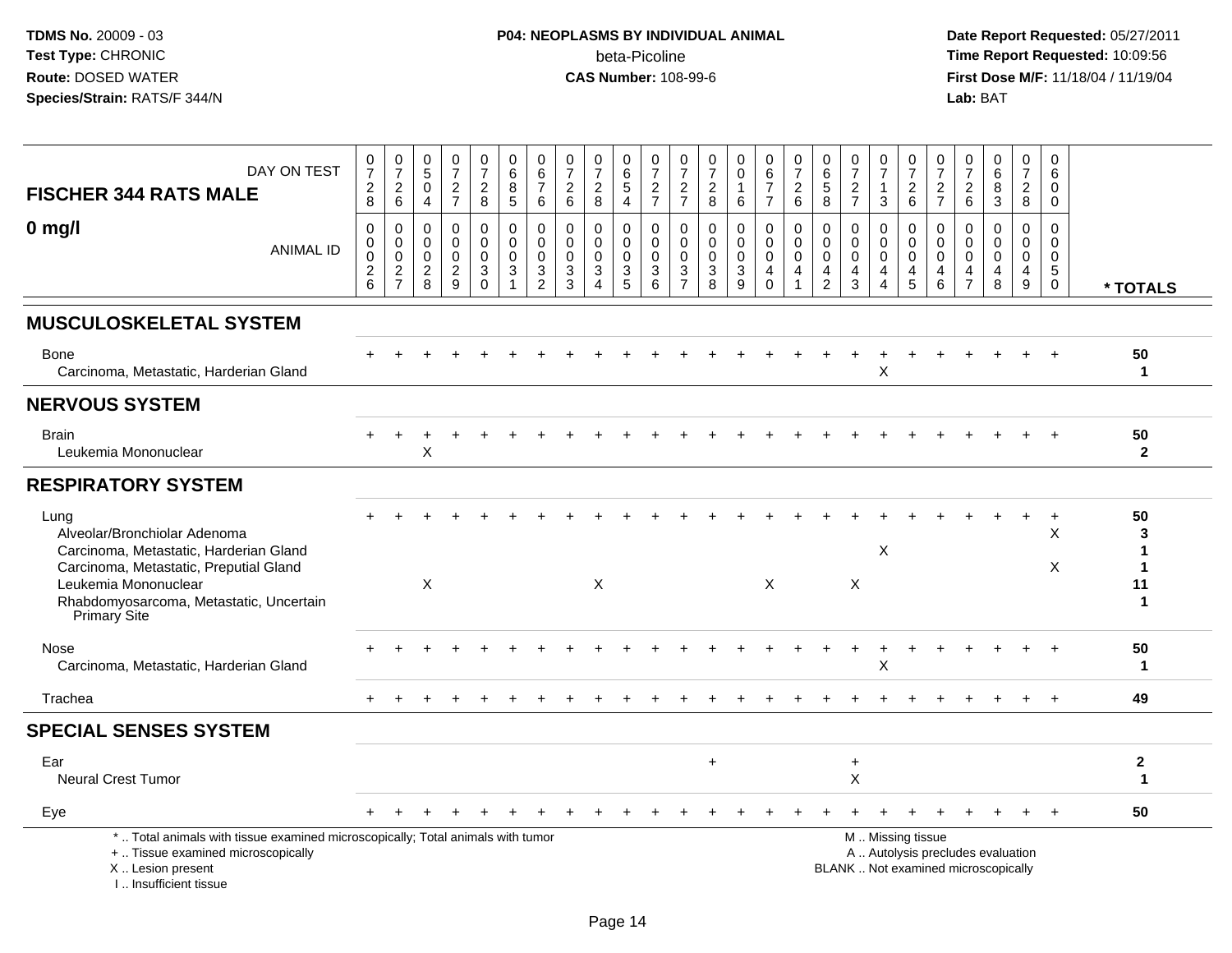| DAY ON TEST | 728 | 726 | 504 | 727 | 728 | 685 | 676 | 726 | 728 | 654 | 727 | 727 | 728 | 016 | 677 | 726 | 658 | 727 | 713 | 726 | 727 | 726 | 683 | 728 | 600 | |
|---|---|---|---|---|---|---|---|---|---|---|---|---|---|---|---|---|---|---|---|---|---|---|---|---|---|---|
| **FISCHER 344 RATS MALE** <br> **0 mg/l** <br> ANIMAL ID | 0026 | 0027 | 0028 | 0029 | 0030 | 0031 | 0032 | 0033 | 0034 | 0035 | 0036 | 0037 | 0038 | 0039 | 0040 | 0041 | 0042 | 0043 | 0044 | 0045 | 0046 | 0047 | 0048 | 0049 | 0050 | * TOTALS |
| **MUSCULOSKELETAL SYSTEM** | | | | | | | | | | | | | | | | | | | | | | | | | | |
| Bone | + | + | + | + | + | + | + | + | + | + | + | + | + | + | + | + | + | + | + | + | + | + | + | + | + | 50 |
| Carcinoma, Metastatic, Harderian Gland | | | | | | | | | | | | | | | | | | | X | | | | | | | 1 |
| **NERVOUS SYSTEM** | | | | | | | | | | | | | | | | | | | | | | | | | | |
| Brain | + | + | + | + | + | + | + | + | + | + | + | + | + | + | + | + | + | + | + | + | + | + | + | + | + | 50 |
| Leukemia Mononuclear | | | X | | | | | | | | | | | | | | | | | | | | | | | 2 |
| **RESPIRATORY SYSTEM** | | | | | | | | | | | | | | | | | | | | | | | | | | |
| Lung | + | + | + | + | + | + | + | + | + | + | + | + | + | + | + | + | + | + | + | + | + | + | + | + | + | 50 |
| Alveolar/Bronchiolar Adenoma | | | | | | | | | | | | | | | | | | | | | | | | | X | 3 |
| Carcinoma, Metastatic, Harderian Gland | | | | | | | | | | | | | | | | | | | X | | | | | | | 1 |
| Carcinoma, Metastatic, Preputial Gland | | | | | | | | | | | | | | | | | | | | | | | | | X | 1 |
| Leukemia Mononuclear | | | X | | | | | | X | | | | | | X | | | X | | | | | | | | 11 |
| Rhabdomyosarcoma, Metastatic, Uncertain Primary Site | | | | | | | | | | | | | | | | | | | | | | | | | | 1 |
| Nose | + | + | + | + | + | + | + | + | + | + | + | + | + | + | + | + | + | + | + | + | + | + | + | + | + | 50 |
| Carcinoma, Metastatic, Harderian Gland | | | | | | | | | | | | | | | | | | | X | | | | | | | 1 |
| Trachea | + | + | + | + | + | + | + | + | + | + | + | + | + | + | + | + | + | + | + | + | + | + | + | + | + | 49 |
| **SPECIAL SENSES SYSTEM** | | | | | | | | | | | | | | | | | | | | | | | | | | |
| Ear | | | | | | | | | | | | | + | | | | | + | | | | | | | | 2 |
| Neural Crest Tumor | | | | | | | | | | | | | | | | | | X | | | | | | | | 1 |
| Eye | + | + | + | + | + | + | + | + | + | + | + | + | + | + | + | + | + | + | + | + | + | + | + | + | + | 50 |

\* .. Total animals with tissue examined microscopically; Total animals with tumor
\+ .. Tissue examined microscopically
X .. Lesion present
I .. Insufficient tissue

M .. Missing tissue
A .. Autolysis precludes evaluation
BLANK .. Not examined microscopically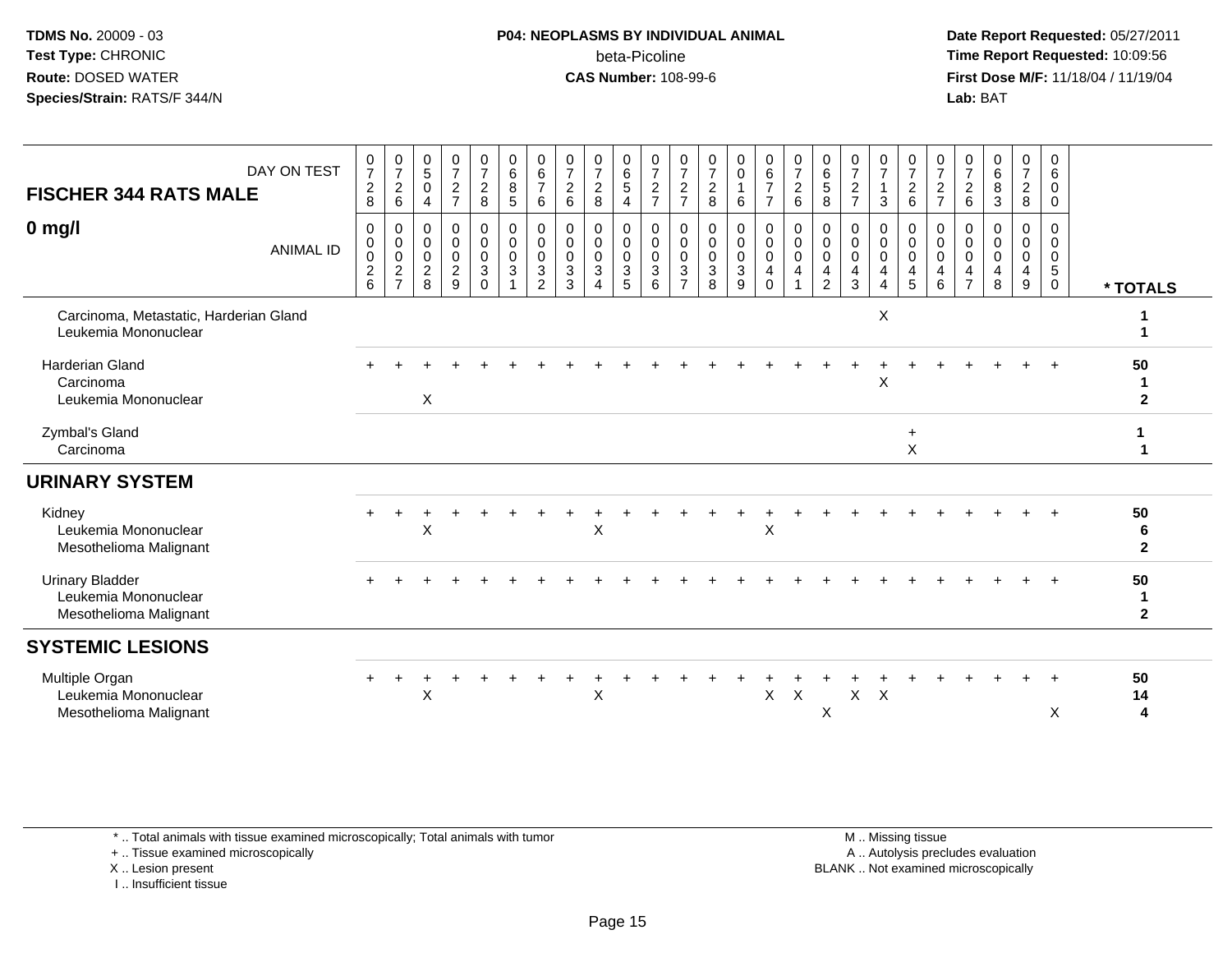**FISCHER 344 RATS MALE — 0 mg/l**

| DAY ON TEST | 0728 | 0726 | 0504 | 0727 | 0728 | 0685 | 0676 | 0726 | 0728 | 0654 | 0727 | 0727 | 0728 | 0016 | 0677 | 0726 | 0658 | 0727 | 0713 | 0726 | 0727 | 0726 | 0683 | 0728 | 0600 | |
|---|---|---|---|---|---|---|---|---|---|---|---|---|---|---|---|---|---|---|---|---|---|---|---|---|---|---|
| **ANIMAL ID** | 0026 | 0027 | 0028 | 0029 | 0030 | 0031 | 0032 | 0033 | 0034 | 0035 | 0036 | 0037 | 0038 | 0039 | 0040 | 0041 | 0042 | 0043 | 0044 | 0045 | 0046 | 0047 | 0048 | 0049 | 0050 | *** TOTALS** |
| Carcinoma, Metastatic, Harderian Gland | | | | | | | | | | | | | | | | | | | X | | | | | | | 1 |
| Leukemia Mononuclear | | | | | | | | | | | | | | | | | | | | | | | | | | 1 |
| Harderian Gland | + | + | + | + | + | + | + | + | + | + | + | + | + | + | + | + | + | + | + | + | + | + | + | + | + | 50 |
| Carcinoma | | | | | | | | | | | | | | | | | | | X | | | | | | | 1 |
| Leukemia Mononuclear | | | X | | | | | | | | | | | | | | | | | | | | | | | 2 |
| Zymbal's Gland | | | | | | | | | | | | | | | | | | | | + | | | | | | 1 |
| Carcinoma | | | | | | | | | | | | | | | | | | | | X | | | | | | 1 |
| **URINARY SYSTEM** | | | | | | | | | | | | | | | | | | | | | | | | | | |
| Kidney | + | + | + | + | + | + | + | + | + | + | + | + | + | + | + | + | + | + | + | + | + | + | + | + | + | 50 |
| Leukemia Mononuclear | | | X | | | | | | X | | | | | | X | | | | | | | | | | | 6 |
| Mesothelioma Malignant | | | | | | | | | | | | | | | | | | | | | | | | | | 2 |
| Urinary Bladder | + | + | + | + | + | + | + | + | + | + | + | + | + | + | + | + | + | + | + | + | + | + | + | + | + | 50 |
| Leukemia Mononuclear | | | | | | | | | | | | | | | | | | | | | | | | | | 1 |
| Mesothelioma Malignant | | | | | | | | | | | | | | | | | | | | | | | | | | 2 |
| **SYSTEMIC LESIONS** | | | | | | | | | | | | | | | | | | | | | | | | | | |
| Multiple Organ | + | + | + | + | + | + | + | + | + | + | + | + | + | + | + | + | + | + | + | + | + | + | + | + | + | 50 |
| Leukemia Mononuclear | | | X | | | | | | X | | | | | | X | X | | X | X | | | | | | | 14 |
| Mesothelioma Malignant | | | | | | | | | | | | | | | | | X | | | | | | | | X | 4 |

\* .. Total animals with tissue examined microscopically; Total animals with tumor
+ .. Tissue examined microscopically
X .. Lesion present
I .. Insufficient tissue

M .. Missing tissue
A .. Autolysis precludes evaluation
BLANK .. Not examined microscopically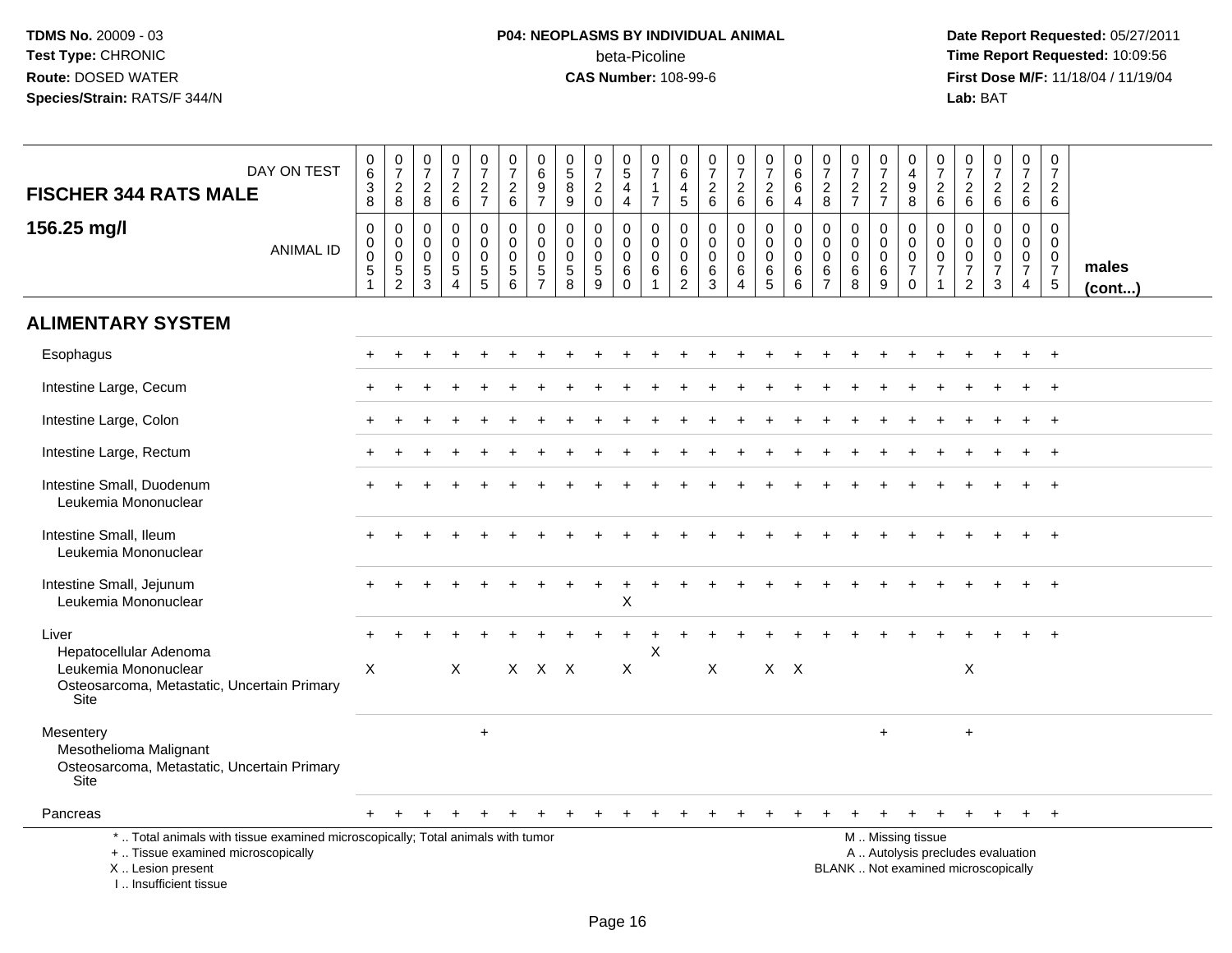TDMS No. 20009 - 03
Test Type: CHRONIC
Route: DOSED WATER
Species/Strain: RATS/F 344/N

**P04: NEOPLASMS BY INDIVIDUAL ANIMAL**
beta-Picoline
**CAS Number:** 108-99-6

Date Report Requested: 05/27/2011
Time Report Requested: 10:09:56
First Dose M/F: 11/18/04 / 11/19/04
Lab: BAT

| FISCHER 344 RATS MALE — DAY ON TEST | 0638 | 0728 | 0728 | 0726 | 0727 | 0726 | 0697 | 0589 | 0720 | 0544 | 0717 | 0645 | 0726 | 0726 | 0726 | 0664 | 0728 | 0727 | 0727 | 0498 | 0726 | 0726 | 0726 | 0726 | 0726 | |
|---|---|---|---|---|---|---|---|---|---|---|---|---|---|---|---|---|---|---|---|---|---|---|---|---|---|---|
| **156.25 mg/l** — ANIMAL ID | 00051 | 00052 | 00053 | 00054 | 00055 | 00056 | 00057 | 00058 | 00059 | 00060 | 00061 | 00062 | 00063 | 00064 | 00065 | 00066 | 00067 | 00068 | 00069 | 00070 | 00071 | 00072 | 00073 | 00074 | 00075 | **males (cont...)** |
| **ALIMENTARY SYSTEM** | | | | | | | | | | | | | | | | | | | | | | | | | | |
| Esophagus | + | + | + | + | + | + | + | + | + | + | + | + | + | + | + | + | + | + | + | + | + | + | + | + | + | |
| Intestine Large, Cecum | + | + | + | + | + | + | + | + | + | + | + | + | + | + | + | + | + | + | + | + | + | + | + | + | + | |
| Intestine Large, Colon | + | + | + | + | + | + | + | + | + | + | + | + | + | + | + | + | + | + | + | + | + | + | + | + | + | |
| Intestine Large, Rectum | + | + | + | + | + | + | + | + | + | + | + | + | + | + | + | + | + | + | + | + | + | + | + | + | + | |
| Intestine Small, Duodenum | + | + | + | + | + | + | + | + | + | + | + | + | + | + | + | + | + | + | + | + | + | + | + | + | + | |
| Leukemia Mononuclear | | | | | | | | | | | | | | | | | | | | | | | | | | |
| Intestine Small, Ileum | + | + | + | + | + | + | + | + | + | + | + | + | + | + | + | + | + | + | + | + | + | + | + | + | + | |
| Leukemia Mononuclear | | | | | | | | | | | | | | | | | | | | | | | | | | |
| Intestine Small, Jejunum | + | + | + | + | + | + | + | + | + | + | + | + | + | + | + | + | + | + | + | + | + | + | + | + | + | |
| Leukemia Mononuclear | | | | | | | | | | X | | | | | | | | | | | | | | | | |
| Liver | + | + | + | + | + | + | + | + | + | + | + | + | + | + | + | + | + | + | + | + | + | + | + | + | + | |
| Hepatocellular Adenoma | | | | | | | | | | | X | | | | | | | | | | | | | | | |
| Leukemia Mononuclear | X | | | X | | X | X | X | | X | | | X | | X | X | | | | | | X | | | | |
| Osteosarcoma, Metastatic, Uncertain Primary Site | | | | | | | | | | | | | | | | | | | | | | | | | | |
| Mesentery | | | | | + | | | | | | | | | | | | | | + | | | + | | | | |
| Mesothelioma Malignant | | | | | | | | | | | | | | | | | | | | | | | | | | |
| Osteosarcoma, Metastatic, Uncertain Primary Site | | | | | | | | | | | | | | | | | | | | | | | | | | |
| Pancreas | + | + | + | + | + | + | + | + | + | + | + | + | + | + | + | + | + | + | + | + | + | + | + | + | + | |

\* .. Total animals with tissue examined microscopically; Total animals with tumor
\+ .. Tissue examined microscopically
X .. Lesion present
I .. Insufficient tissue

M .. Missing tissue
A .. Autolysis precludes evaluation
BLANK .. Not examined microscopically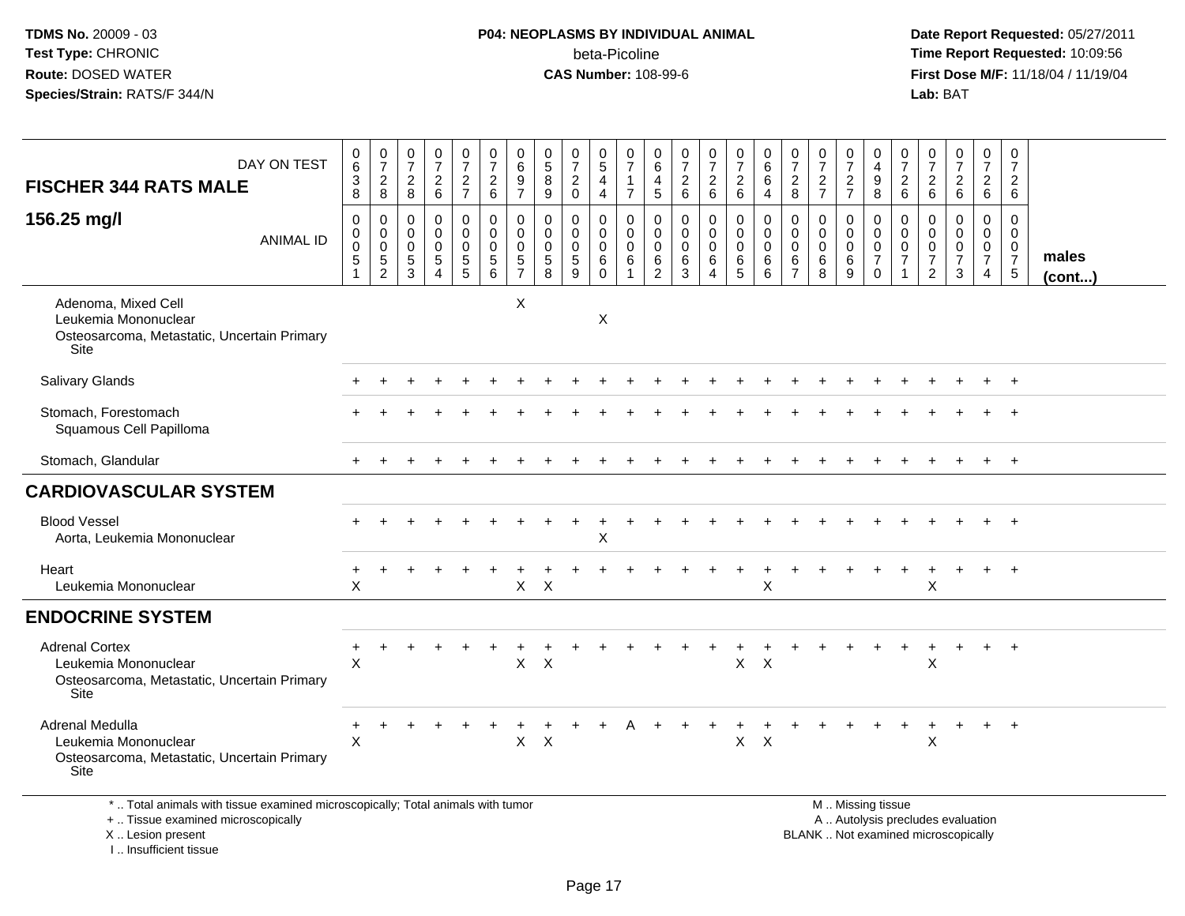TDMS No. 20009 - 03
Test Type: CHRONIC
Route: DOSED WATER
Species/Strain: RATS/F 344/N

**P04: NEOPLASMS BY INDIVIDUAL ANIMAL**
beta-Picoline
**CAS Number:** 108-99-6

Date Report Requested: 05/27/2011
Time Report Requested: 10:09:56
First Dose M/F: 11/18/04 / 11/19/04
Lab: BAT

| FISCHER 344 RATS MALE — DAY ON TEST | 0638 | 0728 | 0728 | 0726 | 0727 | 0726 | 0697 | 0589 | 0720 | 0544 | 0717 | 0645 | 0726 | 0726 | 0726 | 0664 | 0728 | 0727 | 0727 | 0498 | 0726 | 0726 | 0726 | 0726 | 0726 | |
|---|---|---|---|---|---|---|---|---|---|---|---|---|---|---|---|---|---|---|---|---|---|---|---|---|---|---|
| **156.25 mg/l** — ANIMAL ID | 00051 | 00052 | 00053 | 00054 | 00055 | 00056 | 00057 | 00058 | 00059 | 00060 | 00061 | 00062 | 00063 | 00064 | 00065 | 00066 | 00067 | 00068 | 00069 | 00070 | 00071 | 00072 | 00073 | 00074 | 00075 | **males (cont...)** |
| Adenoma, Mixed Cell | | | | | | | X | | | | | | | | | | | | | | | | | | | |
| Leukemia Mononuclear | | | | | | | | | | X | | | | | | | | | | | | | | | | |
| Osteosarcoma, Metastatic, Uncertain Primary Site | | | | | | | | | | | | | | | | | | | | | | | | | | |
| Salivary Glands | + | + | + | + | + | + | + | + | + | + | + | + | + | + | + | + | + | + | + | + | + | + | + | + | + | |
| Stomach, Forestomach | + | + | + | + | + | + | + | + | + | + | + | + | + | + | + | + | + | + | + | + | + | + | + | + | + | |
| Squamous Cell Papilloma | | | | | | | | | | | | | | | | | | | | | | | | | | |
| Stomach, Glandular | + | + | + | + | + | + | + | + | + | + | + | + | + | + | + | + | + | + | + | + | + | + | + | + | + | |
| **CARDIOVASCULAR SYSTEM** | | | | | | | | | | | | | | | | | | | | | | | | | | |
| Blood Vessel | + | + | + | + | + | + | + | + | + | + | + | + | + | + | + | + | + | + | + | + | + | + | + | + | + | |
| Aorta, Leukemia Mononuclear | | | | | | | | | | X | | | | | | | | | | | | | | | | |
| Heart | + | + | + | + | + | + | + | + | + | + | + | + | + | + | + | + | + | + | + | + | + | + | + | + | + | |
| Leukemia Mononuclear | X | | | | | | X | X | | | | | | | | X | | | | | | X | | | | |
| **ENDOCRINE SYSTEM** | | | | | | | | | | | | | | | | | | | | | | | | | | |
| Adrenal Cortex | + | + | + | + | + | + | + | + | + | + | + | + | + | + | + | + | + | + | + | + | + | + | + | + | + | |
| Leukemia Mononuclear | X | | | | | | X | X | | | | | | | X | X | | | | | | X | | | | |
| Osteosarcoma, Metastatic, Uncertain Primary Site | | | | | | | | | | | | | | | | | | | | | | | | | | |
| Adrenal Medulla | + | + | + | + | + | + | + | + | + | + | A | + | + | + | + | + | + | + | + | + | + | + | + | + | + | |
| Leukemia Mononuclear | X | | | | | | X | X | | | | | | | X | X | | | | | | X | | | | |
| Osteosarcoma, Metastatic, Uncertain Primary Site | | | | | | | | | | | | | | | | | | | | | | | | | | |

\* .. Total animals with tissue examined microscopically; Total animals with tumor
\+ .. Tissue examined microscopically
X .. Lesion present
I .. Insufficient tissue

M .. Missing tissue
A .. Autolysis precludes evaluation
BLANK .. Not examined microscopically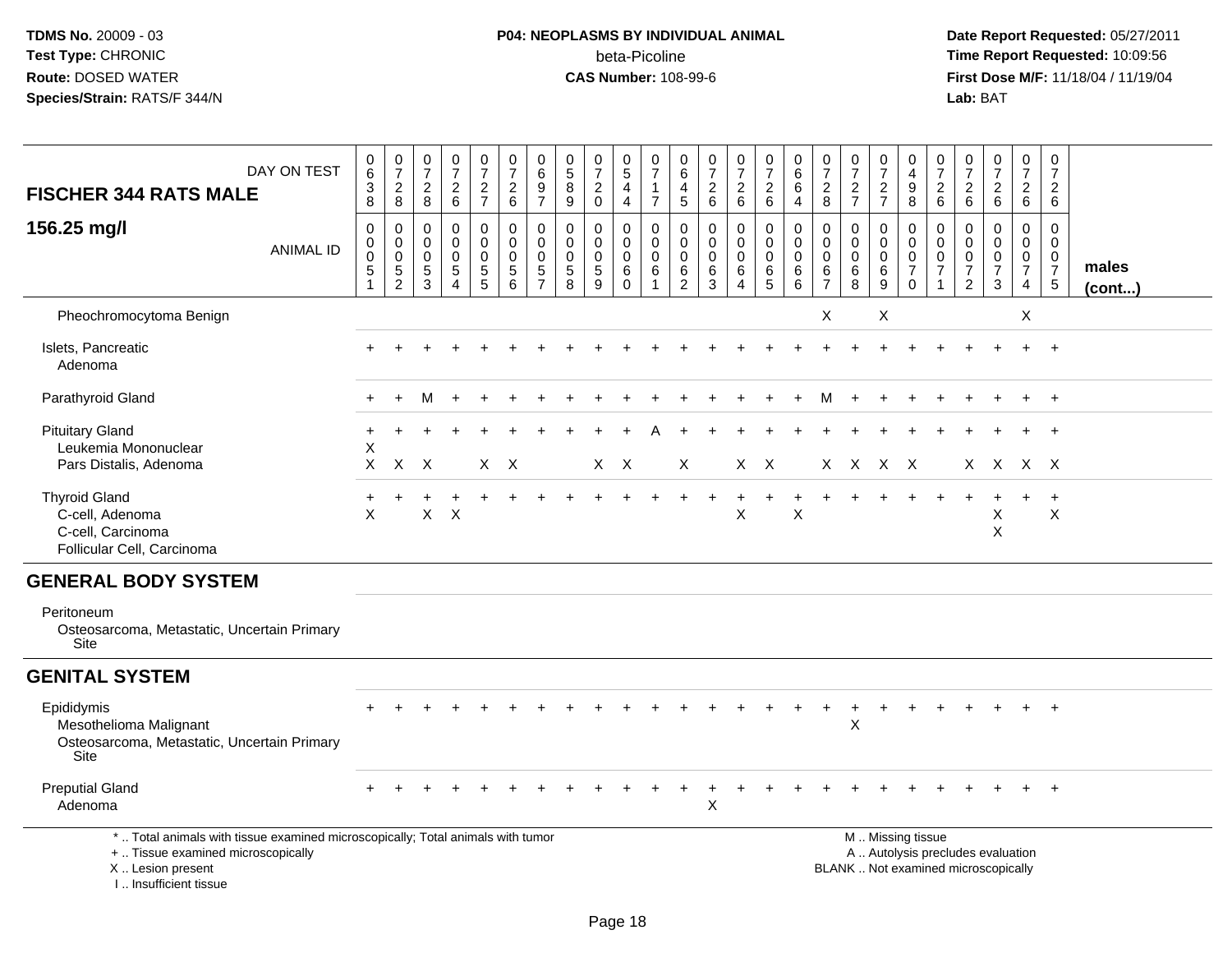TDMS No. 20009 - 03
Test Type: CHRONIC
Route: DOSED WATER
Species/Strain: RATS/F 344/N

**P04: NEOPLASMS BY INDIVIDUAL ANIMAL**
beta-Picoline
**CAS Number:** 108-99-6

Date Report Requested: 05/27/2011
Time Report Requested: 10:09:56
First Dose M/F: 11/18/04 / 11/19/04
Lab: BAT

| FISCHER 344 RATS MALE — DAY ON TEST | 0638 | 0728 | 0728 | 0726 | 0727 | 0726 | 0697 | 0589 | 0720 | 0544 | 0717 | 0645 | 0726 | 0726 | 0726 | 0664 | 0728 | 0727 | 0727 | 0498 | 0726 | 0726 | 0726 | 0726 | 0726 | |
|---|---|---|---|---|---|---|---|---|---|---|---|---|---|---|---|---|---|---|---|---|---|---|---|---|---|---|
| **156.25 mg/l** — ANIMAL ID | 00051 | 00052 | 00053 | 00054 | 00055 | 00056 | 00057 | 00058 | 00059 | 00060 | 00061 | 00062 | 00063 | 00064 | 00065 | 00066 | 00067 | 00068 | 00069 | 00070 | 00071 | 00072 | 00073 | 00074 | 00075 | **males (cont...)** |
| Pheochromocytoma Benign | | | | | | | | | | | | | | | | | X | | X | | | | | X | | |
| Islets, Pancreatic | + | + | + | + | + | + | + | + | + | + | + | + | + | + | + | + | + | + | + | + | + | + | + | + | + | |
| Adenoma | | | | | | | | | | | | | | | | | | | | | | | | | | |
| Parathyroid Gland | + | + | M | + | + | + | + | + | + | + | + | + | + | + | + | + | M | + | + | + | + | + | + | + | + | |
| Pituitary Gland | + | + | + | + | + | + | + | + | + | + | A | + | + | + | + | + | + | + | + | + | + | + | + | + | + | |
| Leukemia Mononuclear | X | | | | | | | | | | | | | | | | | | | | | | | | | |
| Pars Distalis, Adenoma | X | X | X | | X | X | | | X | X | | X | | X | X | | X | X | X | X | | X | X | X | X | |
| Thyroid Gland | + | + | + | + | + | + | + | + | + | + | + | + | + | + | + | + | + | + | + | + | + | + | + | + | + | |
| C-cell, Adenoma | X | | X | X | | | | | | | | | | X | | X | | | | | | | X | | X | |
| C-cell, Carcinoma | | | | | | | | | | | | | | | | | | | | | | | X | | | |
| Follicular Cell, Carcinoma | | | | | | | | | | | | | | | | | | | | | | | | | | |
| **GENERAL BODY SYSTEM** | | | | | | | | | | | | | | | | | | | | | | | | | | |
| Peritoneum | | | | | | | | | | | | | | | | | | | | | | | | | | |
| Osteosarcoma, Metastatic, Uncertain Primary Site | | | | | | | | | | | | | | | | | | | | | | | | | | |
| **GENITAL SYSTEM** | | | | | | | | | | | | | | | | | | | | | | | | | | |
| Epididymis | + | + | + | + | + | + | + | + | + | + | + | + | + | + | + | + | + | + | + | + | + | + | + | + | + | |
| Mesothelioma Malignant | | | | | | | | | | | | | | | | | | X | | | | | | | | |
| Osteosarcoma, Metastatic, Uncertain Primary Site | | | | | | | | | | | | | | | | | | | | | | | | | | |
| Preputial Gland | + | + | + | + | + | + | + | + | + | + | + | + | + | + | + | + | + | + | + | + | + | + | + | + | + | |
| Adenoma | | | | | | | | | | | | | X | | | | | | | | | | | | | |

\* .. Total animals with tissue examined microscopically; Total animals with tumor
\+ .. Tissue examined microscopically
X .. Lesion present
I .. Insufficient tissue

M .. Missing tissue
A .. Autolysis precludes evaluation
BLANK .. Not examined microscopically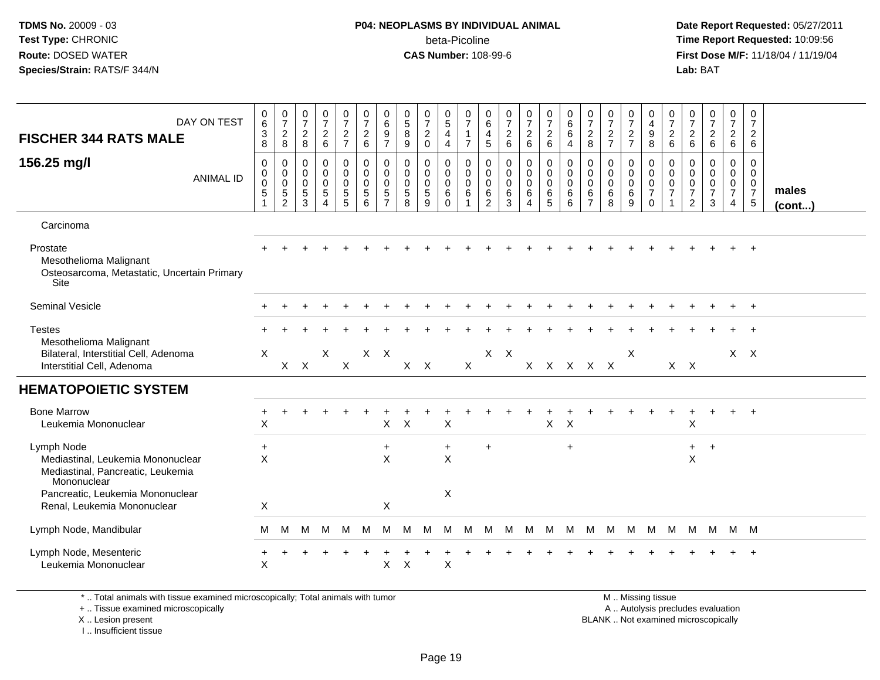**TDMS No.** 20009 - 03
**Test Type:** CHRONIC
**Route:** DOSED WATER
**Species/Strain:** RATS/F 344/N

**P04: NEOPLASMS BY INDIVIDUAL ANIMAL**
beta-Picoline
**CAS Number:** 108-99-6

**Date Report Requested:** 05/27/2011
**Time Report Requested:** 10:09:56
**First Dose M/F:** 11/18/04 / 11/19/04
**Lab:** BAT

| FISCHER 344 RATS MALE — DAY ON TEST | 0638 | 0728 | 0728 | 0726 | 0727 | 0726 | 0697 | 0589 | 0720 | 0544 | 0717 | 0645 | 0726 | 0726 | 0726 | 0664 | 0728 | 0727 | 0727 | 0498 | 0726 | 0726 | 0726 | 0726 | 0726 | |
|---|---|---|---|---|---|---|---|---|---|---|---|---|---|---|---|---|---|---|---|---|---|---|---|---|---|---|
| **156.25 mg/l** — ANIMAL ID | 00051 | 00052 | 00053 | 00054 | 00055 | 00056 | 00057 | 00058 | 00059 | 00060 | 00061 | 00062 | 00063 | 00064 | 00065 | 00066 | 00067 | 00068 | 00069 | 00070 | 00071 | 00072 | 00073 | 00074 | 00075 | **males (cont...)** |
| Carcinoma | | | | | | | | | | | | | | | | | | | | | | | | | | |
| Prostate | + | + | + | + | + | + | + | + | + | + | + | + | + | + | + | + | + | + | + | + | + | + | + | + | + | |
| Mesothelioma Malignant | | | | | | | | | | | | | | | | | | | | | | | | | | |
| Osteosarcoma, Metastatic, Uncertain Primary Site | | | | | | | | | | | | | | | | | | | | | | | | | | |
| Seminal Vesicle | + | + | + | + | + | + | + | + | + | + | + | + | + | + | + | + | + | + | + | + | + | + | + | + | + | |
| Testes | + | + | + | + | + | + | + | + | + | + | + | + | + | + | + | + | + | + | + | + | + | + | + | + | + | |
| Mesothelioma Malignant | | | | | | | | | | | | | | | | | | | | | | | | | | |
| Bilateral, Interstitial Cell, Adenoma | X | | | X | | X | X | | | | | X | X | | | | | | X | | | | | X | X | |
| Interstitial Cell, Adenoma | | X | X | | X | | | X | X | | X | | | X | X | X | X | X | | | X | X | | | | |
| **HEMATOPOIETIC SYSTEM** | | | | | | | | | | | | | | | | | | | | | | | | | | |
| Bone Marrow | + | + | + | + | + | + | + | + | + | + | + | + | + | + | + | + | + | + | + | + | + | + | + | + | + | |
| Leukemia Mononuclear | X | | | | | | X | X | | X | | | | | X | X | | | | | | X | | | | |
| Lymph Node | + | | | | | | + | | | + | | + | | | | + | | | | | | + | + | | | |
| Mediastinal, Leukemia Mononuclear | X | | | | | | X | | | X | | | | | | | | | | | | X | | | | |
| Mediastinal, Pancreatic, Leukemia Mononuclear | | | | | | | | | | | | | | | | | | | | | | | | | | |
| Pancreatic, Leukemia Mononuclear | | | | | | | | | | X | | | | | | | | | | | | | | | | |
| Renal, Leukemia Mononuclear | X | | | | | | X | | | | | | | | | | | | | | | | | | | |
| Lymph Node, Mandibular | M | M | M | M | M | M | M | M | M | M | M | M | M | M | M | M | M | M | M | M | M | M | M | M | M | |
| Lymph Node, Mesenteric | + | + | + | + | + | + | + | + | + | + | + | + | + | + | + | + | + | + | + | + | + | + | + | + | + | |
| Leukemia Mononuclear | X | | | | | | X | X | | X | | | | | | | | | | | | | | | | |

\* .. Total animals with tissue examined microscopically; Total animals with tumor
\+ .. Tissue examined microscopically
X .. Lesion present
I .. Insufficient tissue

M .. Missing tissue
A .. Autolysis precludes evaluation
BLANK .. Not examined microscopically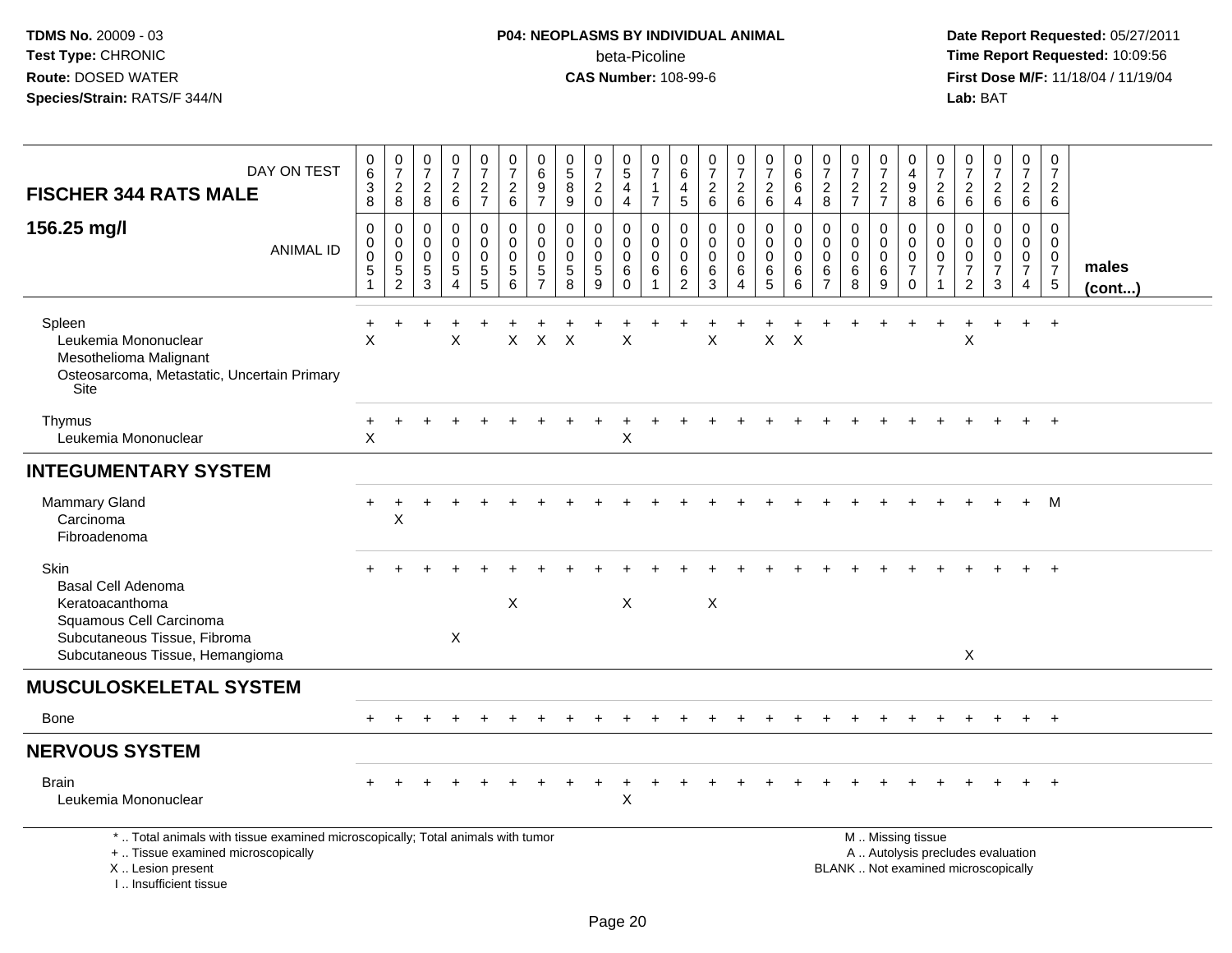TDMS No. 20009 - 03
Test Type: CHRONIC
Route: DOSED WATER
Species/Strain: RATS/F 344/N

**P04: NEOPLASMS BY INDIVIDUAL ANIMAL**
beta-Picoline
**CAS Number:** 108-99-6

Date Report Requested: 05/27/2011
Time Report Requested: 10:09:56
First Dose M/F: 11/18/04 / 11/19/04
Lab: BAT

| FISCHER 344 RATS MALE — DAY ON TEST | 0638 | 0728 | 0728 | 0726 | 0727 | 0726 | 0697 | 0589 | 0720 | 0544 | 0717 | 0645 | 0726 | 0726 | 0726 | 0664 | 0728 | 0727 | 0727 | 0498 | 0726 | 0726 | 0726 | 0726 | 0726 | |
|---|---|---|---|---|---|---|---|---|---|---|---|---|---|---|---|---|---|---|---|---|---|---|---|---|---|---|
| **156.25 mg/l** — ANIMAL ID | 00051 | 00052 | 00053 | 00054 | 00055 | 00056 | 00057 | 00058 | 00059 | 00060 | 00061 | 00062 | 00063 | 00064 | 00065 | 00066 | 00067 | 00068 | 00069 | 00070 | 00071 | 00072 | 00073 | 00074 | 00075 | males (cont...) |
| Spleen | + | + | + | + | + | + | + | + | + | + | + | + | + | + | + | + | + | + | + | + | + | + | + | + | + | |
| Leukemia Mononuclear | X | | | X | | X | X | X | | X | | | X | | X | X | | | | | | X | | | | |
| Mesothelioma Malignant | | | | | | | | | | | | | | | | | | | | | | | | | | |
| Osteosarcoma, Metastatic, Uncertain Primary Site | | | | | | | | | | | | | | | | | | | | | | | | | | |
| Thymus | + | + | + | + | + | + | + | + | + | + | + | + | + | + | + | + | + | + | + | + | + | + | + | + | + | |
| Leukemia Mononuclear | X | | | | | | | | | X | | | | | | | | | | | | | | | | |
| **INTEGUMENTARY SYSTEM** | | | | | | | | | | | | | | | | | | | | | | | | | | |
| Mammary Gland | + | + | + | + | + | + | + | + | + | + | + | + | + | + | + | + | + | + | + | + | + | + | + | + | M | |
| Carcinoma | | X | | | | | | | | | | | | | | | | | | | | | | | | |
| Fibroadenoma | | | | | | | | | | | | | | | | | | | | | | | | | | |
| Skin | + | + | + | + | + | + | + | + | + | + | + | + | + | + | + | + | + | + | + | + | + | + | + | + | + | |
| Basal Cell Adenoma | | | | | | | | | | | | | | | | | | | | | | | | | | |
| Keratoacanthoma | | | | | | X | | | | X | | | X | | | | | | | | | | | | | |
| Squamous Cell Carcinoma | | | | | | | | | | | | | | | | | | | | | | | | | | |
| Subcutaneous Tissue, Fibroma | | | | X | | | | | | | | | | | | | | | | | | | | | | |
| Subcutaneous Tissue, Hemangioma | | | | | | | | | | | | | | | | | | | | | | X | | | | |
| **MUSCULOSKELETAL SYSTEM** | | | | | | | | | | | | | | | | | | | | | | | | | | |
| Bone | + | + | + | + | + | + | + | + | + | + | + | + | + | + | + | + | + | + | + | + | + | + | + | + | + | |
| **NERVOUS SYSTEM** | | | | | | | | | | | | | | | | | | | | | | | | | | |
| Brain | + | + | + | + | + | + | + | + | + | + | + | + | + | + | + | + | + | + | + | + | + | + | + | + | + | |
| Leukemia Mononuclear | | | | | | | | | | X | | | | | | | | | | | | | | | | |

\* .. Total animals with tissue examined microscopically; Total animals with tumor
\+ .. Tissue examined microscopically
X .. Lesion present
I .. Insufficient tissue

M .. Missing tissue
A .. Autolysis precludes evaluation
BLANK .. Not examined microscopically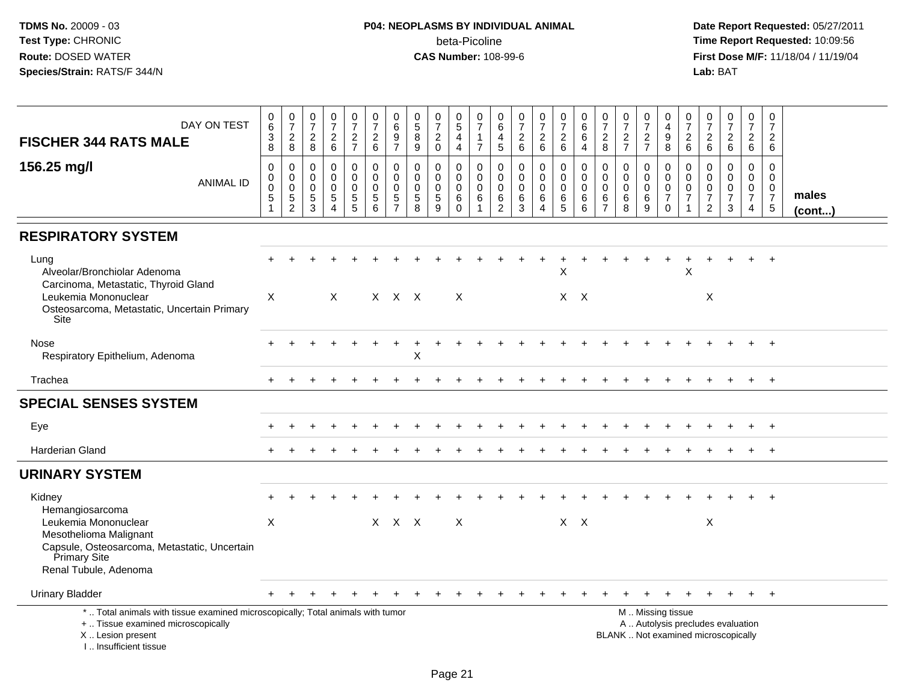**TDMS No.** 20009 - 03
**Test Type:** CHRONIC
**Route:** DOSED WATER
**Species/Strain:** RATS/F 344/N

**P04: NEOPLASMS BY INDIVIDUAL ANIMAL**
beta-Picoline
**CAS Number:** 108-99-6

**Date Report Requested:** 05/27/2011
**Time Report Requested:** 10:09:56
**First Dose M/F:** 11/18/04 / 11/19/04
**Lab:** BAT

| FISCHER 344 RATS MALE — DAY ON TEST | 0638 | 0728 | 0728 | 0726 | 0727 | 0726 | 0697 | 0589 | 0720 | 0544 | 0717 | 0645 | 0726 | 0726 | 0726 | 0664 | 0728 | 0727 | 0727 | 0498 | 0726 | 0726 | 0726 | 0726 | 0726 | |
|---|---|---|---|---|---|---|---|---|---|---|---|---|---|---|---|---|---|---|---|---|---|---|---|---|---|---|
| **156.25 mg/l** — ANIMAL ID | 0051 | 0052 | 0053 | 0054 | 0055 | 0056 | 0057 | 0058 | 0059 | 0060 | 0061 | 0062 | 0063 | 0064 | 0065 | 0066 | 0067 | 0068 | 0069 | 0070 | 0071 | 0072 | 0073 | 0074 | 0075 | **males (cont...)** |
| **RESPIRATORY SYSTEM** | | | | | | | | | | | | | | | | | | | | | | | | | | |
| Lung | + | + | + | + | + | + | + | + | + | + | + | + | + | + | + | + | + | + | + | + | + | + | + | + | + | |
| Alveolar/Bronchiolar Adenoma | | | | | | | | | | | | | | | X | | | | | | X | | | | | |
| Carcinoma, Metastatic, Thyroid Gland | | | | | | | | | | | | | | | | | | | | | | | | | | |
| Leukemia Mononuclear | X | | | X | | X | X | X | | X | | | | | X | X | | | | | | X | | | | |
| Osteosarcoma, Metastatic, Uncertain Primary Site | | | | | | | | | | | | | | | | | | | | | | | | | | |
| Nose | + | + | + | + | + | + | + | + | + | + | + | + | + | + | + | + | + | + | + | + | + | + | + | + | + | |
| Respiratory Epithelium, Adenoma | | | | | | | | X | | | | | | | | | | | | | | | | | | |
| Trachea | + | + | + | + | + | + | + | + | + | + | + | + | + | + | + | + | + | + | + | + | + | + | + | + | + | |
| **SPECIAL SENSES SYSTEM** | | | | | | | | | | | | | | | | | | | | | | | | | | |
| Eye | + | + | + | + | + | + | + | + | + | + | + | + | + | + | + | + | + | + | + | + | + | + | + | + | + | |
| Harderian Gland | + | + | + | + | + | + | + | + | + | + | + | + | + | + | + | + | + | + | + | + | + | + | + | + | + | |
| **URINARY SYSTEM** | | | | | | | | | | | | | | | | | | | | | | | | | | |
| Kidney | + | + | + | + | + | + | + | + | + | + | + | + | + | + | + | + | + | + | + | + | + | + | + | + | + | |
| Hemangiosarcoma | | | | | | | | | | | | | | | | | | | | | | | | | | |
| Leukemia Mononuclear | X | | | | | X | X | X | | X | | | | | X | X | | | | | | X | | | | |
| Mesothelioma Malignant | | | | | | | | | | | | | | | | | | | | | | | | | | |
| Capsule, Osteosarcoma, Metastatic, Uncertain Primary Site | | | | | | | | | | | | | | | | | | | | | | | | | | |
| Renal Tubule, Adenoma | | | | | | | | | | | | | | | | | | | | | | | | | | |
| Urinary Bladder | + | + | + | + | + | + | + | + | + | + | + | + | + | + | + | + | + | + | + | + | + | + | + | + | + | |

\* .. Total animals with tissue examined microscopically; Total animals with tumor
\+ .. Tissue examined microscopically
X .. Lesion present
I .. Insufficient tissue

M .. Missing tissue
A .. Autolysis precludes evaluation
BLANK .. Not examined microscopically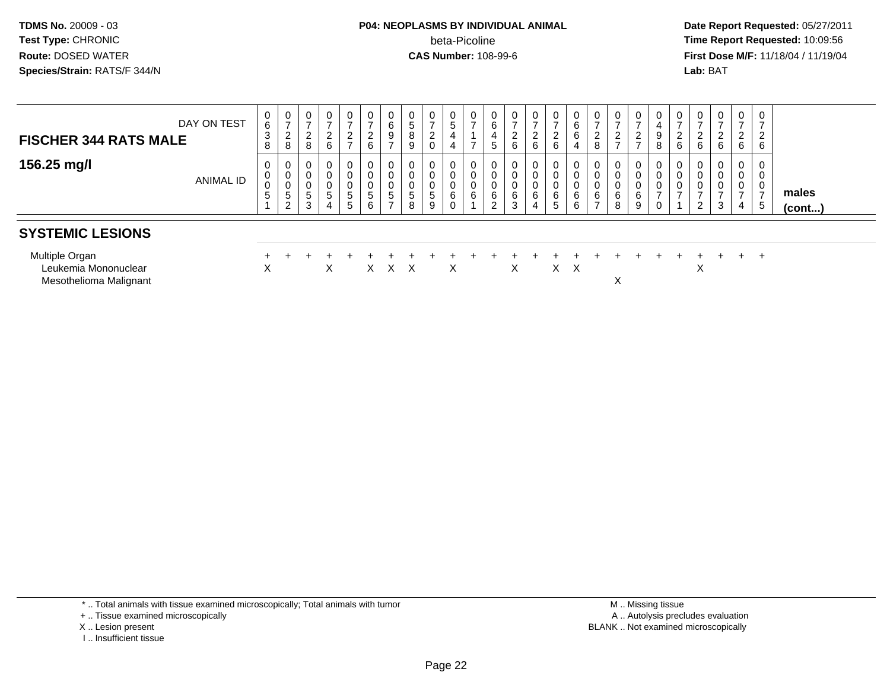**TDMS No.** 20009 - 03
**Test Type:** CHRONIC
**Route:** DOSED WATER
**Species/Strain:** RATS/F 344/N

**P04: NEOPLASMS BY INDIVIDUAL ANIMAL**
beta-Picoline
**CAS Number:** 108-99-6

**Date Report Requested:** 05/27/2011
**Time Report Requested:** 10:09:56
**First Dose M/F:** 11/18/04 / 11/19/04
**Lab:** BAT

## FISCHER 344 RATS MALE

### 156.25 mg/l

| DAY ON TEST | 0638 | 0728 | 0728 | 0726 | 0727 | 0726 | 0697 | 0589 | 0720 | 0544 | 0717 | 0645 | 0726 | 0726 | 0726 | 0664 | 0728 | 0727 | 0727 | 0498 | 0726 | 0726 | 0726 | 0726 | 0726 | |
|---|---|---|---|---|---|---|---|---|---|---|---|---|---|---|---|---|---|---|---|---|---|---|---|---|---|---|
| **ANIMAL ID** | 0051 | 0052 | 0053 | 0054 | 0055 | 0056 | 0057 | 0058 | 0059 | 0060 | 0061 | 0062 | 0063 | 0064 | 0065 | 0066 | 0067 | 0068 | 0069 | 0070 | 0071 | 0072 | 0073 | 0074 | 0075 | **males (cont...)** |
| **SYSTEMIC LESIONS** | | | | | | | | | | | | | | | | | | | | | | | | | | |
| Multiple Organ | + | + | + | + | + | + | + | + | + | + | + | + | + | + | + | + | + | + | + | + | + | + | + | + | + | |
| Leukemia Mononuclear | X | | | X | | X | X | X | | X | | | X | | X | X | | | | | | X | | | | |
| Mesothelioma Malignant | | | | | | | | | | | | | | | | | | X | | | | | | | | |

\* .. Total animals with tissue examined microscopically; Total animals with tumor
\+ .. Tissue examined microscopically
X .. Lesion present
I .. Insufficient tissue

M .. Missing tissue
A .. Autolysis precludes evaluation
BLANK .. Not examined microscopically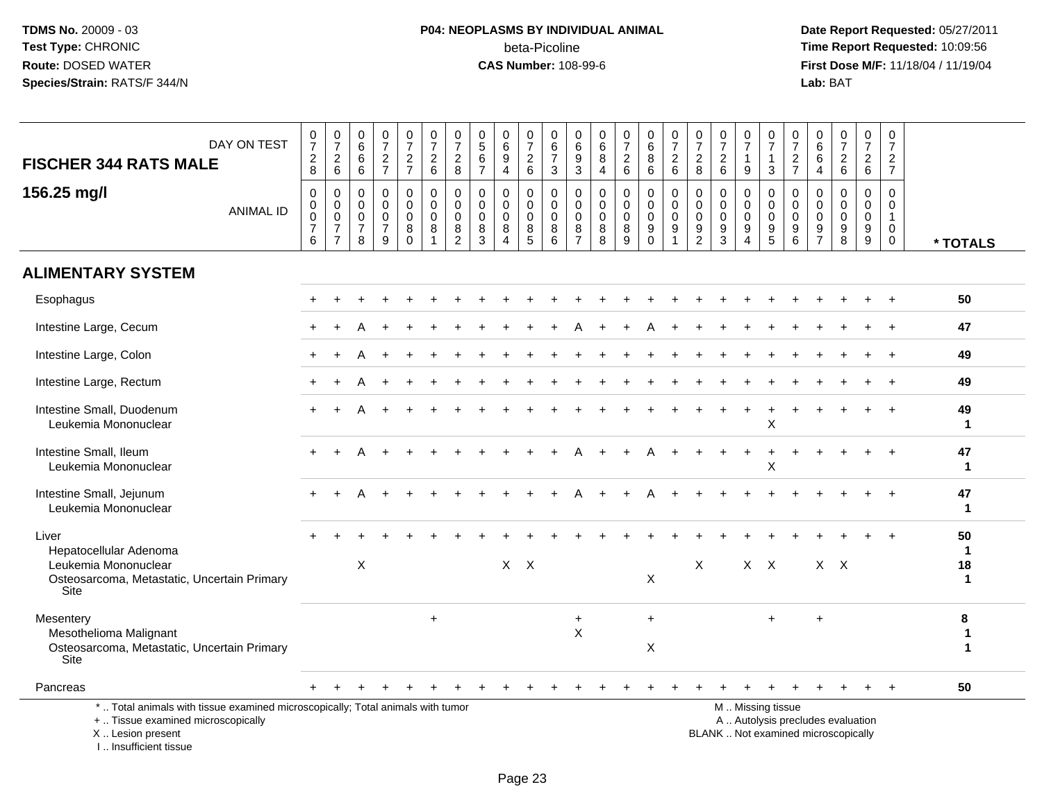TDMS No. 20009 - 03
Test Type: CHRONIC
Route: DOSED WATER
Species/Strain: RATS/F 344/N

**P04: NEOPLASMS BY INDIVIDUAL ANIMAL**
beta-Picoline
**CAS Number:** 108-99-6

Date Report Requested: 05/27/2011
Time Report Requested: 10:09:56
First Dose M/F: 11/18/04 / 11/19/04
Lab: BAT

| DAY ON TEST | 0728 | 0726 | 0666 | 0727 | 0727 | 0726 | 0728 | 0567 | 0694 | 0726 | 0673 | 0693 | 0684 | 0726 | 0686 | 0726 | 0728 | 0726 | 0719 | 0713 | 0727 | 0664 | 0726 | 0726 | 0727 | |
|---|---|---|---|---|---|---|---|---|---|---|---|---|---|---|---|---|---|---|---|---|---|---|---|---|---|---|
| **FISCHER 344 RATS MALE 156.25 mg/l** ANIMAL ID | 0000776 | 0000777 | 0000778 | 0000779 | 0000780 | 0000781 | 0000782 | 0000783 | 0000784 | 0000785 | 0000786 | 0000787 | 0000788 | 0000789 | 0000790 | 0000791 | 0000792 | 0000793 | 0000794 | 0000795 | 0000796 | 0000797 | 0000798 | 0000799 | 0000800 | *** TOTALS** |
| **ALIMENTARY SYSTEM** | | | | | | | | | | | | | | | | | | | | | | | | | | |
| Esophagus | + | + | + | + | + | + | + | + | + | + | + | + | + | + | + | + | + | + | + | + | + | + | + | + | + | 50 |
| Intestine Large, Cecum | + | + | A | + | + | + | + | + | + | + | + | A | + | + | A | + | + | + | + | + | + | + | + | + | + | 47 |
| Intestine Large, Colon | + | + | A | + | + | + | + | + | + | + | + | + | + | + | + | + | + | + | + | + | + | + | + | + | + | 49 |
| Intestine Large, Rectum | + | + | A | + | + | + | + | + | + | + | + | + | + | + | + | + | + | + | + | + | + | + | + | + | + | 49 |
| Intestine Small, Duodenum | + | + | A | + | + | + | + | + | + | + | + | + | + | + | + | + | + | + | + | + | + | + | + | + | + | 49 |
| Leukemia Mononuclear | | | | | | | | | | | | | | | | | | | | X | | | | | | 1 |
| Intestine Small, Ileum | + | + | A | + | + | + | + | + | + | + | + | A | + | + | A | + | + | + | + | + | + | + | + | + | + | 47 |
| Leukemia Mononuclear | | | | | | | | | | | | | | | | | | | | X | | | | | | 1 |
| Intestine Small, Jejunum | + | + | A | + | + | + | + | + | + | + | + | A | + | + | A | + | + | + | + | + | + | + | + | + | + | 47 |
| Leukemia Mononuclear | | | | | | | | | | | | | | | | | | | | | | | | | | 1 |
| Liver | + | + | + | + | + | + | + | + | + | + | + | + | + | + | + | + | + | + | + | + | + | + | + | + | + | 50 |
| Hepatocellular Adenoma | | | | | | | | | | | | | | | | | | | | | | | | | | 1 |
| Leukemia Mononuclear | | | X | | | | | | X | X | | | | | | | X | | X | X | | X | X | | | 18 |
| Osteosarcoma, Metastatic, Uncertain Primary Site | | | | | | | | | | | | | | | X | | | | | | | | | | | 1 |
| Mesentery | | | | | | + | | | | | | + | | | + | | | | | + | | + | | | | 8 |
| Mesothelioma Malignant | | | | | | | | | | | | X | | | | | | | | | | | | | | 1 |
| Osteosarcoma, Metastatic, Uncertain Primary Site | | | | | | | | | | | | | | | X | | | | | | | | | | | 1 |
| Pancreas | + | + | + | + | + | + | + | + | + | + | + | + | + | + | + | + | + | + | + | + | + | + | + | + | + | 50 |

\* .. Total animals with tissue examined microscopically; Total animals with tumor
\+ .. Tissue examined microscopically
X .. Lesion present
I .. Insufficient tissue

M .. Missing tissue
A .. Autolysis precludes evaluation
BLANK .. Not examined microscopically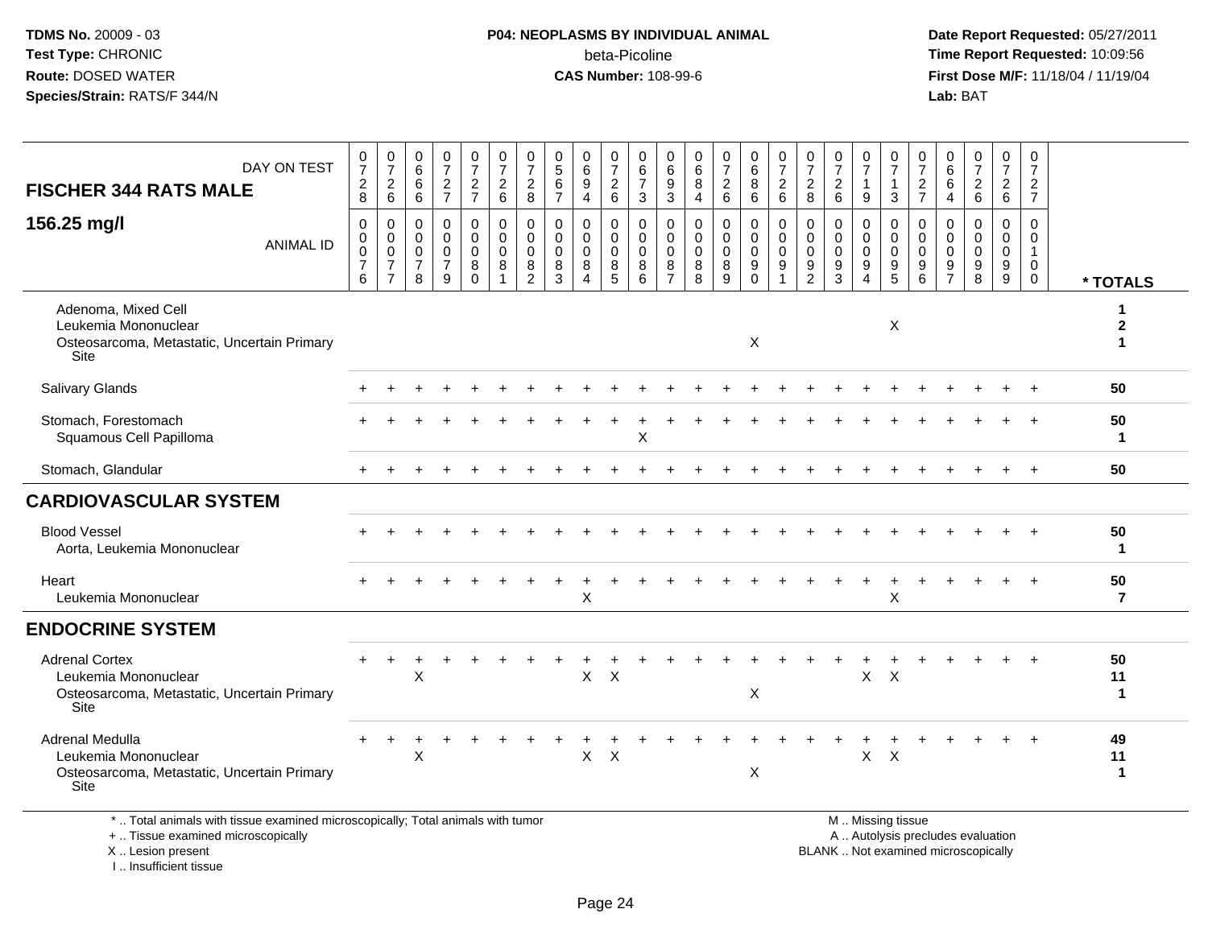**TDMS No.** 20009 - 03
**Test Type:** CHRONIC
**Route:** DOSED WATER
**Species/Strain:** RATS/F 344/N

**P04: NEOPLASMS BY INDIVIDUAL ANIMAL**
beta-Picoline
**CAS Number:** 108-99-6

**Date Report Requested:** 05/27/2011
**Time Report Requested:** 10:09:56
**First Dose M/F:** 11/18/04 / 11/19/04
**Lab:** BAT

| DAY ON TEST | 0728 | 0726 | 0666 | 0727 | 0727 | 0726 | 0728 | 0567 | 0694 | 0726 | 0673 | 0693 | 0684 | 0726 | 0686 | 0726 | 0728 | 0726 | 0719 | 0713 | 0727 | 0664 | 0726 | 0726 | 0727 | |
|---|---|---|---|---|---|---|---|---|---|---|---|---|---|---|---|---|---|---|---|---|---|---|---|---|---|---|
| **FISCHER 344 RATS MALE 156.25 mg/l** ANIMAL ID | 0076 | 0077 | 0078 | 0079 | 0080 | 0081 | 0082 | 0083 | 0084 | 0085 | 0086 | 0087 | 0088 | 0089 | 0090 | 0091 | 0092 | 0093 | 0094 | 0095 | 0096 | 0097 | 0098 | 0099 | 0100 | *** TOTALS** |
| Adenoma, Mixed Cell | | | | | | | | | | | | | | | | | | | | | | | | | | 1 |
| Leukemia Mononuclear | | | | | | | | | | | | | | | | | | | | X | | | | | | 2 |
| Osteosarcoma, Metastatic, Uncertain Primary Site | | | | | | | | | | | | | | | X | | | | | | | | | | | 1 |
| Salivary Glands | + | + | + | + | + | + | + | + | + | + | + | + | + | + | + | + | + | + | + | + | + | + | + | + | + | 50 |
| Stomach, Forestomach | + | + | + | + | + | + | + | + | + | + | + | + | + | + | + | + | + | + | + | + | + | + | + | + | + | 50 |
| Squamous Cell Papilloma | | | | | | | | | | | X | | | | | | | | | | | | | | | 1 |
| Stomach, Glandular | + | + | + | + | + | + | + | + | + | + | + | + | + | + | + | + | + | + | + | + | + | + | + | + | + | 50 |
| **CARDIOVASCULAR SYSTEM** | | | | | | | | | | | | | | | | | | | | | | | | | | |
| Blood Vessel | + | + | + | + | + | + | + | + | + | + | + | + | + | + | + | + | + | + | + | + | + | + | + | + | + | 50 |
| Aorta, Leukemia Mononuclear | | | | | | | | | | | | | | | | | | | | | | | | | | 1 |
| Heart | + | + | + | + | + | + | + | + | + | + | + | + | + | + | + | + | + | + | + | + | + | + | + | + | + | 50 |
| Leukemia Mononuclear | | | | | | | | | X | | | | | | | | | | | X | | | | | | 7 |
| **ENDOCRINE SYSTEM** | | | | | | | | | | | | | | | | | | | | | | | | | | |
| Adrenal Cortex | + | + | + | + | + | + | + | + | + | + | + | + | + | + | + | + | + | + | + | + | + | + | + | + | + | 50 |
| Leukemia Mononuclear | | | X | | | | | | X | X | | | | | | | | | X | X | | | | | | 11 |
| Osteosarcoma, Metastatic, Uncertain Primary Site | | | | | | | | | | | | | | | X | | | | | | | | | | | 1 |
| Adrenal Medulla | + | + | + | + | + | + | + | + | + | + | + | + | + | + | + | + | + | + | + | + | + | + | + | + | + | 49 |
| Leukemia Mononuclear | | | X | | | | | | X | X | | | | | | | | | X | X | | | | | | 11 |
| Osteosarcoma, Metastatic, Uncertain Primary Site | | | | | | | | | | | | | | | X | | | | | | | | | | | 1 |

\* .. Total animals with tissue examined microscopically; Total animals with tumor
\+ .. Tissue examined microscopically
X .. Lesion present
I .. Insufficient tissue

M .. Missing tissue
A .. Autolysis precludes evaluation
BLANK .. Not examined microscopically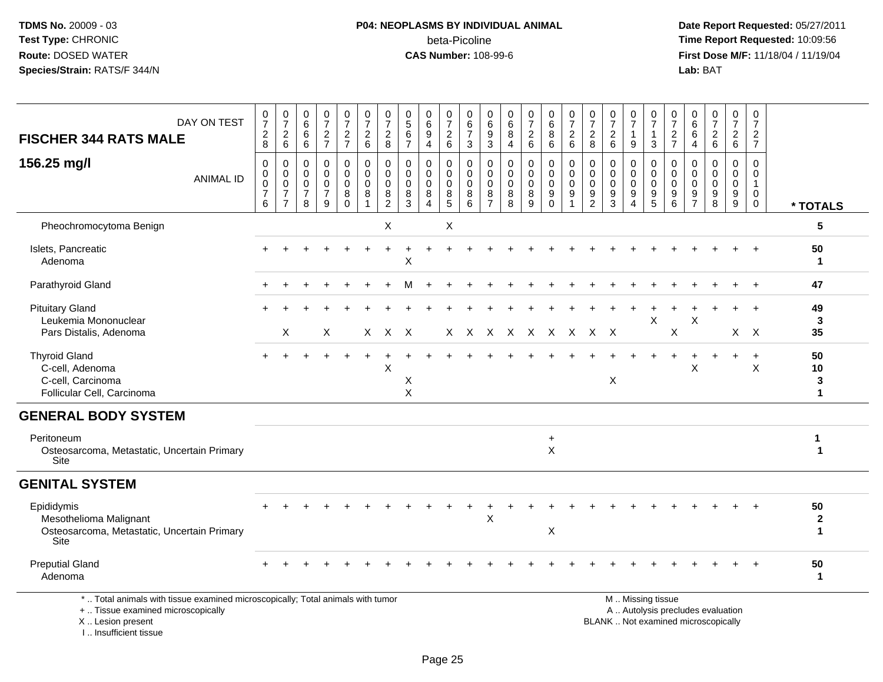**TDMS No.** 20009 - 03
**Test Type:** CHRONIC
**Route:** DOSED WATER
**Species/Strain:** RATS/F 344/N

**P04: NEOPLASMS BY INDIVIDUAL ANIMAL**
beta-Picoline
**CAS Number:** 108-99-6

**Date Report Requested:** 05/27/2011
**Time Report Requested:** 10:09:56
**First Dose M/F:** 11/18/04 / 11/19/04
**Lab:** BAT

## FISCHER 344 RATS MALE

### 156.25 mg/l

| DAY ON TEST | 0728 | 0726 | 0666 | 0727 | 0727 | 0726 | 0728 | 0567 | 0694 | 0726 | 0673 | 0693 | 0684 | 0726 | 0686 | 0726 | 0728 | 0726 | 0719 | 0713 | 0727 | 0664 | 0726 | 0726 | 0727 | |
|---|---|---|---|---|---|---|---|---|---|---|---|---|---|---|---|---|---|---|---|---|---|---|---|---|---|---|
| **ANIMAL ID** | 0076 | 0077 | 0078 | 0079 | 0080 | 0081 | 0082 | 0083 | 0084 | 0085 | 0086 | 0087 | 0088 | 0089 | 0090 | 0091 | 0092 | 0093 | 0094 | 0095 | 0096 | 0097 | 0098 | 0099 | 0100 | *** TOTALS** |
| Pheochromocytoma Benign | | | | | | | X | | | X | | | | | | | | | | | | | | | | 5 |
| Islets, Pancreatic | + | + | + | + | + | + | + | + | + | + | + | + | + | + | + | + | + | + | + | + | + | + | + | + | + | 50 |
| Adenoma | | | | | | | | X | | | | | | | | | | | | | | | | | | 1 |
| Parathyroid Gland | + | + | + | + | + | + | + | M | + | + | + | + | + | + | + | + | + | + | + | + | + | + | + | + | + | 47 |
| Pituitary Gland | + | + | + | + | + | + | + | + | + | + | + | + | + | + | + | + | + | + | + | + | + | + | + | + | + | 49 |
| Leukemia Mononuclear | | | | | | | | | | | | | | | | | | | | X | | X | | | | 3 |
| Pars Distalis, Adenoma | | X | | X | | X | X | X | | X | X | X | X | X | X | X | X | X | | | X | | | X | X | 35 |
| Thyroid Gland | + | + | + | + | + | + | + | + | + | + | + | + | + | + | + | + | + | + | + | + | + | + | + | + | + | 50 |
| C-cell, Adenoma | | | | | | | X | | | | | | | | | | | | | | | X | | | X | 10 |
| C-cell, Carcinoma | | | | | | | | X | | | | | | | | | | X | | | | | | | | 3 |
| Follicular Cell, Carcinoma | | | | | | | | X | | | | | | | | | | | | | | | | | | 1 |
| **GENERAL BODY SYSTEM** | | | | | | | | | | | | | | | | | | | | | | | | | | |
| Peritoneum | | | | | | | | | | | | | | | + | | | | | | | | | | | 1 |
| Osteosarcoma, Metastatic, Uncertain Primary Site | | | | | | | | | | | | | | | X | | | | | | | | | | | 1 |
| **GENITAL SYSTEM** | | | | | | | | | | | | | | | | | | | | | | | | | | |
| Epididymis | + | + | + | + | + | + | + | + | + | + | + | + | + | + | + | + | + | + | + | + | + | + | + | + | + | 50 |
| Mesothelioma Malignant | | | | | | | | | | | | X | | | | | | | | | | | | | | 2 |
| Osteosarcoma, Metastatic, Uncertain Primary Site | | | | | | | | | | | | | | | X | | | | | | | | | | | 1 |
| Preputial Gland | + | + | + | + | + | + | + | + | + | + | + | + | + | + | + | + | + | + | + | + | + | + | + | + | + | 50 |
| Adenoma | | | | | | | | | | | | | | | | | | | | | | | | | | 1 |

\* .. Total animals with tissue examined microscopically; Total animals with tumor
\+ .. Tissue examined microscopically
X .. Lesion present
I .. Insufficient tissue

M .. Missing tissue
A .. Autolysis precludes evaluation
BLANK .. Not examined microscopically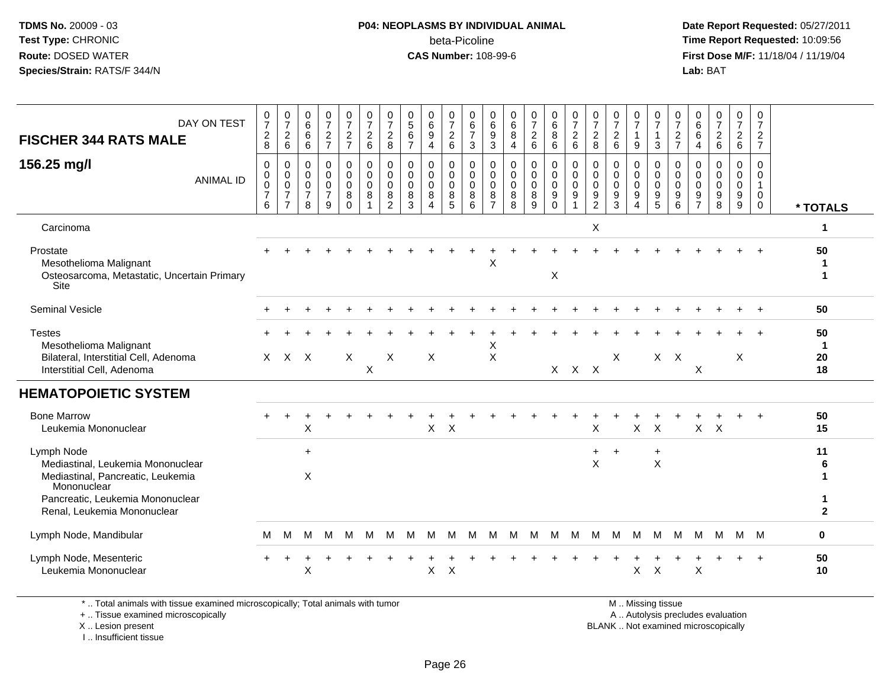**TDMS No.** 20009 - 03
**Test Type:** CHRONIC
**Route:** DOSED WATER
**Species/Strain:** RATS/F 344/N

**P04: NEOPLASMS BY INDIVIDUAL ANIMAL**
beta-Picoline
**CAS Number:** 108-99-6

**Date Report Requested:** 05/27/2011
**Time Report Requested:** 10:09:56
**First Dose M/F:** 11/18/04 / 11/19/04
**Lab:** BAT

| FISCHER 344 RATS MALE — DAY ON TEST | 728 | 726 | 666 | 727 | 727 | 726 | 728 | 567 | 694 | 726 | 673 | 693 | 684 | 726 | 686 | 726 | 728 | 726 | 719 | 713 | 727 | 664 | 726 | 726 | 727 | |
|---|---|---|---|---|---|---|---|---|---|---|---|---|---|---|---|---|---|---|---|---|---|---|---|---|---|---|
| **156.25 mg/l** — ANIMAL ID | 0076 | 0077 | 0078 | 0079 | 0080 | 0081 | 0082 | 0083 | 0084 | 0085 | 0086 | 0087 | 0088 | 0089 | 0090 | 0091 | 0092 | 0093 | 0094 | 0095 | 0096 | 0097 | 0098 | 0099 | 0100 | **\* TOTALS** |
| Carcinoma | | | | | | | | | | | | | | | | | X | | | | | | | | | 1 |
| Prostate | + | + | + | + | + | + | + | + | + | + | + | + | + | + | + | + | + | + | + | + | + | + | + | + | + | 50 |
| Mesothelioma Malignant | | | | | | | | | | | | X | | | | | | | | | | | | | | 1 |
| Osteosarcoma, Metastatic, Uncertain Primary Site | | | | | | | | | | | | | | | X | | | | | | | | | | | 1 |
| Seminal Vesicle | + | + | + | + | + | + | + | + | + | + | + | + | + | + | + | + | + | + | + | + | + | + | + | + | + | 50 |
| Testes | + | + | + | + | + | + | + | + | + | + | + | + | + | + | + | + | + | + | + | + | + | + | + | + | + | 50 |
| Mesothelioma Malignant | | | | | | | | | | | | X | | | | | | | | | | | | | | 1 |
| Bilateral, Interstitial Cell, Adenoma | X | X | X | | X | | X | | X | | | X | | | | | | X | | X | X | | | X | | 20 |
| Interstitial Cell, Adenoma | | | | | | X | | | | | | | | | X | X | X | | | | | X | | | | 18 |
| **HEMATOPOIETIC SYSTEM** | | | | | | | | | | | | | | | | | | | | | | | | | | |
| Bone Marrow | + | + | + | + | + | + | + | + | + | + | + | + | + | + | + | + | + | + | + | + | + | + | + | + | + | 50 |
| Leukemia Mononuclear | | | X | | | | | | X | X | | | | | | | X | | X | X | | X | X | | | 15 |
| Lymph Node | | | + | | | | | | | | | | | | | | + | + | | + | | | | | | 11 |
| Mediastinal, Leukemia Mononuclear | | | | | | | | | | | | | | | | | X | | | X | | | | | | 6 |
| Mediastinal, Pancreatic, Leukemia Mononuclear | | | X | | | | | | | | | | | | | | | | | | | | | | | 1 |
| Pancreatic, Leukemia Mononuclear | | | | | | | | | | | | | | | | | | | | | | | | | | 1 |
| Renal, Leukemia Mononuclear | | | | | | | | | | | | | | | | | | | | | | | | | | 2 |
| Lymph Node, Mandibular | M | M | M | M | M | M | M | M | M | M | M | M | M | M | M | M | M | M | M | M | M | M | M | M | M | 0 |
| Lymph Node, Mesenteric | + | + | + | + | + | + | + | + | + | + | + | + | + | + | + | + | + | + | + | + | + | + | + | + | + | 50 |
| Leukemia Mononuclear | | | X | | | | | | X | X | | | | | | | | | X | X | | X | | | | 10 |

\* .. Total animals with tissue examined microscopically; Total animals with tumor
\+ .. Tissue examined microscopically
X .. Lesion present
I .. Insufficient tissue

M .. Missing tissue
A .. Autolysis precludes evaluation
BLANK .. Not examined microscopically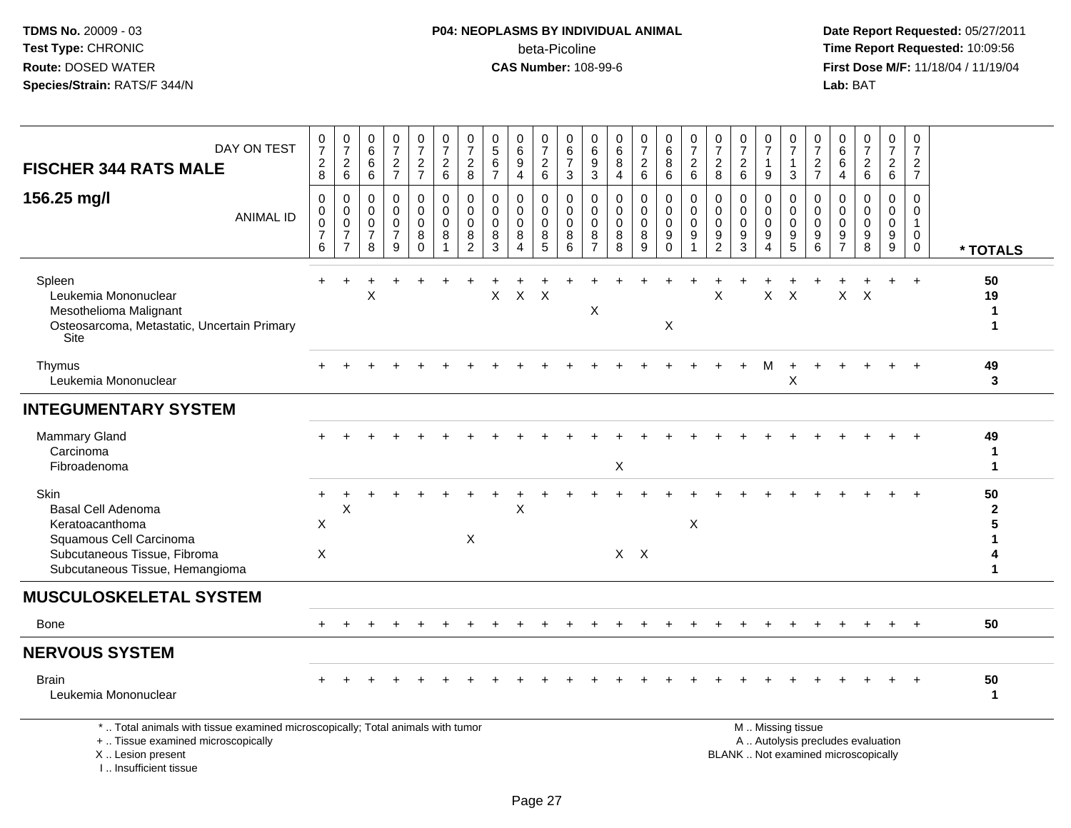**TDMS No.** 20009 - 03
**Test Type:** CHRONIC
**Route:** DOSED WATER
**Species/Strain:** RATS/F 344/N

**P04: NEOPLASMS BY INDIVIDUAL ANIMAL**
beta-Picoline
**CAS Number:** 108-99-6

**Date Report Requested:** 05/27/2011
**Time Report Requested:** 10:09:56
**First Dose M/F:** 11/18/04 / 11/19/04
**Lab:** BAT

| FISCHER 344 RATS MALE — DAY ON TEST | 728 | 726 | 666 | 727 | 727 | 726 | 728 | 567 | 694 | 726 | 673 | 693 | 684 | 726 | 686 | 726 | 728 | 726 | 719 | 713 | 727 | 664 | 726 | 726 | 727 | |
|---|---|---|---|---|---|---|---|---|---|---|---|---|---|---|---|---|---|---|---|---|---|---|---|---|---|---|
| **156.25 mg/l** — ANIMAL ID | 00076 | 00077 | 00078 | 00079 | 00080 | 00081 | 00082 | 00083 | 00084 | 00085 | 00086 | 00087 | 00088 | 00089 | 00090 | 00091 | 00092 | 00093 | 00094 | 00095 | 00096 | 00097 | 00098 | 00099 | 00100 | * TOTALS |
| Spleen | + | + | + | + | + | + | + | + | + | + | + | + | + | + | + | + | + | + | + | + | + | + | + | + | + | 50 |
| Leukemia Mononuclear | | | X | | | | | X | X | X | | | | | | | X | | X | X | | X | X | | | 19 |
| Mesothelioma Malignant | | | | | | | | | | | | X | | | | | | | | | | | | | | 1 |
| Osteosarcoma, Metastatic, Uncertain Primary Site | | | | | | | | | | | | | | | X | | | | | | | | | | | 1 |
| Thymus | + | + | + | + | + | + | + | + | + | + | + | + | + | + | + | + | + | + | M | + | + | + | + | + | + | 49 |
| Leukemia Mononuclear | | | | | | | | | | | | | | | | | | | | X | | | | | | 3 |
| **INTEGUMENTARY SYSTEM** | | | | | | | | | | | | | | | | | | | | | | | | | | |
| Mammary Gland | + | + | + | + | + | + | + | + | + | + | + | + | + | + | + | + | + | + | + | + | + | + | + | + | + | 49 |
| Carcinoma | | | | | | | | | | | | | | | | | | | | | | | | | | 1 |
| Fibroadenoma | | | | | | | | | | | | | X | | | | | | | | | | | | | 1 |
| Skin | + | + | + | + | + | + | + | + | + | + | + | + | + | + | + | + | + | + | + | + | + | + | + | + | + | 50 |
| Basal Cell Adenoma | | X | | | | | | | X | | | | | | | | | | | | | | | | | 2 |
| Keratoacanthoma | X | | | | | | | | | | | | | | | X | | | | | | | | | | 5 |
| Squamous Cell Carcinoma | | | | | | | X | | | | | | | | | | | | | | | | | | | 1 |
| Subcutaneous Tissue, Fibroma | X | | | | | | | | | | | | X | X | | | | | | | | | | | | 4 |
| Subcutaneous Tissue, Hemangioma | | | | | | | | | | | | | | | | | | | | | | | | | | 1 |
| **MUSCULOSKELETAL SYSTEM** | | | | | | | | | | | | | | | | | | | | | | | | | | |
| Bone | + | + | + | + | + | + | + | + | + | + | + | + | + | + | + | + | + | + | + | + | + | + | + | + | + | 50 |
| **NERVOUS SYSTEM** | | | | | | | | | | | | | | | | | | | | | | | | | | |
| Brain | + | + | + | + | + | + | + | + | + | + | + | + | + | + | + | + | + | + | + | + | + | + | + | + | + | 50 |
| Leukemia Mononuclear | | | | | | | | | | | | | | | | | | | | | | | | | | 1 |

\* .. Total animals with tissue examined microscopically; Total animals with tumor
\+ .. Tissue examined microscopically
X .. Lesion present
I .. Insufficient tissue

M .. Missing tissue
A .. Autolysis precludes evaluation
BLANK .. Not examined microscopically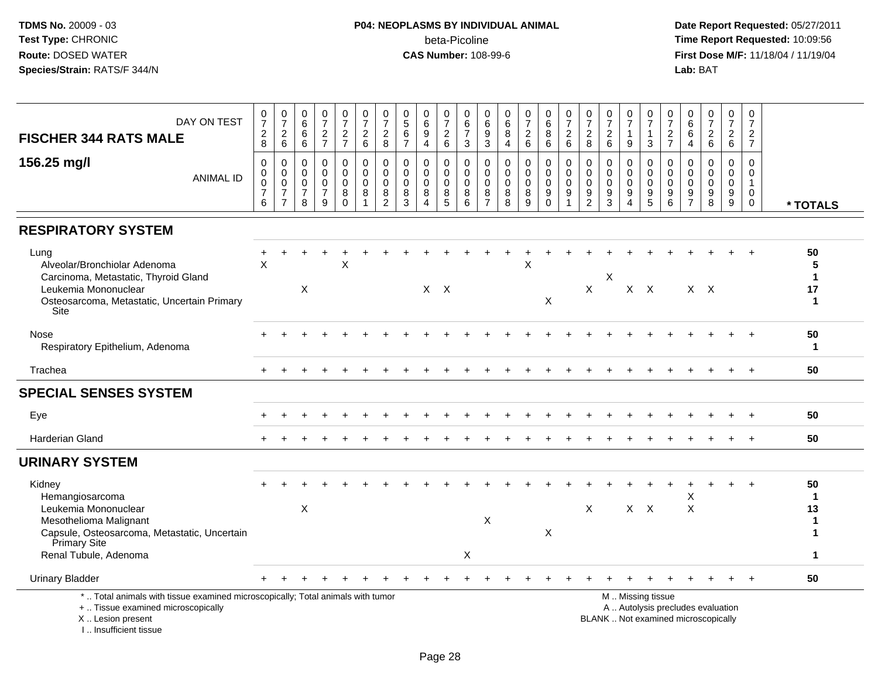TDMS No. 20009 - 03
Test Type: CHRONIC
Route: DOSED WATER
Species/Strain: RATS/F 344/N

**P04: NEOPLASMS BY INDIVIDUAL ANIMAL**
beta-Picoline
**CAS Number:** 108-99-6

Date Report Requested: 05/27/2011
Time Report Requested: 10:09:56
First Dose M/F: 11/18/04 / 11/19/04
Lab: BAT

**FISCHER 344 RATS MALE**
**156.25 mg/l**

| DAY ON TEST | 0728 | 0726 | 0666 | 0727 | 0727 | 0726 | 0728 | 0567 | 0694 | 0726 | 0673 | 0693 | 0684 | 0726 | 0686 | 0726 | 0728 | 0726 | 0719 | 0713 | 0727 | 0664 | 0726 | 0726 | 0727 | |
|---|---|---|---|---|---|---|---|---|---|---|---|---|---|---|---|---|---|---|---|---|---|---|---|---|---|---|
| **ANIMAL ID** | 00076 | 00077 | 00078 | 00079 | 00080 | 00081 | 00082 | 00083 | 00084 | 00085 | 00086 | 00087 | 00088 | 00089 | 00090 | 00091 | 00092 | 00093 | 00094 | 00095 | 00096 | 00097 | 00098 | 00099 | 00100 | *** TOTALS** |
| **RESPIRATORY SYSTEM** | | | | | | | | | | | | | | | | | | | | | | | | | | |
| Lung | + | + | + | + | + | + | + | + | + | + | + | + | + | + | + | + | + | + | + | + | + | + | + | + | + | 50 |
| Alveolar/Bronchiolar Adenoma | X | | | | X | | | | | | | | | X | | | | | | | | | | | | 5 |
| Carcinoma, Metastatic, Thyroid Gland | | | | | | | | | | | | | | | | | | X | | | | | | | | 1 |
| Leukemia Mononuclear | | | X | | | | | | X | X | | | | | | | X | | X | X | | X | X | | | 17 |
| Osteosarcoma, Metastatic, Uncertain Primary Site | | | | | | | | | | | | | | | X | | | | | | | | | | | 1 |
| Nose | + | + | + | + | + | + | + | + | + | + | + | + | + | + | + | + | + | + | + | + | + | + | + | + | + | 50 |
| Respiratory Epithelium, Adenoma | | | | | | | | | | | | | | | | | | | | | | | | | | 1 |
| Trachea | + | + | + | + | + | + | + | + | + | + | + | + | + | + | + | + | + | + | + | + | + | + | + | + | + | 50 |
| **SPECIAL SENSES SYSTEM** | | | | | | | | | | | | | | | | | | | | | | | | | | |
| Eye | + | + | + | + | + | + | + | + | + | + | + | + | + | + | + | + | + | + | + | + | + | + | + | + | + | 50 |
| Harderian Gland | + | + | + | + | + | + | + | + | + | + | + | + | + | + | + | + | + | + | + | + | + | + | + | + | + | 50 |
| **URINARY SYSTEM** | | | | | | | | | | | | | | | | | | | | | | | | | | |
| Kidney | + | + | + | + | + | + | + | + | + | + | + | + | + | + | + | + | + | + | + | + | + | + | + | + | + | 50 |
| Hemangiosarcoma | | | | | | | | | | | | | | | | | | | | | | X | | | | 1 |
| Leukemia Mononuclear | | | X | | | | | | | | | | | | | | X | | X | X | | X | | | | 13 |
| Mesothelioma Malignant | | | | | | | | | | | | X | | | | | | | | | | | | | | 1 |
| Capsule, Osteosarcoma, Metastatic, Uncertain Primary Site | | | | | | | | | | | | | | | X | | | | | | | | | | | 1 |
| Renal Tubule, Adenoma | | | | | | | | | | | X | | | | | | | | | | | | | | | 1 |
| Urinary Bladder | + | + | + | + | + | + | + | + | + | + | + | + | + | + | + | + | + | + | + | + | + | + | + | + | + | 50 |

\* .. Total animals with tissue examined microscopically; Total animals with tumor
\+ .. Tissue examined microscopically
X .. Lesion present
I .. Insufficient tissue

M .. Missing tissue
A .. Autolysis precludes evaluation
BLANK .. Not examined microscopically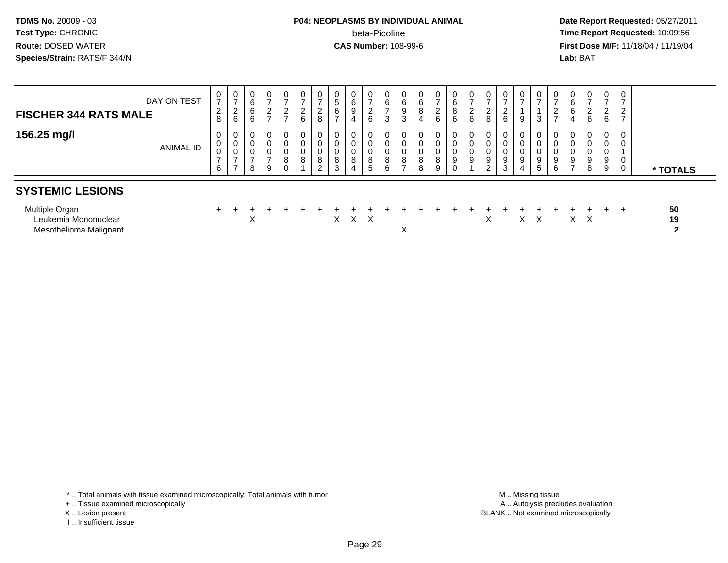| FISCHER 344 RATS MALE 156.25 mg/l | | | | | | | | | | | | | | | | | | | | | | | | | | |
|---|---|---|---|---|---|---|---|---|---|---|---|---|---|---|---|---|---|---|---|---|---|---|---|---|---|---|
| DAY ON TEST | 0728 | 0726 | 0666 | 0727 | 0727 | 0726 | 0728 | 0567 | 0694 | 0726 | 0673 | 0693 | 0684 | 0726 | 0686 | 0726 | 0728 | 0726 | 0719 | 0713 | 0727 | 0664 | 0726 | 0726 | 0727 | |
| ANIMAL ID | 0076 | 0077 | 0078 | 0079 | 0080 | 0081 | 0082 | 0083 | 0084 | 0085 | 0086 | 0087 | 0088 | 0089 | 0090 | 0091 | 0092 | 0093 | 0094 | 0095 | 0096 | 0097 | 0098 | 0099 | 0100 | * TOTALS |
| **SYSTEMIC LESIONS** | | | | | | | | | | | | | | | | | | | | | | | | | | |
| Multiple Organ | + | + | + | + | + | + | + | + | + | + | + | + | + | + | + | + | + | + | + | + | + | + | + | + | + | 50 |
| Leukemia Mononuclear | | | X | | | | | X | X | X | | | | | | | X | | X | X | | X | X | | | 19 |
| Mesothelioma Malignant | | | | | | | | | | | | X | | | | | | | | | | | | | | 2 |

\* .. Total animals with tissue examined microscopically; Total animals with tumor
\+ .. Tissue examined microscopically
X .. Lesion present
I .. Insufficient tissue

M .. Missing tissue
A .. Autolysis precludes evaluation
BLANK .. Not examined microscopically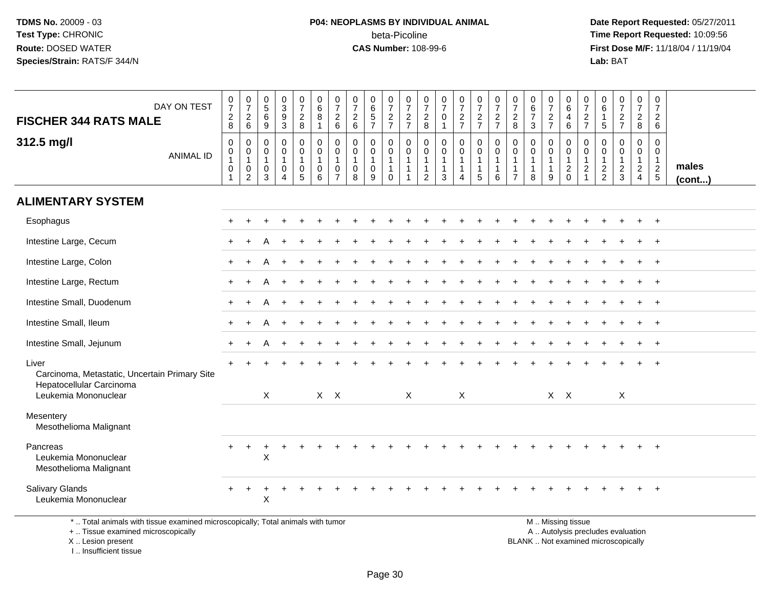**TDMS No.** 20009 - 03
**Test Type:** CHRONIC
**Route:** DOSED WATER
**Species/Strain:** RATS/F 344/N

**P04: NEOPLASMS BY INDIVIDUAL ANIMAL**
beta-Picoline
**CAS Number:** 108-99-6

**Date Report Requested:** 05/27/2011
**Time Report Requested:** 10:09:56
**First Dose M/F:** 11/18/04 / 11/19/04
**Lab:** BAT

| FISCHER 344 RATS MALE — DAY ON TEST | 0728 | 0726 | 0569 | 0393 | 0728 | 0681 | 0726 | 0726 | 0657 | 0727 | 0727 | 0728 | 0701 | 0727 | 0727 | 0727 | 0728 | 0673 | 0727 | 0646 | 0727 | 0615 | 0727 | 0728 | 0726 | |
|---|---|---|---|---|---|---|---|---|---|---|---|---|---|---|---|---|---|---|---|---|---|---|---|---|---|---|
| **312.5 mg/l** — ANIMAL ID | 00101 | 00102 | 00103 | 00104 | 00105 | 00106 | 00107 | 00108 | 00109 | 00110 | 00111 | 00112 | 00113 | 00114 | 00115 | 00116 | 00117 | 00118 | 00119 | 00120 | 00121 | 00122 | 00123 | 00124 | 00125 | **males (cont...)** |
| **ALIMENTARY SYSTEM** | | | | | | | | | | | | | | | | | | | | | | | | | | |
| Esophagus | + | + | + | + | + | + | + | + | + | + | + | + | + | + | + | + | + | + | + | + | + | + | + | + | + | |
| Intestine Large, Cecum | + | + | A | + | + | + | + | + | + | + | + | + | + | + | + | + | + | + | + | + | + | + | + | + | + | |
| Intestine Large, Colon | + | + | A | + | + | + | + | + | + | + | + | + | + | + | + | + | + | + | + | + | + | + | + | + | + | |
| Intestine Large, Rectum | + | + | A | + | + | + | + | + | + | + | + | + | + | + | + | + | + | + | + | + | + | + | + | + | + | |
| Intestine Small, Duodenum | + | + | A | + | + | + | + | + | + | + | + | + | + | + | + | + | + | + | + | + | + | + | + | + | + | |
| Intestine Small, Ileum | + | + | A | + | + | + | + | + | + | + | + | + | + | + | + | + | + | + | + | + | + | + | + | + | + | |
| Intestine Small, Jejunum | + | + | A | + | + | + | + | + | + | + | + | + | + | + | + | + | + | + | + | + | + | + | + | + | + | |
| Liver | + | + | + | + | + | + | + | + | + | + | + | + | + | + | + | + | + | + | + | + | + | + | + | + | + | |
| Carcinoma, Metastatic, Uncertain Primary Site | | | | | | | | | | | | | | | | | | | | | | | | | | |
| Hepatocellular Carcinoma | | | | | | | | | | | | | | | | | | | | | | | | | | |
| Leukemia Mononuclear | | | X | | | X | X | | | | X | | | X | | | | | X | X | | | X | | | |
| Mesentery | | | | | | | | | | | | | | | | | | | | | | | | | | |
| Mesothelioma Malignant | | | | | | | | | | | | | | | | | | | | | | | | | | |
| Pancreas | + | + | + | + | + | + | + | + | + | + | + | + | + | + | + | + | + | + | + | + | + | + | + | + | + | |
| Leukemia Mononuclear | | | X | | | | | | | | | | | | | | | | | | | | | | | |
| Mesothelioma Malignant | | | | | | | | | | | | | | | | | | | | | | | | | | |
| Salivary Glands | + | + | + | + | + | + | + | + | + | + | + | + | + | + | + | + | + | + | + | + | + | + | + | + | + | |
| Leukemia Mononuclear | | | X | | | | | | | | | | | | | | | | | | | | | | | |

\* .. Total animals with tissue examined microscopically; Total animals with tumor
+ .. Tissue examined microscopically
X .. Lesion present
I .. Insufficient tissue

M .. Missing tissue
A .. Autolysis precludes evaluation
BLANK .. Not examined microscopically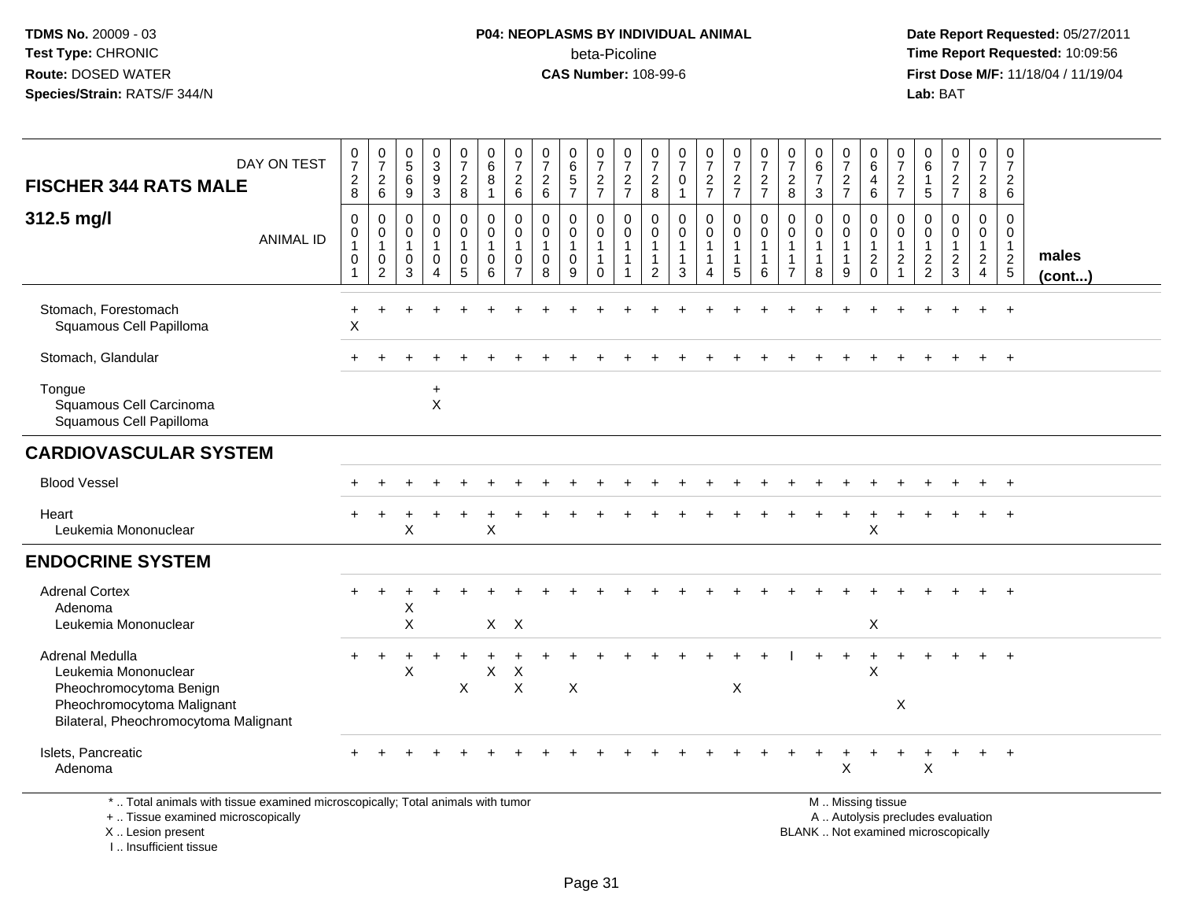**TDMS No.** 20009 - 03
**Test Type:** CHRONIC
**Route:** DOSED WATER
**Species/Strain:** RATS/F 344/N

**P04: NEOPLASMS BY INDIVIDUAL ANIMAL**
beta-Picoline
**CAS Number:** 108-99-6

**Date Report Requested:** 05/27/2011
**Time Report Requested:** 10:09:56
**First Dose M/F:** 11/18/04 / 11/19/04
**Lab:** BAT

| FISCHER 344 RATS MALE — DAY ON TEST | 0728 | 0726 | 0569 | 0393 | 0728 | 0681 | 0726 | 0726 | 0657 | 0727 | 0727 | 0728 | 0701 | 0727 | 0727 | 0727 | 0728 | 0673 | 0727 | 0646 | 0727 | 0615 | 0727 | 0728 | 0726 | |
|---|---|---|---|---|---|---|---|---|---|---|---|---|---|---|---|---|---|---|---|---|---|---|---|---|---|---|
| **312.5 mg/l** — ANIMAL ID | 00101 | 00102 | 00103 | 00104 | 00105 | 00106 | 00107 | 00108 | 00109 | 00110 | 00111 | 00112 | 00113 | 00114 | 00115 | 00116 | 00117 | 00118 | 00119 | 00120 | 00121 | 00122 | 00123 | 00124 | 00125 | **males (cont...)** |
| Stomach, Forestomach | + | + | + | + | + | + | + | + | + | + | + | + | + | + | + | + | + | + | + | + | + | + | + | + | + | |
| Squamous Cell Papilloma | X | | | | | | | | | | | | | | | | | | | | | | | | | |
| Stomach, Glandular | + | + | + | + | + | + | + | + | + | + | + | + | + | + | + | + | + | + | + | + | + | + | + | + | + | |
| Tongue | | | | + | | | | | | | | | | | | | | | | | | | | | | |
| Squamous Cell Carcinoma | | | | X | | | | | | | | | | | | | | | | | | | | | | |
| Squamous Cell Papilloma | | | | | | | | | | | | | | | | | | | | | | | | | | |
| **CARDIOVASCULAR SYSTEM** | | | | | | | | | | | | | | | | | | | | | | | | | | |
| Blood Vessel | + | + | + | + | + | + | + | + | + | + | + | + | + | + | + | + | + | + | + | + | + | + | + | + | + | |
| Heart | + | + | + | + | + | + | + | + | + | + | + | + | + | + | + | + | + | + | + | + | + | + | + | + | + | |
| Leukemia Mononuclear | | | X | | | X | | | | | | | | | | | | | | X | | | | | | |
| **ENDOCRINE SYSTEM** | | | | | | | | | | | | | | | | | | | | | | | | | | |
| Adrenal Cortex | + | + | + | + | + | + | + | + | + | + | + | + | + | + | + | + | + | + | + | + | + | + | + | + | + | |
| Adenoma | | | X | | | | | | | | | | | | | | | | | | | | | | | |
| Leukemia Mononuclear | | | X | | | X | X | | | | | | | | | | | | | X | | | | | | |
| Adrenal Medulla | + | + | + | + | + | + | + | + | + | + | + | + | + | + | + | + | I | + | + | + | + | + | + | + | + | |
| Leukemia Mononuclear | | | X | | | X | X | | | | | | | | | | | | | X | | | | | | |
| Pheochromocytoma Benign | | | | | X | | X | | X | | | | | | X | | | | | | | | | | | |
| Pheochromocytoma Malignant | | | | | | | | | | | | | | | | | | | | | X | | | | | |
| Bilateral, Pheochromocytoma Malignant | | | | | | | | | | | | | | | | | | | | | | | | | | |
| Islets, Pancreatic | + | + | + | + | + | + | + | + | + | + | + | + | + | + | + | + | + | + | + | + | + | + | + | + | + | |
| Adenoma | | | | | | | | | | | | | | | | | | | X | | | X | | | | |

\* .. Total animals with tissue examined microscopically; Total animals with tumor
\+ .. Tissue examined microscopically
X .. Lesion present
I .. Insufficient tissue

M .. Missing tissue
A .. Autolysis precludes evaluation
BLANK .. Not examined microscopically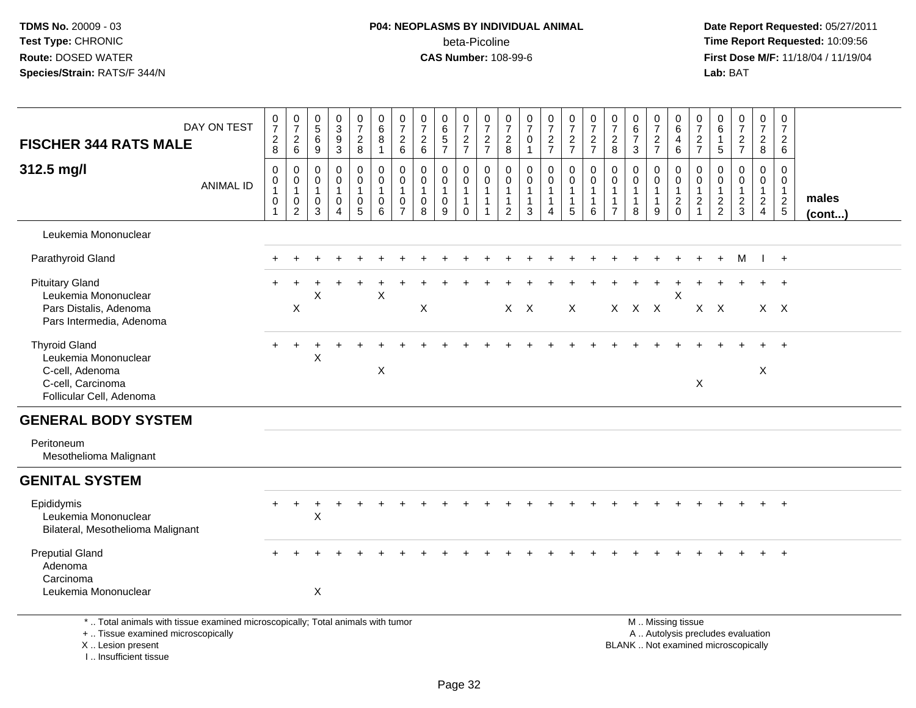TDMS No. 20009 - 03
Test Type: CHRONIC
Route: DOSED WATER
Species/Strain: RATS/F 344/N

**P04: NEOPLASMS BY INDIVIDUAL ANIMAL**
beta-Picoline
**CAS Number:** 108-99-6

Date Report Requested: 05/27/2011
Time Report Requested: 10:09:56
First Dose M/F: 11/18/04 / 11/19/04
Lab: BAT

## FISCHER 344 RATS MALE

### 312.5 mg/l

| DAY ON TEST | 0728 | 0726 | 0569 | 0393 | 0728 | 0681 | 0726 | 0726 | 0657 | 0727 | 0727 | 0728 | 0701 | 0727 | 0727 | 0727 | 0728 | 0673 | 0727 | 0646 | 0727 | 0615 | 0727 | 0728 | 0726 | |
|---|---|---|---|---|---|---|---|---|---|---|---|---|---|---|---|---|---|---|---|---|---|---|---|---|---|---|
| ANIMAL ID | 00101 | 00102 | 00103 | 00104 | 00105 | 00106 | 00107 | 00108 | 00109 | 00110 | 00111 | 00112 | 00113 | 00114 | 00115 | 00116 | 00117 | 00118 | 00119 | 00120 | 00121 | 00122 | 00123 | 00124 | 00125 | **males (cont...)** |
| Leukemia Mononuclear | | | | | | | | | | | | | | | | | | | | | | | | | | |
| Parathyroid Gland | + | + | + | + | + | + | + | + | + | + | + | + | + | + | + | + | + | + | + | + | + | + | M | I | + | |
| Pituitary Gland | + | + | + | + | + | + | + | + | + | + | + | + | + | + | + | + | + | + | + | + | + | + | + | + | + | |
| Leukemia Mononuclear | | | X | | | X | | | | | | | | | | | | | | X | | | | | | |
| Pars Distalis, Adenoma | | X | | | | | | X | | | | X | X | | X | | X | X | X | | X | X | | X | X | |
| Pars Intermedia, Adenoma | | | | | | | | | | | | | | | | | | | | | | | | | | |
| Thyroid Gland | + | + | + | + | + | + | + | + | + | + | + | + | + | + | + | + | + | + | + | + | + | + | + | + | + | |
| Leukemia Mononuclear | | | X | | | | | | | | | | | | | | | | | | | | | | | |
| C-cell, Adenoma | | | | | | X | | | | | | | | | | | | | | | | | | X | | |
| C-cell, Carcinoma | | | | | | | | | | | | | | | | | | | | | X | | | | | |
| Follicular Cell, Adenoma | | | | | | | | | | | | | | | | | | | | | | | | | | |
| **GENERAL BODY SYSTEM** | | | | | | | | | | | | | | | | | | | | | | | | | | |
| Peritoneum | | | | | | | | | | | | | | | | | | | | | | | | | | |
| Mesothelioma Malignant | | | | | | | | | | | | | | | | | | | | | | | | | | |
| **GENITAL SYSTEM** | | | | | | | | | | | | | | | | | | | | | | | | | | |
| Epididymis | + | + | + | + | + | + | + | + | + | + | + | + | + | + | + | + | + | + | + | + | + | + | + | + | + | |
| Leukemia Mononuclear | | | X | | | | | | | | | | | | | | | | | | | | | | | |
| Bilateral, Mesothelioma Malignant | | | | | | | | | | | | | | | | | | | | | | | | | | |
| Preputial Gland | + | + | + | + | + | + | + | + | + | + | + | + | + | + | + | + | + | + | + | + | + | + | + | + | + | |
| Adenoma | | | | | | | | | | | | | | | | | | | | | | | | | | |
| Carcinoma | | | | | | | | | | | | | | | | | | | | | | | | | | |
| Leukemia Mononuclear | | | X | | | | | | | | | | | | | | | | | | | | | | | |

\* .. Total animals with tissue examined microscopically; Total animals with tumor
\+ .. Tissue examined microscopically
X .. Lesion present
I .. Insufficient tissue

M .. Missing tissue
A .. Autolysis precludes evaluation
BLANK .. Not examined microscopically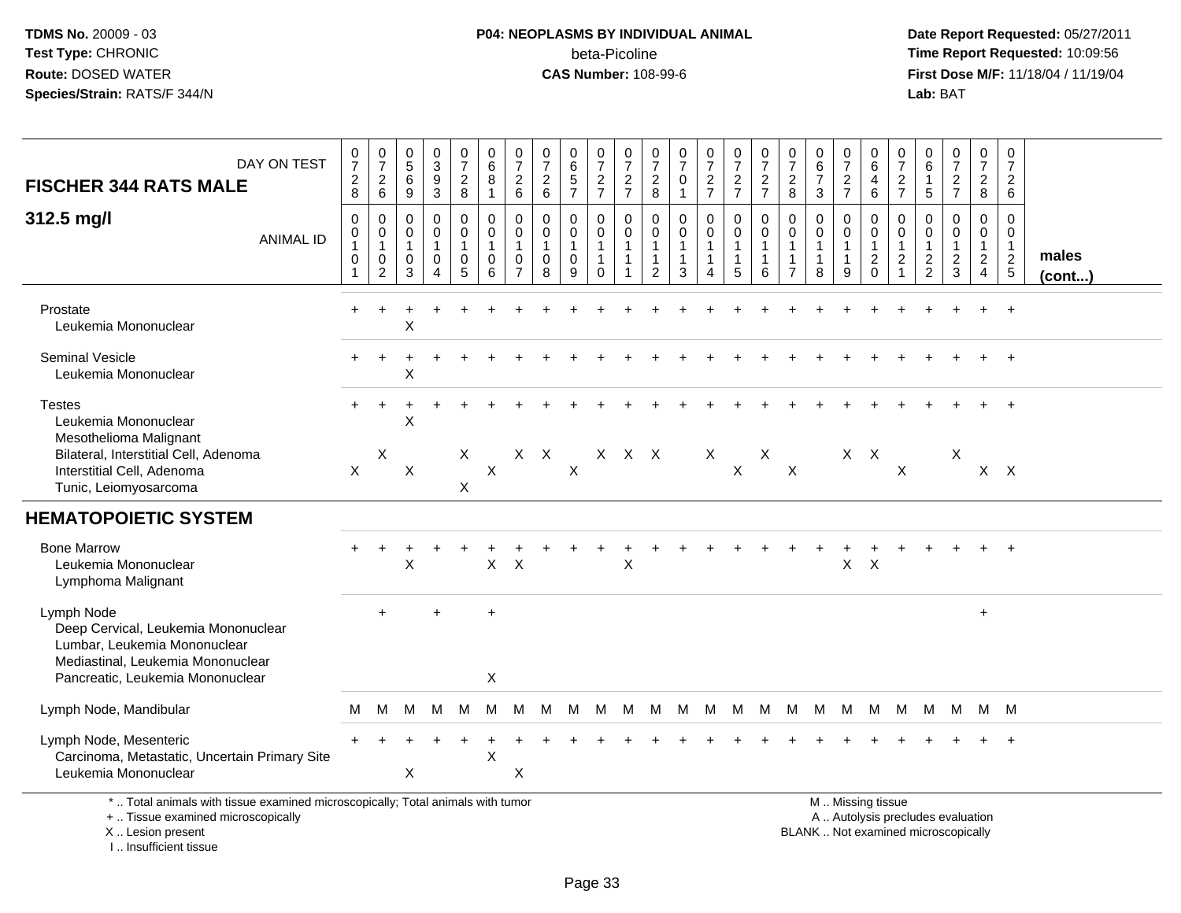**TDMS No.** 20009 - 03
**Test Type:** CHRONIC
**Route:** DOSED WATER
**Species/Strain:** RATS/F 344/N

**P04: NEOPLASMS BY INDIVIDUAL ANIMAL**
beta-Picoline
**CAS Number:** 108-99-6

**Date Report Requested:** 05/27/2011
**Time Report Requested:** 10:09:56
**First Dose M/F:** 11/18/04 / 11/19/04
**Lab:** BAT

| DAY ON TEST | 0728 | 0726 | 0569 | 0393 | 0728 | 0681 | 0726 | 0726 | 0657 | 0727 | 0727 | 0728 | 0701 | 0727 | 0727 | 0727 | 0728 | 0673 | 0727 | 0646 | 0727 | 0615 | 0727 | 0728 | 0726 | |
|---|---|---|---|---|---|---|---|---|---|---|---|---|---|---|---|---|---|---|---|---|---|---|---|---|---|---|
| **FISCHER 344 RATS MALE 312.5 mg/l** ANIMAL ID | 00101 | 00102 | 00103 | 00104 | 00105 | 00106 | 00107 | 00108 | 00109 | 00110 | 00111 | 00112 | 00113 | 00114 | 00115 | 00116 | 00117 | 00118 | 00119 | 00120 | 00121 | 00122 | 00123 | 00124 | 00125 | **males (cont...)** |
| Prostate | + | + | + | + | + | + | + | + | + | + | + | + | + | + | + | + | + | + | + | + | + | + | + | + | + | |
| Leukemia Mononuclear | | | X | | | | | | | | | | | | | | | | | | | | | | | |
| Seminal Vesicle | + | + | + | + | + | + | + | + | + | + | + | + | + | + | + | + | + | + | + | + | + | + | + | + | + | |
| Leukemia Mononuclear | | | X | | | | | | | | | | | | | | | | | | | | | | | |
| Testes | + | + | + | + | + | + | + | + | + | + | + | + | + | + | + | + | + | + | + | + | + | + | + | + | + | |
| Leukemia Mononuclear | | | X | | | | | | | | | | | | | | | | | | | | | | | |
| Mesothelioma Malignant | | | | | | | | | | | | | | | | | | | | | | | | | | |
| Bilateral, Interstitial Cell, Adenoma | | X | | | X | | X | X | | X | X | X | | X | | X | | | X | X | | | X | | | |
| Interstitial Cell, Adenoma | X | | X | | | X | | | X | | | | | | X | | X | | | | X | | | X | X | |
| Tunic, Leiomyosarcoma | | | | | X | | | | | | | | | | | | | | | | | | | | | |
| **HEMATOPOIETIC SYSTEM** | | | | | | | | | | | | | | | | | | | | | | | | | | |
| Bone Marrow | + | + | + | + | + | + | + | + | + | + | + | + | + | + | + | + | + | + | + | + | + | + | + | + | + | |
| Leukemia Mononuclear | | | X | | | X | X | | | | X | | | | | | | | X | X | | | | | | |
| Lymphoma Malignant | | | | | | | | | | | | | | | | | | | | | | | | | | |
| Lymph Node | | + | | + | | + | | | | | | | | | | | | | | | | | | + | | |
| Deep Cervical, Leukemia Mononuclear | | | | | | | | | | | | | | | | | | | | | | | | | | |
| Lumbar, Leukemia Mononuclear | | | | | | | | | | | | | | | | | | | | | | | | | | |
| Mediastinal, Leukemia Mononuclear | | | | | | | | | | | | | | | | | | | | | | | | | | |
| Pancreatic, Leukemia Mononuclear | | | | | | X | | | | | | | | | | | | | | | | | | | | |
| Lymph Node, Mandibular | M | M | M | M | M | M | M | M | M | M | M | M | M | M | M | M | M | M | M | M | M | M | M | M | M | |
| Lymph Node, Mesenteric | + | + | + | + | + | + | + | + | + | + | + | + | + | + | + | + | + | + | + | + | + | + | + | + | + | |
| Carcinoma, Metastatic, Uncertain Primary Site | | | | | | X | | | | | | | | | | | | | | | | | | | | |
| Leukemia Mononuclear | | | X | | | | X | | | | | | | | | | | | | | | | | | | |

\* .. Total animals with tissue examined microscopically; Total animals with tumor
\+ .. Tissue examined microscopically
X .. Lesion present
I .. Insufficient tissue

M .. Missing tissue
A .. Autolysis precludes evaluation
BLANK .. Not examined microscopically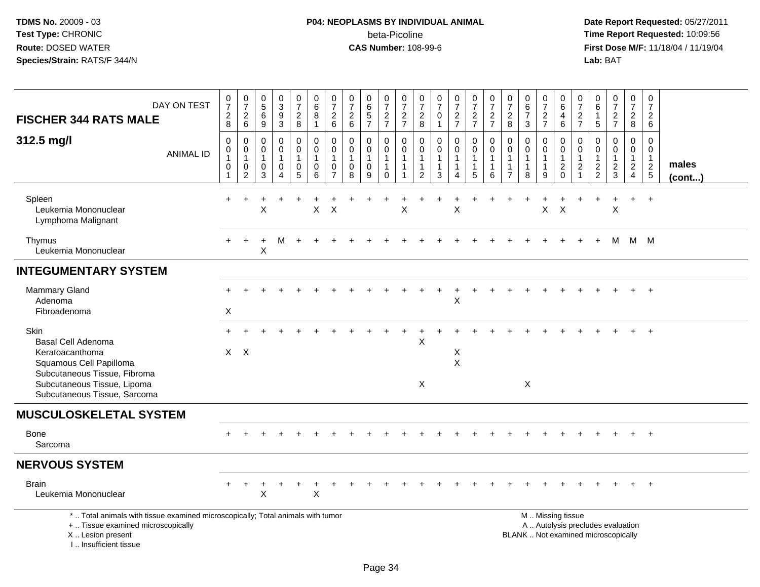TDMS No. 20009 - 03
Test Type: CHRONIC
Route: DOSED WATER
Species/Strain: RATS/F 344/N

**P04: NEOPLASMS BY INDIVIDUAL ANIMAL**
beta-Picoline
**CAS Number:** 108-99-6

Date Report Requested: 05/27/2011
Time Report Requested: 10:09:56
First Dose M/F: 11/18/04 / 11/19/04
Lab: BAT

| FISCHER 344 RATS MALE — DAY ON TEST | 0728 | 0726 | 0569 | 0393 | 0728 | 0681 | 0726 | 0726 | 0657 | 0727 | 0727 | 0728 | 0701 | 0727 | 0727 | 0727 | 0728 | 0673 | 0727 | 0646 | 0727 | 0615 | 0727 | 0728 | 0726 | |
|---|---|---|---|---|---|---|---|---|---|---|---|---|---|---|---|---|---|---|---|---|---|---|---|---|---|---|
| **312.5 mg/l** — ANIMAL ID | 00101 | 00102 | 00103 | 00104 | 00105 | 00106 | 00107 | 00108 | 00109 | 00110 | 00111 | 00112 | 00113 | 00114 | 00115 | 00116 | 00117 | 00118 | 00119 | 00120 | 00121 | 00122 | 00123 | 00124 | 00125 | **males (cont...)** |
| Spleen | + | + | + | + | + | + | + | + | + | + | + | + | + | + | + | + | + | + | + | + | + | + | + | + | + | |
| Leukemia Mononuclear | | | X | | | X | X | | | | X | | | X | | | | | X | X | | | X | | | |
| Lymphoma Malignant | | | | | | | | | | | | | | | | | | | | | | | | | | |
| Thymus | + | + | + | M | + | + | + | + | + | + | + | + | + | + | + | + | + | + | + | + | + | + | M | M | M | |
| Leukemia Mononuclear | | | X | | | | | | | | | | | | | | | | | | | | | | | |
| **INTEGUMENTARY SYSTEM** | | | | | | | | | | | | | | | | | | | | | | | | | | |
| Mammary Gland | + | + | + | + | + | + | + | + | + | + | + | + | + | + | + | + | + | + | + | + | + | + | + | + | + | |
| Adenoma | | | | | | | | | | | | | | X | | | | | | | | | | | | |
| Fibroadenoma | X | | | | | | | | | | | | | | | | | | | | | | | | | |
| Skin | + | + | + | + | + | + | + | + | + | + | + | + | + | + | + | + | + | + | + | + | + | + | + | + | + | |
| Basal Cell Adenoma | | | | | | | | | | | | X | | | | | | | | | | | | | | |
| Keratoacanthoma | X | X | | | | | | | | | | | | X | | | | | | | | | | | | |
| Squamous Cell Papilloma | | | | | | | | | | | | | | X | | | | | | | | | | | | |
| Subcutaneous Tissue, Fibroma | | | | | | | | | | | | | | | | | | | | | | | | | | |
| Subcutaneous Tissue, Lipoma | | | | | | | | | | | | X | | | | | | X | | | | | | | | |
| Subcutaneous Tissue, Sarcoma | | | | | | | | | | | | | | | | | | | | | | | | | | |
| **MUSCULOSKELETAL SYSTEM** | | | | | | | | | | | | | | | | | | | | | | | | | | |
| Bone | + | + | + | + | + | + | + | + | + | + | + | + | + | + | + | + | + | + | + | + | + | + | + | + | + | |
| Sarcoma | | | | | | | | | | | | | | | | | | | | | | | | | | |
| **NERVOUS SYSTEM** | | | | | | | | | | | | | | | | | | | | | | | | | | |
| Brain | + | + | + | + | + | + | + | + | + | + | + | + | + | + | + | + | + | + | + | + | + | + | + | + | + | |
| Leukemia Mononuclear | | | X | | | X | | | | | | | | | | | | | | | | | | | | |

\* .. Total animals with tissue examined microscopically; Total animals with tumor
\+ .. Tissue examined microscopically
X .. Lesion present
I .. Insufficient tissue

M .. Missing tissue
A .. Autolysis precludes evaluation
BLANK .. Not examined microscopically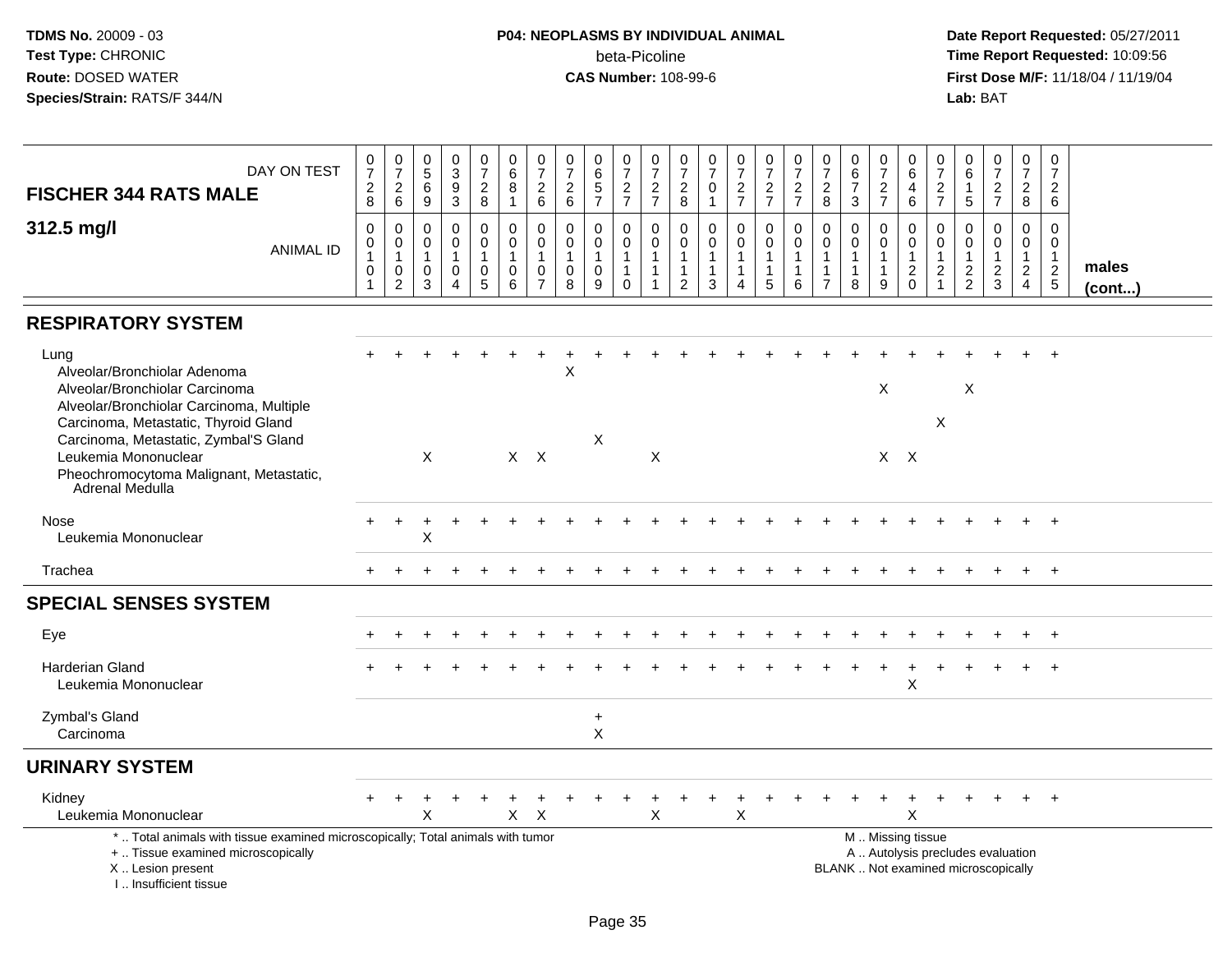TDMS No. 20009 - 03
Test Type: CHRONIC
Route: DOSED WATER
Species/Strain: RATS/F 344/N

**P04: NEOPLASMS BY INDIVIDUAL ANIMAL**
beta-Picoline
**CAS Number:** 108-99-6

Date Report Requested: 05/27/2011
Time Report Requested: 10:09:56
First Dose M/F: 11/18/04 / 11/19/04
Lab: BAT

| FISCHER 344 RATS MALE — DAY ON TEST | 728 | 726 | 569 | 393 | 728 | 681 | 726 | 726 | 657 | 727 | 727 | 728 | 701 | 727 | 727 | 727 | 728 | 673 | 727 | 646 | 727 | 615 | 727 | 728 | 726 | |
|---|---|---|---|---|---|---|---|---|---|---|---|---|---|---|---|---|---|---|---|---|---|---|---|---|---|---|
| **312.5 mg/l** — ANIMAL ID | 01101 | 01102 | 01103 | 01104 | 01105 | 01106 | 01107 | 01108 | 01109 | 01110 | 01111 | 01112 | 01113 | 01114 | 01115 | 01116 | 01117 | 01118 | 01119 | 01120 | 01121 | 01122 | 01123 | 01124 | 01125 | males (cont...) |
| **RESPIRATORY SYSTEM** | | | | | | | | | | | | | | | | | | | | | | | | | | |
| Lung | + | + | + | + | + | + | + | + | + | + | + | + | + | + | + | + | + | + | + | + | + | + | + | + | + | |
| Alveolar/Bronchiolar Adenoma | | | | | | | | X | | | | | | | | | | | | | | | | | | |
| Alveolar/Bronchiolar Carcinoma | | | | | | | | | | | | | | | | | | | X | | | X | | | | |
| Alveolar/Bronchiolar Carcinoma, Multiple | | | | | | | | | | | | | | | | | | | | | | | | | | |
| Carcinoma, Metastatic, Thyroid Gland | | | | | | | | | | | | | | | | | | | | | X | | | | | |
| Carcinoma, Metastatic, Zymbal'S Gland | | | | | | | | | X | | | | | | | | | | | | | | | | | |
| Leukemia Mononuclear | | | X | | | X | X | | | | X | | | | | | | | X | X | | | | | | |
| Pheochromocytoma Malignant, Metastatic, Adrenal Medulla | | | | | | | | | | | | | | | | | | | | | | | | | | |
| Nose | + | + | + | + | + | + | + | + | + | + | + | + | + | + | + | + | + | + | + | + | + | + | + | + | + | |
| Leukemia Mononuclear | | | X | | | | | | | | | | | | | | | | | | | | | | | |
| Trachea | + | + | + | + | + | + | + | + | + | + | + | + | + | + | + | + | + | + | + | + | + | + | + | + | + | |
| **SPECIAL SENSES SYSTEM** | | | | | | | | | | | | | | | | | | | | | | | | | | |
| Eye | + | + | + | + | + | + | + | + | + | + | + | + | + | + | + | + | + | + | + | + | + | + | + | + | + | |
| Harderian Gland | + | + | + | + | + | + | + | + | + | + | + | + | + | + | + | + | + | + | + | + | + | + | + | + | + | |
| Leukemia Mononuclear | | | | | | | | | | | | | | | | | | | | X | | | | | | |
| Zymbal's Gland | | | | | | | | | + | | | | | | | | | | | | | | | | | |
| Carcinoma | | | | | | | | | X | | | | | | | | | | | | | | | | | |
| **URINARY SYSTEM** | | | | | | | | | | | | | | | | | | | | | | | | | | |
| Kidney | + | + | + | + | + | + | + | + | + | + | + | + | + | + | + | + | + | + | + | + | + | + | + | + | + | |
| Leukemia Mononuclear | | | X | | | X | X | | | | X | | | X | | | | | | X | | | | | | |

\* .. Total animals with tissue examined microscopically; Total animals with tumor
\+ .. Tissue examined microscopically
X .. Lesion present
I .. Insufficient tissue

M .. Missing tissue
A .. Autolysis precludes evaluation
BLANK .. Not examined microscopically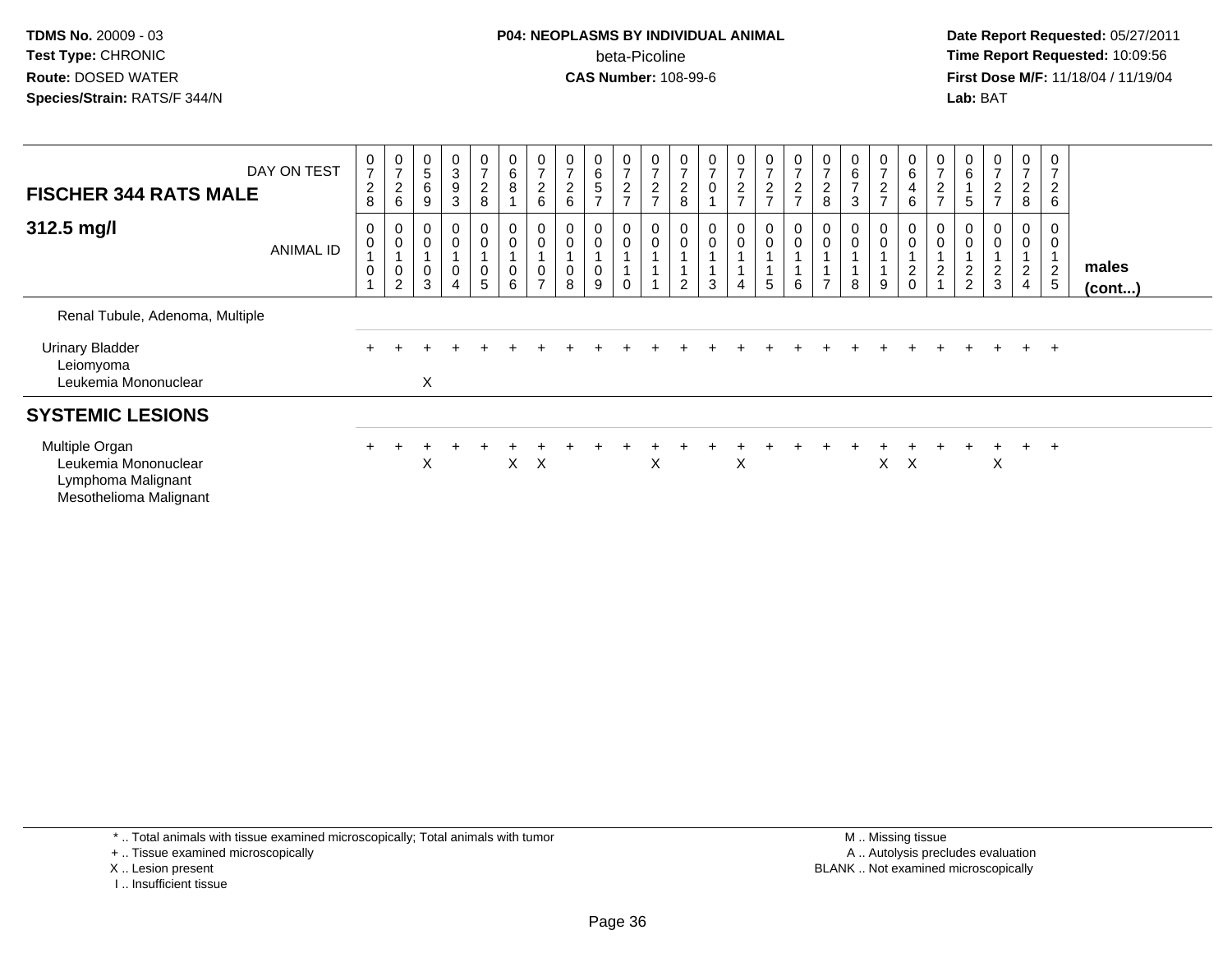**TDMS No.** 20009 - 03
**Test Type:** CHRONIC
**Route:** DOSED WATER
**Species/Strain:** RATS/F 344/N

**P04: NEOPLASMS BY INDIVIDUAL ANIMAL**
beta-Picoline
**CAS Number:** 108-99-6

**Date Report Requested:** 05/27/2011
**Time Report Requested:** 10:09:56
**First Dose M/F:** 11/18/04 / 11/19/04
**Lab:** BAT

| **FISCHER 344 RATS MALE** DAY ON TEST | 0728 | 0726 | 0569 | 0393 | 0728 | 0681 | 0726 | 0726 | 0657 | 0727 | 0727 | 0728 | 0701 | 0727 | 0727 | 0727 | 0728 | 0673 | 0727 | 0646 | 0727 | 0615 | 0727 | 0728 | 0726 | |
|---|---|---|---|---|---|---|---|---|---|---|---|---|---|---|---|---|---|---|---|---|---|---|---|---|---|---|
| **312.5 mg/l** ANIMAL ID | 0010 1 | 0010 2 | 0010 3 | 0010 4 | 0010 5 | 0010 6 | 0010 7 | 0010 8 | 0010 9 | 0011 0 | 0011 1 | 0011 2 | 0011 3 | 0011 4 | 0011 5 | 0011 6 | 0011 7 | 0011 8 | 0011 9 | 0012 0 | 0012 1 | 0012 2 | 0012 3 | 0012 4 | 0012 5 | **males (cont...)** |
| Renal Tubule, Adenoma, Multiple | | | | | | | | | | | | | | | | | | | | | | | | | | |
| Urinary Bladder | + | + | + | + | + | + | + | + | + | + | + | + | + | + | + | + | + | + | + | + | + | + | + | + | + | |
| Leiomyoma | | | | | | | | | | | | | | | | | | | | | | | | | | |
| Leukemia Mononuclear | | | X | | | | | | | | | | | | | | | | | | | | | | | |
| **SYSTEMIC LESIONS** | | | | | | | | | | | | | | | | | | | | | | | | | | |
| Multiple Organ | + | + | + | + | + | + | + | + | + | + | + | + | + | + | + | + | + | + | + | + | + | + | + | + | + | |
| Leukemia Mononuclear | | | X | | | X | X | | | | X | | | X | | | | | X | X | | | X | | | |
| Lymphoma Malignant | | | | | | | | | | | | | | | | | | | | | | | | | | |
| Mesothelioma Malignant | | | | | | | | | | | | | | | | | | | | | | | | | | |

\* .. Total animals with tissue examined microscopically; Total animals with tumor
\+ .. Tissue examined microscopically
X .. Lesion present
I .. Insufficient tissue

M .. Missing tissue
A .. Autolysis precludes evaluation
BLANK .. Not examined microscopically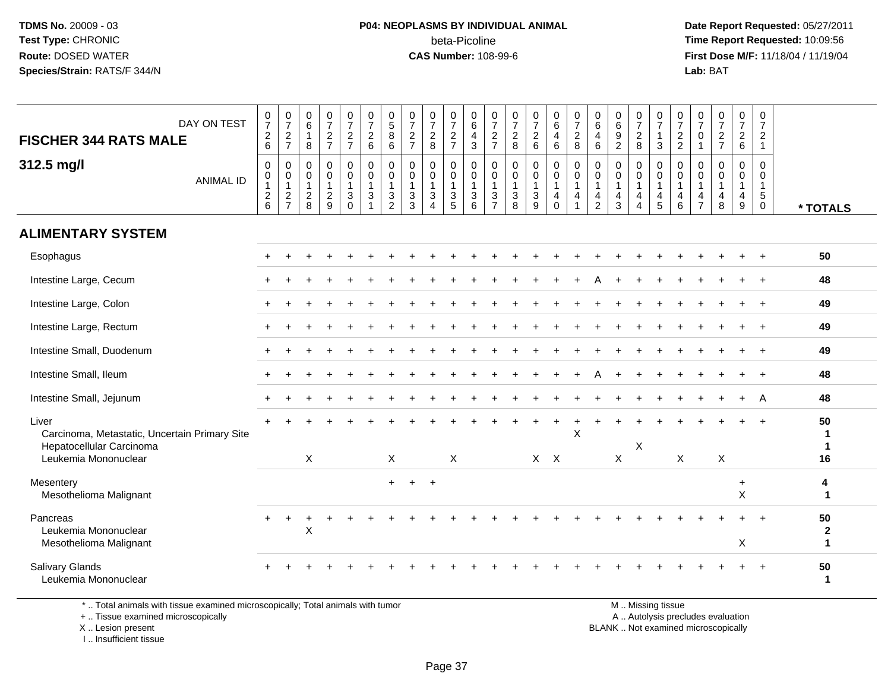**TDMS No.** 20009 - 03
**Test Type:** CHRONIC
**Route:** DOSED WATER
**Species/Strain:** RATS/F 344/N

**P04: NEOPLASMS BY INDIVIDUAL ANIMAL**
beta-Picoline
**CAS Number:** 108-99-6

**Date Report Requested:** 05/27/2011
**Time Report Requested:** 10:09:56
**First Dose M/F:** 11/18/04 / 11/19/04
**Lab:** BAT

| FISCHER 344 RATS MALE — DAY ON TEST | 0726 | 0727 | 0618 | 0727 | 0727 | 0726 | 0586 | 0727 | 0728 | 0727 | 0643 | 0727 | 0728 | 0726 | 0646 | 0728 | 0646 | 0692 | 0728 | 0713 | 0722 | 0701 | 0727 | 0726 | 0721 | |
|---|---|---|---|---|---|---|---|---|---|---|---|---|---|---|---|---|---|---|---|---|---|---|---|---|---|---|
| **312.5 mg/l** — ANIMAL ID | 00126 | 00127 | 00128 | 00129 | 00130 | 00131 | 00132 | 00133 | 00134 | 00135 | 00136 | 00137 | 00138 | 00139 | 00140 | 00141 | 00142 | 00143 | 00144 | 00145 | 00146 | 00147 | 00148 | 00149 | 00150 | *** TOTALS** |
| **ALIMENTARY SYSTEM** | | | | | | | | | | | | | | | | | | | | | | | | | | |
| Esophagus | + | + | + | + | + | + | + | + | + | + | + | + | + | + | + | + | + | + | + | + | + | + | + | + | + | 50 |
| Intestine Large, Cecum | + | + | + | + | + | + | + | + | + | + | + | + | + | + | + | + | A | + | + | + | + | + | + | + | + | 48 |
| Intestine Large, Colon | + | + | + | + | + | + | + | + | + | + | + | + | + | + | + | + | + | + | + | + | + | + | + | + | + | 49 |
| Intestine Large, Rectum | + | + | + | + | + | + | + | + | + | + | + | + | + | + | + | + | + | + | + | + | + | + | + | + | + | 49 |
| Intestine Small, Duodenum | + | + | + | + | + | + | + | + | + | + | + | + | + | + | + | + | + | + | + | + | + | + | + | + | + | 49 |
| Intestine Small, Ileum | + | + | + | + | + | + | + | + | + | + | + | + | + | + | + | + | A | + | + | + | + | + | + | + | + | 48 |
| Intestine Small, Jejunum | + | + | + | + | + | + | + | + | + | + | + | + | + | + | + | + | + | + | + | + | + | + | + | + | A | 48 |
| Liver | + | + | + | + | + | + | + | + | + | + | + | + | + | + | + | + | + | + | + | + | + | + | + | + | + | 50 |
| Carcinoma, Metastatic, Uncertain Primary Site | | | | | | | | | | | | | | | | X | | | | | | | | | | 1 |
| Hepatocellular Carcinoma | | | | | | | | | | | | | | | | | | | X | | | | | | | 1 |
| Leukemia Mononuclear | | | X | | | | X | | | X | | | | X | X | | | X | | | X | | X | | | 16 |
| Mesentery | | | | | | | + | + | + | | | | | | | | | | | | | | | + | | 4 |
| Mesothelioma Malignant | | | | | | | | | | | | | | | | | | | | | | | | X | | 1 |
| Pancreas | + | + | + | + | + | + | + | + | + | + | + | + | + | + | + | + | + | + | + | + | + | + | + | + | + | 50 |
| Leukemia Mononuclear | | | X | | | | | | | | | | | | | | | | | | | | | | | 2 |
| Mesothelioma Malignant | | | | | | | | | | | | | | | | | | | | | | | | X | | 1 |
| Salivary Glands | + | + | + | + | + | + | + | + | + | + | + | + | + | + | + | + | + | + | + | + | + | + | + | + | + | 50 |
| Leukemia Mononuclear | | | | | | | | | | | | | | | | | | | | | | | | | | 1 |

* .. Total animals with tissue examined microscopically; Total animals with tumor
+ .. Tissue examined microscopically
X .. Lesion present
I .. Insufficient tissue

M .. Missing tissue
A .. Autolysis precludes evaluation
BLANK .. Not examined microscopically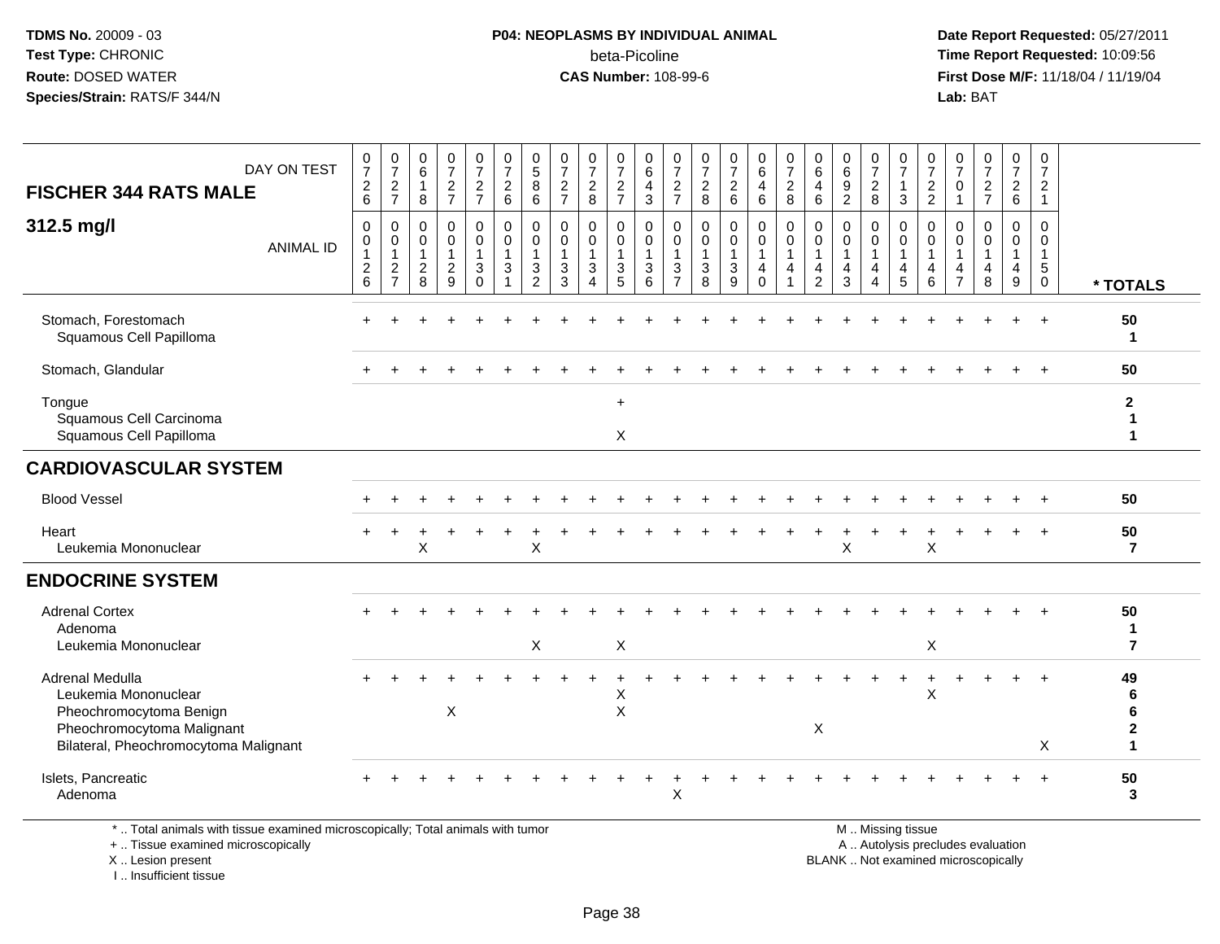**TDMS No.** 20009 - 03
**Test Type:** CHRONIC
**Route:** DOSED WATER
**Species/Strain:** RATS/F 344/N

**P04: NEOPLASMS BY INDIVIDUAL ANIMAL**
beta-Picoline
**CAS Number:** 108-99-6

**Date Report Requested:** 05/27/2011
**Time Report Requested:** 10:09:56
**First Dose M/F:** 11/18/04 / 11/19/04
**Lab:** BAT

## FISCHER 344 RATS MALE 312.5 mg/l

| DAY ON TEST | 0726 | 0727 | 0618 | 0727 | 0727 | 0726 | 0586 | 0727 | 0728 | 0727 | 0643 | 0727 | 0728 | 0726 | 0646 | 0728 | 0646 | 0692 | 0728 | 0713 | 0722 | 0701 | 0727 | 0726 | 0721 | |
|---|---|---|---|---|---|---|---|---|---|---|---|---|---|---|---|---|---|---|---|---|---|---|---|---|---|---|
| ANIMAL ID | 00126 | 00127 | 00128 | 00129 | 00130 | 00131 | 00132 | 00133 | 00134 | 00135 | 00136 | 00137 | 00138 | 00139 | 00140 | 00141 | 00142 | 00143 | 00144 | 00145 | 00146 | 00147 | 00148 | 00149 | 00150 | * TOTALS |
| Stomach, Forestomach | + | + | + | + | + | + | + | + | + | + | + | + | + | + | + | + | + | + | + | + | + | + | + | + | + | 50 |
| Squamous Cell Papilloma | | | | | | | | | | | | | | | | | | | | | | | | | | 1 |
| Stomach, Glandular | + | + | + | + | + | + | + | + | + | + | + | + | + | + | + | + | + | + | + | + | + | + | + | + | + | 50 |
| Tongue | | | | | | | | | | + | | | | | | | | | | | | | | | | 2 |
| Squamous Cell Carcinoma | | | | | | | | | | | | | | | | | | | | | | | | | | 1 |
| Squamous Cell Papilloma | | | | | | | | | | X | | | | | | | | | | | | | | | | 1 |
| **CARDIOVASCULAR SYSTEM** | | | | | | | | | | | | | | | | | | | | | | | | | | |
| Blood Vessel | + | + | + | + | + | + | + | + | + | + | + | + | + | + | + | + | + | + | + | + | + | + | + | + | + | 50 |
| Heart | + | + | + | + | + | + | + | + | + | + | + | + | + | + | + | + | + | + | + | + | + | + | + | + | + | 50 |
| Leukemia Mononuclear | | | X | | | | X | | | | | | | | | | | X | | | X | | | | | 7 |
| **ENDOCRINE SYSTEM** | | | | | | | | | | | | | | | | | | | | | | | | | | |
| Adrenal Cortex | + | + | + | + | + | + | + | + | + | + | + | + | + | + | + | + | + | + | + | + | + | + | + | + | + | 50 |
| Adenoma | | | | | | | | | | | | | | | | | | | | | | | | | | 1 |
| Leukemia Mononuclear | | | | | | | X | | | X | | | | | | | | | | | X | | | | | 7 |
| Adrenal Medulla | + | + | + | + | + | + | + | + | + | + | + | + | + | + | + | + | + | + | + | + | + | + | + | + | + | 49 |
| Leukemia Mononuclear | | | | | | | | | | X | | | | | | | | | | | X | | | | | 6 |
| Pheochromocytoma Benign | | | | X | | | | | | X | | | | | | | | | | | | | | | | 6 |
| Pheochromocytoma Malignant | | | | | | | | | | | | | | | | | X | | | | | | | | | 2 |
| Bilateral, Pheochromocytoma Malignant | | | | | | | | | | | | | | | | | | | | | | | | | X | 1 |
| Islets, Pancreatic | + | + | + | + | + | + | + | + | + | + | + | + | + | + | + | + | + | + | + | + | + | + | + | + | + | 50 |
| Adenoma | | | | | | | | | | | | X | | | | | | | | | | | | | | 3 |

\* .. Total animals with tissue examined microscopically; Total animals with tumor
\+ .. Tissue examined microscopically
X .. Lesion present
I .. Insufficient tissue

M .. Missing tissue
A .. Autolysis precludes evaluation
BLANK .. Not examined microscopically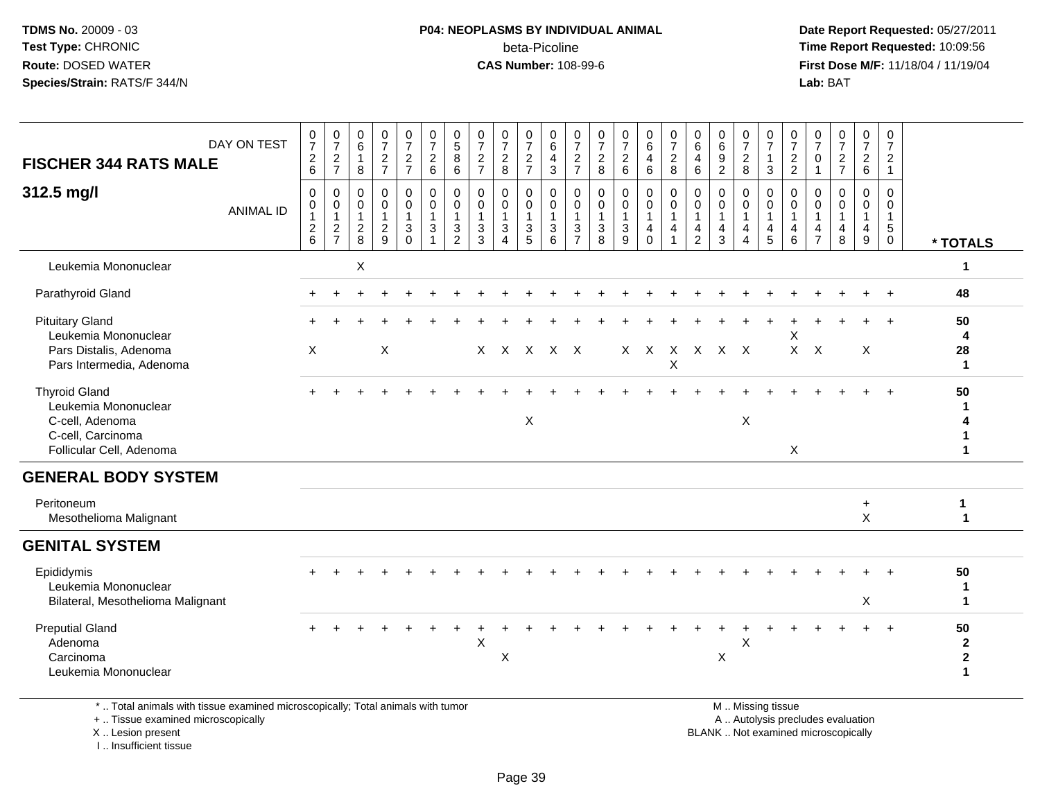TDMS No. 20009 - 03
Test Type: CHRONIC
Route: DOSED WATER
Species/Strain: RATS/F 344/N

**P04: NEOPLASMS BY INDIVIDUAL ANIMAL**
beta-Picoline
**CAS Number:** 108-99-6

Date Report Requested: 05/27/2011
Time Report Requested: 10:09:56
First Dose M/F: 11/18/04 / 11/19/04
Lab: BAT

**FISCHER 344 RATS MALE**

**312.5 mg/l**

| DAY ON TEST | 0726 | 0727 | 0618 | 0727 | 0727 | 0726 | 0586 | 0727 | 0728 | 0727 | 0643 | 0727 | 0728 | 0726 | 0646 | 0728 | 0646 | 0692 | 0728 | 0713 | 0722 | 0701 | 0727 | 0726 | 0721 | |
|---|---|---|---|---|---|---|---|---|---|---|---|---|---|---|---|---|---|---|---|---|---|---|---|---|---|---|
| ANIMAL ID | 0012 6 | 0012 7 | 0012 8 | 0012 9 | 0013 0 | 0013 1 | 0013 2 | 0013 3 | 0013 4 | 0013 5 | 0013 6 | 0013 7 | 0013 8 | 0013 9 | 0014 0 | 0014 1 | 0014 2 | 0014 3 | 0014 4 | 0014 5 | 0014 6 | 0014 7 | 0014 8 | 0014 9 | 0015 0 | * TOTALS |
| Leukemia Mononuclear | | | X | | | | | | | | | | | | | | | | | | | | | | | 1 |
| Parathyroid Gland | + | + | + | + | + | + | + | + | + | + | + | + | + | + | + | + | + | + | + | + | + | + | + | + | + | 48 |
| Pituitary Gland | + | + | + | + | + | + | + | + | + | + | + | + | + | + | + | + | + | + | + | + | + | + | + | + | + | 50 |
| Leukemia Mononuclear | | | | | | | | | | | | | | | | | | | | | X | | | | | 4 |
| Pars Distalis, Adenoma | X | | | X | | | | X | X | X | X | X | | X | X | X | X | X | X | | X | X | | X | | 28 |
| Pars Intermedia, Adenoma | | | | | | | | | | | | | | | | X | | | | | | | | | | 1 |
| Thyroid Gland | + | + | + | + | + | + | + | + | + | + | + | + | + | + | + | + | + | + | + | + | + | + | + | + | + | 50 |
| Leukemia Mononuclear | | | | | | | | | | | | | | | | | | | | | | | | | | 1 |
| C-cell, Adenoma | | | | | | | | | | X | | | | | | | | | X | | | | | | | 4 |
| C-cell, Carcinoma | | | | | | | | | | | | | | | | | | | | | | | | | | 1 |
| Follicular Cell, Adenoma | | | | | | | | | | | | | | | | | | | | | X | | | | | 1 |
| **GENERAL BODY SYSTEM** | | | | | | | | | | | | | | | | | | | | | | | | | | |
| Peritoneum | | | | | | | | | | | | | | | | | | | | | | | | + | | 1 |
| Mesothelioma Malignant | | | | | | | | | | | | | | | | | | | | | | | | X | | 1 |
| **GENITAL SYSTEM** | | | | | | | | | | | | | | | | | | | | | | | | | | |
| Epididymis | + | + | + | + | + | + | + | + | + | + | + | + | + | + | + | + | + | + | + | + | + | + | + | + | + | 50 |
| Leukemia Mononuclear | | | | | | | | | | | | | | | | | | | | | | | | | | 1 |
| Bilateral, Mesothelioma Malignant | | | | | | | | | | | | | | | | | | | | | | | | X | | 1 |
| Preputial Gland | + | + | + | + | + | + | + | + | + | + | + | + | + | + | + | + | + | + | + | + | + | + | + | + | + | 50 |
| Adenoma | | | | | | | | X | | | | | | | | | | | X | | | | | | | 2 |
| Carcinoma | | | | | | | | | X | | | | | | | | | X | | | | | | | | 2 |
| Leukemia Mononuclear | | | | | | | | | | | | | | | | | | | | | | | | | | 1 |

\* .. Total animals with tissue examined microscopically; Total animals with tumor
\+ .. Tissue examined microscopically
X .. Lesion present
I .. Insufficient tissue

M .. Missing tissue
A .. Autolysis precludes evaluation
BLANK .. Not examined microscopically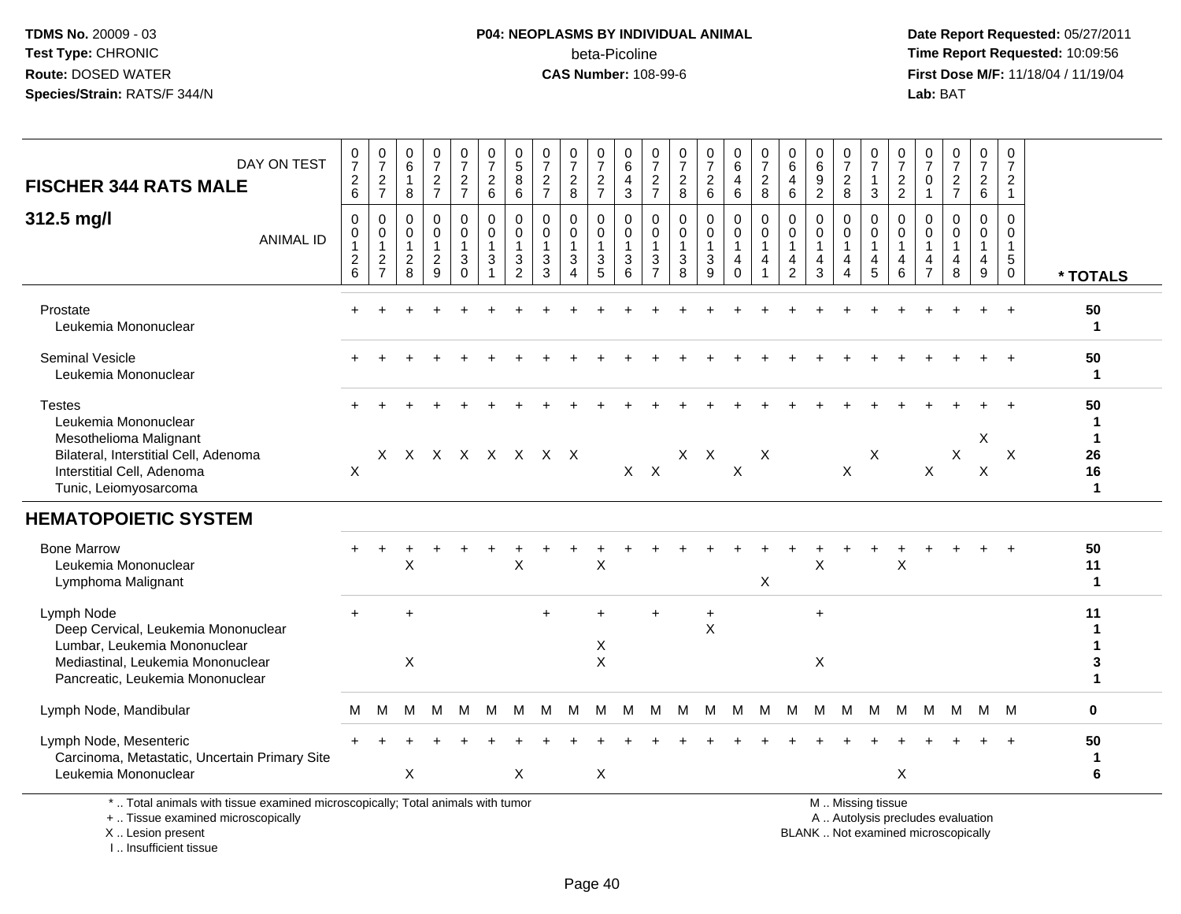**TDMS No.** 20009 - 03
**Test Type:** CHRONIC
**Route:** DOSED WATER
**Species/Strain:** RATS/F 344/N

**P04: NEOPLASMS BY INDIVIDUAL ANIMAL**
beta-Picoline
**CAS Number:** 108-99-6

**Date Report Requested:** 05/27/2011
**Time Report Requested:** 10:09:56
**First Dose M/F:** 11/18/04 / 11/19/04
**Lab:** BAT

| FISCHER 344 RATS MALE — DAY ON TEST | 0726 | 0727 | 0618 | 0727 | 0727 | 0726 | 0586 | 0727 | 0728 | 0727 | 0643 | 0727 | 0728 | 0726 | 0646 | 0728 | 0646 | 0692 | 0728 | 0713 | 0722 | 0701 | 0727 | 0726 | 0721 | |
|---|---|---|---|---|---|---|---|---|---|---|---|---|---|---|---|---|---|---|---|---|---|---|---|---|---|---|
| **312.5 mg/l** — ANIMAL ID | 0126 | 0127 | 0128 | 0129 | 0130 | 0131 | 0132 | 0133 | 0134 | 0135 | 0136 | 0137 | 0138 | 0139 | 0140 | 0141 | 0142 | 0143 | 0144 | 0145 | 0146 | 0147 | 0148 | 0149 | 0150 | *** TOTALS** |
| Prostate | + | + | + | + | + | + | + | + | + | + | + | + | + | + | + | + | + | + | + | + | + | + | + | + | + | 50 |
| Leukemia Mononuclear | | | | | | | | | | | | | | | | | | | | | | | | | | 1 |
| Seminal Vesicle | + | + | + | + | + | + | + | + | + | + | + | + | + | + | + | + | + | + | + | + | + | + | + | + | + | 50 |
| Leukemia Mononuclear | | | | | | | | | | | | | | | | | | | | | | | | | | 1 |
| Testes | + | + | + | + | + | + | + | + | + | + | + | + | + | + | + | + | + | + | + | + | + | + | + | + | + | 50 |
| Leukemia Mononuclear | | | | | | | | | | | | | | | | | | | | | | | | | | 1 |
| Mesothelioma Malignant | | | | | | | | | | | | | | | | | | | | | | | | X | | 1 |
| Bilateral, Interstitial Cell, Adenoma | | X | X | X | X | X | X | X | X | | | | X | X | | X | | | | X | | | X | | X | 26 |
| Interstitial Cell, Adenoma | X | | | | | | | | | | X | X | | | X | | | | X | | | X | | X | | 16 |
| Tunic, Leiomyosarcoma | | | | | | | | | | | | | | | | | | | | | | | | | | 1 |
| **HEMATOPOIETIC SYSTEM** | | | | | | | | | | | | | | | | | | | | | | | | | | |
| Bone Marrow | + | + | + | + | + | + | + | + | + | + | + | + | + | + | + | + | + | + | + | + | + | + | + | + | + | 50 |
| Leukemia Mononuclear | | | X | | | | X | | | X | | | | | | | | X | | | X | | | | | 11 |
| Lymphoma Malignant | | | | | | | | | | | | | | | | X | | | | | | | | | | 1 |
| Lymph Node | + | | + | | | | | + | | + | | + | | + | | | | + | | | | | | | | 11 |
| Deep Cervical, Leukemia Mononuclear | | | | | | | | | | | | | | X | | | | | | | | | | | | 1 |
| Lumbar, Leukemia Mononuclear | | | | | | | | | | X | | | | | | | | | | | | | | | | 1 |
| Mediastinal, Leukemia Mononuclear | | | X | | | | | | | X | | | | | | | | X | | | | | | | | 3 |
| Pancreatic, Leukemia Mononuclear | | | | | | | | | | | | | | | | | | | | | | | | | | 1 |
| Lymph Node, Mandibular | M | M | M | M | M | M | M | M | M | M | M | M | M | M | M | M | M | M | M | M | M | M | M | M | M | 0 |
| Lymph Node, Mesenteric | + | + | + | + | + | + | + | + | + | + | + | + | + | + | + | + | + | + | + | + | + | + | + | + | + | 50 |
| Carcinoma, Metastatic, Uncertain Primary Site | | | | | | | | | | | | | | | | | | | | | | | | | | 1 |
| Leukemia Mononuclear | | | X | | | | X | | | X | | | | | | | | | | | X | | | | | 6 |

\* .. Total animals with tissue examined microscopically; Total animals with tumor
\+ .. Tissue examined microscopically
X .. Lesion present
I .. Insufficient tissue

M .. Missing tissue
A .. Autolysis precludes evaluation
BLANK .. Not examined microscopically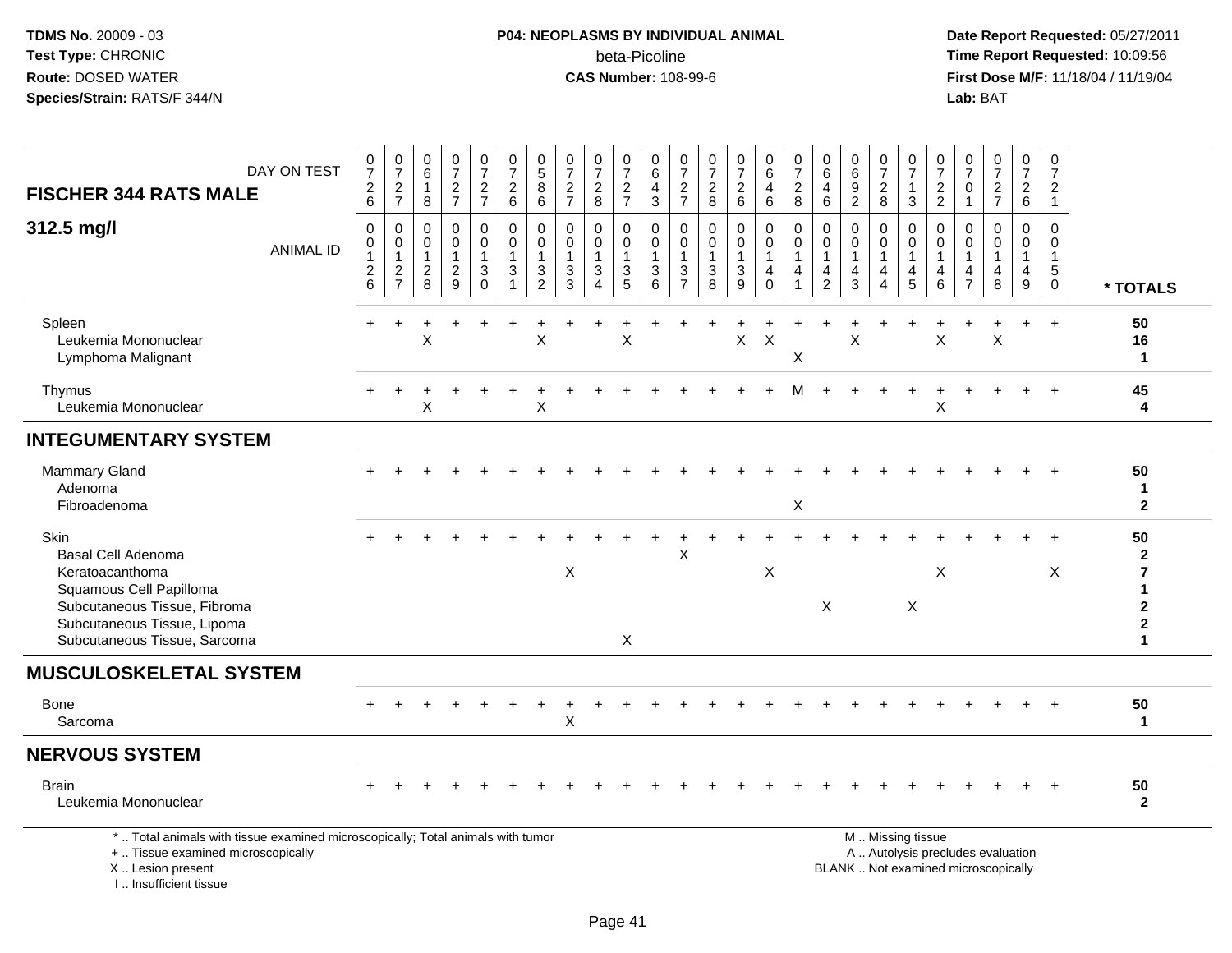TDMS No. 20009 - 03
Test Type: CHRONIC
Route: DOSED WATER
Species/Strain: RATS/F 344/N

**P04: NEOPLASMS BY INDIVIDUAL ANIMAL**
beta-Picoline
**CAS Number:** 108-99-6

Date Report Requested: 05/27/2011
Time Report Requested: 10:09:56
First Dose M/F: 11/18/04 / 11/19/04
Lab: BAT

| FISCHER 344 RATS MALE — DAY ON TEST | 0726 | 0727 | 0618 | 0727 | 0727 | 0726 | 0586 | 0727 | 0728 | 0727 | 0643 | 0727 | 0728 | 0726 | 0646 | 0728 | 0646 | 0692 | 0728 | 0713 | 0722 | 0701 | 0727 | 0726 | 0721 | |
|---|---|---|---|---|---|---|---|---|---|---|---|---|---|---|---|---|---|---|---|---|---|---|---|---|---|---|
| **312.5 mg/l** — ANIMAL ID | 00126 | 00127 | 00128 | 00129 | 00130 | 00131 | 00132 | 00133 | 00134 | 00135 | 00136 | 00137 | 00138 | 00139 | 00140 | 00141 | 00142 | 00143 | 00144 | 00145 | 00146 | 00147 | 00148 | 00149 | 00150 | * TOTALS |
| Spleen | + | + | + | + | + | + | + | + | + | + | + | + | + | + | + | + | + | + | + | + | + | + | + | + | + | 50 |
| Leukemia Mononuclear | | | X | | | | X | | | X | | | | X | X | | | X | | | X | | X | | | 16 |
| Lymphoma Malignant | | | | | | | | | | | | | | | | X | | | | | | | | | | 1 |
| Thymus | + | + | + | + | + | + | + | + | + | + | + | + | + | + | + | M | + | + | + | + | + | + | + | + | + | 45 |
| Leukemia Mononuclear | | | X | | | | X | | | | | | | | | | | | | | X | | | | | 4 |
| **INTEGUMENTARY SYSTEM** | | | | | | | | | | | | | | | | | | | | | | | | | | |
| Mammary Gland | + | + | + | + | + | + | + | + | + | + | + | + | + | + | + | + | + | + | + | + | + | + | + | + | + | 50 |
| Adenoma | | | | | | | | | | | | | | | | | | | | | | | | | | 1 |
| Fibroadenoma | | | | | | | | | | | | | | | | X | | | | | | | | | | 2 |
| Skin | + | + | + | + | + | + | + | + | + | + | + | + | + | + | + | + | + | + | + | + | + | + | + | + | + | 50 |
| Basal Cell Adenoma | | | | | | | | | | | | X | | | | | | | | | | | | | | 2 |
| Keratoacanthoma | | | | | | | | X | | | | | | | X | | | | | | X | | | | X | 7 |
| Squamous Cell Papilloma | | | | | | | | | | | | | | | | | | | | | | | | | | 1 |
| Subcutaneous Tissue, Fibroma | | | | | | | | | | | | | | | | | X | | | X | | | | | | 2 |
| Subcutaneous Tissue, Lipoma | | | | | | | | | | | | | | | | | | | | | | | | | | 2 |
| Subcutaneous Tissue, Sarcoma | | | | | | | | | | X | | | | | | | | | | | | | | | | 1 |
| **MUSCULOSKELETAL SYSTEM** | | | | | | | | | | | | | | | | | | | | | | | | | | |
| Bone | + | + | + | + | + | + | + | + | + | + | + | + | + | + | + | + | + | + | + | + | + | + | + | + | + | 50 |
| Sarcoma | | | | | | | | X | | | | | | | | | | | | | | | | | | 1 |
| **NERVOUS SYSTEM** | | | | | | | | | | | | | | | | | | | | | | | | | | |
| Brain | + | + | + | + | + | + | + | + | + | + | + | + | + | + | + | + | + | + | + | + | + | + | + | + | + | 50 |
| Leukemia Mononuclear | | | | | | | | | | | | | | | | | | | | | | | | | | 2 |

\* .. Total animals with tissue examined microscopically; Total animals with tumor
\+ .. Tissue examined microscopically
X .. Lesion present
I .. Insufficient tissue

M .. Missing tissue
A .. Autolysis precludes evaluation
BLANK .. Not examined microscopically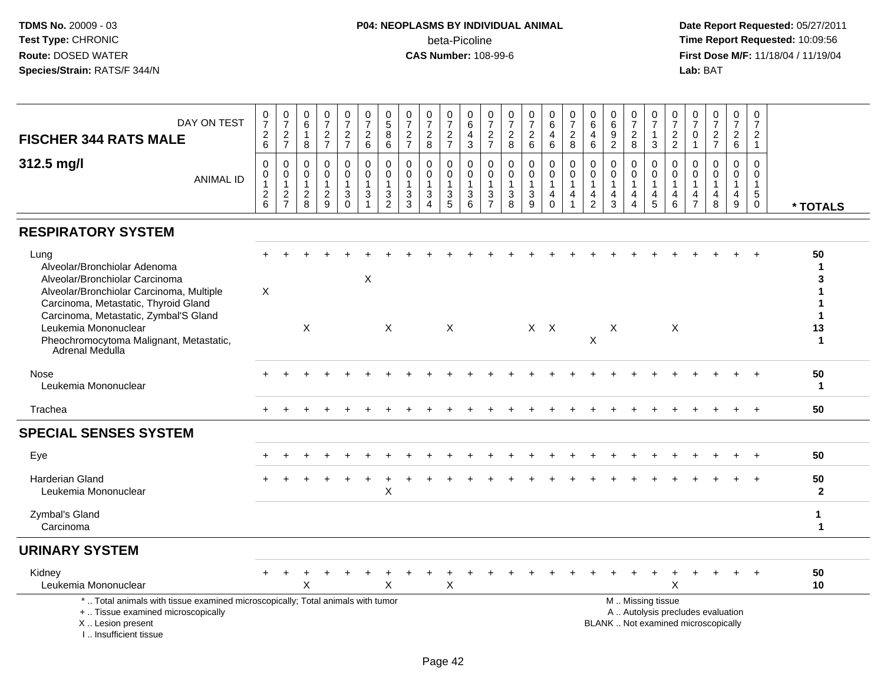TDMS No. 20009 - 03
Test Type: CHRONIC
Route: DOSED WATER
Species/Strain: RATS/F 344/N

**P04: NEOPLASMS BY INDIVIDUAL ANIMAL**
beta-Picoline
**CAS Number:** 108-99-6

Date Report Requested: 05/27/2011
Time Report Requested: 10:09:56
First Dose M/F: 11/18/04 / 11/19/04
Lab: BAT

| FISCHER 344 RATS MALE — DAY ON TEST | 0726 | 0727 | 0618 | 0727 | 0727 | 0726 | 0586 | 0727 | 0728 | 0727 | 0643 | 0727 | 0728 | 0726 | 0646 | 0728 | 0646 | 0692 | 0728 | 0713 | 0722 | 0701 | 0727 | 0726 | 0721 | |
|---|---|---|---|---|---|---|---|---|---|---|---|---|---|---|---|---|---|---|---|---|---|---|---|---|---|---|
| **312.5 mg/l** — ANIMAL ID | 00126 | 00127 | 00128 | 00129 | 00130 | 00131 | 00132 | 00133 | 00134 | 00135 | 00136 | 00137 | 00138 | 00139 | 00140 | 00141 | 00142 | 00143 | 00144 | 00145 | 00146 | 00147 | 00148 | 00149 | 00150 | * TOTALS |
| **RESPIRATORY SYSTEM** | | | | | | | | | | | | | | | | | | | | | | | | | | |
| Lung | + | + | + | + | + | + | + | + | + | + | + | + | + | + | + | + | + | + | + | + | + | + | + | + | + | 50 |
| Alveolar/Bronchiolar Adenoma | | | | | | | | | | | | | | | | | | | | | | | | | | 1 |
| Alveolar/Bronchiolar Carcinoma | | | | | | X | | | | | | | | | | | | | | | | | | | | 3 |
| Alveolar/Bronchiolar Carcinoma, Multiple | X | | | | | | | | | | | | | | | | | | | | | | | | | 1 |
| Carcinoma, Metastatic, Thyroid Gland | | | | | | | | | | | | | | | | | | | | | | | | | | 1 |
| Carcinoma, Metastatic, Zymbal'S Gland | | | | | | | | | | | | | | | | | | | | | | | | | | 1 |
| Leukemia Mononuclear | | | X | | | | X | | | X | | | | X | X | | | X | | | X | | | | | 13 |
| Pheochromocytoma Malignant, Metastatic, Adrenal Medulla | | | | | | | | | | | | | | | | | X | | | | | | | | | 1 |
| Nose | + | + | + | + | + | + | + | + | + | + | + | + | + | + | + | + | + | + | + | + | + | + | + | + | + | 50 |
| Leukemia Mononuclear | | | | | | | | | | | | | | | | | | | | | | | | | | 1 |
| Trachea | + | + | + | + | + | + | + | + | + | + | + | + | + | + | + | + | + | + | + | + | + | + | + | + | + | 50 |
| **SPECIAL SENSES SYSTEM** | | | | | | | | | | | | | | | | | | | | | | | | | | |
| Eye | + | + | + | + | + | + | + | + | + | + | + | + | + | + | + | + | + | + | + | + | + | + | + | + | + | 50 |
| Harderian Gland | + | + | + | + | + | + | + | + | + | + | + | + | + | + | + | + | + | + | + | + | + | + | + | + | + | 50 |
| Leukemia Mononuclear | | | | | | | X | | | | | | | | | | | | | | | | | | | 2 |
| Zymbal's Gland | | | | | | | | | | | | | | | | | | | | | | | | | | 1 |
| Carcinoma | | | | | | | | | | | | | | | | | | | | | | | | | | 1 |
| **URINARY SYSTEM** | | | | | | | | | | | | | | | | | | | | | | | | | | |
| Kidney | + | + | + | + | + | + | + | + | + | + | + | + | + | + | + | + | + | + | + | + | + | + | + | + | + | 50 |
| Leukemia Mononuclear | | | X | | | | X | | | X | | | | | | | | | | | X | | | | | 10 |

\* .. Total animals with tissue examined microscopically; Total animals with tumor
\+ .. Tissue examined microscopically
X .. Lesion present
I .. Insufficient tissue

M .. Missing tissue
A .. Autolysis precludes evaluation
BLANK .. Not examined microscopically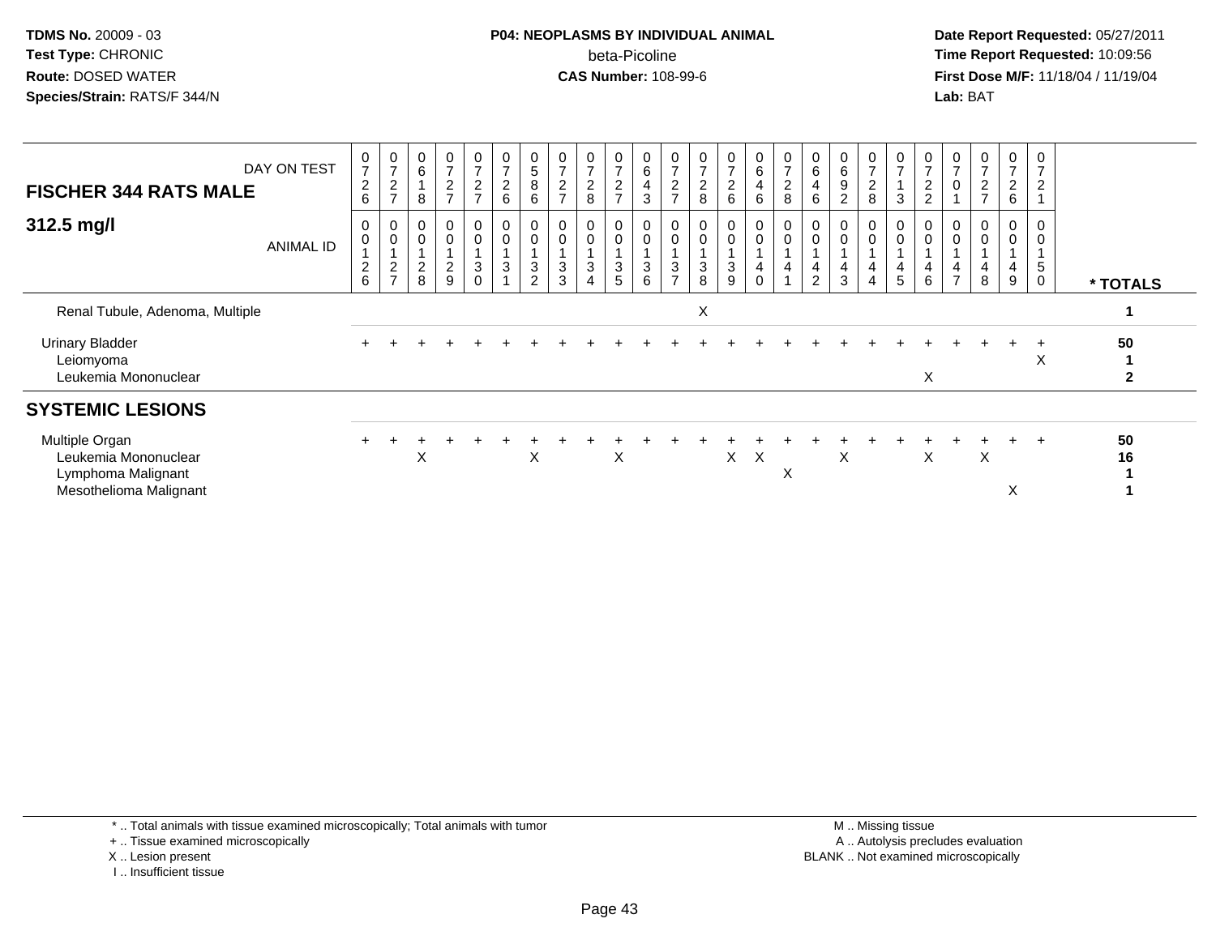**TDMS No.** 20009 - 03
**Test Type:** CHRONIC
**Route:** DOSED WATER
**Species/Strain:** RATS/F 344/N

**P04: NEOPLASMS BY INDIVIDUAL ANIMAL**
beta-Picoline
**CAS Number:** 108-99-6

**Date Report Requested:** 05/27/2011
**Time Report Requested:** 10:09:56
**First Dose M/F:** 11/18/04 / 11/19/04
**Lab:** BAT

| FISCHER 344 RATS MALE — DAY ON TEST | 0726 | 0727 | 0618 | 0727 | 0727 | 0726 | 0586 | 0727 | 0728 | 0727 | 0643 | 0727 | 0728 | 0726 | 0646 | 0728 | 0646 | 0692 | 0728 | 0713 | 0722 | 0701 | 0727 | 0726 | 0721 | |
|---|---|---|---|---|---|---|---|---|---|---|---|---|---|---|---|---|---|---|---|---|---|---|---|---|---|---|
| **312.5 mg/l** — ANIMAL ID | 00126 | 00127 | 00128 | 00129 | 00130 | 00131 | 00132 | 00133 | 00134 | 00135 | 00136 | 00137 | 00138 | 00139 | 00140 | 00141 | 00142 | 00143 | 00144 | 00145 | 00146 | 00147 | 00148 | 00149 | 00150 | * TOTALS |
| Renal Tubule, Adenoma, Multiple | | | | | | | | | | | | | X | | | | | | | | | | | | | 1 |
| Urinary Bladder | + | + | + | + | + | + | + | + | + | + | + | + | + | + | + | + | + | + | + | + | + | + | + | + | + | 50 |
| Leiomyoma | | | | | | | | | | | | | | | | | | | | | | | | | X | 1 |
| Leukemia Mononuclear | | | | | | | | | | | | | | | | | | | | | X | | | | | 2 |
| **SYSTEMIC LESIONS** | | | | | | | | | | | | | | | | | | | | | | | | | | |
| Multiple Organ | + | + | + | + | + | + | + | + | + | + | + | + | + | + | + | + | + | + | + | + | + | + | + | + | + | 50 |
| Leukemia Mononuclear | | | X | | | | X | | | X | | | | X | X | | | X | | | X | | X | | | 16 |
| Lymphoma Malignant | | | | | | | | | | | | | | | | X | | | | | | | | | | 1 |
| Mesothelioma Malignant | | | | | | | | | | | | | | | | | | | | | | | | X | | 1 |

\* .. Total animals with tissue examined microscopically; Total animals with tumor
\+ .. Tissue examined microscopically
X .. Lesion present
I .. Insufficient tissue

M .. Missing tissue
A .. Autolysis precludes evaluation
BLANK .. Not examined microscopically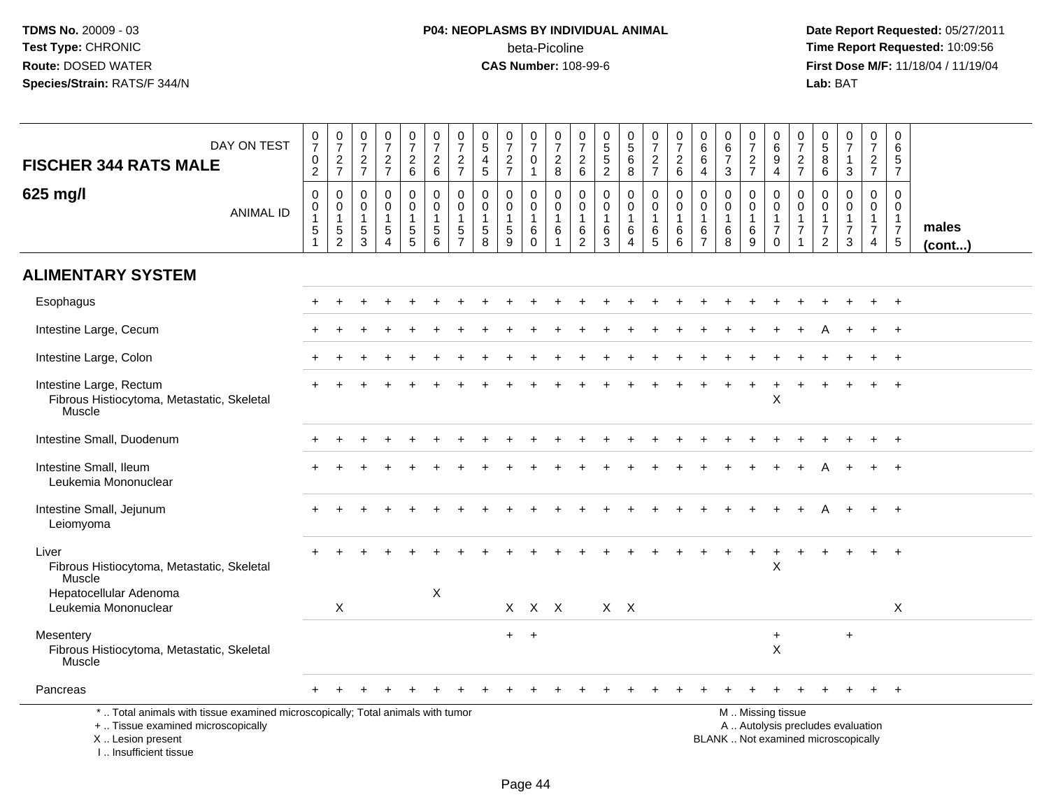**TDMS No.** 20009 - 03
**Test Type:** CHRONIC
**Route:** DOSED WATER
**Species/Strain:** RATS/F 344/N

**P04: NEOPLASMS BY INDIVIDUAL ANIMAL**
beta-Picoline
**CAS Number:** 108-99-6

**Date Report Requested:** 05/27/2011
**Time Report Requested:** 10:09:56
**First Dose M/F:** 11/18/04 / 11/19/04
**Lab:** BAT

| FISCHER 344 RATS MALE 625 mg/l | 0702 | 0727 | 0727 | 0727 | 0726 | 0726 | 0727 | 0545 | 0727 | 0701 | 0728 | 0726 | 0552 | 0568 | 0727 | 0726 | 0664 | 0673 | 0727 | 0694 | 0727 | 0586 | 0713 | 0727 | 0657 | |
|---|---|---|---|---|---|---|---|---|---|---|---|---|---|---|---|---|---|---|---|---|---|---|---|---|---|---|
| ANIMAL ID | 00151 | 00152 | 00153 | 00154 | 00155 | 00156 | 00157 | 00158 | 00159 | 00160 | 00161 | 00162 | 00163 | 00164 | 00165 | 00166 | 00167 | 00168 | 00169 | 00170 | 00171 | 00172 | 00173 | 00174 | 00175 | males (cont...) |
| **ALIMENTARY SYSTEM** | | | | | | | | | | | | | | | | | | | | | | | | | | |
| Esophagus | + | + | + | + | + | + | + | + | + | + | + | + | + | + | + | + | + | + | + | + | + | + | + | + | + | |
| Intestine Large, Cecum | + | + | + | + | + | + | + | + | + | + | + | + | + | + | + | + | + | + | + | + | + | A | + | + | + | |
| Intestine Large, Colon | + | + | + | + | + | + | + | + | + | + | + | + | + | + | + | + | + | + | + | + | + | + | + | + | + | |
| Intestine Large, Rectum | + | + | + | + | + | + | + | + | + | + | + | + | + | + | + | + | + | + | + | + | + | + | + | + | + | |
| Fibrous Histiocytoma, Metastatic, Skeletal Muscle | | | | | | | | | | | | | | | | | | | | X | | | | | | |
| Intestine Small, Duodenum | + | + | + | + | + | + | + | + | + | + | + | + | + | + | + | + | + | + | + | + | + | + | + | + | + | |
| Intestine Small, Ileum | + | + | + | + | + | + | + | + | + | + | + | + | + | + | + | + | + | + | + | + | + | A | + | + | + | |
| Leukemia Mononuclear | | | | | | | | | | | | | | | | | | | | | | | | | | |
| Intestine Small, Jejunum | + | + | + | + | + | + | + | + | + | + | + | + | + | + | + | + | + | + | + | + | + | A | + | + | + | |
| Leiomyoma | | | | | | | | | | | | | | | | | | | | | | | | | | |
| Liver | + | + | + | + | + | + | + | + | + | + | + | + | + | + | + | + | + | + | + | + | + | + | + | + | + | |
| Fibrous Histiocytoma, Metastatic, Skeletal Muscle | | | | | | | | | | | | | | | | | | | | X | | | | | | |
| Hepatocellular Adenoma | | | | | | X | | | | | | | | | | | | | | | | | | | | |
| Leukemia Mononuclear | | X | | | | | | | X | X | X | | X | X | | | | | | | | | | | X | |
| Mesentery | | | | | | | | | + | + | | | | | | | | | | + | | | + | | | |
| Fibrous Histiocytoma, Metastatic, Skeletal Muscle | | | | | | | | | | | | | | | | | | | | X | | | | | | |
| Pancreas | + | + | + | + | + | + | + | + | + | + | + | + | + | + | + | + | + | + | + | + | + | + | + | + | + | |

\* .. Total animals with tissue examined microscopically; Total animals with tumor
\+ .. Tissue examined microscopically
X .. Lesion present
I .. Insufficient tissue

M .. Missing tissue
A .. Autolysis precludes evaluation
BLANK .. Not examined microscopically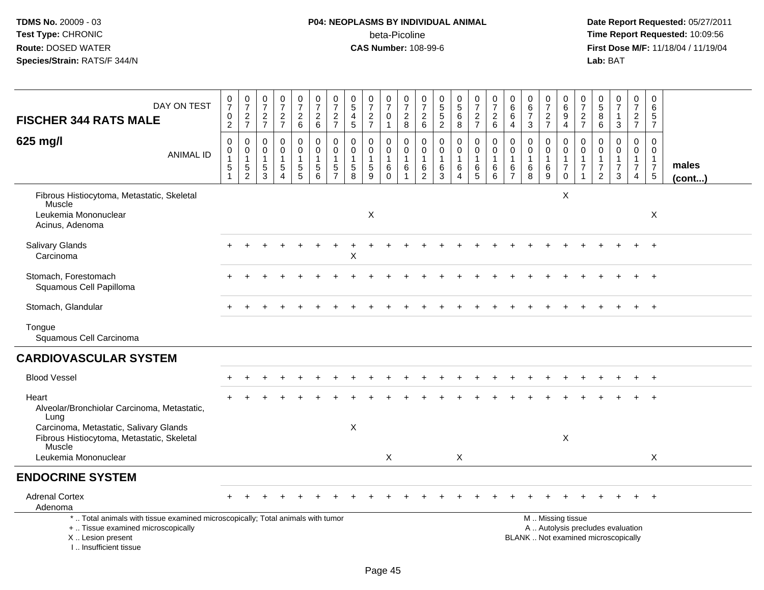TDMS No. 20009 - 03
Test Type: CHRONIC
Route: DOSED WATER
Species/Strain: RATS/F 344/N

**P04: NEOPLASMS BY INDIVIDUAL ANIMAL**
beta-Picoline
**CAS Number:** 108-99-6

Date Report Requested: 05/27/2011
Time Report Requested: 10:09:56
First Dose M/F: 11/18/04 / 11/19/04
Lab: BAT

| FISCHER 344 RATS MALE — DAY ON TEST | 0702 | 0727 | 0727 | 0727 | 0726 | 0726 | 0727 | 0545 | 0727 | 0701 | 0728 | 0726 | 0552 | 0568 | 0727 | 0726 | 0664 | 0673 | 0727 | 0694 | 0727 | 0586 | 0713 | 0727 | 0657 | |
|---|---|---|---|---|---|---|---|---|---|---|---|---|---|---|---|---|---|---|---|---|---|---|---|---|---|---|
| **625 mg/l** — ANIMAL ID | 00151 | 00152 | 00153 | 00154 | 00155 | 00156 | 00157 | 00158 | 00159 | 00160 | 00161 | 00162 | 00163 | 00164 | 00165 | 00166 | 00167 | 00168 | 00169 | 00170 | 00171 | 00172 | 00173 | 00174 | 00175 | **males (cont...)** |
| Fibrous Histiocytoma, Metastatic, Skeletal Muscle | | | | | | | | | | | | | | | | | | | | X | | | | | | |
| Leukemia Mononuclear | | | | | | | | | X | | | | | | | | | | | | | | | | X | |
| Acinus, Adenoma | | | | | | | | | | | | | | | | | | | | | | | | | | |
| Salivary Glands | + | + | + | + | + | + | + | + | + | + | + | + | + | + | + | + | + | + | + | + | + | + | + | + | + | |
| Carcinoma | | | | | | | | X | | | | | | | | | | | | | | | | | | |
| Stomach, Forestomach | + | + | + | + | + | + | + | + | + | + | + | + | + | + | + | + | + | + | + | + | + | + | + | + | + | |
| Squamous Cell Papilloma | | | | | | | | | | | | | | | | | | | | | | | | | | |
| Stomach, Glandular | + | + | + | + | + | + | + | + | + | + | + | + | + | + | + | + | + | + | + | + | + | + | + | + | + | |
| Tongue | | | | | | | | | | | | | | | | | | | | | | | | | | |
| Squamous Cell Carcinoma | | | | | | | | | | | | | | | | | | | | | | | | | | |
| **CARDIOVASCULAR SYSTEM** | | | | | | | | | | | | | | | | | | | | | | | | | | |
| Blood Vessel | + | + | + | + | + | + | + | + | + | + | + | + | + | + | + | + | + | + | + | + | + | + | + | + | + | |
| Heart | + | + | + | + | + | + | + | + | + | + | + | + | + | + | + | + | + | + | + | + | + | + | + | + | + | |
| Alveolar/Bronchiolar Carcinoma, Metastatic, Lung | | | | | | | | | | | | | | | | | | | | | | | | | | |
| Carcinoma, Metastatic, Salivary Glands | | | | | | | | X | | | | | | | | | | | | | | | | | | |
| Fibrous Histiocytoma, Metastatic, Skeletal Muscle | | | | | | | | | | | | | | | | | | | | X | | | | | | |
| Leukemia Mononuclear | | | | | | | | | | X | | | | X | | | | | | | | | | | X | |
| **ENDOCRINE SYSTEM** | | | | | | | | | | | | | | | | | | | | | | | | | | |
| Adrenal Cortex | + | + | + | + | + | + | + | + | + | + | + | + | + | + | + | + | + | + | + | + | + | + | + | + | + | |
| Adenoma | | | | | | | | | | | | | | | | | | | | | | | | | | |

\* .. Total animals with tissue examined microscopically; Total animals with tumor
\+ .. Tissue examined microscopically
X .. Lesion present
I .. Insufficient tissue

M .. Missing tissue
A .. Autolysis precludes evaluation
BLANK .. Not examined microscopically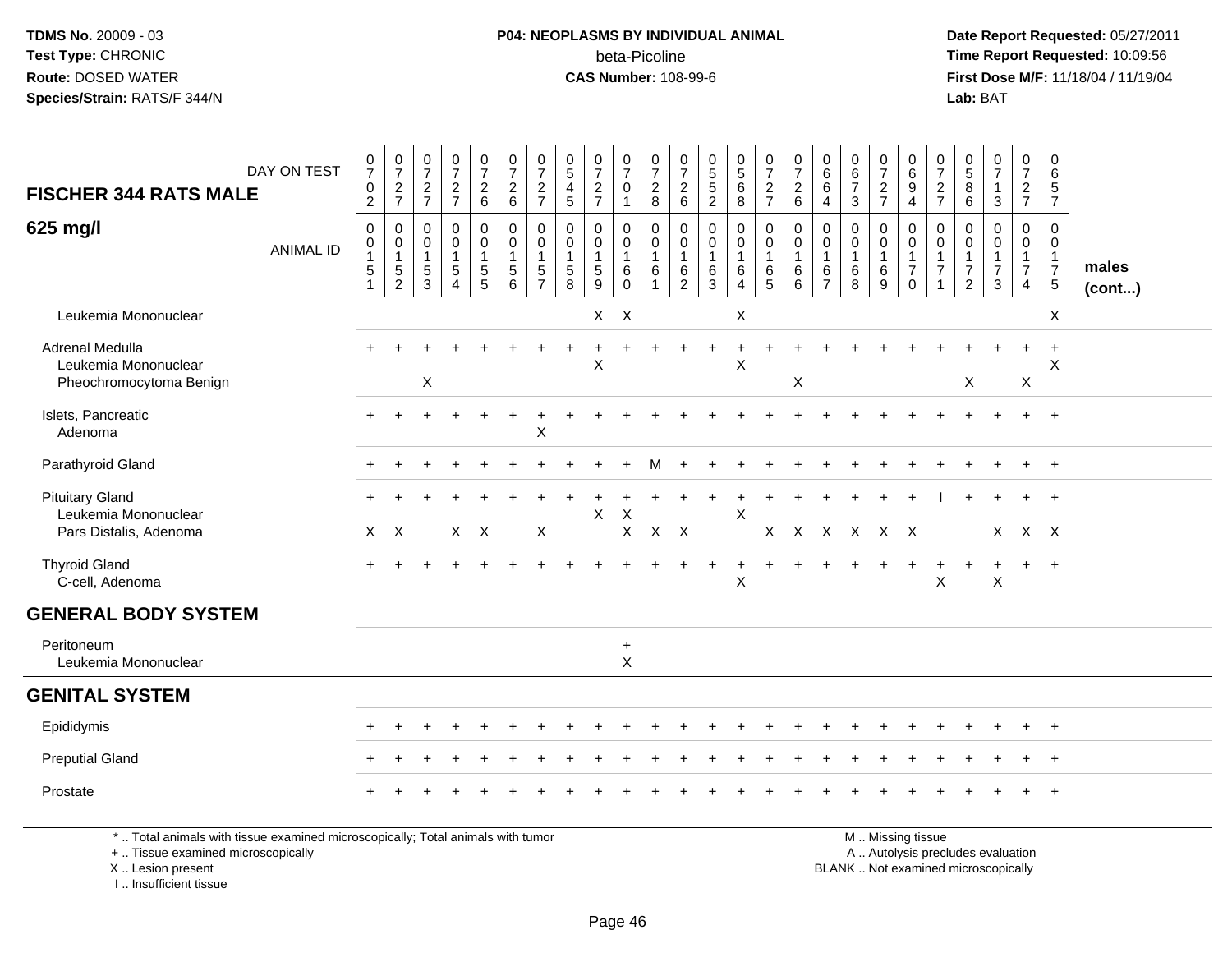TDMS No. 20009 - 03
Test Type: CHRONIC
Route: DOSED WATER
Species/Strain: RATS/F 344/N

**P04: NEOPLASMS BY INDIVIDUAL ANIMAL**
beta-Picoline
**CAS Number:** 108-99-6

Date Report Requested: 05/27/2011
Time Report Requested: 10:09:56
First Dose M/F: 11/18/04 / 11/19/04
Lab: BAT

| FISCHER 344 RATS MALE — DAY ON TEST | 0702 | 0727 | 0727 | 0727 | 0726 | 0726 | 0727 | 0545 | 0727 | 0701 | 0728 | 0726 | 0552 | 0568 | 0727 | 0726 | 0664 | 0673 | 0727 | 0694 | 0727 | 0586 | 0713 | 0727 | 0657 | |
|---|---|---|---|---|---|---|---|---|---|---|---|---|---|---|---|---|---|---|---|---|---|---|---|---|---|---|
| **625 mg/l** — ANIMAL ID | 0015 1 | 0015 2 | 0015 3 | 0015 4 | 0015 5 | 0015 6 | 0015 7 | 0015 8 | 0015 9 | 0016 0 | 0016 1 | 0016 2 | 0016 3 | 0016 4 | 0016 5 | 0016 6 | 0016 7 | 0016 8 | 0016 9 | 0017 0 | 0017 1 | 0017 2 | 0017 3 | 0017 4 | 0017 5 | **males (cont...)** |
| Leukemia Mononuclear | | | | | | | | | X | X | | | | X | | | | | | | | | | | X | |
| Adrenal Medulla | + | + | + | + | + | + | + | + | + | + | + | + | + | + | + | + | + | + | + | + | + | + | + | + | + | |
| Leukemia Mononuclear | | | | | | | | | X | | | | | X | | | | | | | | | | | X | |
| Pheochromocytoma Benign | | | X | | | | | | | | | | | | | X | | | | | | X | | X | | |
| Islets, Pancreatic | + | + | + | + | + | + | + | + | + | + | + | + | + | + | + | + | + | + | + | + | + | + | + | + | + | |
| Adenoma | | | | | | | X | | | | | | | | | | | | | | | | | | | |
| Parathyroid Gland | + | + | + | + | + | + | + | + | + | + | M | + | + | + | + | + | + | + | + | + | + | + | + | + | + | |
| Pituitary Gland | + | + | + | + | + | + | + | + | + | + | + | + | + | + | + | + | + | + | + | + | I | + | + | + | + | |
| Leukemia Mononuclear | | | | | | | | | X | X | | | | X | | | | | | | | | | | | |
| Pars Distalis, Adenoma | X | X | | X | X | | X | | | X | X | X | | | X | X | X | X | X | X | | | X | X | X | |
| Thyroid Gland | + | + | + | + | + | + | + | + | + | + | + | + | + | + | + | + | + | + | + | + | + | + | + | + | + | |
| C-cell, Adenoma | | | | | | | | | | | | | | X | | | | | | | X | | X | | | |
| **GENERAL BODY SYSTEM** | | | | | | | | | | | | | | | | | | | | | | | | | | |
| Peritoneum | | | | | | | | | | + | | | | | | | | | | | | | | | | |
| Leukemia Mononuclear | | | | | | | | | | X | | | | | | | | | | | | | | | | |
| **GENITAL SYSTEM** | | | | | | | | | | | | | | | | | | | | | | | | | | |
| Epididymis | + | + | + | + | + | + | + | + | + | + | + | + | + | + | + | + | + | + | + | + | + | + | + | + | + | |
| Preputial Gland | + | + | + | + | + | + | + | + | + | + | + | + | + | + | + | + | + | + | + | + | + | + | + | + | + | |
| Prostate | + | + | + | + | + | + | + | + | + | + | + | + | + | + | + | + | + | + | + | + | + | + | + | + | + | |

\* .. Total animals with tissue examined microscopically; Total animals with tumor
+ .. Tissue examined microscopically
X .. Lesion present
I .. Insufficient tissue

M .. Missing tissue
A .. Autolysis precludes evaluation
BLANK .. Not examined microscopically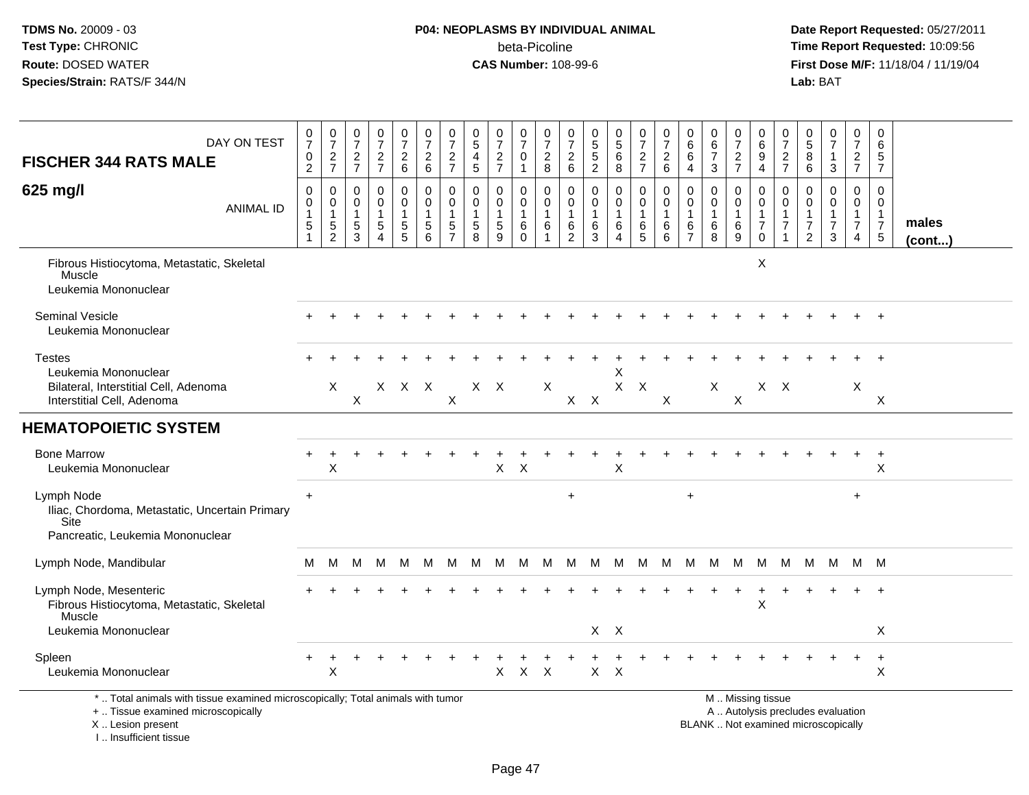**TDMS No.** 20009 - 03
**Test Type:** CHRONIC
**Route:** DOSED WATER
**Species/Strain:** RATS/F 344/N

**P04: NEOPLASMS BY INDIVIDUAL ANIMAL**
beta-Picoline
**CAS Number:** 108-99-6

**Date Report Requested:** 05/27/2011
**Time Report Requested:** 10:09:56
**First Dose M/F:** 11/18/04 / 11/19/04
**Lab:** BAT

| FISCHER 344 RATS MALE — DAY ON TEST | 0702 | 0727 | 0727 | 0727 | 0726 | 0726 | 0727 | 0545 | 0727 | 0701 | 0728 | 0726 | 0552 | 0568 | 0727 | 0726 | 0664 | 0673 | 0727 | 0694 | 0727 | 0586 | 0713 | 0727 | 0657 | |
|---|---|---|---|---|---|---|---|---|---|---|---|---|---|---|---|---|---|---|---|---|---|---|---|---|---|---|
| **625 mg/l** — ANIMAL ID | 0015 1 | 0015 2 | 0015 3 | 0015 4 | 0015 5 | 0015 6 | 0015 7 | 0015 8 | 0015 9 | 0016 0 | 0016 1 | 0016 2 | 0016 3 | 0016 4 | 0016 5 | 0016 6 | 0016 7 | 0016 8 | 0016 9 | 0017 0 | 0017 1 | 0017 2 | 0017 3 | 0017 4 | 0017 5 | **males (cont...)** |
| Fibrous Histiocytoma, Metastatic, Skeletal Muscle | | | | | | | | | | | | | | | | | | | | X | | | | | | |
| Leukemia Mononuclear | | | | | | | | | | | | | | | | | | | | | | | | | | |
| Seminal Vesicle | + | + | + | + | + | + | + | + | + | + | + | + | + | + | + | + | + | + | + | + | + | + | + | + | + | |
| Leukemia Mononuclear | | | | | | | | | | | | | | | | | | | | | | | | | | |
| Testes | + | + | + | + | + | + | + | + | + | + | + | + | + | + | + | + | + | + | + | + | + | + | + | + | + | |
| Leukemia Mononuclear | | | | | | | | | | | | | | X | | | | | | | | | | | | |
| Bilateral, Interstitial Cell, Adenoma | | X | | X | X | X | | X | X | | X | | | X | X | | | X | | X | X | | | X | | |
| Interstitial Cell, Adenoma | | | X | | | | X | | | | | X | X | | | X | | | X | | | | | | X | |
| **HEMATOPOIETIC SYSTEM** | | | | | | | | | | | | | | | | | | | | | | | | | | |
| Bone Marrow | + | + | + | + | + | + | + | + | + | + | + | + | + | + | + | + | + | + | + | + | + | + | + | + | + | |
| Leukemia Mononuclear | | X | | | | | | | X | X | | | | X | | | | | | | | | | | X | |
| Lymph Node | + | | | | | | | | | | | + | | | | | + | | | | | | | + | | |
| Iliac, Chordoma, Metastatic, Uncertain Primary Site | | | | | | | | | | | | | | | | | | | | | | | | | | |
| Pancreatic, Leukemia Mononuclear | | | | | | | | | | | | | | | | | | | | | | | | | | |
| Lymph Node, Mandibular | M | M | M | M | M | M | M | M | M | M | M | M | M | M | M | M | M | M | M | M | M | M | M | M | M | |
| Lymph Node, Mesenteric | + | + | + | + | + | + | + | + | + | + | + | + | + | + | + | + | + | + | + | + | + | + | + | + | + | |
| Fibrous Histiocytoma, Metastatic, Skeletal Muscle | | | | | | | | | | | | | | | | | | | | X | | | | | | |
| Leukemia Mononuclear | | | | | | | | | | | | | X | X | | | | | | | | | | | X | |
| Spleen | + | + | + | + | + | + | + | + | + | + | + | + | + | + | + | + | + | + | + | + | + | + | + | + | + | |
| Leukemia Mononuclear | | X | | | | | | | X | X | X | | X | X | | | | | | | | | | | X | |

\* .. Total animals with tissue examined microscopically; Total animals with tumor
\+ .. Tissue examined microscopically
X .. Lesion present
I .. Insufficient tissue

M .. Missing tissue
A .. Autolysis precludes evaluation
BLANK .. Not examined microscopically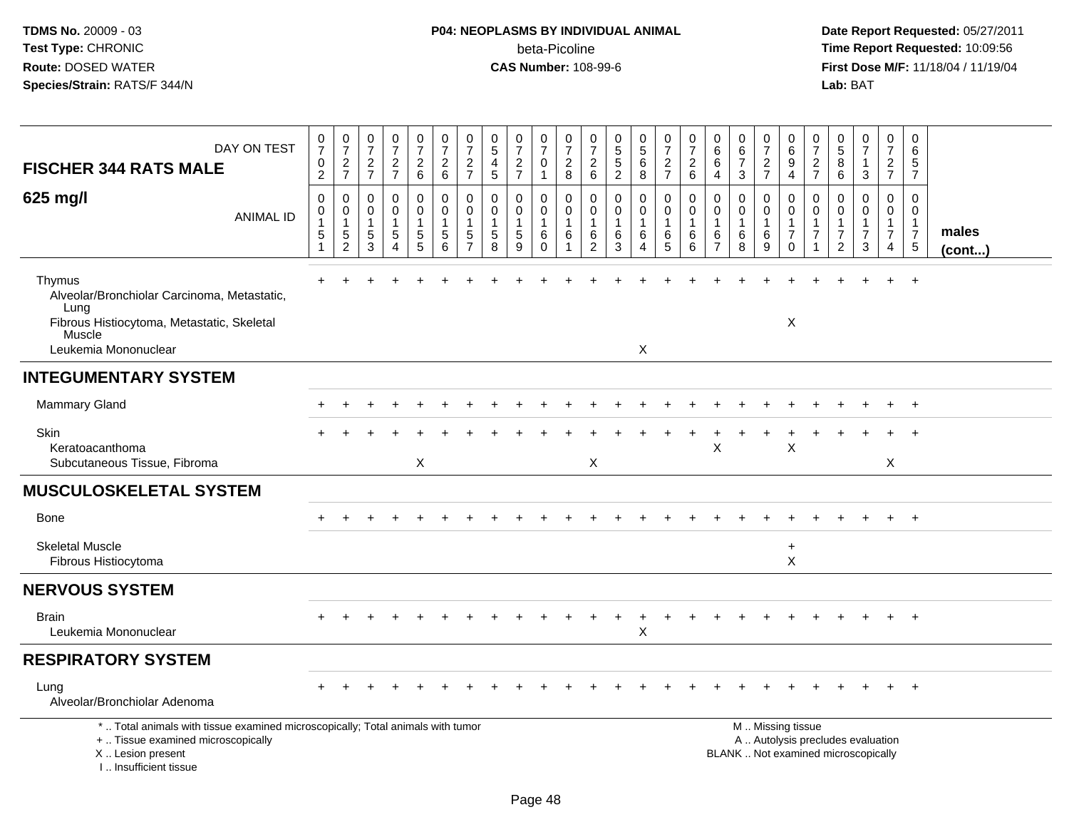**TDMS No.** 20009 - 03
**Test Type:** CHRONIC
**Route:** DOSED WATER
**Species/Strain:** RATS/F 344/N

**P04: NEOPLASMS BY INDIVIDUAL ANIMAL**
beta-Picoline
**CAS Number:** 108-99-6

**Date Report Requested:** 05/27/2011
**Time Report Requested:** 10:09:56
**First Dose M/F:** 11/18/04 / 11/19/04
**Lab:** BAT

| FISCHER 344 RATS MALE 625 mg/l — DAY ON TEST | 0702 | 0727 | 0727 | 0727 | 0726 | 0726 | 0727 | 0545 | 0727 | 0701 | 0728 | 0726 | 0552 | 0568 | 0727 | 0726 | 0664 | 0673 | 0727 | 0694 | 0727 | 0586 | 0713 | 0727 | 0657 | |
|---|---|---|---|---|---|---|---|---|---|---|---|---|---|---|---|---|---|---|---|---|---|---|---|---|---|---|
| ANIMAL ID | 00151 | 00152 | 00153 | 00154 | 00155 | 00156 | 00157 | 00158 | 00159 | 00160 | 00161 | 00162 | 00163 | 00164 | 00165 | 00166 | 00167 | 00168 | 00169 | 00170 | 00171 | 00172 | 00173 | 00174 | 00175 | males (cont...) |
| Thymus | + | + | + | + | + | + | + | + | + | + | + | + | + | + | + | + | + | + | + | + | + | + | + | + | + | |
| Alveolar/Bronchiolar Carcinoma, Metastatic, Lung | | | | | | | | | | | | | | | | | | | | | | | | | | |
| Fibrous Histiocytoma, Metastatic, Skeletal Muscle | | | | | | | | | | | | | | | | | | | | X | | | | | | |
| Leukemia Mononuclear | | | | | | | | | | | | | | X | | | | | | | | | | | | |
| **INTEGUMENTARY SYSTEM** | | | | | | | | | | | | | | | | | | | | | | | | | | |
| Mammary Gland | + | + | + | + | + | + | + | + | + | + | + | + | + | + | + | + | + | + | + | + | + | + | + | + | + | |
| Skin | + | + | + | + | + | + | + | + | + | + | + | + | + | + | + | + | + | + | + | + | + | + | + | + | + | |
| Keratoacanthoma | | | | | | | | | | | | | | | | | X | | | X | | | | | | |
| Subcutaneous Tissue, Fibroma | | | | | X | | | | | | | X | | | | | | | | | | | | X | | |
| **MUSCULOSKELETAL SYSTEM** | | | | | | | | | | | | | | | | | | | | | | | | | | |
| Bone | + | + | + | + | + | + | + | + | + | + | + | + | + | + | + | + | + | + | + | + | + | + | + | + | + | |
| Skeletal Muscle | | | | | | | | | | | | | | | | | | | | + | | | | | | |
| Fibrous Histiocytoma | | | | | | | | | | | | | | | | | | | | X | | | | | | |
| **NERVOUS SYSTEM** | | | | | | | | | | | | | | | | | | | | | | | | | | |
| Brain | + | + | + | + | + | + | + | + | + | + | + | + | + | + | + | + | + | + | + | + | + | + | + | + | + | |
| Leukemia Mononuclear | | | | | | | | | | | | | | X | | | | | | | | | | | | |
| **RESPIRATORY SYSTEM** | | | | | | | | | | | | | | | | | | | | | | | | | | |
| Lung | + | + | + | + | + | + | + | + | + | + | + | + | + | + | + | + | + | + | + | + | + | + | + | + | + | |
| Alveolar/Bronchiolar Adenoma | | | | | | | | | | | | | | | | | | | | | | | | | | |

\* .. Total animals with tissue examined microscopically; Total animals with tumor
+ .. Tissue examined microscopically
X .. Lesion present
I .. Insufficient tissue

M .. Missing tissue
A .. Autolysis precludes evaluation
BLANK .. Not examined microscopically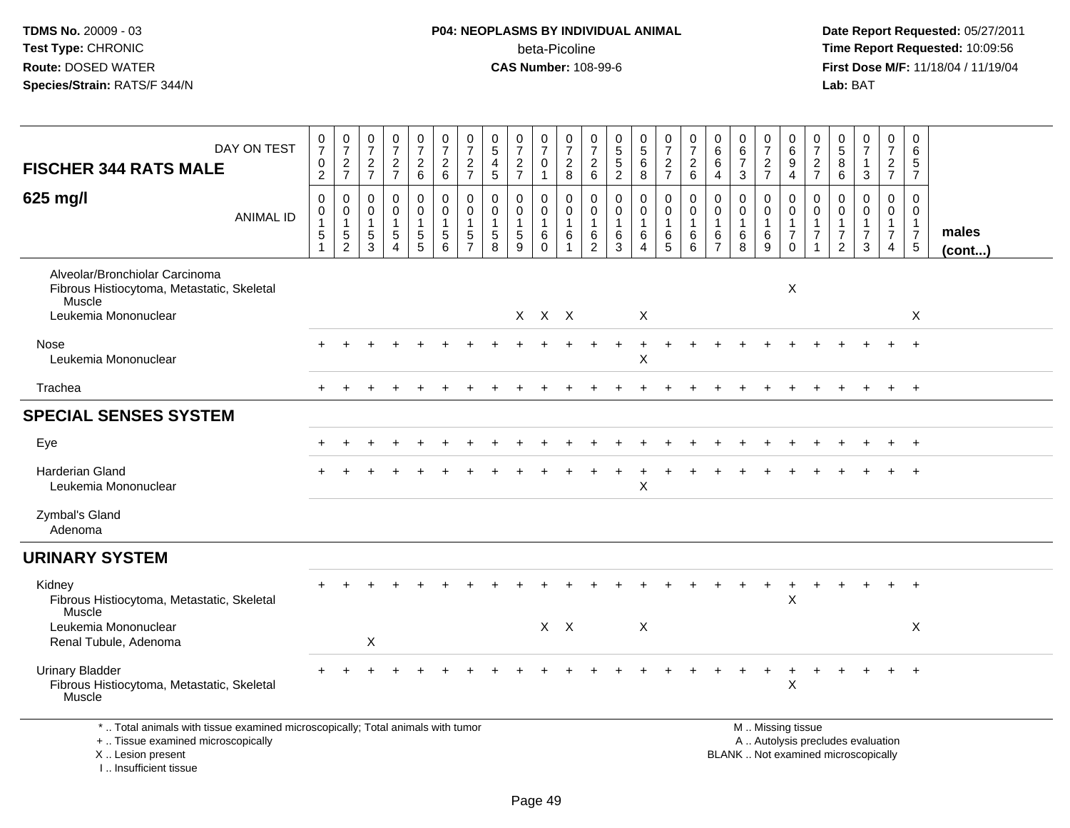**P04: NEOPLASMS BY INDIVIDUAL ANIMAL**
beta-Picoline
**CAS Number:** 108-99-6

**TDMS No.** 20009 - 03
**Test Type:** CHRONIC
**Route:** DOSED WATER
**Species/Strain:** RATS/F 344/N

**Date Report Requested:** 05/27/2011
**Time Report Requested:** 10:09:56
**First Dose M/F:** 11/18/04 / 11/19/04
**Lab:** BAT

| FISCHER 344 RATS MALE — DAY ON TEST | 0702 | 0727 | 0727 | 0727 | 0726 | 0726 | 0727 | 0545 | 0727 | 0701 | 0728 | 0726 | 0552 | 0568 | 0727 | 0726 | 0664 | 0673 | 0727 | 0694 | 0727 | 0586 | 0713 | 0727 | 0657 | |
|---|---|---|---|---|---|---|---|---|---|---|---|---|---|---|---|---|---|---|---|---|---|---|---|---|---|---|
| **625 mg/l** — ANIMAL ID | 0151 | 0152 | 0153 | 0154 | 0155 | 0156 | 0157 | 0158 | 0159 | 0160 | 0161 | 0162 | 0163 | 0164 | 0165 | 0166 | 0167 | 0168 | 0169 | 0170 | 0171 | 0172 | 0173 | 0174 | 0175 | **males (cont...)** |
| Alveolar/Bronchiolar Carcinoma | | | | | | | | | | | | | | | | | | | | | | | | | | |
| Fibrous Histiocytoma, Metastatic, Skeletal Muscle | | | | | | | | | | | | | | | | | | | | X | | | | | | |
| Leukemia Mononuclear | | | | | | | | | X | X | X | | | X | | | | | | | | | | | X | |
| Nose | + | + | + | + | + | + | + | + | + | + | + | + | + | + | + | + | + | + | + | + | + | + | + | + | + | |
| Leukemia Mononuclear | | | | | | | | | | | | | | X | | | | | | | | | | | | |
| Trachea | + | + | + | + | + | + | + | + | + | + | + | + | + | + | + | + | + | + | + | + | + | + | + | + | + | |
| **SPECIAL SENSES SYSTEM** | | | | | | | | | | | | | | | | | | | | | | | | | | |
| Eye | + | + | + | + | + | + | + | + | + | + | + | + | + | + | + | + | + | + | + | + | + | + | + | + | + | |
| Harderian Gland | + | + | + | + | + | + | + | + | + | + | + | + | + | + | + | + | + | + | + | + | + | + | + | + | + | |
| Leukemia Mononuclear | | | | | | | | | | | | | | X | | | | | | | | | | | | |
| Zymbal's Gland | | | | | | | | | | | | | | | | | | | | | | | | | | |
| Adenoma | | | | | | | | | | | | | | | | | | | | | | | | | | |
| **URINARY SYSTEM** | | | | | | | | | | | | | | | | | | | | | | | | | | |
| Kidney | + | + | + | + | + | + | + | + | + | + | + | + | + | + | + | + | + | + | + | + | + | + | + | + | + | |
| Fibrous Histiocytoma, Metastatic, Skeletal Muscle | | | | | | | | | | | | | | | | | | | | X | | | | | | |
| Leukemia Mononuclear | | | | | | | | | | X | X | | | X | | | | | | | | | | | X | |
| Renal Tubule, Adenoma | | | X | | | | | | | | | | | | | | | | | | | | | | | |
| Urinary Bladder | + | + | + | + | + | + | + | + | + | + | + | + | + | + | + | + | + | + | + | + | + | + | + | + | + | |
| Fibrous Histiocytoma, Metastatic, Skeletal Muscle | | | | | | | | | | | | | | | | | | | | X | | | | | | |

\* .. Total animals with tissue examined microscopically; Total animals with tumor
\+ .. Tissue examined microscopically
X .. Lesion present
I .. Insufficient tissue

M .. Missing tissue
A .. Autolysis precludes evaluation
BLANK .. Not examined microscopically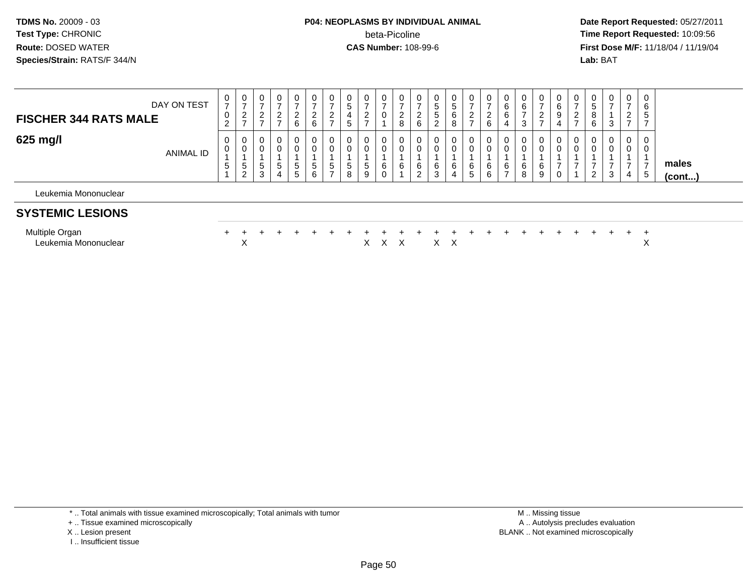**TDMS No.** 20009 - 03
**Test Type:** CHRONIC
**Route:** DOSED WATER
**Species/Strain:** RATS/F 344/N

**P04: NEOPLASMS BY INDIVIDUAL ANIMAL**
beta-Picoline
**CAS Number:** 108-99-6

**Date Report Requested:** 05/27/2011
**Time Report Requested:** 10:09:56
**First Dose M/F:** 11/18/04 / 11/19/04
**Lab:** BAT

| FISCHER 344 RATS MALE — DAY ON TEST | 0702 | 0727 | 0727 | 0727 | 0726 | 0726 | 0727 | 0545 | 0727 | 0701 | 0728 | 0726 | 0552 | 0568 | 0727 | 0726 | 0664 | 0673 | 0727 | 0694 | 0727 | 0586 | 0713 | 0727 | 0657 | |
|---|---|---|---|---|---|---|---|---|---|---|---|---|---|---|---|---|---|---|---|---|---|---|---|---|---|---|
| **625 mg/l** — ANIMAL ID | 00151 | 00152 | 00153 | 00154 | 00155 | 00156 | 00157 | 00158 | 00159 | 00160 | 00161 | 00162 | 00163 | 00164 | 00165 | 00166 | 00167 | 00168 | 00169 | 00170 | 00171 | 00172 | 00173 | 00174 | 00175 | **males (cont...)** |
| Leukemia Mononuclear | | | | | | | | | | | | | | | | | | | | | | | | | | |
| **SYSTEMIC LESIONS** | | | | | | | | | | | | | | | | | | | | | | | | | | |
| Multiple Organ | + | + | + | + | + | + | + | + | + | + | + | + | + | + | + | + | + | + | + | + | + | + | + | + | + | |
| Leukemia Mononuclear | | X | | | | | | | X | X | X | | X | X | | | | | | | | | | | X | |

\* .. Total animals with tissue examined microscopically; Total animals with tumor
\+ .. Tissue examined microscopically
X .. Lesion present
I .. Insufficient tissue

M .. Missing tissue
A .. Autolysis precludes evaluation
BLANK .. Not examined microscopically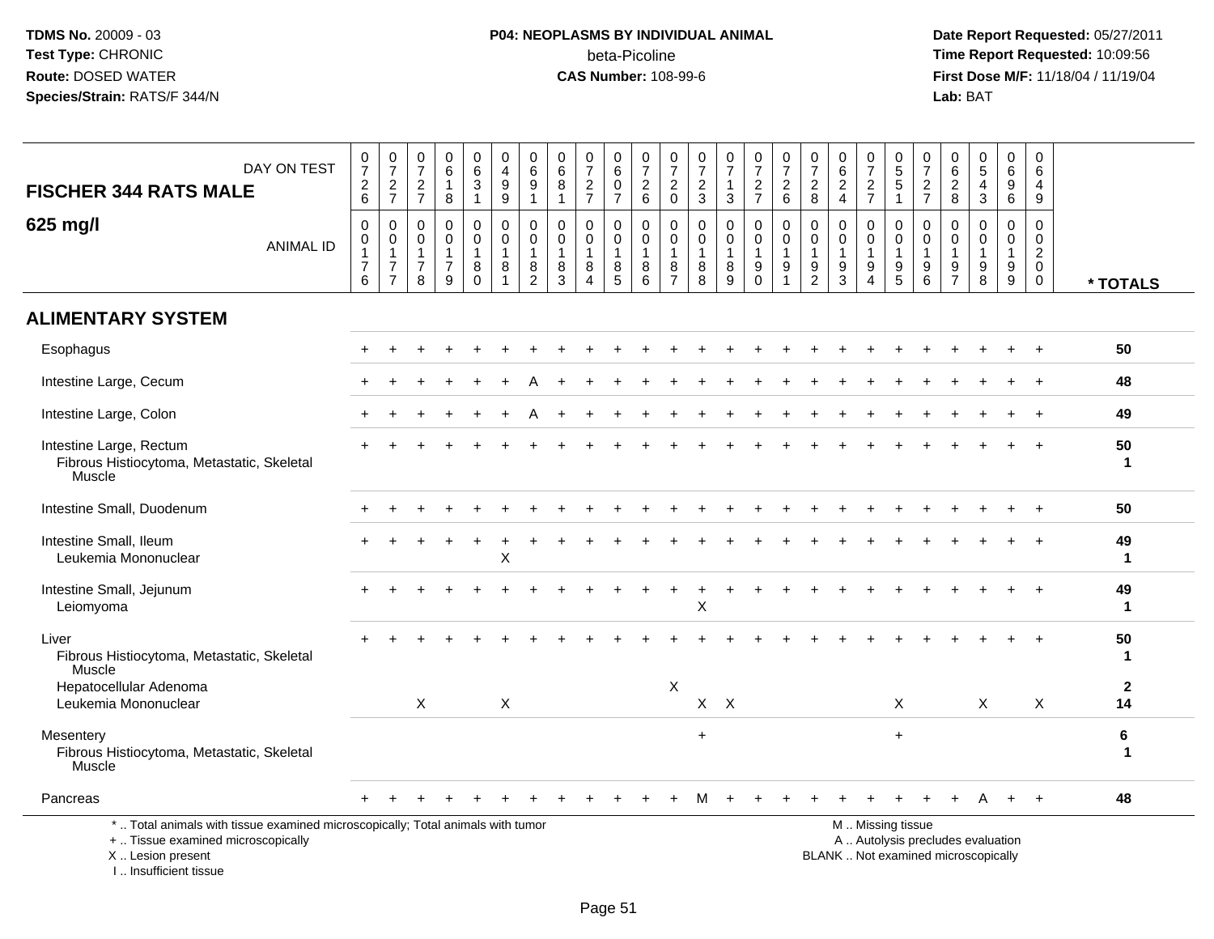**TDMS No.** 20009 - 03
**Test Type:** CHRONIC
**Route:** DOSED WATER
**Species/Strain:** RATS/F 344/N

**P04: NEOPLASMS BY INDIVIDUAL ANIMAL**
beta-Picoline
**CAS Number:** 108-99-6

**Date Report Requested:** 05/27/2011
**Time Report Requested:** 10:09:56
**First Dose M/F:** 11/18/04 / 11/19/04
**Lab:** BAT

## FISCHER 344 RATS MALE — 625 mg/l

| DAY ON TEST | 0726 | 0727 | 0727 | 0618 | 0631 | 0499 | 0691 | 0681 | 0727 | 0607 | 0726 | 0720 | 0723 | 0713 | 0727 | 0726 | 0728 | 0624 | 0727 | 0551 | 0727 | 0628 | 0543 | 0696 | 0649 | |
|---|---|---|---|---|---|---|---|---|---|---|---|---|---|---|---|---|---|---|---|---|---|---|---|---|---|---|
| ANIMAL ID | 0017 6 | 0017 7 | 0017 8 | 0017 9 | 0018 0 | 0018 1 | 0018 2 | 0018 3 | 0018 4 | 0018 5 | 0018 6 | 0018 7 | 0018 8 | 0018 9 | 0019 0 | 0019 1 | 0019 2 | 0019 3 | 0019 4 | 0019 5 | 0019 6 | 0019 7 | 0019 8 | 0019 9 | 0020 0 | * TOTALS |
| **ALIMENTARY SYSTEM** | | | | | | | | | | | | | | | | | | | | | | | | | | |
| Esophagus | + | + | + | + | + | + | + | + | + | + | + | + | + | + | + | + | + | + | + | + | + | + | + | + | + | 50 |
| Intestine Large, Cecum | + | + | + | + | + | + | A | + | + | + | + | + | + | + | + | + | + | + | + | + | + | + | + | + | + | 48 |
| Intestine Large, Colon | + | + | + | + | + | + | A | + | + | + | + | + | + | + | + | + | + | + | + | + | + | + | + | + | + | 49 |
| Intestine Large, Rectum | + | + | + | + | + | + | + | + | + | + | + | + | + | + | + | + | + | + | + | + | + | + | + | + | + | 50 |
| Fibrous Histiocytoma, Metastatic, Skeletal Muscle | | | | | | | | | | | | | | | | | | | | | | | | | | 1 |
| Intestine Small, Duodenum | + | + | + | + | + | + | + | + | + | + | + | + | + | + | + | + | + | + | + | + | + | + | + | + | + | 50 |
| Intestine Small, Ileum | + | + | + | + | + | + | + | + | + | + | + | + | + | + | + | + | + | + | + | + | + | + | + | + | + | 49 |
| Leukemia Mononuclear | | | | | | X | | | | | | | | | | | | | | | | | | | | 1 |
| Intestine Small, Jejunum | + | + | + | + | + | + | + | + | + | + | + | + | + | + | + | + | + | + | + | + | + | + | + | + | + | 49 |
| Leiomyoma | | | | | | | | | | | | | X | | | | | | | | | | | | | 1 |
| Liver | + | + | + | + | + | + | + | + | + | + | + | + | + | + | + | + | + | + | + | + | + | + | + | + | + | 50 |
| Fibrous Histiocytoma, Metastatic, Skeletal Muscle | | | | | | | | | | | | | | | | | | | | | | | | | | 1 |
| Hepatocellular Adenoma | | | | | | | | | | | | X | | | | | | | | | | | | | | 2 |
| Leukemia Mononuclear | | | X | | | X | | | | | | | X | X | | | | | | X | | | X | | X | 14 |
| Mesentery | | | | | | | | | | | | | + | | | | | | | + | | | | | | 6 |
| Fibrous Histiocytoma, Metastatic, Skeletal Muscle | | | | | | | | | | | | | | | | | | | | | | | | | | 1 |
| Pancreas | + | + | + | + | + | + | + | + | + | + | + | + | M | + | + | + | + | + | + | + | + | + | A | + | + | 48 |

\* .. Total animals with tissue examined microscopically; Total animals with tumor
\+ .. Tissue examined microscopically
X .. Lesion present
I .. Insufficient tissue

M .. Missing tissue
A .. Autolysis precludes evaluation
BLANK .. Not examined microscopically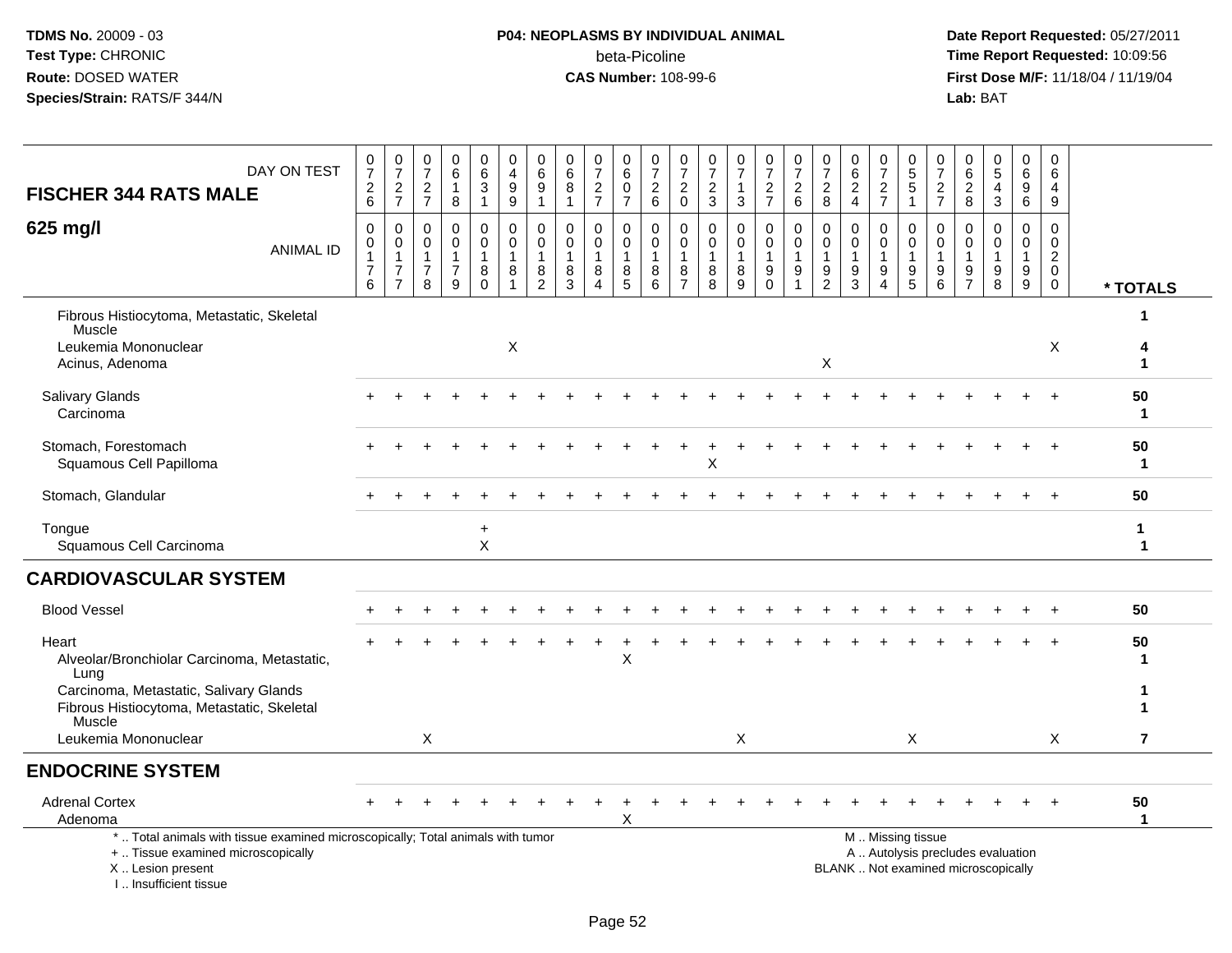TDMS No. 20009 - 03
Test Type: CHRONIC
Route: DOSED WATER
Species/Strain: RATS/F 344/N

**P04: NEOPLASMS BY INDIVIDUAL ANIMAL**
beta-Picoline
**CAS Number:** 108-99-6

Date Report Requested: 05/27/2011
Time Report Requested: 10:09:56
First Dose M/F: 11/18/04 / 11/19/04
Lab: BAT

## FISCHER 344 RATS MALE

**625 mg/l**

| DAY ON TEST | 0726 | 0727 | 0727 | 0618 | 0631 | 0499 | 0691 | 0681 | 0727 | 0607 | 0726 | 0720 | 0723 | 0713 | 0727 | 0726 | 0728 | 0624 | 0727 | 0551 | 0727 | 0628 | 0543 | 0696 | 0649 | |
|---|---|---|---|---|---|---|---|---|---|---|---|---|---|---|---|---|---|---|---|---|---|---|---|---|---|---|
| ANIMAL ID | 00176 | 00177 | 00178 | 00179 | 00180 | 00181 | 00182 | 00183 | 00184 | 00185 | 00186 | 00187 | 00188 | 00189 | 00190 | 00191 | 00192 | 00193 | 00194 | 00195 | 00196 | 00197 | 00198 | 00199 | 00200 | * TOTALS |
| Fibrous Histiocytoma, Metastatic, Skeletal Muscle | | | | | | | | | | | | | | | | | | | | | | | | | | 1 |
| Leukemia Mononuclear | | | | | | X | | | | | | | | | | | | | | | | | | | X | 4 |
| Acinus, Adenoma | | | | | | | | | | | | | | | | | X | | | | | | | | | 1 |
| Salivary Glands | + | + | + | + | + | + | + | + | + | + | + | + | + | + | + | + | + | + | + | + | + | + | + | + | + | 50 |
| Carcinoma | | | | | | | | | | | | | | | | | | | | | | | | | | 1 |
| Stomach, Forestomach | + | + | + | + | + | + | + | + | + | + | + | + | + | + | + | + | + | + | + | + | + | + | + | + | + | 50 |
| Squamous Cell Papilloma | | | | | | | | | | | | | X | | | | | | | | | | | | | 1 |
| Stomach, Glandular | + | + | + | + | + | + | + | + | + | + | + | + | + | + | + | + | + | + | + | + | + | + | + | + | + | 50 |
| Tongue | | | | | + | | | | | | | | | | | | | | | | | | | | | 1 |
| Squamous Cell Carcinoma | | | | | X | | | | | | | | | | | | | | | | | | | | | 1 |
| **CARDIOVASCULAR SYSTEM** | | | | | | | | | | | | | | | | | | | | | | | | | | |
| Blood Vessel | + | + | + | + | + | + | + | + | + | + | + | + | + | + | + | + | + | + | + | + | + | + | + | + | + | 50 |
| Heart | + | + | + | + | + | + | + | + | + | + | + | + | + | + | + | + | + | + | + | + | + | + | + | + | + | 50 |
| Alveolar/Bronchiolar Carcinoma, Metastatic, Lung | | | | | | | | | | X | | | | | | | | | | | | | | | | 1 |
| Carcinoma, Metastatic, Salivary Glands | | | | | | | | | | | | | | | | | | | | | | | | | | 1 |
| Fibrous Histiocytoma, Metastatic, Skeletal Muscle | | | | | | | | | | | | | | | | | | | | | | | | | | 1 |
| Leukemia Mononuclear | | | X | | | | | | | | | | | X | | | | | | X | | | | | X | 7 |
| **ENDOCRINE SYSTEM** | | | | | | | | | | | | | | | | | | | | | | | | | | |
| Adrenal Cortex | + | + | + | + | + | + | + | + | + | + | + | + | + | + | + | + | + | + | + | + | + | + | + | + | + | 50 |
| Adenoma | | | | | | | | | | X | | | | | | | | | | | | | | | | 1 |

\* .. Total animals with tissue examined microscopically; Total animals with tumor
+ .. Tissue examined microscopically
X .. Lesion present
I .. Insufficient tissue

M .. Missing tissue
A .. Autolysis precludes evaluation
BLANK .. Not examined microscopically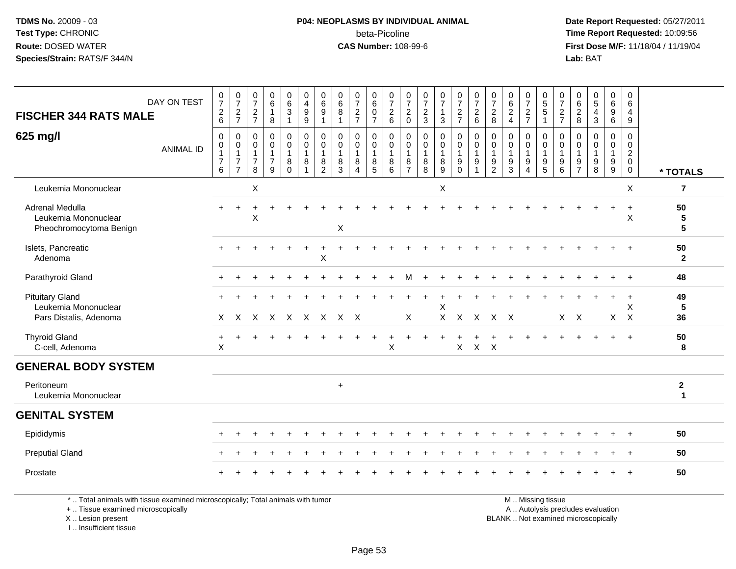**TDMS No.** 20009 - 03
**Test Type:** CHRONIC
**Route:** DOSED WATER
**Species/Strain:** RATS/F 344/N

**P04: NEOPLASMS BY INDIVIDUAL ANIMAL**
beta-Picoline
**CAS Number:** 108-99-6

**Date Report Requested:** 05/27/2011
**Time Report Requested:** 10:09:56
**First Dose M/F:** 11/18/04 / 11/19/04
**Lab:** BAT

## FISCHER 344 RATS MALE

### 625 mg/l

| DAY ON TEST | 0726 | 0727 | 0727 | 0618 | 0631 | 0499 | 0691 | 0681 | 0727 | 0607 | 0726 | 0720 | 0723 | 0713 | 0727 | 0726 | 0728 | 0624 | 0727 | 0551 | 0727 | 0628 | 0543 | 0696 | 0649 | |
|---|---|---|---|---|---|---|---|---|---|---|---|---|---|---|---|---|---|---|---|---|---|---|---|---|---|---|
| **ANIMAL ID** | 0176 | 0177 | 0178 | 0179 | 0180 | 0181 | 0182 | 0183 | 0184 | 0185 | 0186 | 0187 | 0188 | 0189 | 0190 | 0191 | 0192 | 0193 | 0194 | 0195 | 0196 | 0197 | 0198 | 0199 | 0200 | **\* TOTALS** |
| Leukemia Mononuclear | | | X | | | | | | | | | | | X | | | | | | | | | | | X | **7** |
| Adrenal Medulla | + | + | + | + | + | + | + | + | + | + | + | + | + | + | + | + | + | + | + | + | + | + | + | + | + | **50** |
| Leukemia Mononuclear | | | X | | | | | | | | | | | | | | | | | | | | | | X | **5** |
| Pheochromocytoma Benign | | | | | | | | X | | | | | | | | | | | | | | | | | | **5** |
| Islets, Pancreatic | + | + | + | + | + | + | + | + | + | + | + | + | + | + | + | + | + | + | + | + | + | + | + | + | + | **50** |
| Adenoma | | | | | | | X | | | | | | | | | | | | | | | | | | | **2** |
| Parathyroid Gland | + | + | + | + | + | + | + | + | + | + | + | M | + | + | + | + | + | + | + | + | + | + | + | + | + | **48** |
| Pituitary Gland | + | + | + | + | + | + | + | + | + | + | + | + | + | + | + | + | + | + | + | + | + | + | + | + | + | **49** |
| Leukemia Mononuclear | | | | | | | | | | | | | | X | | | | | | | | | | | X | **5** |
| Pars Distalis, Adenoma | X | X | X | X | X | X | X | X | X | | | X | | X | X | X | X | X | | | X | X | | X | X | **36** |
| Thyroid Gland | + | + | + | + | + | + | + | + | + | + | + | + | + | + | + | + | + | + | + | + | + | + | + | + | + | **50** |
| C-cell, Adenoma | X | | | | | | | | | | X | | | | X | X | X | | | | | | | | | **8** |

## GENERAL BODY SYSTEM

| | | | | | | | | | | | | | | | | | | | | | | | | | | |
|---|---|---|---|---|---|---|---|---|---|---|---|---|---|---|---|---|---|---|---|---|---|---|---|---|---|---|
| Peritoneum | | | | | | | | + | | | | | | | | | | | | | | | | | | **2** |
| Leukemia Mononuclear | | | | | | | | | | | | | | | | | | | | | | | | | | **1** |

## GENITAL SYSTEM

| | | | | | | | | | | | | | | | | | | | | | | | | | | |
|---|---|---|---|---|---|---|---|---|---|---|---|---|---|---|---|---|---|---|---|---|---|---|---|---|---|---|
| Epididymis | + | + | + | + | + | + | + | + | + | + | + | + | + | + | + | + | + | + | + | + | + | + | + | + | + | **50** |
| Preputial Gland | + | + | + | + | + | + | + | + | + | + | + | + | + | + | + | + | + | + | + | + | + | + | + | + | + | **50** |
| Prostate | + | + | + | + | + | + | + | + | + | + | + | + | + | + | + | + | + | + | + | + | + | + | + | + | + | **50** |

\* .. Total animals with tissue examined microscopically; Total animals with tumor
\+ .. Tissue examined microscopically
X .. Lesion present
I .. Insufficient tissue

M .. Missing tissue
A .. Autolysis precludes evaluation
BLANK .. Not examined microscopically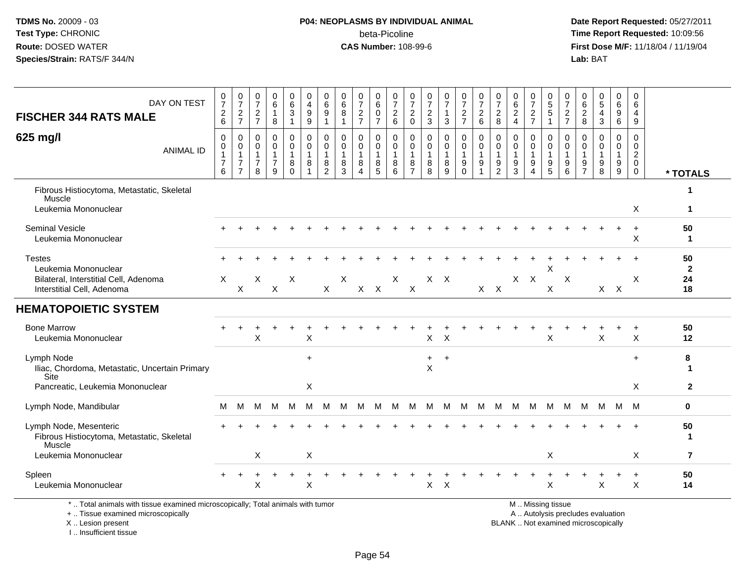# P04: NEOPLASMS BY INDIVIDUAL ANIMAL

beta-Picoline

**CAS Number:** 108-99-6

**TDMS No.** 20009 - 03
**Test Type:** CHRONIC
**Route:** DOSED WATER
**Species/Strain:** RATS/F 344/N

**Date Report Requested:** 05/27/2011
**Time Report Requested:** 10:09:56
**First Dose M/F:** 11/18/04 / 11/19/04
**Lab:** BAT

| FISCHER 344 RATS MALE — DAY ON TEST | 0726 | 0727 | 0727 | 0618 | 0631 | 0499 | 0691 | 0681 | 0727 | 0607 | 0726 | 0720 | 0723 | 0713 | 0727 | 0726 | 0728 | 0624 | 0727 | 0551 | 0727 | 0628 | 0543 | 0696 | 0649 | |
|---|---|---|---|---|---|---|---|---|---|---|---|---|---|---|---|---|---|---|---|---|---|---|---|---|---|---|
| **625 mg/l** — ANIMAL ID | 0176 | 0177 | 0178 | 0179 | 0180 | 0181 | 0182 | 0183 | 0184 | 0185 | 0186 | 0187 | 0188 | 0189 | 0190 | 0191 | 0192 | 0193 | 0194 | 0195 | 0196 | 0197 | 0198 | 0199 | 0200 | *** TOTALS** |
| Fibrous Histiocytoma, Metastatic, Skeletal Muscle | | | | | | | | | | | | | | | | | | | | | | | | | | 1 |
| Leukemia Mononuclear | | | | | | | | | | | | | | | | | | | | | | | | | X | 1 |
| Seminal Vesicle | + | + | + | + | + | + | + | + | + | + | + | + | + | + | + | + | + | + | + | + | + | + | + | + | + | 50 |
| Leukemia Mononuclear | | | | | | | | | | | | | | | | | | | | | | | | | X | 1 |
| Testes | + | + | + | + | + | + | + | + | + | + | + | + | + | + | + | + | + | + | + | + | + | + | + | + | + | 50 |
| Leukemia Mononuclear | | | | | | | | | | | | | | | | | | | | X | | | | | | 2 |
| Bilateral, Interstitial Cell, Adenoma | X | | X | | X | | | X | | | X | | X | X | | | | X | X | | X | | | | X | 24 |
| Interstitial Cell, Adenoma | | X | | X | | | X | | X | X | | X | | | | X | X | | | X | | | X | X | | 18 |
| **HEMATOPOIETIC SYSTEM** | | | | | | | | | | | | | | | | | | | | | | | | | | |
| Bone Marrow | + | + | + | + | + | + | + | + | + | + | + | + | + | + | + | + | + | + | + | + | + | + | + | + | + | 50 |
| Leukemia Mononuclear | | | X | | | X | | | | | | | X | X | | | | | | X | | | X | | X | 12 |
| Lymph Node | | | | | | + | | | | | | | + | + | | | | | | | | | | | + | 8 |
| Iliac, Chordoma, Metastatic, Uncertain Primary Site | | | | | | | | | | | | | X | | | | | | | | | | | | | 1 |
| Pancreatic, Leukemia Mononuclear | | | | | | X | | | | | | | | | | | | | | | | | | | X | 2 |
| Lymph Node, Mandibular | M | M | M | M | M | M | M | M | M | M | M | M | M | M | M | M | M | M | M | M | M | M | M | M | M | 0 |
| Lymph Node, Mesenteric | + | + | + | + | + | + | + | + | + | + | + | + | + | + | + | + | + | + | + | + | + | + | + | + | + | 50 |
| Fibrous Histiocytoma, Metastatic, Skeletal Muscle | | | | | | | | | | | | | | | | | | | | | | | | | | 1 |
| Leukemia Mononuclear | | | X | | | X | | | | | | | | | | | | | | X | | | | | X | 7 |
| Spleen | + | + | + | + | + | + | + | + | + | + | + | + | + | + | + | + | + | + | + | + | + | + | + | + | + | 50 |
| Leukemia Mononuclear | | | X | | | X | | | | | | | X | X | | | | | | X | | | X | | X | 14 |

* .. Total animals with tissue examined microscopically; Total animals with tumor
+ .. Tissue examined microscopically
X .. Lesion present
I .. Insufficient tissue

M .. Missing tissue
A .. Autolysis precludes evaluation
BLANK .. Not examined microscopically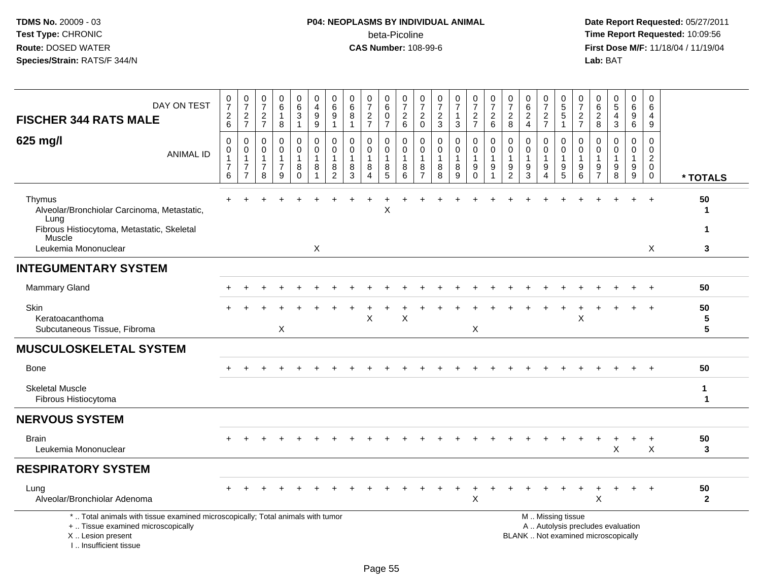**TDMS No.** 20009 - 03
**Test Type:** CHRONIC
**Route:** DOSED WATER
**Species/Strain:** RATS/F 344/N

**P04: NEOPLASMS BY INDIVIDUAL ANIMAL**
beta-Picoline
**CAS Number:** 108-99-6

**Date Report Requested:** 05/27/2011
**Time Report Requested:** 10:09:56
**First Dose M/F:** 11/18/04 / 11/19/04
**Lab:** BAT

**FISCHER 344 RATS MALE**
**625 mg/l**

| DAY ON TEST | 0726 | 0727 | 0727 | 0618 | 0631 | 0499 | 0691 | 0681 | 0727 | 0607 | 0726 | 0720 | 0723 | 0713 | 0727 | 0726 | 0728 | 0624 | 0727 | 0551 | 0727 | 0628 | 0543 | 0696 | 0649 | |
|---|---|---|---|---|---|---|---|---|---|---|---|---|---|---|---|---|---|---|---|---|---|---|---|---|---|---|
| **ANIMAL ID** | 00176 | 00177 | 00178 | 00179 | 00180 | 00181 | 00182 | 00183 | 00184 | 00185 | 00186 | 00187 | 00188 | 00189 | 00190 | 00191 | 00192 | 00193 | 00194 | 00195 | 00196 | 00197 | 00198 | 00199 | 00200 | *** TOTALS** |
| Thymus | + | + | + | + | + | + | + | + | + | + | + | + | + | + | + | + | + | + | + | + | + | + | + | + | + | 50 |
| Alveolar/Bronchiolar Carcinoma, Metastatic, Lung | | | | | | | | | | X | | | | | | | | | | | | | | | | 1 |
| Fibrous Histiocytoma, Metastatic, Skeletal Muscle | | | | | | | | | | | | | | | | | | | | | | | | | | 1 |
| Leukemia Mononuclear | | | | | | X | | | | | | | | | | | | | | | | | | | X | 3 |
| **INTEGUMENTARY SYSTEM** | | | | | | | | | | | | | | | | | | | | | | | | | | |
| Mammary Gland | + | + | + | + | + | + | + | + | + | + | + | + | + | + | + | + | + | + | + | + | + | + | + | + | + | 50 |
| Skin | + | + | + | + | + | + | + | + | + | + | + | + | + | + | + | + | + | + | + | + | + | + | + | + | + | 50 |
| Keratoacanthoma | | | | | | | | | X | | X | | | | | | | | | | X | | | | | 5 |
| Subcutaneous Tissue, Fibroma | | | | X | | | | | | | | | | | X | | | | | | | | | | | 5 |
| **MUSCULOSKELETAL SYSTEM** | | | | | | | | | | | | | | | | | | | | | | | | | | |
| Bone | + | + | + | + | + | + | + | + | + | + | + | + | + | + | + | + | + | + | + | + | + | + | + | + | + | 50 |
| Skeletal Muscle | | | | | | | | | | | | | | | | | | | | | | | | | | 1 |
| Fibrous Histiocytoma | | | | | | | | | | | | | | | | | | | | | | | | | | 1 |
| **NERVOUS SYSTEM** | | | | | | | | | | | | | | | | | | | | | | | | | | |
| Brain | + | + | + | + | + | + | + | + | + | + | + | + | + | + | + | + | + | + | + | + | + | + | + | + | + | 50 |
| Leukemia Mononuclear | | | | | | | | | | | | | | | | | | | | | | | X | | X | 3 |
| **RESPIRATORY SYSTEM** | | | | | | | | | | | | | | | | | | | | | | | | | | |
| Lung | + | + | + | + | + | + | + | + | + | + | + | + | + | + | + | + | + | + | + | + | + | + | + | + | + | 50 |
| Alveolar/Bronchiolar Adenoma | | | | | | | | | | | | | | | X | | | | | | | X | | | | 2 |

\* .. Total animals with tissue examined microscopically; Total animals with tumor
\+ .. Tissue examined microscopically
X .. Lesion present
I .. Insufficient tissue

M .. Missing tissue
A .. Autolysis precludes evaluation
BLANK .. Not examined microscopically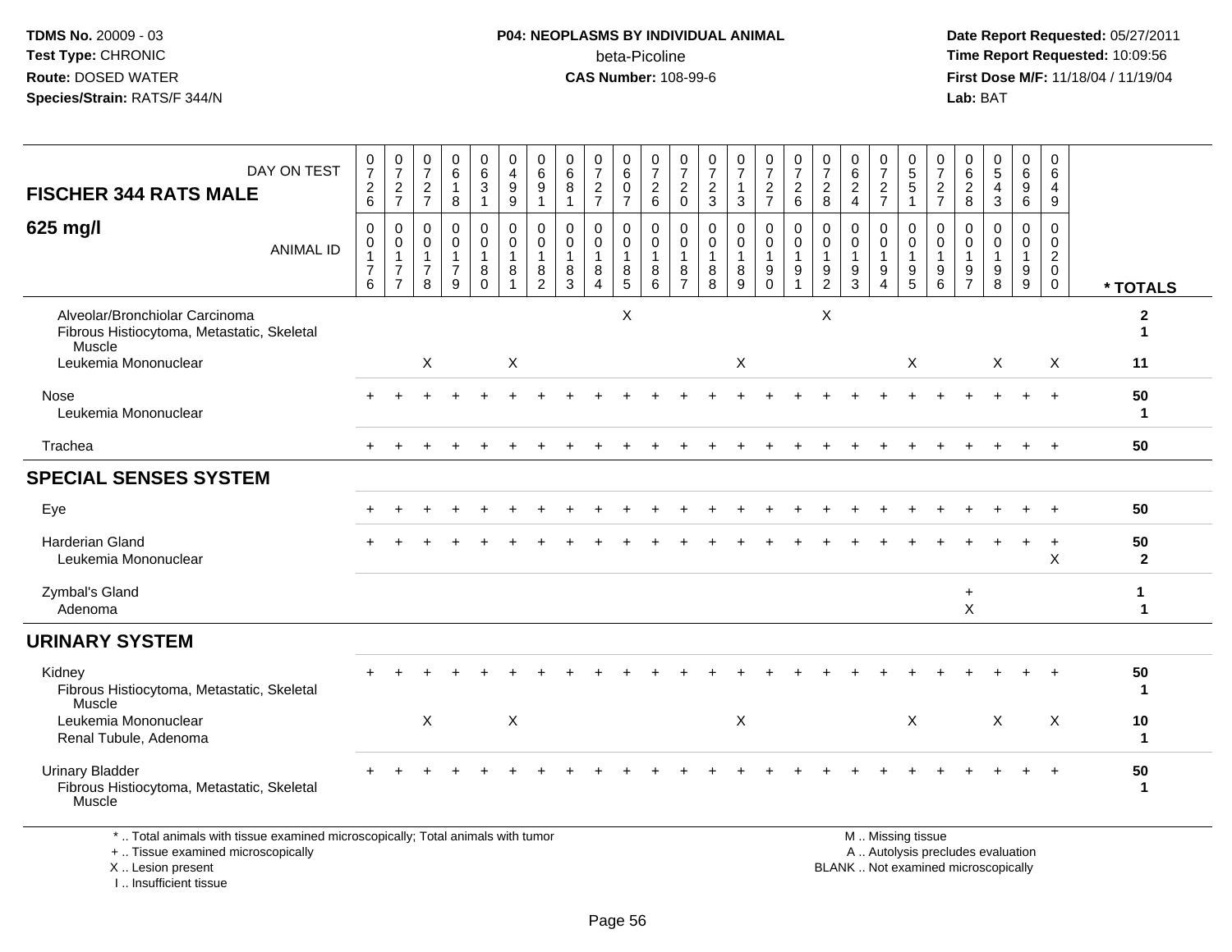**TDMS No.** 20009 - 03
**Test Type:** CHRONIC
**Route:** DOSED WATER
**Species/Strain:** RATS/F 344/N

**P04: NEOPLASMS BY INDIVIDUAL ANIMAL**
beta-Picoline
**CAS Number:** 108-99-6

**Date Report Requested:** 05/27/2011
**Time Report Requested:** 10:09:56
**First Dose M/F:** 11/18/04 / 11/19/04
**Lab:** BAT

| FISCHER 344 RATS MALE — DAY ON TEST | 0726 | 0727 | 0727 | 0618 | 0631 | 0499 | 0691 | 0681 | 0727 | 0607 | 0726 | 0720 | 0723 | 0713 | 0727 | 0726 | 0728 | 0624 | 0727 | 0551 | 0727 | 0628 | 0543 | 0696 | 0649 | |
|---|---|---|---|---|---|---|---|---|---|---|---|---|---|---|---|---|---|---|---|---|---|---|---|---|---|---|
| **625 mg/l** — ANIMAL ID | 00176 | 00177 | 00178 | 00179 | 00180 | 00181 | 00182 | 00183 | 00184 | 00185 | 00186 | 00187 | 00188 | 00189 | 00190 | 00191 | 00192 | 00193 | 00194 | 00195 | 00196 | 00197 | 00198 | 00199 | 00200 | * TOTALS |
| Alveolar/Bronchiolar Carcinoma | | | | | | | | | | X | | | | | | | X | | | | | | | | | 2 |
| Fibrous Histiocytoma, Metastatic, Skeletal Muscle | | | | | | | | | | | | | | | | | | | | | | | | | | 1 |
| Leukemia Mononuclear | | | X | | | X | | | | | | | | X | | | | | | X | | | X | | X | 11 |
| Nose | + | + | + | + | + | + | + | + | + | + | + | + | + | + | + | + | + | + | + | + | + | + | + | + | + | 50 |
| Leukemia Mononuclear | | | | | | | | | | | | | | | | | | | | | | | | | | 1 |
| Trachea | + | + | + | + | + | + | + | + | + | + | + | + | + | + | + | + | + | + | + | + | + | + | + | + | + | 50 |
| **SPECIAL SENSES SYSTEM** | | | | | | | | | | | | | | | | | | | | | | | | | | |
| Eye | + | + | + | + | + | + | + | + | + | + | + | + | + | + | + | + | + | + | + | + | + | + | + | + | + | 50 |
| Harderian Gland | + | + | + | + | + | + | + | + | + | + | + | + | + | + | + | + | + | + | + | + | + | + | + | + | + | 50 |
| Leukemia Mononuclear | | | | | | | | | | | | | | | | | | | | | | | | | X | 2 |
| Zymbal's Gland | | | | | | | | | | | | | | | | | | | | | | + | | | | 1 |
| Adenoma | | | | | | | | | | | | | | | | | | | | | | X | | | | 1 |
| **URINARY SYSTEM** | | | | | | | | | | | | | | | | | | | | | | | | | | |
| Kidney | + | + | + | + | + | + | + | + | + | + | + | + | + | + | + | + | + | + | + | + | + | + | + | + | + | 50 |
| Fibrous Histiocytoma, Metastatic, Skeletal Muscle | | | | | | | | | | | | | | | | | | | | | | | | | | 1 |
| Leukemia Mononuclear | | | X | | | X | | | | | | | | X | | | | | | X | | | X | | X | 10 |
| Renal Tubule, Adenoma | | | | | | | | | | | | | | | | | | | | | | | | | | 1 |
| Urinary Bladder | + | + | + | + | + | + | + | + | + | + | + | + | + | + | + | + | + | + | + | + | + | + | + | + | + | 50 |
| Fibrous Histiocytoma, Metastatic, Skeletal Muscle | | | | | | | | | | | | | | | | | | | | | | | | | | 1 |

\* .. Total animals with tissue examined microscopically; Total animals with tumor
\+ .. Tissue examined microscopically
X .. Lesion present
I .. Insufficient tissue

M .. Missing tissue
A .. Autolysis precludes evaluation
BLANK .. Not examined microscopically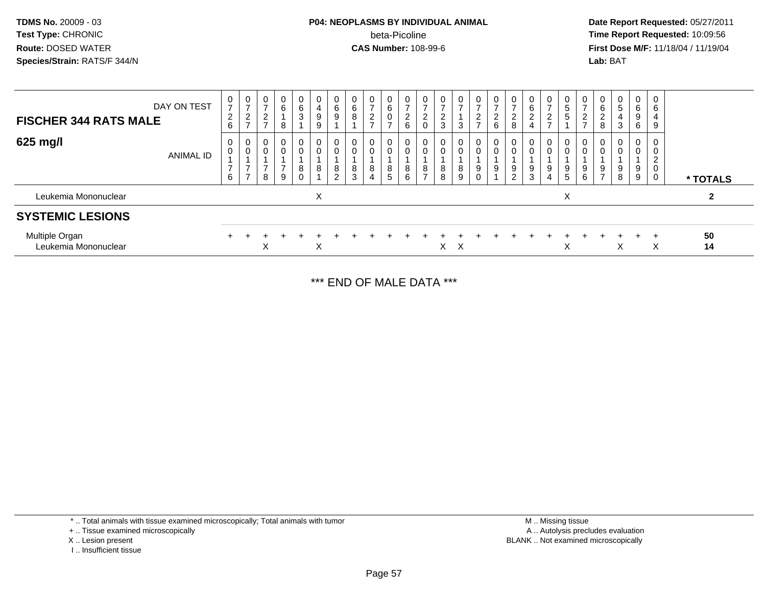TDMS No. 20009 - 03
Test Type: CHRONIC
Route: DOSED WATER
Species/Strain: RATS/F 344/N

**P04: NEOPLASMS BY INDIVIDUAL ANIMAL**
beta-Picoline
**CAS Number:** 108-99-6

**Date Report Requested:** 05/27/2011
**Time Report Requested:** 10:09:56
**First Dose M/F:** 11/18/04 / 11/19/04
**Lab:** BAT

| FISCHER 344 RATS MALE — DAY ON TEST | 0726 | 0727 | 0727 | 0618 | 0631 | 0499 | 0691 | 0681 | 0727 | 0607 | 0726 | 0720 | 0723 | 0713 | 0727 | 0726 | 0728 | 0624 | 0727 | 0551 | 0727 | 0628 | 0543 | 0696 | 0649 | |
|---|---|---|---|---|---|---|---|---|---|---|---|---|---|---|---|---|---|---|---|---|---|---|---|---|---|---|
| **625 mg/l** — ANIMAL ID | 00176 | 00177 | 00178 | 00179 | 00180 | 00181 | 00182 | 00183 | 00184 | 00185 | 00186 | 00187 | 00188 | 00189 | 00190 | 00191 | 00192 | 00193 | 00194 | 00195 | 00196 | 00197 | 00198 | 00199 | 00200 | *** TOTALS** |
| Leukemia Mononuclear | | | | | | X | | | | | | | | | | | | | | X | | | | | | **2** |
| **SYSTEMIC LESIONS** | | | | | | | | | | | | | | | | | | | | | | | | | | |
| Multiple Organ | + | + | + | + | + | + | + | + | + | + | + | + | + | + | + | + | + | + | + | + | + | + | + | + | + | **50** |
| Leukemia Mononuclear | | | X | | | X | | | | | | | X | X | | | | | | X | | | X | | X | **14** |

*** END OF MALE DATA ***

\* .. Total animals with tissue examined microscopically; Total animals with tumor
\+ .. Tissue examined microscopically
X .. Lesion present
I .. Insufficient tissue

M .. Missing tissue
A .. Autolysis precludes evaluation
BLANK .. Not examined microscopically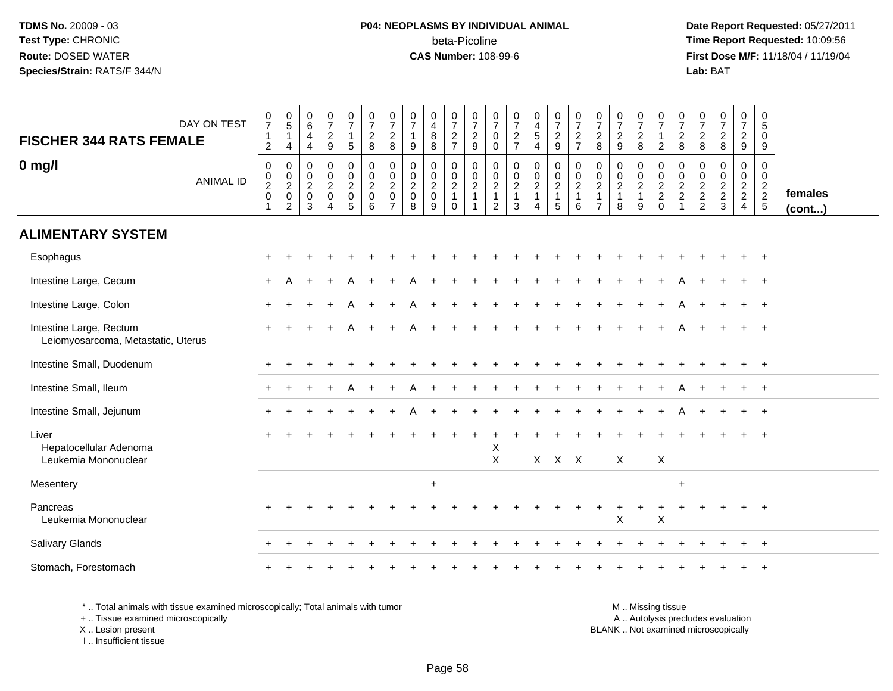**TDMS No.** 20009 - 03
**Test Type:** CHRONIC
**Route:** DOSED WATER
**Species/Strain:** RATS/F 344/N

**P04: NEOPLASMS BY INDIVIDUAL ANIMAL**
beta-Picoline
**CAS Number:** 108-99-6

**Date Report Requested:** 05/27/2011
**Time Report Requested:** 10:09:56
**First Dose M/F:** 11/18/04 / 11/19/04
**Lab:** BAT

## FISCHER 344 RATS FEMALE

## 0 mg/l

| DAY ON TEST | 0712 | 0514 | 0644 | 0729 | 0715 | 0728 | 0728 | 0719 | 0488 | 0727 | 0729 | 0700 | 0727 | 0454 | 0729 | 0727 | 0728 | 0729 | 0728 | 0712 | 0728 | 0728 | 0728 | 0729 | 0509 | |
|---|---|---|---|---|---|---|---|---|---|---|---|---|---|---|---|---|---|---|---|---|---|---|---|---|---|---|
| **ANIMAL ID** | 00201 | 00202 | 00203 | 00204 | 00205 | 00206 | 00207 | 00208 | 00209 | 00210 | 00211 | 00212 | 00213 | 00214 | 00215 | 00216 | 00217 | 00218 | 00219 | 00220 | 00221 | 00222 | 00223 | 00224 | 00225 | **females (cont...)** |
| **ALIMENTARY SYSTEM** | | | | | | | | | | | | | | | | | | | | | | | | | | |
| Esophagus | + | + | + | + | + | + | + | + | + | + | + | + | + | + | + | + | + | + | + | + | + | + | + | + | + | |
| Intestine Large, Cecum | + | A | + | + | A | + | + | A | + | + | + | + | + | + | + | + | + | + | + | + | A | + | + | + | + | |
| Intestine Large, Colon | + | + | + | + | A | + | + | A | + | + | + | + | + | + | + | + | + | + | + | + | A | + | + | + | + | |
| Intestine Large, Rectum | + | + | + | + | A | + | + | A | + | + | + | + | + | + | + | + | + | + | + | + | A | + | + | + | + | |
| Leiomyosarcoma, Metastatic, Uterus | | | | | | | | | | | | | | | | | | | | | | | | | | |
| Intestine Small, Duodenum | + | + | + | + | + | + | + | + | + | + | + | + | + | + | + | + | + | + | + | + | + | + | + | + | + | |
| Intestine Small, Ileum | + | + | + | + | A | + | + | A | + | + | + | + | + | + | + | + | + | + | + | + | A | + | + | + | + | |
| Intestine Small, Jejunum | + | + | + | + | + | + | + | A | + | + | + | + | + | + | + | + | + | + | + | + | A | + | + | + | + | |
| Liver | + | + | + | + | + | + | + | + | + | + | + | + | + | + | + | + | + | + | + | + | + | + | + | + | + | |
| Hepatocellular Adenoma | | | | | | | | | | | | X | | | | | | | | | | | | | | |
| Leukemia Mononuclear | | | | | | | | | | | | X | | X | X | X | | X | | X | | | | | | |
| Mesentery | | | | | | | | | + | | | | | | | | | | | | + | | | | | |
| Pancreas | + | + | + | + | + | + | + | + | + | + | + | + | + | + | + | + | + | + | + | + | + | + | + | + | + | |
| Leukemia Mononuclear | | | | | | | | | | | | | | | | | | X | | X | | | | | | |
| Salivary Glands | + | + | + | + | + | + | + | + | + | + | + | + | + | + | + | + | + | + | + | + | + | + | + | + | + | |
| Stomach, Forestomach | + | + | + | + | + | + | + | + | + | + | + | + | + | + | + | + | + | + | + | + | + | + | + | + | + | |

\* .. Total animals with tissue examined microscopically; Total animals with tumor
\+ .. Tissue examined microscopically
X .. Lesion present
I .. Insufficient tissue

M .. Missing tissue
A .. Autolysis precludes evaluation
BLANK .. Not examined microscopically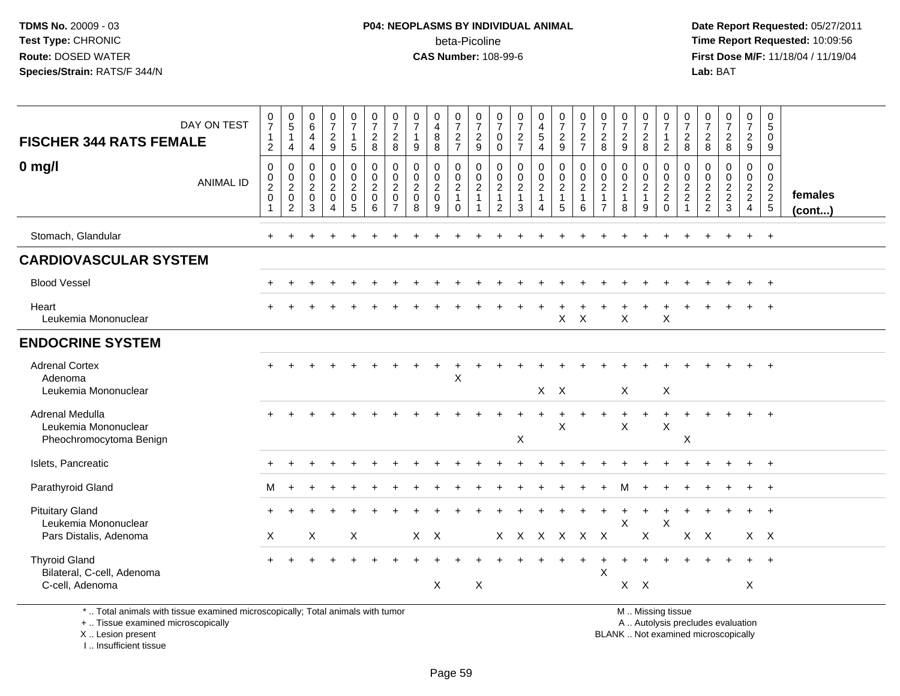**TDMS No.** 20009 - 03
**Test Type:** CHRONIC
**Route:** DOSED WATER
**Species/Strain:** RATS/F 344/N

**P04: NEOPLASMS BY INDIVIDUAL ANIMAL**
beta-Picoline
**CAS Number:** 108-99-6

**Date Report Requested:** 05/27/2011
**Time Report Requested:** 10:09:56
**First Dose M/F:** 11/18/04 / 11/19/04
**Lab:** BAT

## FISCHER 344 RATS FEMALE

## 0 mg/l

| DAY ON TEST | 712 | 514 | 644 | 729 | 715 | 728 | 728 | 719 | 488 | 727 | 729 | 700 | 727 | 454 | 729 | 727 | 728 | 729 | 728 | 712 | 728 | 728 | 728 | 729 | 509 | |
|---|---|---|---|---|---|---|---|---|---|---|---|---|---|---|---|---|---|---|---|---|---|---|---|---|---|---|
| ANIMAL ID | 0201 | 0202 | 0203 | 0204 | 0205 | 0206 | 0207 | 0208 | 0209 | 0210 | 0211 | 0212 | 0213 | 0214 | 0215 | 0216 | 0217 | 0218 | 0219 | 0220 | 0221 | 0222 | 0223 | 0224 | 0225 | females (cont...) |
| Stomach, Glandular | + | + | + | + | + | + | + | + | + | + | + | + | + | + | + | + | + | + | + | + | + | + | + | + | + | |
| **CARDIOVASCULAR SYSTEM** | | | | | | | | | | | | | | | | | | | | | | | | | | |
| Blood Vessel | + | + | + | + | + | + | + | + | + | + | + | + | + | + | + | + | + | + | + | + | + | + | + | + | + | |
| Heart | + | + | + | + | + | + | + | + | + | + | + | + | + | + | + | + | + | + | + | + | + | + | + | + | + | |
| Leukemia Mononuclear | | | | | | | | | | | | | | | X | X | | X | | X | | | | | | |
| **ENDOCRINE SYSTEM** | | | | | | | | | | | | | | | | | | | | | | | | | | |
| Adrenal Cortex | + | + | + | + | + | + | + | + | + | + | + | + | + | + | + | + | + | + | + | + | + | + | + | + | + | |
| Adenoma | | | | | | | | | | X | | | | | | | | | | | | | | | | |
| Leukemia Mononuclear | | | | | | | | | | | | | | X | X | | | X | | X | | | | | | |
| Adrenal Medulla | + | + | + | + | + | + | + | + | + | + | + | + | + | + | + | + | + | + | + | + | + | + | + | + | + | |
| Leukemia Mononuclear | | | | | | | | | | | | | | | X | | | X | | X | | | | | | |
| Pheochromocytoma Benign | | | | | | | | | | | | | X | | | | | | | | X | | | | | |
| Islets, Pancreatic | + | + | + | + | + | + | + | + | + | + | + | + | + | + | + | + | + | + | + | + | + | + | + | + | + | |
| Parathyroid Gland | M | + | + | + | + | + | + | + | + | + | + | + | + | + | + | + | + | M | + | + | + | + | + | + | + | |
| Pituitary Gland | + | + | + | + | + | + | + | + | + | + | + | + | + | + | + | + | + | + | + | + | + | + | + | + | + | |
| Leukemia Mononuclear | | | | | | | | | | | | | | | | | | X | | X | | | | | | |
| Pars Distalis, Adenoma | X | | X | | X | | | X | X | | | X | X | X | X | X | X | | X | | X | X | | X | X | |
| Thyroid Gland | + | + | + | + | + | + | + | + | + | + | + | + | + | + | + | + | + | + | + | + | + | + | + | + | + | |
| Bilateral, C-cell, Adenoma | | | | | | | | | | | | | | | | | X | | | | | | | | | |
| C-cell, Adenoma | | | | | | | | | X | | X | | | | | | | X | X | | | | | X | | |

\* .. Total animals with tissue examined microscopically; Total animals with tumor
\+ .. Tissue examined microscopically
X .. Lesion present
I .. Insufficient tissue

M .. Missing tissue
A .. Autolysis precludes evaluation
BLANK .. Not examined microscopically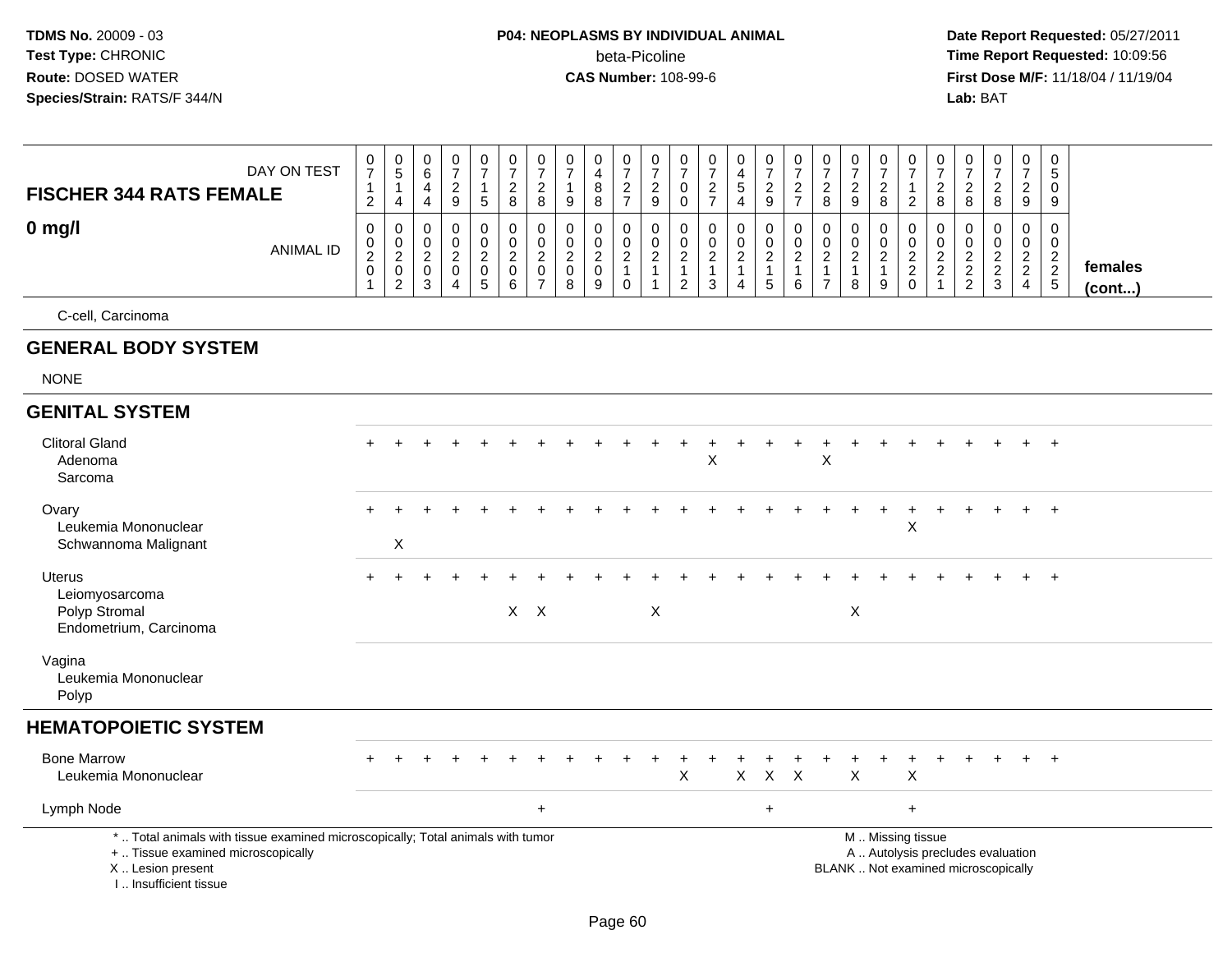TDMS No. 20009 - 03
Test Type: CHRONIC
Route: DOSED WATER
Species/Strain: RATS/F 344/N

**P04: NEOPLASMS BY INDIVIDUAL ANIMAL**
beta-Picoline
**CAS Number:** 108-99-6

Date Report Requested: 05/27/2011
Time Report Requested: 10:09:56
First Dose M/F: 11/18/04 / 11/19/04
Lab: BAT

| FISCHER 344 RATS FEMALE / 0 mg/l | | | | | | | | | | | | | | | | | | | | | | | | | | |
|---|---|---|---|---|---|---|---|---|---|---|---|---|---|---|---|---|---|---|---|---|---|---|---|---|---|---|
| DAY ON TEST | 0712 | 0514 | 0644 | 0729 | 0715 | 0728 | 0728 | 0719 | 0488 | 0727 | 0729 | 0700 | 0727 | 0454 | 0729 | 0727 | 0728 | 0729 | 0728 | 0712 | 0728 | 0728 | 0728 | 0729 | 0509 | |
| ANIMAL ID | 00201 | 00202 | 00203 | 00204 | 00205 | 00206 | 00207 | 00208 | 00209 | 00210 | 00211 | 00212 | 00213 | 00214 | 00215 | 00216 | 00217 | 00218 | 00219 | 00220 | 00221 | 00222 | 00223 | 00224 | 00225 | females (cont...) |
| C-cell, Carcinoma | | | | | | | | | | | | | | | | | | | | | | | | | | |
| **GENERAL BODY SYSTEM** | | | | | | | | | | | | | | | | | | | | | | | | | | |
| NONE | | | | | | | | | | | | | | | | | | | | | | | | | | |
| **GENITAL SYSTEM** | | | | | | | | | | | | | | | | | | | | | | | | | | |
| Clitoral Gland | + | + | + | + | + | + | + | + | + | + | + | + | + | + | + | + | + | + | + | + | + | + | + | + | + | |
| Adenoma | | | | | | | | | | | | | X | | | | X | | | | | | | | | |
| Sarcoma | | | | | | | | | | | | | | | | | | | | | | | | | | |
| Ovary | + | + | + | + | + | + | + | + | + | + | + | + | + | + | + | + | + | + | + | + | + | + | + | + | + | |
| Leukemia Mononuclear | | | | | | | | | | | | | | | | | | | | X | | | | | | |
| Schwannoma Malignant | | X | | | | | | | | | | | | | | | | | | | | | | | | |
| Uterus | + | + | + | + | + | + | + | + | + | + | + | + | + | + | + | + | + | + | + | + | + | + | + | + | + | |
| Leiomyosarcoma | | | | | | | | | | | | | | | | | | | | | | | | | | |
| Polyp Stromal | | | | | | X | X | | | | X | | | | | | | X | | | | | | | | |
| Endometrium, Carcinoma | | | | | | | | | | | | | | | | | | | | | | | | | | |
| Vagina | | | | | | | | | | | | | | | | | | | | | | | | | | |
| Leukemia Mononuclear | | | | | | | | | | | | | | | | | | | | | | | | | | |
| Polyp | | | | | | | | | | | | | | | | | | | | | | | | | | |
| **HEMATOPOIETIC SYSTEM** | | | | | | | | | | | | | | | | | | | | | | | | | | |
| Bone Marrow | + | + | + | + | + | + | + | + | + | + | + | + | + | + | + | + | + | + | + | + | + | + | + | + | + | |
| Leukemia Mononuclear | | | | | | | | | | | | X | | X | X | X | | X | | X | | | | | | |
| Lymph Node | | | | | | | + | | | | | | | | + | | | | | + | | | | | | |

\* .. Total animals with tissue examined microscopically; Total animals with tumor
\+ .. Tissue examined microscopically
X .. Lesion present
I .. Insufficient tissue

M .. Missing tissue
A .. Autolysis precludes evaluation
BLANK .. Not examined microscopically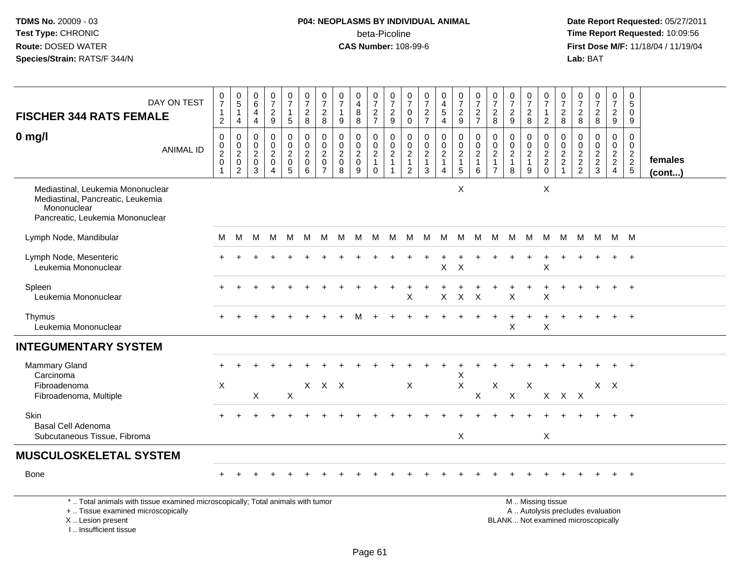TDMS No. 20009 - 03
Test Type: CHRONIC
Route: DOSED WATER
Species/Strain: RATS/F 344/N

**P04: NEOPLASMS BY INDIVIDUAL ANIMAL**
beta-Picoline
**CAS Number:** 108-99-6

Date Report Requested: 05/27/2011
Time Report Requested: 10:09:56
First Dose M/F: 11/18/04 / 11/19/04
Lab: BAT

| FISCHER 344 RATS FEMALE 0 mg/l — DAY ON TEST | 0712 | 0514 | 0644 | 0729 | 0715 | 0728 | 0728 | 0719 | 0488 | 0727 | 0729 | 0700 | 0727 | 0454 | 0729 | 0727 | 0728 | 0729 | 0728 | 0712 | 0728 | 0728 | 0728 | 0729 | 0509 | |
|---|---|---|---|---|---|---|---|---|---|---|---|---|---|---|---|---|---|---|---|---|---|---|---|---|---|---|
| ANIMAL ID | 00201 | 00202 | 00203 | 00204 | 00205 | 00206 | 00207 | 00208 | 00209 | 00210 | 00211 | 00212 | 00213 | 00214 | 00215 | 00216 | 00217 | 00218 | 00219 | 00220 | 00221 | 00222 | 00223 | 00224 | 00225 | females (cont...) |
| Mediastinal, Leukemia Mononuclear | | | | | | | | | | | | | | | X | | | | | X | | | | | | |
| Mediastinal, Pancreatic, Leukemia Mononuclear | | | | | | | | | | | | | | | | | | | | | | | | | | |
| Pancreatic, Leukemia Mononuclear | | | | | | | | | | | | | | | | | | | | | | | | | | |
| Lymph Node, Mandibular | M | M | M | M | M | M | M | M | M | M | M | M | M | M | M | M | M | M | M | M | M | M | M | M | M | |
| Lymph Node, Mesenteric | + | + | + | + | + | + | + | + | + | + | + | + | + | + | + | + | + | + | + | + | + | + | + | + | + | |
| Leukemia Mononuclear | | | | | | | | | | | | | | X | X | | | | | X | | | | | | |
| Spleen | + | + | + | + | + | + | + | + | + | + | + | + | + | + | + | + | + | + | + | + | + | + | + | + | + | |
| Leukemia Mononuclear | | | | | | | | | | | | X | | X | X | X | | X | | X | | | | | | |
| Thymus | + | + | + | + | + | + | + | + | M | + | + | + | + | + | + | + | + | + | + | + | + | + | + | + | + | |
| Leukemia Mononuclear | | | | | | | | | | | | | | | | | | X | | X | | | | | | |
| **INTEGUMENTARY SYSTEM** | | | | | | | | | | | | | | | | | | | | | | | | | | |
| Mammary Gland | + | + | + | + | + | + | + | + | + | + | + | + | + | + | + | + | + | + | + | + | + | + | + | + | + | |
| Carcinoma | | | | | | | | | | | | | | | X | | | | | | | | | | | |
| Fibroadenoma | X | | | | | X | X | X | | | | X | | | X | | X | | X | | | | X | X | | |
| Fibroadenoma, Multiple | | | X | | X | | | | | | | | | | | X | | X | | X | X | X | | | | |
| Skin | + | + | + | + | + | + | + | + | + | + | + | + | + | + | + | + | + | + | + | + | + | + | + | + | + | |
| Basal Cell Adenoma | | | | | | | | | | | | | | | | | | | | | | | | | | |
| Subcutaneous Tissue, Fibroma | | | | | | | | | | | | | | | X | | | | | X | | | | | | |
| **MUSCULOSKELETAL SYSTEM** | | | | | | | | | | | | | | | | | | | | | | | | | | |
| Bone | + | + | + | + | + | + | + | + | + | + | + | + | + | + | + | + | + | + | + | + | + | + | + | + | + | |

\* .. Total animals with tissue examined microscopically; Total animals with tumor
\+ .. Tissue examined microscopically
X .. Lesion present
I .. Insufficient tissue

M .. Missing tissue
A .. Autolysis precludes evaluation
BLANK .. Not examined microscopically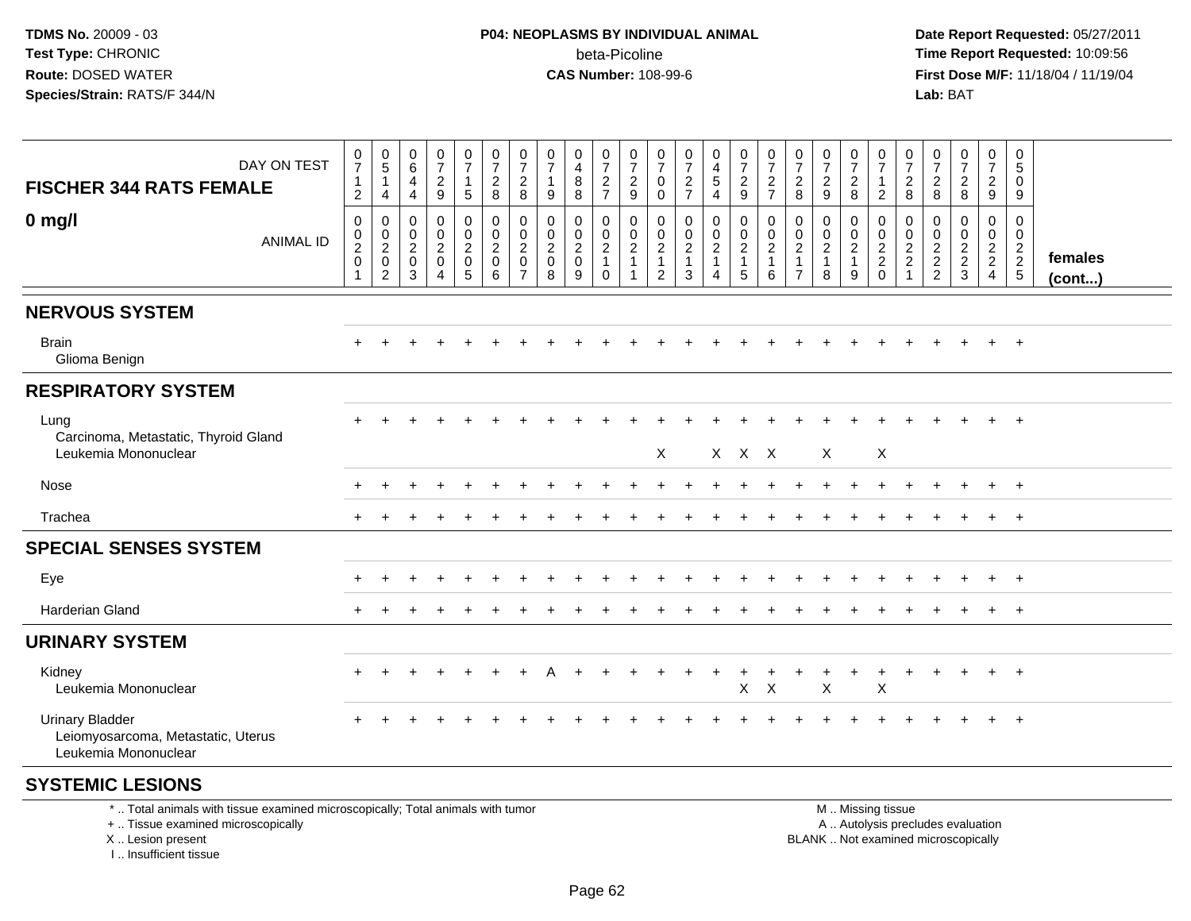**TDMS No.** 20009 - 03
**Test Type:** CHRONIC
**Route:** DOSED WATER
**Species/Strain:** RATS/F 344/N

**P04: NEOPLASMS BY INDIVIDUAL ANIMAL**
beta-Picoline
**CAS Number:** 108-99-6

**Date Report Requested:** 05/27/2011
**Time Report Requested:** 10:09:56
**First Dose M/F:** 11/18/04 / 11/19/04
**Lab:** BAT

| FISCHER 344 RATS FEMALE — DAY ON TEST | 0712 | 0514 | 0644 | 0729 | 0715 | 0728 | 0728 | 0719 | 0488 | 0727 | 0729 | 0700 | 0727 | 0454 | 0729 | 0727 | 0728 | 0729 | 0728 | 0712 | 0728 | 0728 | 0728 | 0729 | 0509 | |
|---|---|---|---|---|---|---|---|---|---|---|---|---|---|---|---|---|---|---|---|---|---|---|---|---|---|---|
| **0 mg/l** — ANIMAL ID | 00201 | 00202 | 00203 | 00204 | 00205 | 00206 | 00207 | 00208 | 00209 | 00210 | 00211 | 00212 | 00213 | 00214 | 00215 | 00216 | 00217 | 00218 | 00219 | 00220 | 00221 | 00222 | 00223 | 00224 | 00225 | **females (cont...)** |
| **NERVOUS SYSTEM** | | | | | | | | | | | | | | | | | | | | | | | | | | |
| Brain | + | + | + | + | + | + | + | + | + | + | + | + | + | + | + | + | + | + | + | + | + | + | + | + | + | |
| Glioma Benign | | | | | | | | | | | | | | | | | | | | | | | | | | |
| **RESPIRATORY SYSTEM** | | | | | | | | | | | | | | | | | | | | | | | | | | |
| Lung | + | + | + | + | + | + | + | + | + | + | + | + | + | + | + | + | + | + | + | + | + | + | + | + | + | |
| Carcinoma, Metastatic, Thyroid Gland | | | | | | | | | | | | | | | | | | | | | | | | | | |
| Leukemia Mononuclear | | | | | | | | | | | | X | | X | X | X | | X | | X | | | | | | |
| Nose | + | + | + | + | + | + | + | + | + | + | + | + | + | + | + | + | + | + | + | + | + | + | + | + | + | |
| Trachea | + | + | + | + | + | + | + | + | + | + | + | + | + | + | + | + | + | + | + | + | + | + | + | + | + | |
| **SPECIAL SENSES SYSTEM** | | | | | | | | | | | | | | | | | | | | | | | | | | |
| Eye | + | + | + | + | + | + | + | + | + | + | + | + | + | + | + | + | + | + | + | + | + | + | + | + | + | |
| Harderian Gland | + | + | + | + | + | + | + | + | + | + | + | + | + | + | + | + | + | + | + | + | + | + | + | + | + | |
| **URINARY SYSTEM** | | | | | | | | | | | | | | | | | | | | | | | | | | |
| Kidney | + | + | + | + | + | + | + | A | + | + | + | + | + | + | + | + | + | + | + | + | + | + | + | + | + | |
| Leukemia Mononuclear | | | | | | | | | | | | | | | X | X | | X | | X | | | | | | |
| Urinary Bladder | + | + | + | + | + | + | + | + | + | + | + | + | + | + | + | + | + | + | + | + | + | + | + | + | + | |
| Leiomyosarcoma, Metastatic, Uterus | | | | | | | | | | | | | | | | | | | | | | | | | | |
| Leukemia Mononuclear | | | | | | | | | | | | | | | | | | | | | | | | | | |
| **SYSTEMIC LESIONS** | | | | | | | | | | | | | | | | | | | | | | | | | | |

\* .. Total animals with tissue examined microscopically; Total animals with tumor
+ .. Tissue examined microscopically
X .. Lesion present
I .. Insufficient tissue

M .. Missing tissue
A .. Autolysis precludes evaluation
BLANK .. Not examined microscopically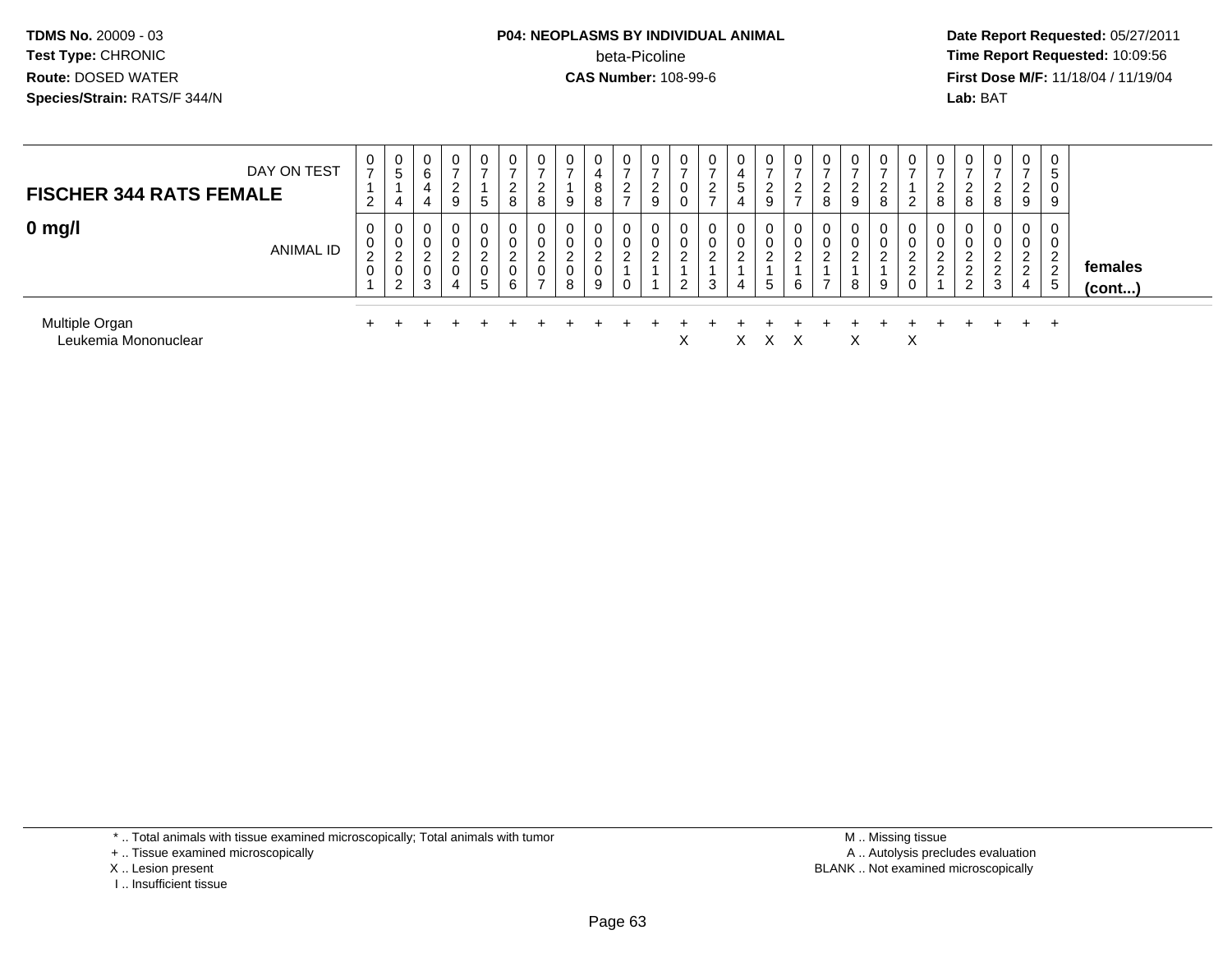**TDMS No.** 20009 - 03
**Test Type:** CHRONIC
**Route:** DOSED WATER
**Species/Strain:** RATS/F 344/N

**P04: NEOPLASMS BY INDIVIDUAL ANIMAL**
beta-Picoline
**CAS Number:** 108-99-6

**Date Report Requested:** 05/27/2011
**Time Report Requested:** 10:09:56
**First Dose M/F:** 11/18/04 / 11/19/04
**Lab:** BAT

| **FISCHER 344 RATS FEMALE** DAY ON TEST | 0712 | 0514 | 0644 | 0729 | 0715 | 0728 | 0728 | 0719 | 0488 | 0727 | 0729 | 0700 | 0727 | 0454 | 0729 | 0727 | 0728 | 0729 | 0728 | 0712 | 0728 | 0728 | 0728 | 0729 | 0509 | |
|---|---|---|---|---|---|---|---|---|---|---|---|---|---|---|---|---|---|---|---|---|---|---|---|---|---|---|
| **0 mg/l** ANIMAL ID | 00201 | 00202 | 00203 | 00204 | 00205 | 00206 | 00207 | 00208 | 00209 | 00210 | 00211 | 00212 | 00213 | 00214 | 00215 | 00216 | 00217 | 00218 | 00219 | 00220 | 00221 | 00222 | 00223 | 00224 | 00225 | **females (cont...)** |
| Multiple Organ | + | + | + | + | + | + | + | + | + | + | + | + | + | + | + | + | + | + | + | + | + | + | + | + | + | |
| Leukemia Mononuclear | | | | | | | | | | | | X | | X | X | X | | X | | X | | | | | | |

\* .. Total animals with tissue examined microscopically; Total animals with tumor
\+ .. Tissue examined microscopically
X .. Lesion present
I .. Insufficient tissue

M .. Missing tissue
A .. Autolysis precludes evaluation
BLANK .. Not examined microscopically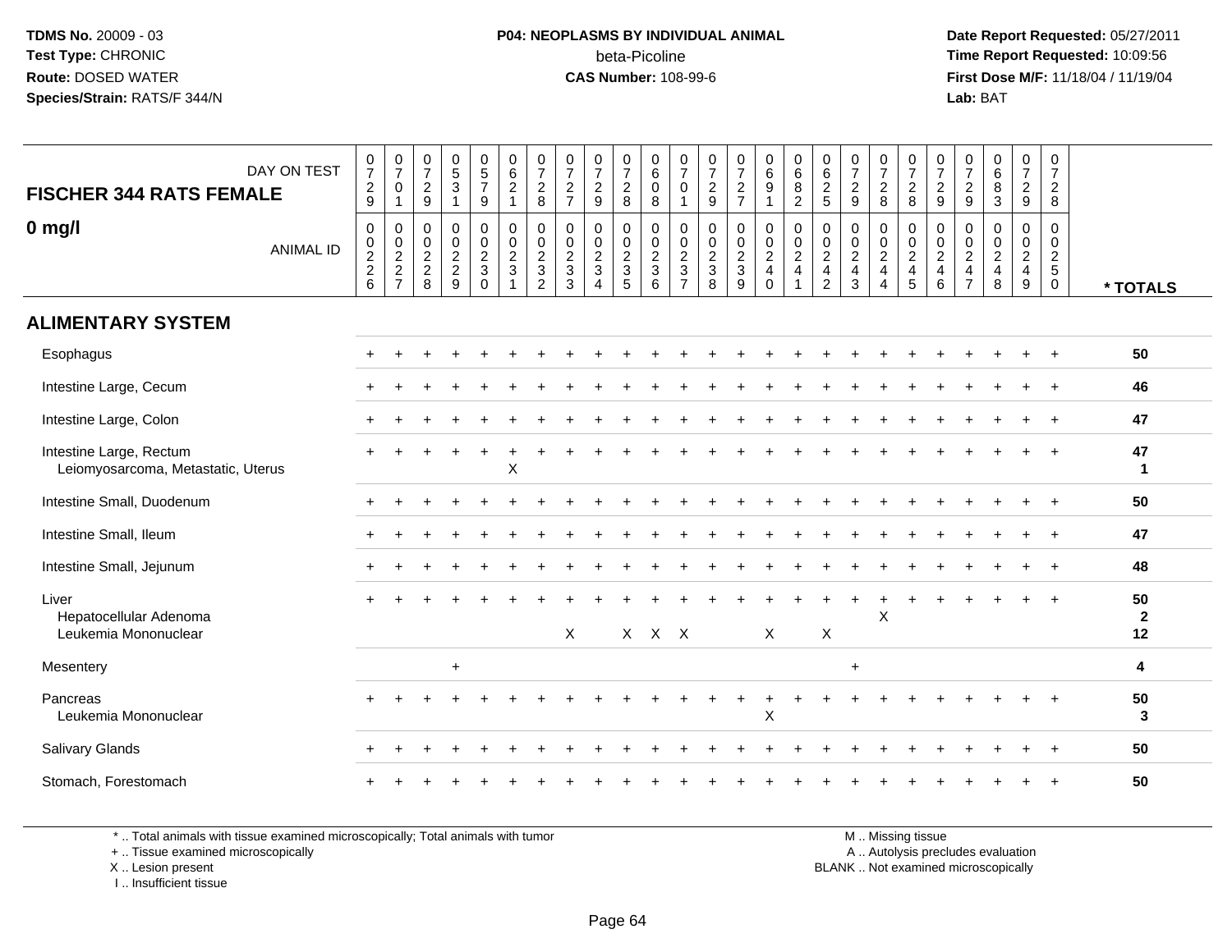TDMS No. 20009 - 03
Test Type: CHRONIC
Route: DOSED WATER
Species/Strain: RATS/F 344/N

P04: NEOPLASMS BY INDIVIDUAL ANIMAL
beta-Picoline
CAS Number: 108-99-6

Date Report Requested: 05/27/2011
Time Report Requested: 10:09:56
First Dose M/F: 11/18/04 / 11/19/04
Lab: BAT

## FISCHER 344 RATS FEMALE
## 0 mg/l

| DAY ON TEST | 0729 | 0701 | 0729 | 0531 | 0579 | 0621 | 0728 | 0727 | 0729 | 0728 | 0608 | 0701 | 0729 | 0727 | 0691 | 0682 | 0625 | 0729 | 0728 | 0728 | 0729 | 0729 | 0683 | 0729 | 0728 | |
|---|---|---|---|---|---|---|---|---|---|---|---|---|---|---|---|---|---|---|---|---|---|---|---|---|---|---|
| **ANIMAL ID** | 00226 | 00227 | 00228 | 00229 | 00230 | 00231 | 00232 | 00233 | 00234 | 00235 | 00236 | 00237 | 00238 | 00239 | 00240 | 00241 | 00242 | 00243 | 00244 | 00245 | 00246 | 00247 | 00248 | 00249 | 00250 | *** TOTALS** |
| **ALIMENTARY SYSTEM** | | | | | | | | | | | | | | | | | | | | | | | | | | |
| Esophagus | + | + | + | + | + | + | + | + | + | + | + | + | + | + | + | + | + | + | + | + | + | + | + | + | + | 50 |
| Intestine Large, Cecum | + | + | + | + | + | + | + | + | + | + | + | + | + | + | + | + | + | + | + | + | + | + | + | + | + | 46 |
| Intestine Large, Colon | + | + | + | + | + | + | + | + | + | + | + | + | + | + | + | + | + | + | + | + | + | + | + | + | + | 47 |
| Intestine Large, Rectum | + | + | + | + | + | + | + | + | + | + | + | + | + | + | + | + | + | + | + | + | + | + | + | + | + | 47 |
| Leiomyosarcoma, Metastatic, Uterus | | | | | | X | | | | | | | | | | | | | | | | | | | | 1 |
| Intestine Small, Duodenum | + | + | + | + | + | + | + | + | + | + | + | + | + | + | + | + | + | + | + | + | + | + | + | + | + | 50 |
| Intestine Small, Ileum | + | + | + | + | + | + | + | + | + | + | + | + | + | + | + | + | + | + | + | + | + | + | + | + | + | 47 |
| Intestine Small, Jejunum | + | + | + | + | + | + | + | + | + | + | + | + | + | + | + | + | + | + | + | + | + | + | + | + | + | 48 |
| Liver | + | + | + | + | + | + | + | + | + | + | + | + | + | + | + | + | + | + | + | + | + | + | + | + | + | 50 |
| Hepatocellular Adenoma | | | | | | | | | | | | | | | | | | | X | | | | | | | 2 |
| Leukemia Mononuclear | | | | | | | | X | | X | X | X | | | X | | X | | | | | | | | | 12 |
| Mesentery | | | | + | | | | | | | | | | | | | | + | | | | | | | | 4 |
| Pancreas | + | + | + | + | + | + | + | + | + | + | + | + | + | + | + | + | + | + | + | + | + | + | + | + | + | 50 |
| Leukemia Mononuclear | | | | | | | | | | | | | | | X | | | | | | | | | | | 3 |
| Salivary Glands | + | + | + | + | + | + | + | + | + | + | + | + | + | + | + | + | + | + | + | + | + | + | + | + | + | 50 |
| Stomach, Forestomach | + | + | + | + | + | + | + | + | + | + | + | + | + | + | + | + | + | + | + | + | + | + | + | + | + | 50 |

\* .. Total animals with tissue examined microscopically; Total animals with tumor
\+ .. Tissue examined microscopically
X .. Lesion present
I .. Insufficient tissue

M .. Missing tissue
A .. Autolysis precludes evaluation
BLANK .. Not examined microscopically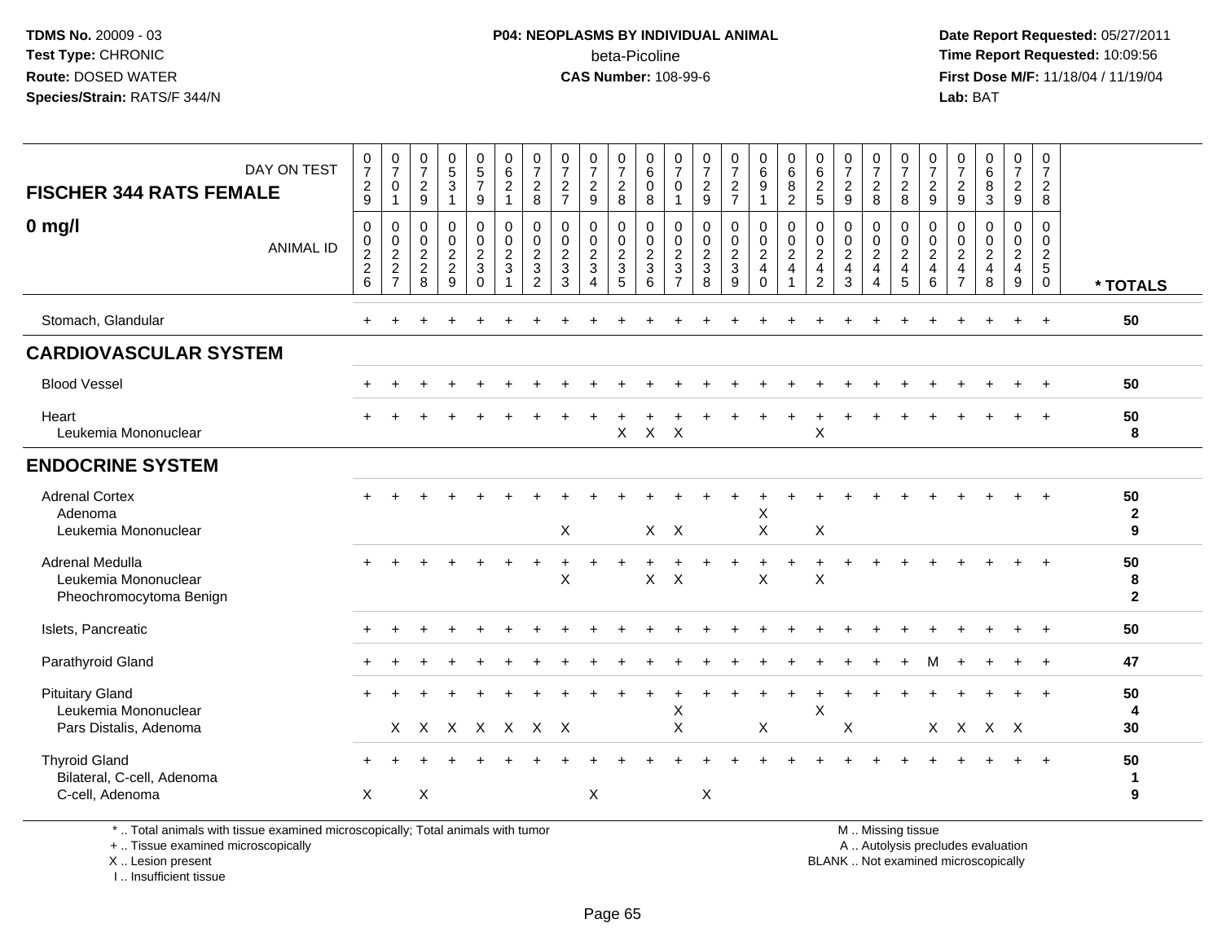TDMS No. 20009 - 03
Test Type: CHRONIC
Route: DOSED WATER
Species/Strain: RATS/F 344/N

**P04: NEOPLASMS BY INDIVIDUAL ANIMAL**
beta-Picoline
**CAS Number:** 108-99-6

Date Report Requested: 05/27/2011
Time Report Requested: 10:09:56
First Dose M/F: 11/18/04 / 11/19/04
Lab: BAT

| FISCHER 344 RATS FEMALE — DAY ON TEST | 0729 | 0701 | 0729 | 0531 | 0579 | 0621 | 0728 | 0727 | 0729 | 0728 | 0608 | 0701 | 0729 | 0727 | 0691 | 0682 | 0625 | 0729 | 0728 | 0728 | 0729 | 0729 | 0683 | 0729 | 0728 | |
|---|---|---|---|---|---|---|---|---|---|---|---|---|---|---|---|---|---|---|---|---|---|---|---|---|---|---|
| **0 mg/l** — ANIMAL ID | 0226 | 0227 | 0228 | 0229 | 0230 | 0231 | 0232 | 0233 | 0234 | 0235 | 0236 | 0237 | 0238 | 0239 | 0240 | 0241 | 0242 | 0243 | 0244 | 0245 | 0246 | 0247 | 0248 | 0249 | 0250 | **\* TOTALS** |
| Stomach, Glandular | + | + | + | + | + | + | + | + | + | + | + | + | + | + | + | + | + | + | + | + | + | + | + | + | + | 50 |
| **CARDIOVASCULAR SYSTEM** | | | | | | | | | | | | | | | | | | | | | | | | | | |
| Blood Vessel | + | + | + | + | + | + | + | + | + | + | + | + | + | + | + | + | + | + | + | + | + | + | + | + | + | 50 |
| Heart | + | + | + | + | + | + | + | + | + | + | + | + | + | + | + | + | + | + | + | + | + | + | + | + | + | 50 |
| Leukemia Mononuclear | | | | | | | | | | X | X | X | | | | | X | | | | | | | | | 8 |
| **ENDOCRINE SYSTEM** | | | | | | | | | | | | | | | | | | | | | | | | | | |
| Adrenal Cortex | + | + | + | + | + | + | + | + | + | + | + | + | + | + | + | + | + | + | + | + | + | + | + | + | + | 50 |
| Adenoma | | | | | | | | | | | | | | | X | | | | | | | | | | | 2 |
| Leukemia Mononuclear | | | | | | | | X | | | X | X | | | X | | X | | | | | | | | | 9 |
| Adrenal Medulla | + | + | + | + | + | + | + | + | + | + | + | + | + | + | + | + | + | + | + | + | + | + | + | + | + | 50 |
| Leukemia Mononuclear | | | | | | | | X | | | X | X | | | X | | X | | | | | | | | | 8 |
| Pheochromocytoma Benign | | | | | | | | | | | | | | | | | | | | | | | | | | 2 |
| Islets, Pancreatic | + | + | + | + | + | + | + | + | + | + | + | + | + | + | + | + | + | + | + | + | + | + | + | + | + | 50 |
| Parathyroid Gland | + | + | + | + | + | + | + | + | + | + | + | + | + | + | + | + | + | + | + | + | M | + | + | + | + | 47 |
| Pituitary Gland | + | + | + | + | + | + | + | + | + | + | + | + | + | + | + | + | + | + | + | + | + | + | + | + | + | 50 |
| Leukemia Mononuclear | | | | | | | | | | | | X | | | | | X | | | | | | | | | 4 |
| Pars Distalis, Adenoma | | X | X | X | X | X | X | X | | | | X | | | X | | | X | | | X | X | X | X | | 30 |
| Thyroid Gland | + | + | + | + | + | + | + | + | + | + | + | + | + | + | + | + | + | + | + | + | + | + | + | + | + | 50 |
| Bilateral, C-cell, Adenoma | | | | | | | | | | | | | | | | | | | | | | | | | | 1 |
| C-cell, Adenoma | X | | X | | | | | | X | | | | X | | | | | | | | | | | | | 9 |

\* .. Total animals with tissue examined microscopically; Total animals with tumor
\+ .. Tissue examined microscopically
X .. Lesion present
I .. Insufficient tissue

M .. Missing tissue
A .. Autolysis precludes evaluation
BLANK .. Not examined microscopically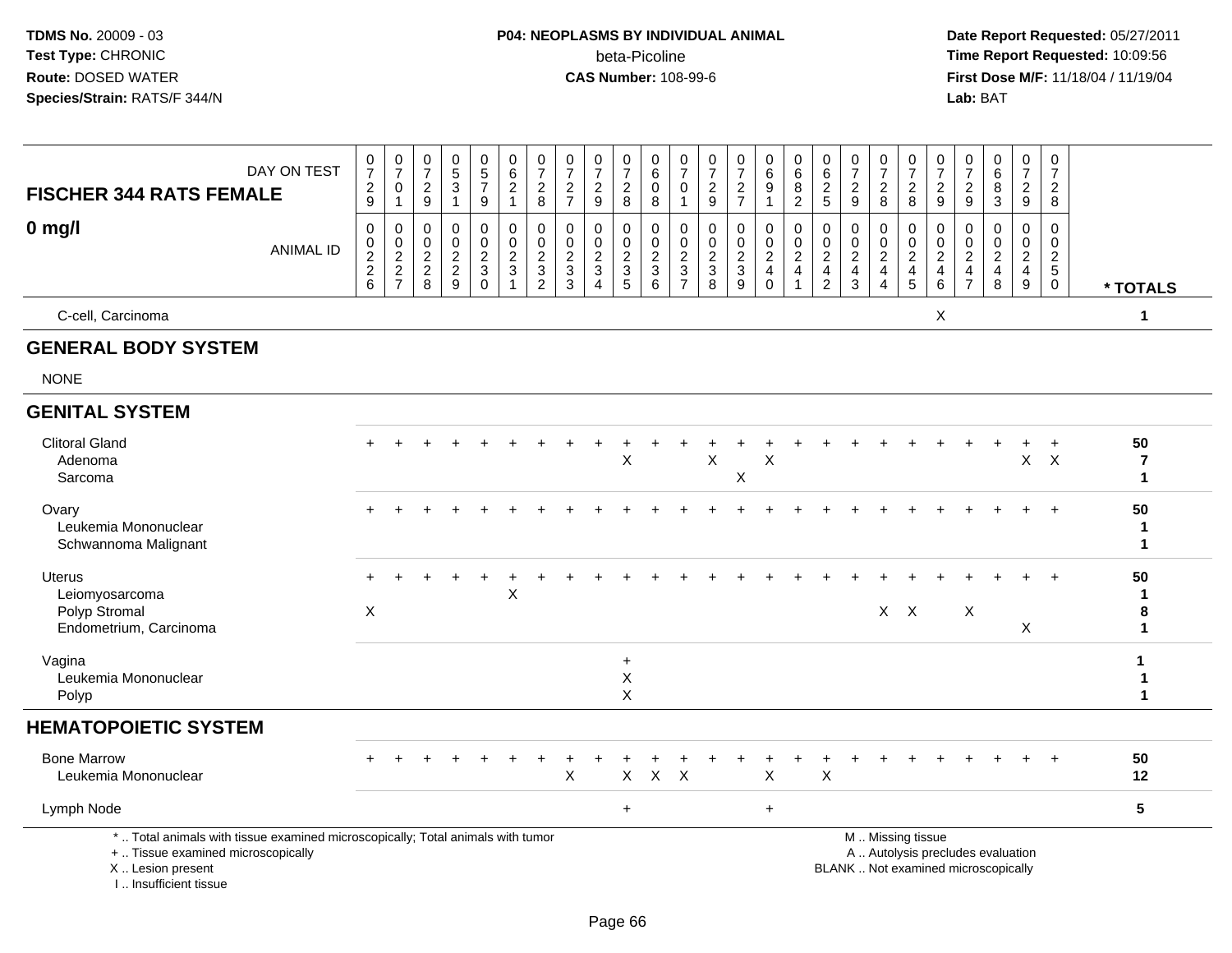**TDMS No.** 20009 - 03
**Test Type:** CHRONIC
**Route:** DOSED WATER
**Species/Strain:** RATS/F 344/N

**P04: NEOPLASMS BY INDIVIDUAL ANIMAL**
beta-Picoline
**CAS Number:** 108-99-6

**Date Report Requested:** 05/27/2011
**Time Report Requested:** 10:09:56
**First Dose M/F:** 11/18/04 / 11/19/04
**Lab:** BAT

| FISCHER 344 RATS FEMALE — DAY ON TEST | 0729 | 0701 | 0729 | 0531 | 0579 | 0621 | 0728 | 0727 | 0729 | 0728 | 0608 | 0701 | 0729 | 0727 | 0691 | 0682 | 0625 | 0729 | 0728 | 0728 | 0729 | 0729 | 0683 | 0729 | 0728 | |
|---|---|---|---|---|---|---|---|---|---|---|---|---|---|---|---|---|---|---|---|---|---|---|---|---|---|---|
| **0 mg/l** — ANIMAL ID | 0226 | 0227 | 0228 | 0229 | 0230 | 0231 | 0232 | 0233 | 0234 | 0235 | 0236 | 0237 | 0238 | 0239 | 0240 | 0241 | 0242 | 0243 | 0244 | 0245 | 0246 | 0247 | 0248 | 0249 | 0250 | * TOTALS |
| C-cell, Carcinoma | | | | | | | | | | | | | | | | | | | | | X | | | | | 1 |
| **GENERAL BODY SYSTEM** | | | | | | | | | | | | | | | | | | | | | | | | | | |
| NONE | | | | | | | | | | | | | | | | | | | | | | | | | | |
| **GENITAL SYSTEM** | | | | | | | | | | | | | | | | | | | | | | | | | | |
| Clitoral Gland | + | + | + | + | + | + | + | + | + | + | + | + | + | + | + | + | + | + | + | + | + | + | + | + | + | 50 |
| Adenoma | | | | | | | | | | X | | | X | | X | | | | | | | | | X | X | 7 |
| Sarcoma | | | | | | | | | | | | | | X | | | | | | | | | | | | 1 |
| Ovary | + | + | + | + | + | + | + | + | + | + | + | + | + | + | + | + | + | + | + | + | + | + | + | + | + | 50 |
| Leukemia Mononuclear | | | | | | | | | | | | | | | | | | | | | | | | | | 1 |
| Schwannoma Malignant | | | | | | | | | | | | | | | | | | | | | | | | | | 1 |
| Uterus | + | + | + | + | + | + | + | + | + | + | + | + | + | + | + | + | + | + | + | + | + | + | + | + | + | 50 |
| Leiomyosarcoma | | | | | | X | | | | | | | | | | | | | | | | | | | | 1 |
| Polyp Stromal | X | | | | | | | | | | | | | | | | | | X | X | | X | | | | 8 |
| Endometrium, Carcinoma | | | | | | | | | | | | | | | | | | | | | | | | X | | 1 |
| Vagina | | | | | | | | | | + | | | | | | | | | | | | | | | | 1 |
| Leukemia Mononuclear | | | | | | | | | | X | | | | | | | | | | | | | | | | 1 |
| Polyp | | | | | | | | | | X | | | | | | | | | | | | | | | | 1 |
| **HEMATOPOIETIC SYSTEM** | | | | | | | | | | | | | | | | | | | | | | | | | | |
| Bone Marrow | + | + | + | + | + | + | + | + | + | + | + | + | + | + | + | + | + | + | + | + | + | + | + | + | + | 50 |
| Leukemia Mononuclear | | | | | | | | X | | X | X | X | | | X | | X | | | | | | | | | 12 |
| Lymph Node | | | | | | | | | | + | | | | | + | | | | | | | | | | | 5 |

\* .. Total animals with tissue examined microscopically; Total animals with tumor
\+ .. Tissue examined microscopically
X .. Lesion present
I .. Insufficient tissue

M .. Missing tissue
A .. Autolysis precludes evaluation
BLANK .. Not examined microscopically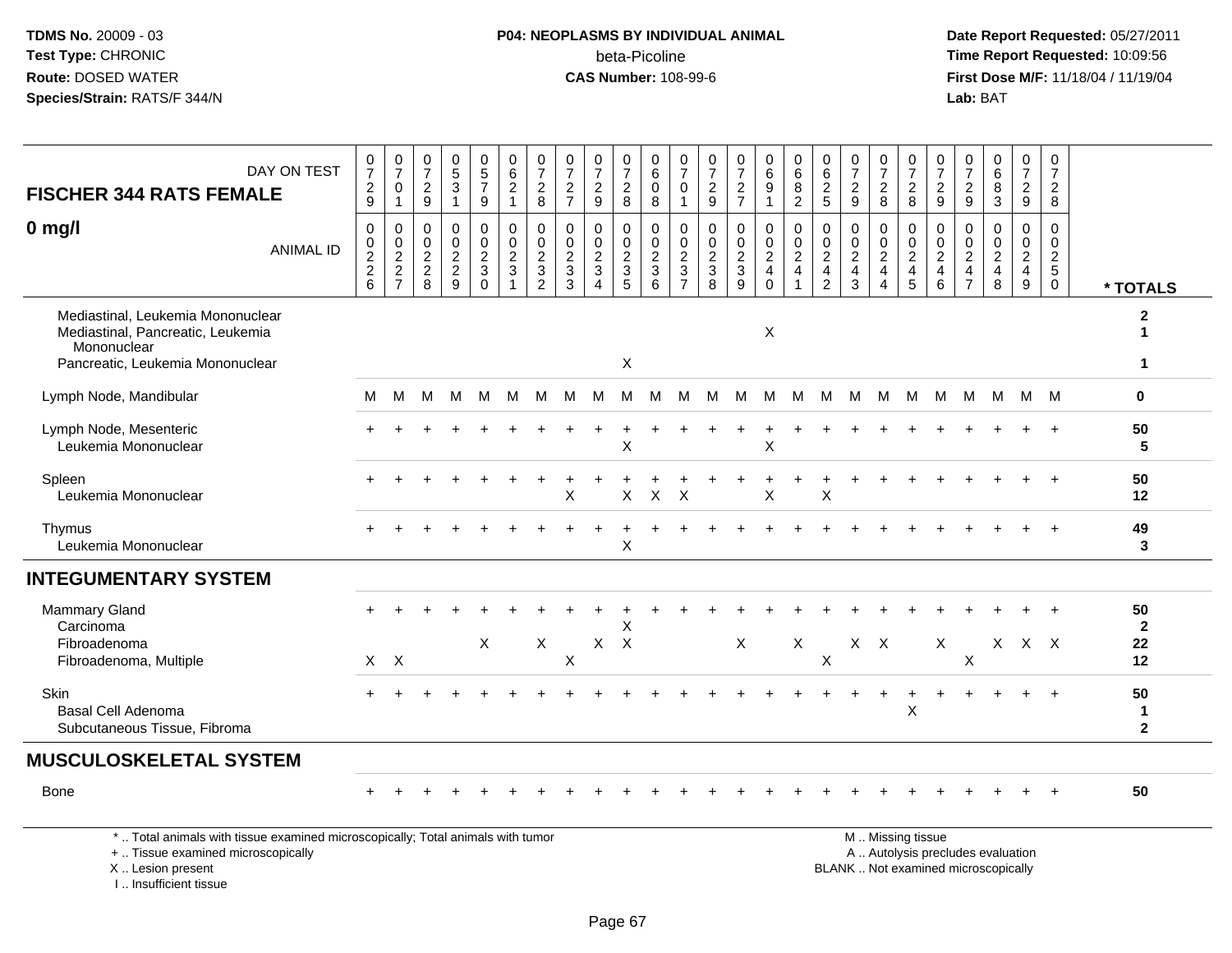**TDMS No.** 20009 - 03
**Test Type:** CHRONIC
**Route:** DOSED WATER
**Species/Strain:** RATS/F 344/N

**P04: NEOPLASMS BY INDIVIDUAL ANIMAL**
beta-Picoline
**CAS Number:** 108-99-6

**Date Report Requested:** 05/27/2011
**Time Report Requested:** 10:09:56
**First Dose M/F:** 11/18/04 / 11/19/04
**Lab:** BAT

## FISCHER 344 RATS FEMALE

## 0 mg/l

| DAY ON TEST | 0729 | 0701 | 0729 | 0531 | 0579 | 0621 | 0728 | 0727 | 0729 | 0728 | 0608 | 0701 | 0729 | 0727 | 0691 | 0682 | 0625 | 0729 | 0728 | 0728 | 0729 | 0729 | 0683 | 0729 | 0728 | |
|---|---|---|---|---|---|---|---|---|---|---|---|---|---|---|---|---|---|---|---|---|---|---|---|---|---|---|
| ANIMAL ID | 0226 | 0227 | 0228 | 0229 | 0230 | 0231 | 0232 | 0233 | 0234 | 0235 | 0236 | 0237 | 0238 | 0239 | 0240 | 0241 | 0242 | 0243 | 0244 | 0245 | 0246 | 0247 | 0248 | 0249 | 0250 | * TOTALS |
| Mediastinal, Leukemia Mononuclear | | | | | | | | | | | | | | | | | | | | | | | | | | 2 |
| Mediastinal, Pancreatic, Leukemia Mononuclear | | | | | | | | | | | | | | | X | | | | | | | | | | | 1 |
| Pancreatic, Leukemia Mononuclear | | | | | | | | | | X | | | | | | | | | | | | | | | | 1 |
| Lymph Node, Mandibular | M | M | M | M | M | M | M | M | M | M | M | M | M | M | M | M | M | M | M | M | M | M | M | M | M | 0 |
| Lymph Node, Mesenteric | + | + | + | + | + | + | + | + | + | + | + | + | + | + | + | + | + | + | + | + | + | + | + | + | + | 50 |
| Leukemia Mononuclear | | | | | | | | | | X | | | | | X | | | | | | | | | | | 5 |
| Spleen | + | + | + | + | + | + | + | + | + | + | + | + | + | + | + | + | + | + | + | + | + | + | + | + | + | 50 |
| Leukemia Mononuclear | | | | | | | | X | | X | X | X | | | X | | X | | | | | | | | | 12 |
| Thymus | + | + | + | + | + | + | + | + | + | + | + | + | + | + | + | + | + | + | + | + | + | + | + | + | + | 49 |
| Leukemia Mononuclear | | | | | | | | | | X | | | | | | | | | | | | | | | | 3 |
| **INTEGUMENTARY SYSTEM** | | | | | | | | | | | | | | | | | | | | | | | | | | |
| Mammary Gland | + | + | + | + | + | + | + | + | + | + | + | + | + | + | + | + | + | + | + | + | + | + | + | + | + | 50 |
| Carcinoma | | | | | | | | | | X | | | | | | | | | | | | | | | | 2 |
| Fibroadenoma | | | | | X | | X | | X | X | | | | X | | X | | X | X | | X | | X | X | X | 22 |
| Fibroadenoma, Multiple | X | X | | | | | | X | | | | | | | | | X | | | | | X | | | | 12 |
| Skin | + | + | + | + | + | + | + | + | + | + | + | + | + | + | + | + | + | + | + | + | + | + | + | + | + | 50 |
| Basal Cell Adenoma | | | | | | | | | | | | | | | | | | | | X | | | | | | 1 |
| Subcutaneous Tissue, Fibroma | | | | | | | | | | | | | | | | | | | | | | | | | | 2 |
| **MUSCULOSKELETAL SYSTEM** | | | | | | | | | | | | | | | | | | | | | | | | | | |
| Bone | + | + | + | + | + | + | + | + | + | + | + | + | + | + | + | + | + | + | + | + | + | + | + | + | + | 50 |

\* .. Total animals with tissue examined microscopically; Total animals with tumor
\+ .. Tissue examined microscopically
X .. Lesion present
I .. Insufficient tissue

M .. Missing tissue
A .. Autolysis precludes evaluation
BLANK .. Not examined microscopically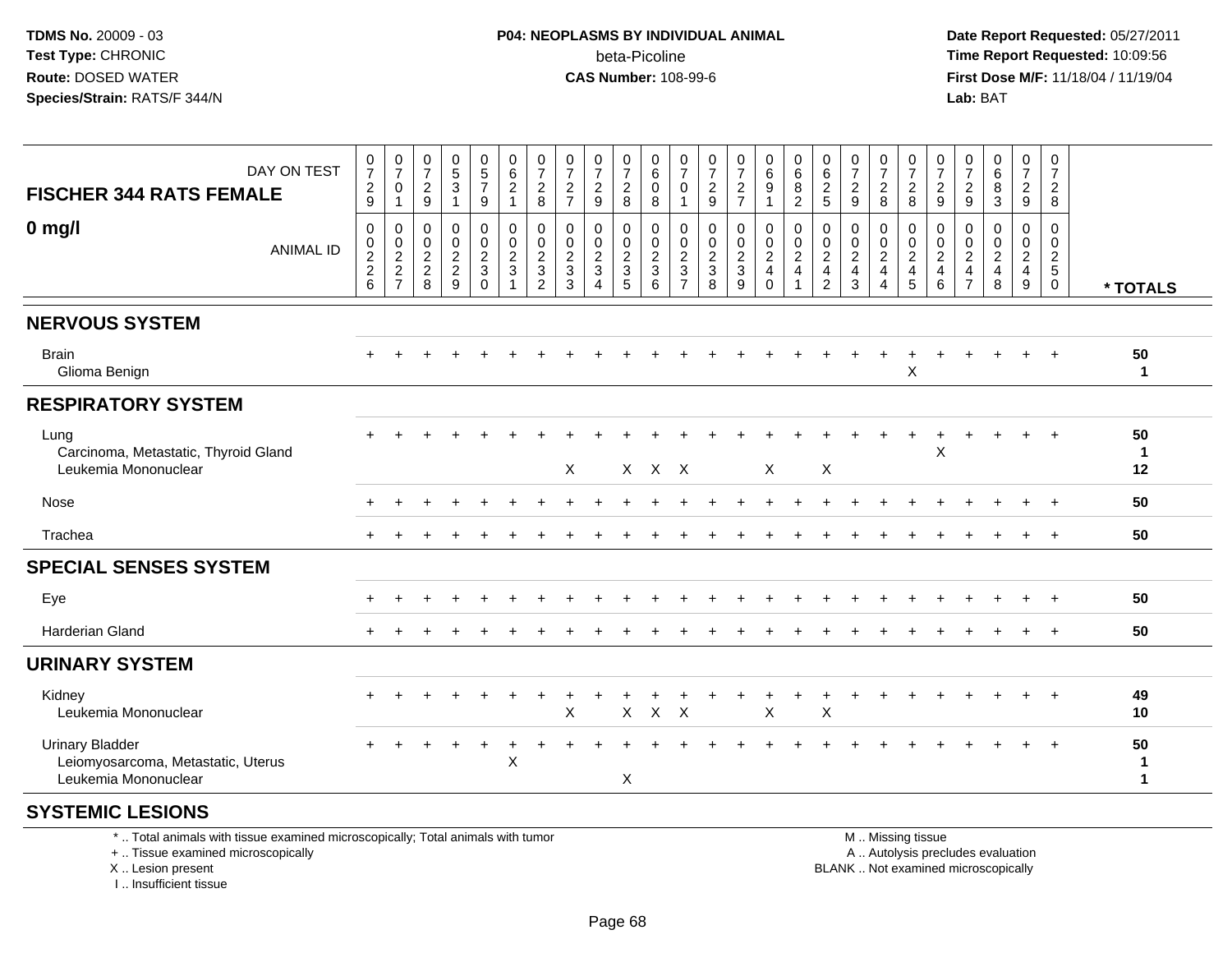## FISCHER 344 RATS FEMALE — 0 mg/l

| DAY ON TEST | 0729 | 0701 | 0729 | 0531 | 0579 | 0621 | 0728 | 0727 | 0729 | 0728 | 0608 | 0701 | 0729 | 0727 | 0691 | 0682 | 0625 | 0729 | 0728 | 0728 | 0729 | 0729 | 0683 | 0729 | 0728 | |
|---|---|---|---|---|---|---|---|---|---|---|---|---|---|---|---|---|---|---|---|---|---|---|---|---|---|---|
| **ANIMAL ID** | 0226 | 0227 | 0228 | 0229 | 0230 | 0231 | 0232 | 0233 | 0234 | 0235 | 0236 | 0237 | 0238 | 0239 | 0240 | 0241 | 0242 | 0243 | 0244 | 0245 | 0246 | 0247 | 0248 | 0249 | 0250 | *** TOTALS** |
| **NERVOUS SYSTEM** | | | | | | | | | | | | | | | | | | | | | | | | | | |
| Brain | + | + | + | + | + | + | + | + | + | + | + | + | + | + | + | + | + | + | + | + | + | + | + | + | + | 50 |
| Glioma Benign | | | | | | | | | | | | | | | | | | | | X | | | | | | 1 |
| **RESPIRATORY SYSTEM** | | | | | | | | | | | | | | | | | | | | | | | | | | |
| Lung | + | + | + | + | + | + | + | + | + | + | + | + | + | + | + | + | + | + | + | + | + | + | + | + | + | 50 |
| Carcinoma, Metastatic, Thyroid Gland | | | | | | | | | | | | | | | | | | | | | X | | | | | 1 |
| Leukemia Mononuclear | | | | | | | | X | | X | X | X | | | X | | X | | | | | | | | | 12 |
| Nose | + | + | + | + | + | + | + | + | + | + | + | + | + | + | + | + | + | + | + | + | + | + | + | + | + | 50 |
| Trachea | + | + | + | + | + | + | + | + | + | + | + | + | + | + | + | + | + | + | + | + | + | + | + | + | + | 50 |
| **SPECIAL SENSES SYSTEM** | | | | | | | | | | | | | | | | | | | | | | | | | | |
| Eye | + | + | + | + | + | + | + | + | + | + | + | + | + | + | + | + | + | + | + | + | + | + | + | + | + | 50 |
| Harderian Gland | + | + | + | + | + | + | + | + | + | + | + | + | + | + | + | + | + | + | + | + | + | + | + | + | + | 50 |
| **URINARY SYSTEM** | | | | | | | | | | | | | | | | | | | | | | | | | | |
| Kidney | + | + | + | + | + | + | + | + | + | + | + | + | + | + | + | + | + | + | + | + | + | + | + | + | + | 49 |
| Leukemia Mononuclear | | | | | | | | X | | X | X | X | | | X | | X | | | | | | | | | 10 |
| Urinary Bladder | + | + | + | + | + | + | + | + | + | + | + | + | + | + | + | + | + | + | + | + | + | + | + | + | + | 50 |
| Leiomyosarcoma, Metastatic, Uterus | | | | | | X | | | | | | | | | | | | | | | | | | | | 1 |
| Leukemia Mononuclear | | | | | | | | | | X | | | | | | | | | | | | | | | | 1 |
| **SYSTEMIC LESIONS** | | | | | | | | | | | | | | | | | | | | | | | | | | |

\* .. Total animals with tissue examined microscopically; Total animals with tumor
\+ .. Tissue examined microscopically
X .. Lesion present
I .. Insufficient tissue

M .. Missing tissue
A .. Autolysis precludes evaluation
BLANK .. Not examined microscopically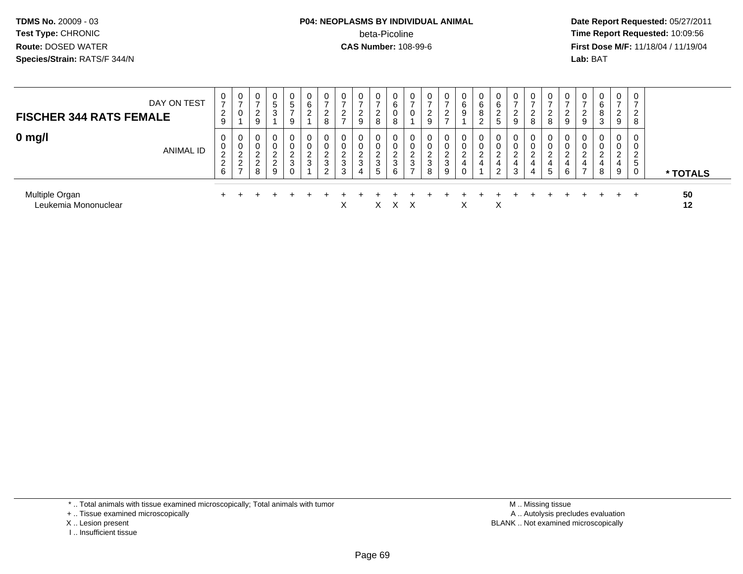| DAY ON TEST | 0729 | 0701 | 0729 | 0531 | 0579 | 0621 | 0728 | 0727 | 0729 | 0728 | 0608 | 0701 | 0729 | 0727 | 0691 | 0682 | 0625 | 0729 | 0728 | 0728 | 0729 | 0729 | 0683 | 0729 | 0728 | |
|---|---|---|---|---|---|---|---|---|---|---|---|---|---|---|---|---|---|---|---|---|---|---|---|---|---|---|
| **FISCHER 344 RATS FEMALE** | | | | | | | | | | | | | | | | | | | | | | | | | | |
| **0 mg/l** ANIMAL ID | 0226 | 0227 | 0228 | 0229 | 0230 | 0231 | 0232 | 0233 | 0234 | 0235 | 0236 | 0237 | 0238 | 0239 | 0240 | 0241 | 0242 | 0243 | 0244 | 0245 | 0246 | 0247 | 0248 | 0249 | 0250 | *** TOTALS** |
| Multiple Organ | + | + | + | + | + | + | + | + | + | + | + | + | + | + | + | + | + | + | + | + | + | + | + | + | + | **50** |
| Leukemia Mononuclear | | | | | | | | X | | X | X | X | | | X | | X | | | | | | | | | **12** |

* .. Total animals with tissue examined microscopically; Total animals with tumor
+ .. Tissue examined microscopically
X .. Lesion present
I .. Insufficient tissue

M .. Missing tissue
A .. Autolysis precludes evaluation
BLANK .. Not examined microscopically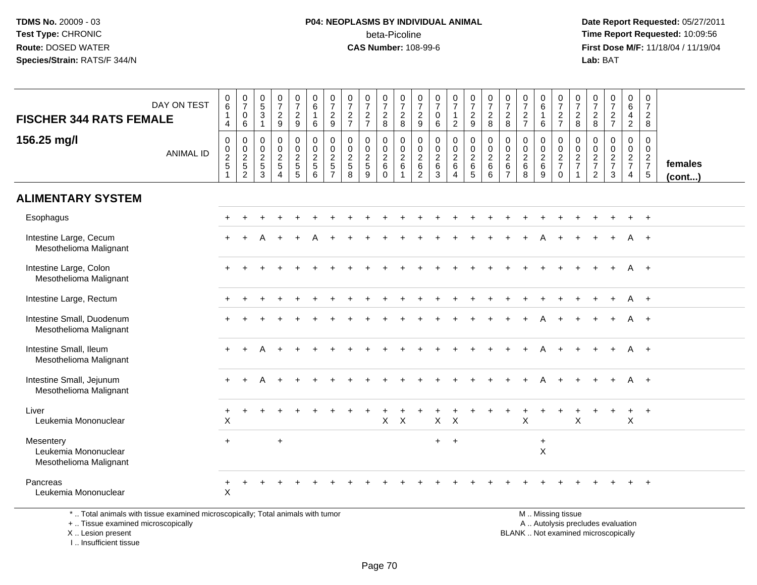TDMS No. 20009 - 03
Test Type: CHRONIC
Route: DOSED WATER
Species/Strain: RATS/F 344/N

**P04: NEOPLASMS BY INDIVIDUAL ANIMAL**
beta-Picoline
**CAS Number:** 108-99-6

Date Report Requested: 05/27/2011
Time Report Requested: 10:09:56
First Dose M/F: 11/18/04 / 11/19/04
Lab: BAT

| FISCHER 344 RATS FEMALE 156.25 mg/l | | | | | | | | | | | | | | | | | | | | | | | | | | |
|---|---|---|---|---|---|---|---|---|---|---|---|---|---|---|---|---|---|---|---|---|---|---|---|---|---|---|
| DAY ON TEST | 0614 | 0706 | 0531 | 0729 | 0729 | 0616 | 0729 | 0727 | 0727 | 0728 | 0728 | 0729 | 0706 | 0712 | 0729 | 0728 | 0728 | 0727 | 0616 | 0727 | 0728 | 0728 | 0727 | 0642 | 0728 | |
| ANIMAL ID | 00251 | 00252 | 00253 | 00254 | 00255 | 00256 | 00257 | 00258 | 00259 | 00260 | 00261 | 00262 | 00263 | 00264 | 00265 | 00266 | 00267 | 00268 | 00269 | 00270 | 00271 | 00272 | 00273 | 00274 | 00275 | females (cont...) |
| **ALIMENTARY SYSTEM** | | | | | | | | | | | | | | | | | | | | | | | | | | |
| Esophagus | + | + | + | + | + | + | + | + | + | + | + | + | + | + | + | + | + | + | + | + | + | + | + | + | + | |
| Intestine Large, Cecum | + | + | A | + | + | A | + | + | + | + | + | + | + | + | + | + | + | + | A | + | + | + | + | A | + | |
| Mesothelioma Malignant | | | | | | | | | | | | | | | | | | | | | | | | | | |
| Intestine Large, Colon | + | + | + | + | + | + | + | + | + | + | + | + | + | + | + | + | + | + | + | + | + | + | + | A | + | |
| Mesothelioma Malignant | | | | | | | | | | | | | | | | | | | | | | | | | | |
| Intestine Large, Rectum | + | + | + | + | + | + | + | + | + | + | + | + | + | + | + | + | + | + | + | + | + | + | + | A | + | |
| Intestine Small, Duodenum | + | + | + | + | + | + | + | + | + | + | + | + | + | + | + | + | + | + | A | + | + | + | + | A | + | |
| Mesothelioma Malignant | | | | | | | | | | | | | | | | | | | | | | | | | | |
| Intestine Small, Ileum | + | + | A | + | + | + | + | + | + | + | + | + | + | + | + | + | + | + | A | + | + | + | + | A | + | |
| Mesothelioma Malignant | | | | | | | | | | | | | | | | | | | | | | | | | | |
| Intestine Small, Jejunum | + | + | A | + | + | + | + | + | + | + | + | + | + | + | + | + | + | + | A | + | + | + | + | A | + | |
| Mesothelioma Malignant | | | | | | | | | | | | | | | | | | | | | | | | | | |
| Liver | + | + | + | + | + | + | + | + | + | + | + | + | + | + | + | + | + | + | + | + | + | + | + | + | + | |
| Leukemia Mononuclear | X | | | | | | | | | X | X | | X | X | | | | X | | | X | | | X | | |
| Mesentery | + | | | + | | | | | | | | | + | + | | | | | + | | | | | | | |
| Leukemia Mononuclear | | | | | | | | | | | | | | | | | | | X | | | | | | | |
| Mesothelioma Malignant | | | | | | | | | | | | | | | | | | | | | | | | | | |
| Pancreas | + | + | + | + | + | + | + | + | + | + | + | + | + | + | + | + | + | + | + | + | + | + | + | + | + | |
| Leukemia Mononuclear | X | | | | | | | | | | | | | | | | | | | | | | | | | |

* .. Total animals with tissue examined microscopically; Total animals with tumor
+ .. Tissue examined microscopically
X .. Lesion present
I .. Insufficient tissue

M .. Missing tissue
A .. Autolysis precludes evaluation
BLANK .. Not examined microscopically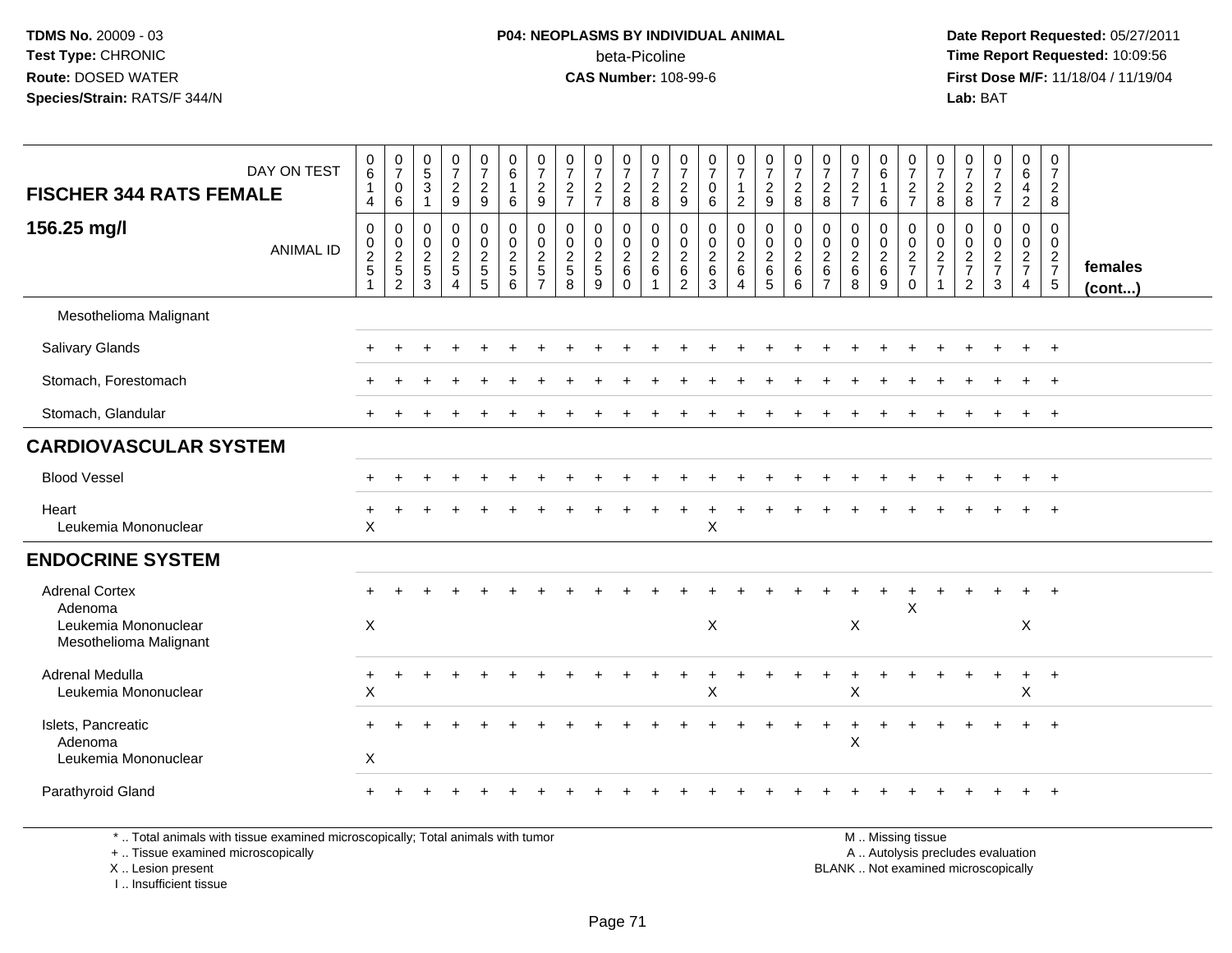**TDMS No.** 20009 - 03
**Test Type:** CHRONIC
**Route:** DOSED WATER
**Species/Strain:** RATS/F 344/N

**P04: NEOPLASMS BY INDIVIDUAL ANIMAL**
beta-Picoline
**CAS Number:** 108-99-6

**Date Report Requested:** 05/27/2011
**Time Report Requested:** 10:09:56
**First Dose M/F:** 11/18/04 / 11/19/04
**Lab:** BAT

| FISCHER 344 RATS FEMALE 156.25 mg/l — DAY ON TEST | 0614 | 0706 | 0531 | 0729 | 0729 | 0616 | 0729 | 0727 | 0727 | 0728 | 0728 | 0729 | 0706 | 0712 | 0729 | 0728 | 0728 | 0727 | 0616 | 0727 | 0728 | 0728 | 0727 | 0642 | 0728 | |
|---|---|---|---|---|---|---|---|---|---|---|---|---|---|---|---|---|---|---|---|---|---|---|---|---|---|---|
| ANIMAL ID | 00251 | 00252 | 00253 | 00254 | 00255 | 00256 | 00257 | 00258 | 00259 | 00260 | 00261 | 00262 | 00263 | 00264 | 00265 | 00266 | 00267 | 00268 | 00269 | 00270 | 00271 | 00272 | 00273 | 00274 | 00275 | females (cont...) |
| Mesothelioma Malignant | | | | | | | | | | | | | | | | | | | | | | | | | | |
| Salivary Glands | + | + | + | + | + | + | + | + | + | + | + | + | + | + | + | + | + | + | + | + | + | + | + | + | + | |
| Stomach, Forestomach | + | + | + | + | + | + | + | + | + | + | + | + | + | + | + | + | + | + | + | + | + | + | + | + | + | |
| Stomach, Glandular | + | + | + | + | + | + | + | + | + | + | + | + | + | + | + | + | + | + | + | + | + | + | + | + | + | |
| **CARDIOVASCULAR SYSTEM** | | | | | | | | | | | | | | | | | | | | | | | | | | |
| Blood Vessel | + | + | + | + | + | + | + | + | + | + | + | + | + | + | + | + | + | + | + | + | + | + | + | + | + | |
| Heart | + | + | + | + | + | + | + | + | + | + | + | + | + | + | + | + | + | + | + | + | + | + | + | + | + | |
| Leukemia Mononuclear | X | | | | | | | | | | | | X | | | | | | | | | | | | | |
| **ENDOCRINE SYSTEM** | | | | | | | | | | | | | | | | | | | | | | | | | | |
| Adrenal Cortex | + | + | + | + | + | + | + | + | + | + | + | + | + | + | + | + | + | + | + | + | + | + | + | + | + | |
| Adenoma | | | | | | | | | | | | | | | | | | | | X | | | | | | |
| Leukemia Mononuclear | X | | | | | | | | | | | | X | | | | | X | | | | | | X | | |
| Mesothelioma Malignant | | | | | | | | | | | | | | | | | | | | | | | | | | |
| Adrenal Medulla | + | + | + | + | + | + | + | + | + | + | + | + | + | + | + | + | + | + | + | + | + | + | + | + | + | |
| Leukemia Mononuclear | X | | | | | | | | | | | | X | | | | | X | | | | | | X | | |
| Islets, Pancreatic | + | + | + | + | + | + | + | + | + | + | + | + | + | + | + | + | + | + | + | + | + | + | + | + | + | |
| Adenoma | | | | | | | | | | | | | | | | | | X | | | | | | | | |
| Leukemia Mononuclear | X | | | | | | | | | | | | | | | | | | | | | | | | | |
| Parathyroid Gland | + | + | + | + | + | + | + | + | + | + | + | + | + | + | + | + | + | + | + | + | + | + | + | + | + | |

\* .. Total animals with tissue examined microscopically; Total animals with tumor
+ .. Tissue examined microscopically
X .. Lesion present
I .. Insufficient tissue

M .. Missing tissue
A .. Autolysis precludes evaluation
BLANK .. Not examined microscopically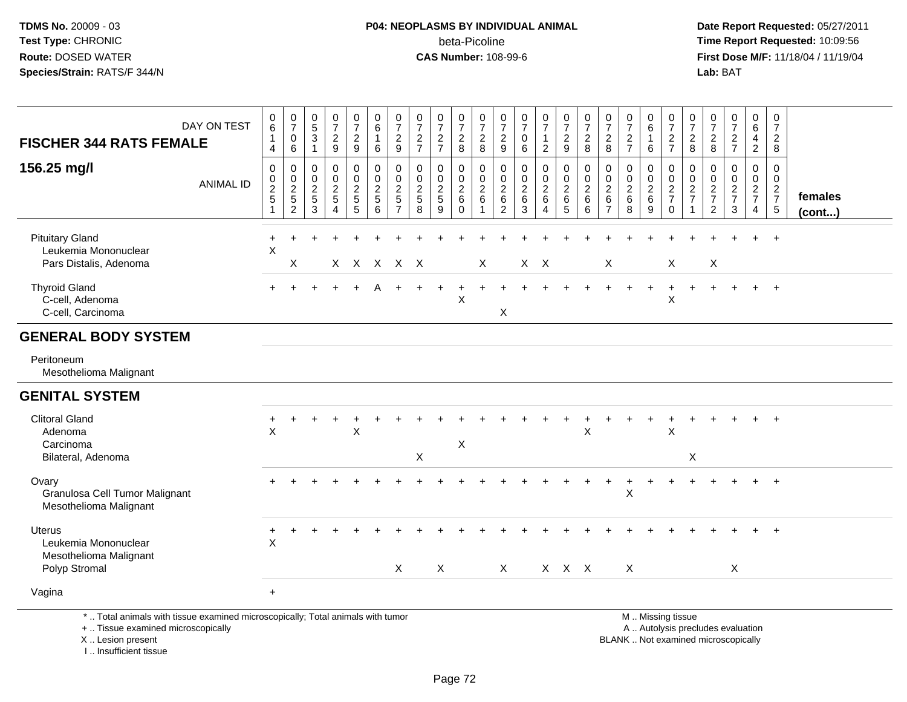TDMS No. 20009 - 03
Test Type: CHRONIC
Route: DOSED WATER
Species/Strain: RATS/F 344/N

**P04: NEOPLASMS BY INDIVIDUAL ANIMAL**
beta-Picoline
**CAS Number:** 108-99-6

Date Report Requested: 05/27/2011
Time Report Requested: 10:09:56
First Dose M/F: 11/18/04 / 11/19/04
Lab: BAT

| FISCHER 344 RATS FEMALE — 156.25 mg/l | | | | | | | | | | | | | | | | | | | | | | | | | | |
|---|---|---|---|---|---|---|---|---|---|---|---|---|---|---|---|---|---|---|---|---|---|---|---|---|---|---|
| DAY ON TEST | 0614 | 0706 | 0531 | 0729 | 0729 | 0616 | 0729 | 0727 | 0727 | 0728 | 0728 | 0729 | 0706 | 0712 | 0729 | 0728 | 0728 | 0727 | 0616 | 0727 | 0728 | 0728 | 0727 | 0642 | 0728 | |
| ANIMAL ID | 0251 | 0252 | 0253 | 0254 | 0255 | 0256 | 0257 | 0258 | 0259 | 0260 | 0261 | 0262 | 0263 | 0264 | 0265 | 0266 | 0267 | 0268 | 0269 | 0270 | 0271 | 0272 | 0273 | 0274 | 0275 | females (cont...) |
| Pituitary Gland | + | + | + | + | + | + | + | + | + | + | + | + | + | + | + | + | + | + | + | + | + | + | + | + | + | |
| Leukemia Mononuclear | X | | | | | | | | | | | | | | | | | | | | | | | | | |
| Pars Distalis, Adenoma | | X | | X | X | X | X | X | | | X | | X | X | | | X | | | X | | X | | | | |
| Thyroid Gland | + | + | + | + | + | A | + | + | + | + | + | + | + | + | + | + | + | + | + | + | + | + | + | + | + | |
| C-cell, Adenoma | | | | | | | | | | X | | | | | | | | | | X | | | | | | |
| C-cell, Carcinoma | | | | | | | | | | | | X | | | | | | | | | | | | | | |
| **GENERAL BODY SYSTEM** | | | | | | | | | | | | | | | | | | | | | | | | | | |
| Peritoneum | | | | | | | | | | | | | | | | | | | | | | | | | | |
| Mesothelioma Malignant | | | | | | | | | | | | | | | | | | | | | | | | | | |
| **GENITAL SYSTEM** | | | | | | | | | | | | | | | | | | | | | | | | | | |
| Clitoral Gland | + | + | + | + | + | + | + | + | + | + | + | + | + | + | + | + | + | + | + | + | + | + | + | + | + | |
| Adenoma | X | | | | X | | | | | | | | | | | X | | | | X | | | | | | |
| Carcinoma | | | | | | | | | | X | | | | | | | | | | | | | | | | |
| Bilateral, Adenoma | | | | | | | | X | | | | | | | | | | | | | X | | | | | |
| Ovary | + | + | + | + | + | + | + | + | + | + | + | + | + | + | + | + | + | + | + | + | + | + | + | + | + | |
| Granulosa Cell Tumor Malignant | | | | | | | | | | | | | | | | | | X | | | | | | | | |
| Mesothelioma Malignant | | | | | | | | | | | | | | | | | | | | | | | | | | |
| Uterus | + | + | + | + | + | + | + | + | + | + | + | + | + | + | + | + | + | + | + | + | + | + | + | + | + | |
| Leukemia Mononuclear | X | | | | | | | | | | | | | | | | | | | | | | | | | |
| Mesothelioma Malignant | | | | | | | | | | | | | | | | | | | | | | | | | | |
| Polyp Stromal | | | | | | | X | | X | | | X | | X | X | X | | X | | | | | X | | | |
| Vagina | + | | | | | | | | | | | | | | | | | | | | | | | | | |

\* .. Total animals with tissue examined microscopically; Total animals with tumor
\+ .. Tissue examined microscopically
X .. Lesion present
I .. Insufficient tissue

M .. Missing tissue
A .. Autolysis precludes evaluation
BLANK .. Not examined microscopically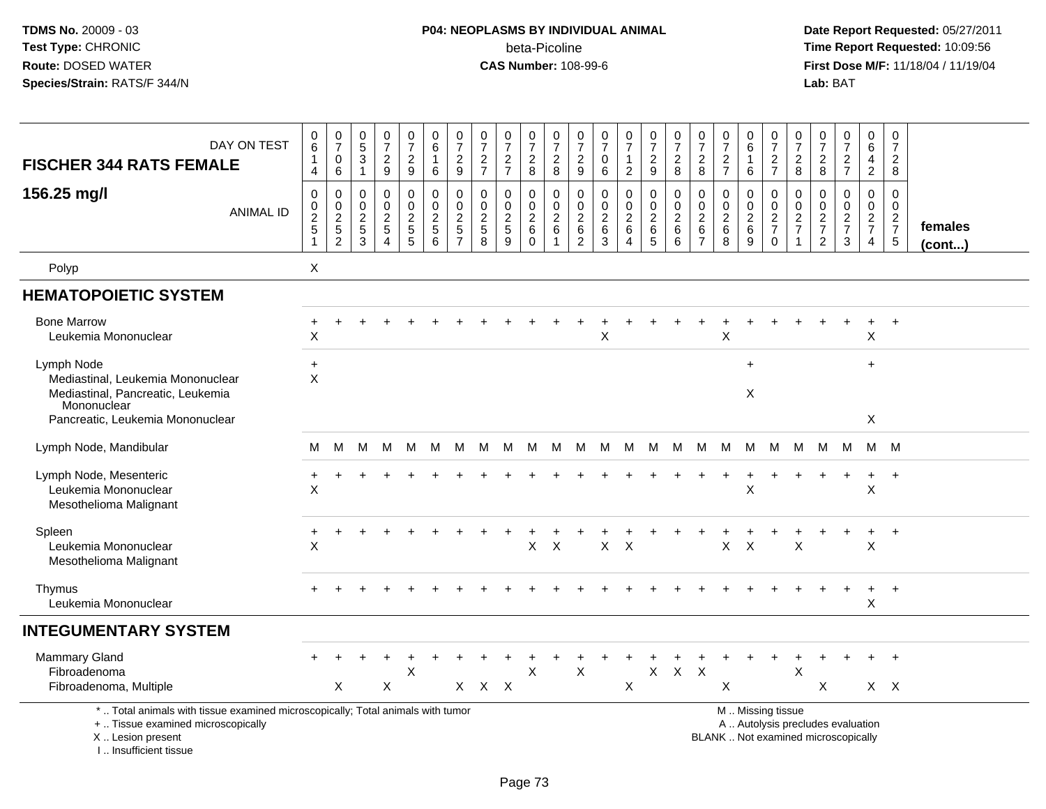**TDMS No.** 20009 - 03
**Test Type:** CHRONIC
**Route:** DOSED WATER
**Species/Strain:** RATS/F 344/N

**P04: NEOPLASMS BY INDIVIDUAL ANIMAL**
beta-Picoline
**CAS Number:** 108-99-6

**Date Report Requested:** 05/27/2011
**Time Report Requested:** 10:09:56
**First Dose M/F:** 11/18/04 / 11/19/04
**Lab:** BAT

| FISCHER 344 RATS FEMALE — DAY ON TEST | 0614 | 0706 | 0531 | 0729 | 0729 | 0616 | 0729 | 0727 | 0727 | 0728 | 0728 | 0729 | 0706 | 0712 | 0729 | 0728 | 0728 | 0727 | 0616 | 0727 | 0728 | 0728 | 0727 | 0642 | 0728 | |
|---|---|---|---|---|---|---|---|---|---|---|---|---|---|---|---|---|---|---|---|---|---|---|---|---|---|---|
| **156.25 mg/l** — ANIMAL ID | 0251 | 0252 | 0253 | 0254 | 0255 | 0256 | 0257 | 0258 | 0259 | 0260 | 0261 | 0262 | 0263 | 0264 | 0265 | 0266 | 0267 | 0268 | 0269 | 0270 | 0271 | 0272 | 0273 | 0274 | 0275 | **females (cont...)** |
| Polyp | X | | | | | | | | | | | | | | | | | | | | | | | | | |
| **HEMATOPOIETIC SYSTEM** | | | | | | | | | | | | | | | | | | | | | | | | | | |
| Bone Marrow | + | + | + | + | + | + | + | + | + | + | + | + | + | + | + | + | + | + | + | + | + | + | + | + | + | |
| Leukemia Mononuclear | X | | | | | | | | | | | | X | | | | | X | | | | | | X | | |
| Lymph Node | + | | | | | | | | | | | | | | | | | | + | | | | | + | | |
| Mediastinal, Leukemia Mononuclear | X | | | | | | | | | | | | | | | | | | | | | | | | | |
| Mediastinal, Pancreatic, Leukemia Mononuclear | | | | | | | | | | | | | | | | | | | X | | | | | | | |
| Pancreatic, Leukemia Mononuclear | | | | | | | | | | | | | | | | | | | | | | | | X | | |
| Lymph Node, Mandibular | M | M | M | M | M | M | M | M | M | M | M | M | M | M | M | M | M | M | M | M | M | M | M | M | M | |
| Lymph Node, Mesenteric | + | + | + | + | + | + | + | + | + | + | + | + | + | + | + | + | + | + | + | + | + | + | + | + | + | |
| Leukemia Mononuclear | X | | | | | | | | | | | | | | | | | | X | | | | | X | | |
| Mesothelioma Malignant | | | | | | | | | | | | | | | | | | | | | | | | | | |
| Spleen | + | + | + | + | + | + | + | + | + | + | + | + | + | + | + | + | + | + | + | + | + | + | + | + | + | |
| Leukemia Mononuclear | X | | | | | | | | | X | X | | X | X | | | | X | X | | X | | | X | | |
| Mesothelioma Malignant | | | | | | | | | | | | | | | | | | | | | | | | | | |
| Thymus | + | + | + | + | + | + | + | + | + | + | + | + | + | + | + | + | + | + | + | + | + | + | + | + | + | |
| Leukemia Mononuclear | | | | | | | | | | | | | | | | | | | | | | | | X | | |
| **INTEGUMENTARY SYSTEM** | | | | | | | | | | | | | | | | | | | | | | | | | | |
| Mammary Gland | + | + | + | + | + | + | + | + | + | + | + | + | + | + | + | + | + | + | + | + | + | + | + | + | + | |
| Fibroadenoma | | | | | X | | | | | X | | X | | | X | X | X | | | | X | | | | | |
| Fibroadenoma, Multiple | | X | | X | | | X | X | X | | | | | X | | | | X | | | | X | | X | X | |

\* .. Total animals with tissue examined microscopically; Total animals with tumor
\+ .. Tissue examined microscopically
X .. Lesion present
I .. Insufficient tissue

M .. Missing tissue
A .. Autolysis precludes evaluation
BLANK .. Not examined microscopically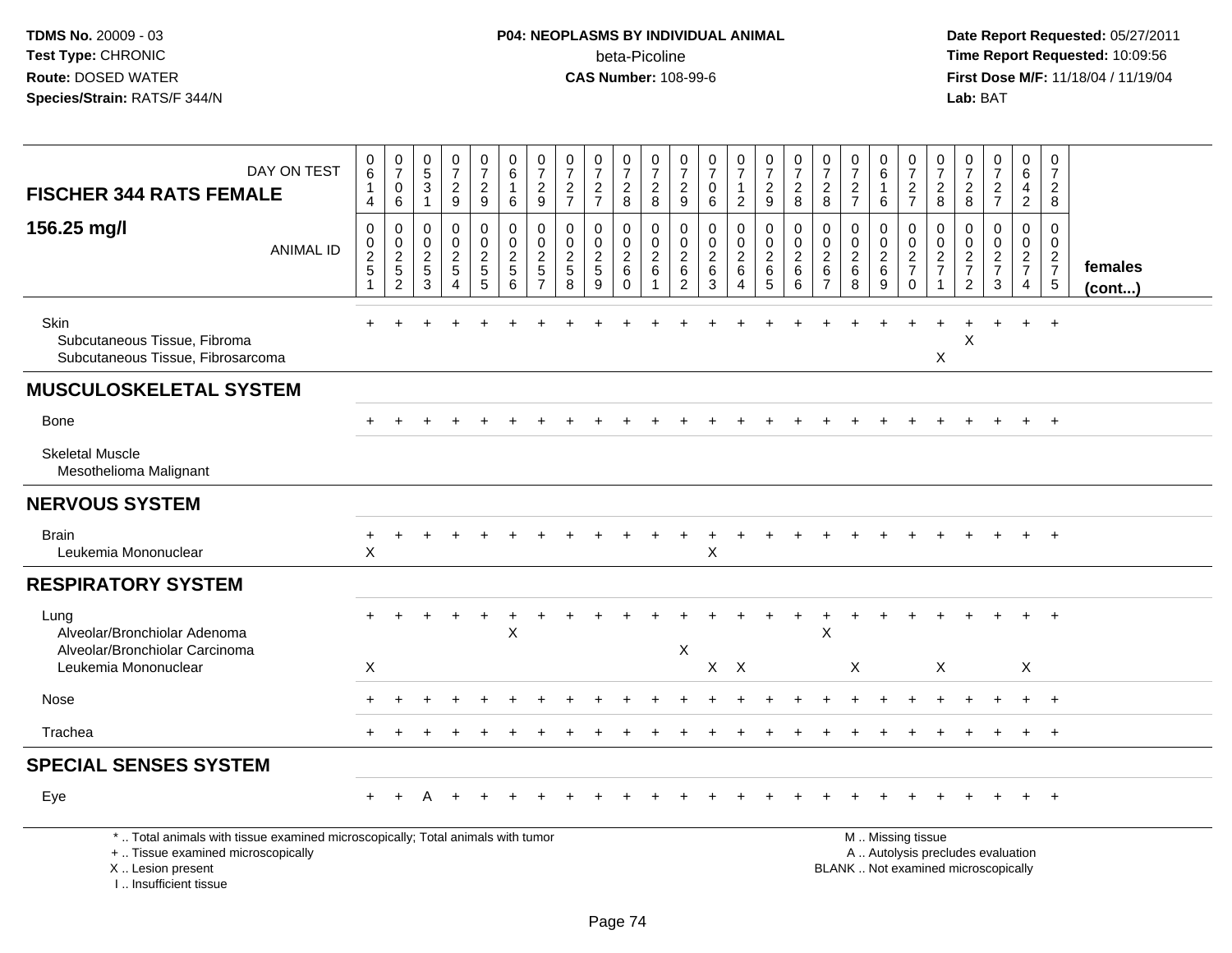TDMS No. 20009 - 03
Test Type: CHRONIC
Route: DOSED WATER
Species/Strain: RATS/F 344/N

**P04: NEOPLASMS BY INDIVIDUAL ANIMAL**
beta-Picoline
**CAS Number:** 108-99-6

Date Report Requested: 05/27/2011
Time Report Requested: 10:09:56
First Dose M/F: 11/18/04 / 11/19/04
Lab: BAT

| FISCHER 344 RATS FEMALE — DAY ON TEST | 0614 | 0706 | 0531 | 0729 | 0729 | 0616 | 0729 | 0727 | 0727 | 0728 | 0728 | 0729 | 0706 | 0712 | 0729 | 0728 | 0728 | 0727 | 0616 | 0727 | 0728 | 0728 | 0727 | 0642 | 0728 | |
|---|---|---|---|---|---|---|---|---|---|---|---|---|---|---|---|---|---|---|---|---|---|---|---|---|---|---|
| **156.25 mg/l** — ANIMAL ID | 00251 | 00252 | 00253 | 00254 | 00255 | 00256 | 00257 | 00258 | 00259 | 00260 | 00261 | 00262 | 00263 | 00264 | 00265 | 00266 | 00267 | 00268 | 00269 | 00270 | 00271 | 00272 | 00273 | 00274 | 00275 | **females (cont...)** |
| Skin | + | + | + | + | + | + | + | + | + | + | + | + | + | + | + | + | + | + | + | + | + | + | + | + | + | |
| Subcutaneous Tissue, Fibroma | | | | | | | | | | | | | | | | | | | | | | X | | | | |
| Subcutaneous Tissue, Fibrosarcoma | | | | | | | | | | | | | | | | | | | | | X | | | | | |
| **MUSCULOSKELETAL SYSTEM** | | | | | | | | | | | | | | | | | | | | | | | | | | |
| Bone | + | + | + | + | + | + | + | + | + | + | + | + | + | + | + | + | + | + | + | + | + | + | + | + | + | |
| Skeletal Muscle | | | | | | | | | | | | | | | | | | | | | | | | | | |
| Mesothelioma Malignant | | | | | | | | | | | | | | | | | | | | | | | | | | |
| **NERVOUS SYSTEM** | | | | | | | | | | | | | | | | | | | | | | | | | | |
| Brain | + | + | + | + | + | + | + | + | + | + | + | + | + | + | + | + | + | + | + | + | + | + | + | + | + | |
| Leukemia Mononuclear | X | | | | | | | | | | | | X | | | | | | | | | | | | | |
| **RESPIRATORY SYSTEM** | | | | | | | | | | | | | | | | | | | | | | | | | | |
| Lung | + | + | + | + | + | + | + | + | + | + | + | + | + | + | + | + | + | + | + | + | + | + | + | + | + | |
| Alveolar/Bronchiolar Adenoma | | | | | | X | | | | | | | | | | | X | | | | | | | | | |
| Alveolar/Bronchiolar Carcinoma | | | | | | | | | | | | X | | | | | | | | | | | | | | |
| Leukemia Mononuclear | X | | | | | | | | | | | | X | X | | | | X | | | X | | | X | | |
| Nose | + | + | + | + | + | + | + | + | + | + | + | + | + | + | + | + | + | + | + | + | + | + | + | + | + | |
| Trachea | + | + | + | + | + | + | + | + | + | + | + | + | + | + | + | + | + | + | + | + | + | + | + | + | + | |
| **SPECIAL SENSES SYSTEM** | | | | | | | | | | | | | | | | | | | | | | | | | | |
| Eye | + | + | A | + | + | + | + | + | + | + | + | + | + | + | + | + | + | + | + | + | + | + | + | + | + | |

\* .. Total animals with tissue examined microscopically; Total animals with tumor
+ .. Tissue examined microscopically
X .. Lesion present
I .. Insufficient tissue

M .. Missing tissue
A .. Autolysis precludes evaluation
BLANK .. Not examined microscopically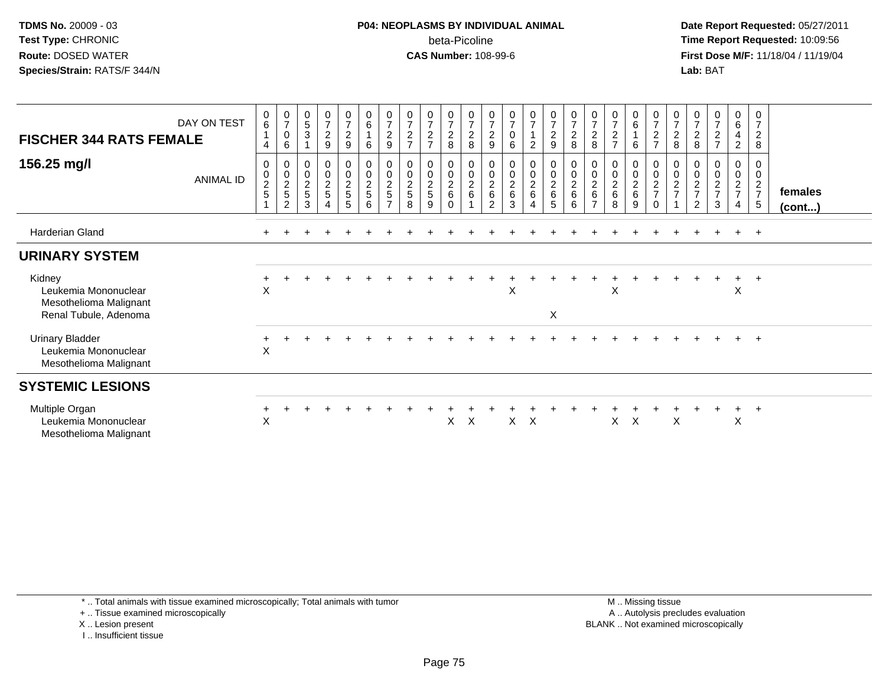TDMS No. 20009 - 03
Test Type: CHRONIC
Route: DOSED WATER
Species/Strain: RATS/F 344/N

P04: NEOPLASMS BY INDIVIDUAL ANIMAL
beta-Picoline
CAS Number: 108-99-6

Date Report Requested: 05/27/2011
Time Report Requested: 10:09:56
First Dose M/F: 11/18/04 / 11/19/04
Lab: BAT

| FISCHER 344 RATS FEMALE 156.25 mg/l | | | | | | | | | | | | | | | | | | | | | | | | | | |
|---|---|---|---|---|---|---|---|---|---|---|---|---|---|---|---|---|---|---|---|---|---|---|---|---|---|---|
| DAY ON TEST | 0614 | 0706 | 0531 | 0729 | 0729 | 0616 | 0729 | 0727 | 0727 | 0728 | 0728 | 0729 | 0706 | 0712 | 0729 | 0728 | 0728 | 0727 | 0616 | 0727 | 0728 | 0728 | 0727 | 0642 | 0728 | |
| ANIMAL ID | 00251 | 00252 | 00253 | 00254 | 00255 | 00256 | 00257 | 00258 | 00259 | 00260 | 00261 | 00262 | 00263 | 00264 | 00265 | 00266 | 00267 | 00268 | 00269 | 00270 | 00271 | 00272 | 00273 | 00274 | 00275 | females (cont...) |
| Harderian Gland | + | + | + | + | + | + | + | + | + | + | + | + | + | + | + | + | + | + | + | + | + | + | + | + | + | |
| **URINARY SYSTEM** | | | | | | | | | | | | | | | | | | | | | | | | | | |
| Kidney | + | + | + | + | + | + | + | + | + | + | + | + | + | + | + | + | + | + | + | + | + | + | + | + | + | |
| Leukemia Mononuclear | X | | | | | | | | | | | | X | | | | | X | | | | | | X | | |
| Mesothelioma Malignant | | | | | | | | | | | | | | | | | | | | | | | | | | |
| Renal Tubule, Adenoma | | | | | | | | | | | | | | | X | | | | | | | | | | | |
| Urinary Bladder | + | + | + | + | + | + | + | + | + | + | + | + | + | + | + | + | + | + | + | + | + | + | + | + | + | |
| Leukemia Mononuclear | X | | | | | | | | | | | | | | | | | | | | | | | | | |
| Mesothelioma Malignant | | | | | | | | | | | | | | | | | | | | | | | | | | |
| **SYSTEMIC LESIONS** | | | | | | | | | | | | | | | | | | | | | | | | | | |
| Multiple Organ | + | + | + | + | + | + | + | + | + | + | + | + | + | + | + | + | + | + | + | + | + | + | + | + | + | |
| Leukemia Mononuclear | X | | | | | | | | | X | X | | X | X | | | | X | X | | X | | | X | | |
| Mesothelioma Malignant | | | | | | | | | | | | | | | | | | | | | | | | | | |

\* .. Total animals with tissue examined microscopically; Total animals with tumor
\+ .. Tissue examined microscopically
X .. Lesion present
I .. Insufficient tissue

M .. Missing tissue
A .. Autolysis precludes evaluation
BLANK .. Not examined microscopically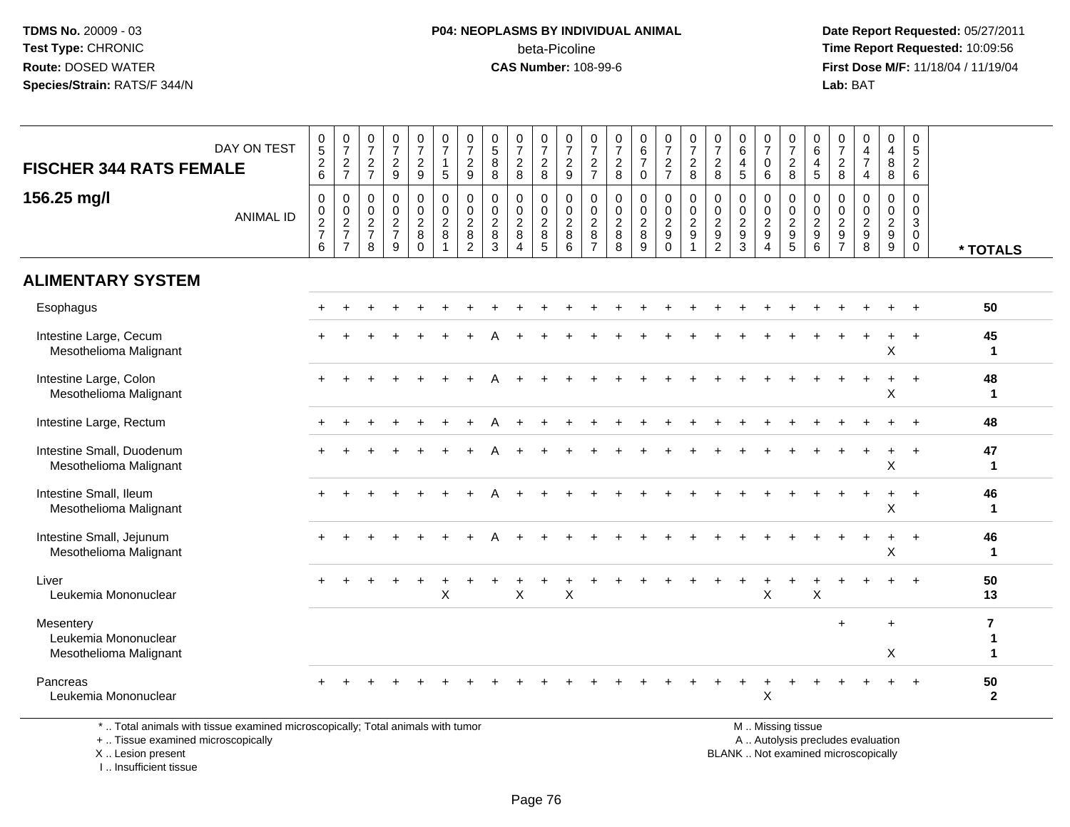TDMS No. 20009 - 03
Test Type: CHRONIC
Route: DOSED WATER
Species/Strain: RATS/F 344/N

**P04: NEOPLASMS BY INDIVIDUAL ANIMAL**
beta-Picoline
**CAS Number:** 108-99-6

Date Report Requested: 05/27/2011
Time Report Requested: 10:09:56
First Dose M/F: 11/18/04 / 11/19/04
Lab: BAT

## FISCHER 344 RATS FEMALE

## 156.25 mg/l

| DAY ON TEST | 0526 | 0727 | 0727 | 0729 | 0729 | 0715 | 0729 | 0588 | 0728 | 0728 | 0729 | 0727 | 0728 | 0670 | 0727 | 0728 | 0728 | 0645 | 0706 | 0728 | 0645 | 0728 | 0474 | 0488 | 0526 | |
|---|---|---|---|---|---|---|---|---|---|---|---|---|---|---|---|---|---|---|---|---|---|---|---|---|---|---|
| **ANIMAL ID** | 00276 | 00277 | 00278 | 00279 | 00280 | 00281 | 00282 | 00283 | 00284 | 00285 | 00286 | 00287 | 00288 | 00289 | 00290 | 00291 | 00292 | 00293 | 00294 | 00295 | 00296 | 00297 | 00298 | 00299 | 00300 | *** TOTALS** |
| **ALIMENTARY SYSTEM** | | | | | | | | | | | | | | | | | | | | | | | | | | |
| Esophagus | + | + | + | + | + | + | + | + | + | + | + | + | + | + | + | + | + | + | + | + | + | + | + | + | + | **50** |
| Intestine Large, Cecum | + | + | + | + | + | + | + | A | + | + | + | + | + | + | + | + | + | + | + | + | + | + | + | + | + | **45** |
| Mesothelioma Malignant | | | | | | | | | | | | | | | | | | | | | | | | X | | **1** |
| Intestine Large, Colon | + | + | + | + | + | + | + | A | + | + | + | + | + | + | + | + | + | + | + | + | + | + | + | + | + | **48** |
| Mesothelioma Malignant | | | | | | | | | | | | | | | | | | | | | | | | X | | **1** |
| Intestine Large, Rectum | + | + | + | + | + | + | + | A | + | + | + | + | + | + | + | + | + | + | + | + | + | + | + | + | + | **48** |
| Intestine Small, Duodenum | + | + | + | + | + | + | + | A | + | + | + | + | + | + | + | + | + | + | + | + | + | + | + | + | + | **47** |
| Mesothelioma Malignant | | | | | | | | | | | | | | | | | | | | | | | | X | | **1** |
| Intestine Small, Ileum | + | + | + | + | + | + | + | A | + | + | + | + | + | + | + | + | + | + | + | + | + | + | + | + | + | **46** |
| Mesothelioma Malignant | | | | | | | | | | | | | | | | | | | | | | | | X | | **1** |
| Intestine Small, Jejunum | + | + | + | + | + | + | + | A | + | + | + | + | + | + | + | + | + | + | + | + | + | + | + | + | + | **46** |
| Mesothelioma Malignant | | | | | | | | | | | | | | | | | | | | | | | | X | | **1** |
| Liver | + | + | + | + | + | + | + | + | + | + | + | + | + | + | + | + | + | + | + | + | + | + | + | + | + | **50** |
| Leukemia Mononuclear | | | | | | X | | | X | | X | | | | | | | | X | | X | | | | | **13** |
| Mesentery | | | | | | | | | | | | | | | | | | | | | | + | | + | | **7** |
| Leukemia Mononuclear | | | | | | | | | | | | | | | | | | | | | | | | | | **1** |
| Mesothelioma Malignant | | | | | | | | | | | | | | | | | | | | | | | | X | | **1** |
| Pancreas | + | + | + | + | + | + | + | + | + | + | + | + | + | + | + | + | + | + | + | + | + | + | + | + | + | **50** |
| Leukemia Mononuclear | | | | | | | | | | | | | | | | | | | X | | | | | | | **2** |

\* .. Total animals with tissue examined microscopically; Total animals with tumor
\+ .. Tissue examined microscopically
X .. Lesion present
I .. Insufficient tissue

M .. Missing tissue
A .. Autolysis precludes evaluation
BLANK .. Not examined microscopically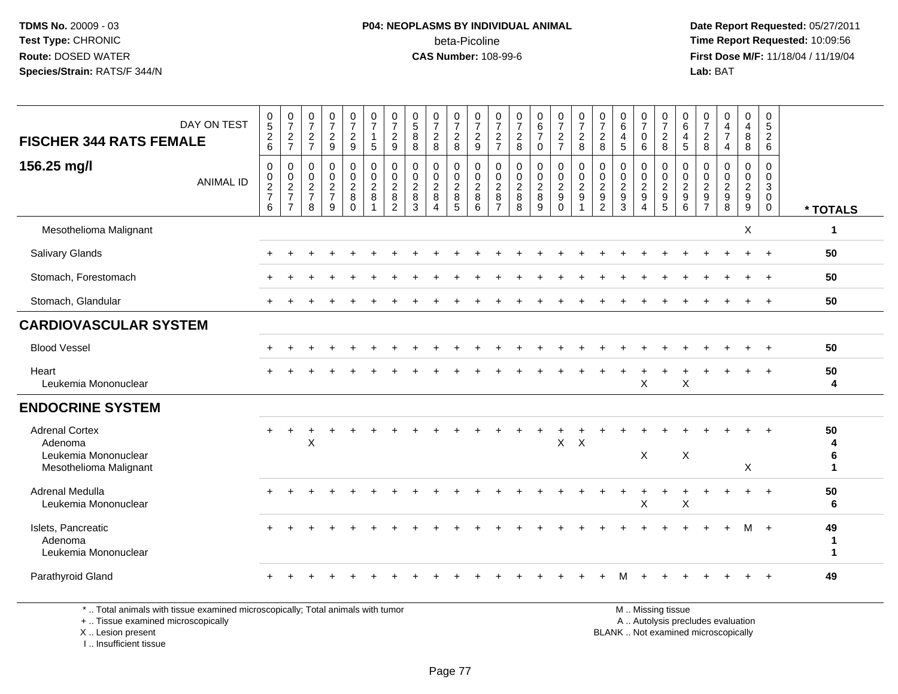**TDMS No.** 20009 - 03
**Test Type:** CHRONIC
**Route:** DOSED WATER
**Species/Strain:** RATS/F 344/N

**P04: NEOPLASMS BY INDIVIDUAL ANIMAL**
beta-Picoline
**CAS Number:** 108-99-6

**Date Report Requested:** 05/27/2011
**Time Report Requested:** 10:09:56
**First Dose M/F:** 11/18/04 / 11/19/04
**Lab:** BAT

## FISCHER 344 RATS FEMALE
## 156.25 mg/l

| DAY ON TEST | 0526 | 0727 | 0727 | 0729 | 0729 | 0715 | 0729 | 0588 | 0728 | 0728 | 0729 | 0727 | 0728 | 0670 | 0727 | 0728 | 0728 | 0645 | 0706 | 0728 | 0645 | 0728 | 0474 | 0488 | 0526 | |
|---|---|---|---|---|---|---|---|---|---|---|---|---|---|---|---|---|---|---|---|---|---|---|---|---|---|---|
| **ANIMAL ID** | 00276 | 00277 | 00278 | 00279 | 00280 | 00281 | 00282 | 00283 | 00284 | 00285 | 00286 | 00287 | 00288 | 00289 | 00290 | 00291 | 00292 | 00293 | 00294 | 00295 | 00296 | 00297 | 00298 | 00299 | 00300 | *** TOTALS** |
| Mesothelioma Malignant | | | | | | | | | | | | | | | | | | | | | | | | X | | 1 |
| Salivary Glands | + | + | + | + | + | + | + | + | + | + | + | + | + | + | + | + | + | + | + | + | + | + | + | + | + | 50 |
| Stomach, Forestomach | + | + | + | + | + | + | + | + | + | + | + | + | + | + | + | + | + | + | + | + | + | + | + | + | + | 50 |
| Stomach, Glandular | + | + | + | + | + | + | + | + | + | + | + | + | + | + | + | + | + | + | + | + | + | + | + | + | + | 50 |
| **CARDIOVASCULAR SYSTEM** | | | | | | | | | | | | | | | | | | | | | | | | | | |
| Blood Vessel | + | + | + | + | + | + | + | + | + | + | + | + | + | + | + | + | + | + | + | + | + | + | + | + | + | 50 |
| Heart | + | + | + | + | + | + | + | + | + | + | + | + | + | + | + | + | + | + | + | + | + | + | + | + | + | 50 |
| Leukemia Mononuclear | | | | | | | | | | | | | | | | | | | X | | X | | | | | 4 |
| **ENDOCRINE SYSTEM** | | | | | | | | | | | | | | | | | | | | | | | | | | |
| Adrenal Cortex | + | + | + | + | + | + | + | + | + | + | + | + | + | + | + | + | + | + | + | + | + | + | + | + | + | 50 |
| Adenoma | | | X | | | | | | | | | | | | X | X | | | | | | | | | | 4 |
| Leukemia Mononuclear | | | | | | | | | | | | | | | | | | | X | | X | | | | | 6 |
| Mesothelioma Malignant | | | | | | | | | | | | | | | | | | | | | | | | X | | 1 |
| Adrenal Medulla | + | + | + | + | + | + | + | + | + | + | + | + | + | + | + | + | + | + | + | + | + | + | + | + | + | 50 |
| Leukemia Mononuclear | | | | | | | | | | | | | | | | | | | X | | X | | | | | 6 |
| Islets, Pancreatic | + | + | + | + | + | + | + | + | + | + | + | + | + | + | + | + | + | + | + | + | + | + | + | M | + | 49 |
| Adenoma | | | | | | | | | | | | | | | | | | | | | | | | | | 1 |
| Leukemia Mononuclear | | | | | | | | | | | | | | | | | | | | | | | | | | 1 |
| Parathyroid Gland | + | + | + | + | + | + | + | + | + | + | + | + | + | + | + | + | + | M | + | + | + | + | + | + | + | 49 |

\* .. Total animals with tissue examined microscopically; Total animals with tumor
\+ .. Tissue examined microscopically
X .. Lesion present
I .. Insufficient tissue

M .. Missing tissue
A .. Autolysis precludes evaluation
BLANK .. Not examined microscopically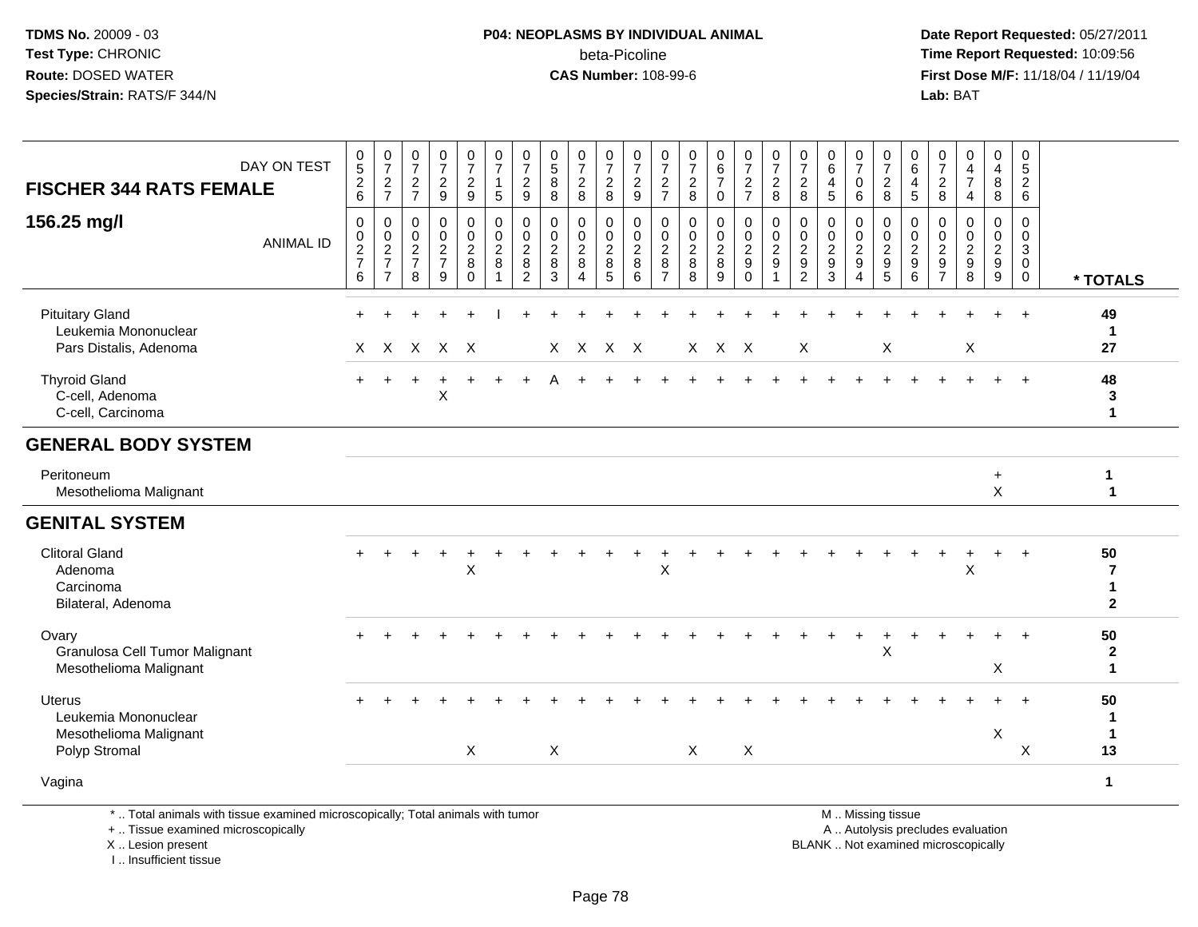**TDMS No.** 20009 - 03
**Test Type:** CHRONIC
**Route:** DOSED WATER
**Species/Strain:** RATS/F 344/N

**P04: NEOPLASMS BY INDIVIDUAL ANIMAL**
beta-Picoline
**CAS Number:** 108-99-6

**Date Report Requested:** 05/27/2011
**Time Report Requested:** 10:09:56
**First Dose M/F:** 11/18/04 / 11/19/04
**Lab:** BAT

| FISCHER 344 RATS FEMALE 156.25 mg/l | | | | | | | | | | | | | | | | | | | | | | | | | | |
|---|---|---|---|---|---|---|---|---|---|---|---|---|---|---|---|---|---|---|---|---|---|---|---|---|---|---|
| DAY ON TEST | 0526 | 0727 | 0727 | 0729 | 0729 | 0715 | 0729 | 0588 | 0728 | 0728 | 0729 | 0727 | 0728 | 0670 | 0727 | 0728 | 0728 | 0645 | 0706 | 0728 | 0645 | 0728 | 0474 | 0488 | 0526 | |
| ANIMAL ID | 00276 | 00277 | 00278 | 00279 | 00280 | 00281 | 00282 | 00283 | 00284 | 00285 | 00286 | 00287 | 00288 | 00289 | 00290 | 00291 | 00292 | 00293 | 00294 | 00295 | 00296 | 00297 | 00298 | 00299 | 00300 | * TOTALS |
| Pituitary Gland | + | + | + | + | + | I | + | + | + | + | + | + | + | + | + | + | + | + | + | + | + | + | + | + | + | 49 |
| Leukemia Mononuclear | | | | | | | | | | | | | | | | | | | | | | | | | | 1 |
| Pars Distalis, Adenoma | X | X | X | X | X | | | X | X | X | X | | X | X | X | | X | | | X | | | X | | | 27 |
| Thyroid Gland | + | + | + | + | + | + | + | A | + | + | + | + | + | + | + | + | + | + | + | + | + | + | + | + | + | 48 |
| C-cell, Adenoma | | | | X | | | | | | | | | | | | | | | | | | | | | | 3 |
| C-cell, Carcinoma | | | | | | | | | | | | | | | | | | | | | | | | | | 1 |
| **GENERAL BODY SYSTEM** | | | | | | | | | | | | | | | | | | | | | | | | | | |
| Peritoneum | | | | | | | | | | | | | | | | | | | | | | | | + | | 1 |
| Mesothelioma Malignant | | | | | | | | | | | | | | | | | | | | | | | | X | | 1 |
| **GENITAL SYSTEM** | | | | | | | | | | | | | | | | | | | | | | | | | | |
| Clitoral Gland | + | + | + | + | + | + | + | + | + | + | + | + | + | + | + | + | + | + | + | + | + | + | + | + | + | 50 |
| Adenoma | | | | | X | | | | | | | X | | | | | | | | | | | X | | | 7 |
| Carcinoma | | | | | | | | | | | | | | | | | | | | | | | | | | 1 |
| Bilateral, Adenoma | | | | | | | | | | | | | | | | | | | | | | | | | | 2 |
| Ovary | + | + | + | + | + | + | + | + | + | + | + | + | + | + | + | + | + | + | + | + | + | + | + | + | + | 50 |
| Granulosa Cell Tumor Malignant | | | | | | | | | | | | | | | | | | | | X | | | | | | 2 |
| Mesothelioma Malignant | | | | | | | | | | | | | | | | | | | | | | | | X | | 1 |
| Uterus | + | + | + | + | + | + | + | + | + | + | + | + | + | + | + | + | + | + | + | + | + | + | + | + | + | 50 |
| Leukemia Mononuclear | | | | | | | | | | | | | | | | | | | | | | | | | | 1 |
| Mesothelioma Malignant | | | | | | | | | | | | | | | | | | | | | | | | X | | 1 |
| Polyp Stromal | | | | | X | | | X | | | | | X | | X | | | | | | | | | | X | 13 |
| Vagina | | | | | | | | | | | | | | | | | | | | | | | | | | 1 |

\* .. Total animals with tissue examined microscopically; Total animals with tumor
\+ .. Tissue examined microscopically
X .. Lesion present
I .. Insufficient tissue

M .. Missing tissue
A .. Autolysis precludes evaluation
BLANK .. Not examined microscopically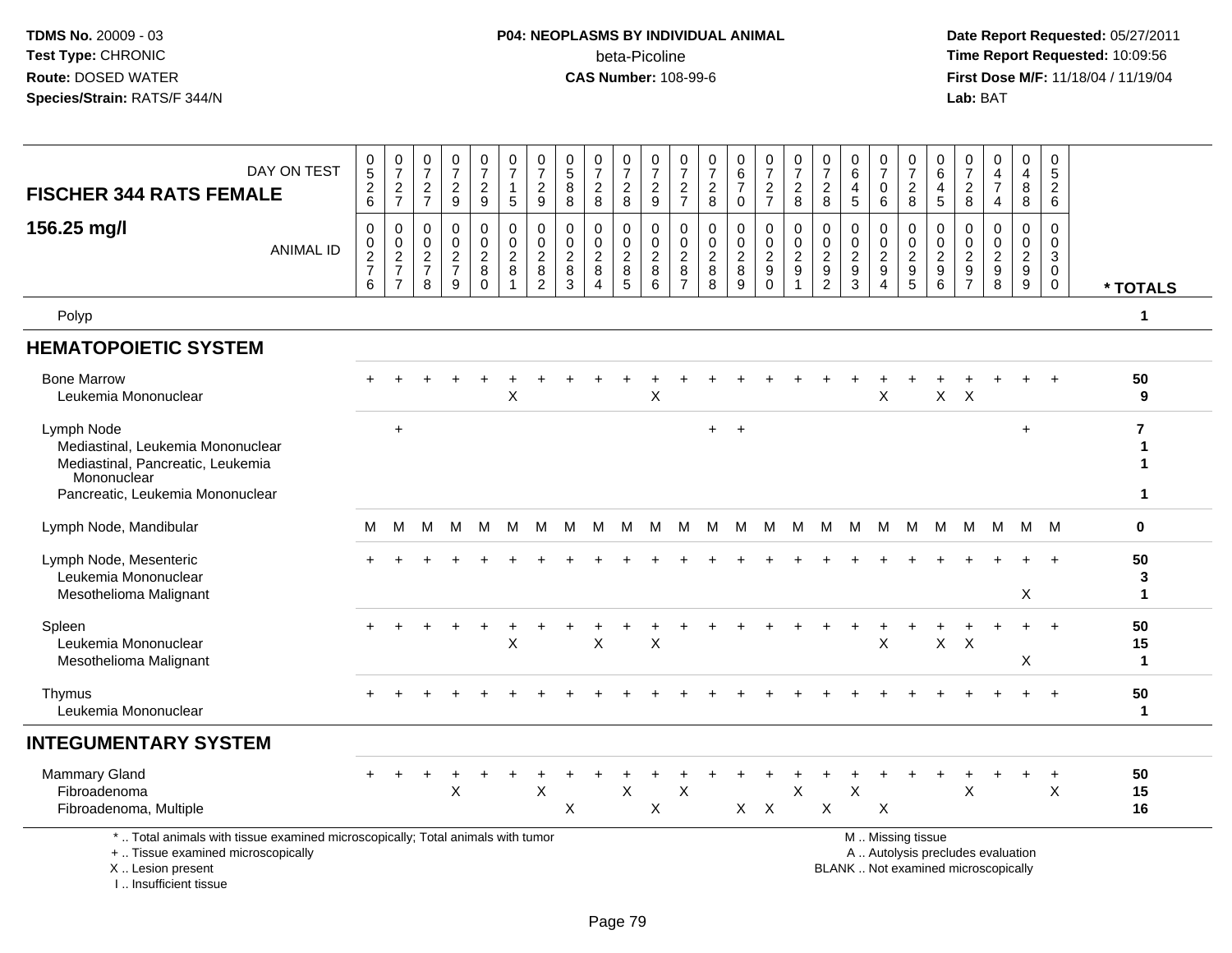| FISCHER 344 RATS FEMALE<br>156.25 mg/l | DAY ON TEST<br>ANIMAL ID | 0526<br>0276 | 0727<br>0277 | 0727<br>0278 | 0729<br>0279 | 0729<br>0280 | 0715<br>0281 | 0729<br>0282 | 0588<br>0283 | 0728<br>0284 | 0728<br>0285 | 0729<br>0286 | 0727<br>0287 | 0728<br>0288 | 0670<br>0289 | 0727<br>0290 | 0728<br>0291 | 0728<br>0292 | 0645<br>0293 | 0706<br>0294 | 0728<br>0295 | 0645<br>0296 | 0728<br>0297 | 0474<br>0298 | 0488<br>0299 | 0526<br>0300 | * TOTALS |
|---|---|---|---|---|---|---|---|---|---|---|---|---|---|---|---|---|---|---|---|---|---|---|---|---|---|---|---|
| Polyp | | | | | | | | | | | | | | | | | | | | | | | | | | | 1 |
| **HEMATOPOIETIC SYSTEM** | | | | | | | | | | | | | | | | | | | | | | | | | | | |
| Bone Marrow | | + | + | + | + | + | + | + | + | + | + | + | + | + | + | + | + | + | + | + | + | + | + | + | + | + | 50 |
| Leukemia Mononuclear | | | | | | | X | | | | | X | | | | | | | | X | | X | X | | | | 9 |
| Lymph Node | | | + | | | | | | | | | | | + | + | | | | | | | | | | + | | 7 |
| Mediastinal, Leukemia Mononuclear | | | | | | | | | | | | | | | | | | | | | | | | | | | 1 |
| Mediastinal, Pancreatic, Leukemia Mononuclear | | | | | | | | | | | | | | | | | | | | | | | | | | | 1 |
| Pancreatic, Leukemia Mononuclear | | | | | | | | | | | | | | | | | | | | | | | | | | | 1 |
| Lymph Node, Mandibular | | M | M | M | M | M | M | M | M | M | M | M | M | M | M | M | M | M | M | M | M | M | M | M | M | M | 0 |
| Lymph Node, Mesenteric | | + | + | + | + | + | + | + | + | + | + | + | + | + | + | + | + | + | + | + | + | + | + | + | + | + | 50 |
| Leukemia Mononuclear | | | | | | | | | | | | | | | | | | | | | | | | | | | 3 |
| Mesothelioma Malignant | | | | | | | | | | | | | | | | | | | | | | | | | X | | 1 |
| Spleen | | + | + | + | + | + | + | + | + | + | + | + | + | + | + | + | + | + | + | + | + | + | + | + | + | + | 50 |
| Leukemia Mononuclear | | | | | | | X | | | X | | X | | | | | | | | X | | X | X | | | | 15 |
| Mesothelioma Malignant | | | | | | | | | | | | | | | | | | | | | | | | | X | | 1 |
| Thymus | | + | + | + | + | + | + | + | + | + | + | + | + | + | + | + | + | + | + | + | + | + | + | + | + | + | 50 |
| Leukemia Mononuclear | | | | | | | | | | | | | | | | | | | | | | | | | | | 1 |
| **INTEGUMENTARY SYSTEM** | | | | | | | | | | | | | | | | | | | | | | | | | | | |
| Mammary Gland | | + | + | + | + | + | + | + | + | + | + | + | + | + | + | + | + | + | + | + | + | + | + | + | + | + | 50 |
| Fibroadenoma | | | | | X | | | X | | | X | | X | | | | X | | X | | | | X | | | X | 15 |
| Fibroadenoma, Multiple | | | | | | | | | X | | | X | | | X | X | | X | | X | | | | | | | 16 |

\* .. Total animals with tissue examined microscopically; Total animals with tumor
+ .. Tissue examined microscopically
X .. Lesion present
I .. Insufficient tissue

M .. Missing tissue
A .. Autolysis precludes evaluation
BLANK .. Not examined microscopically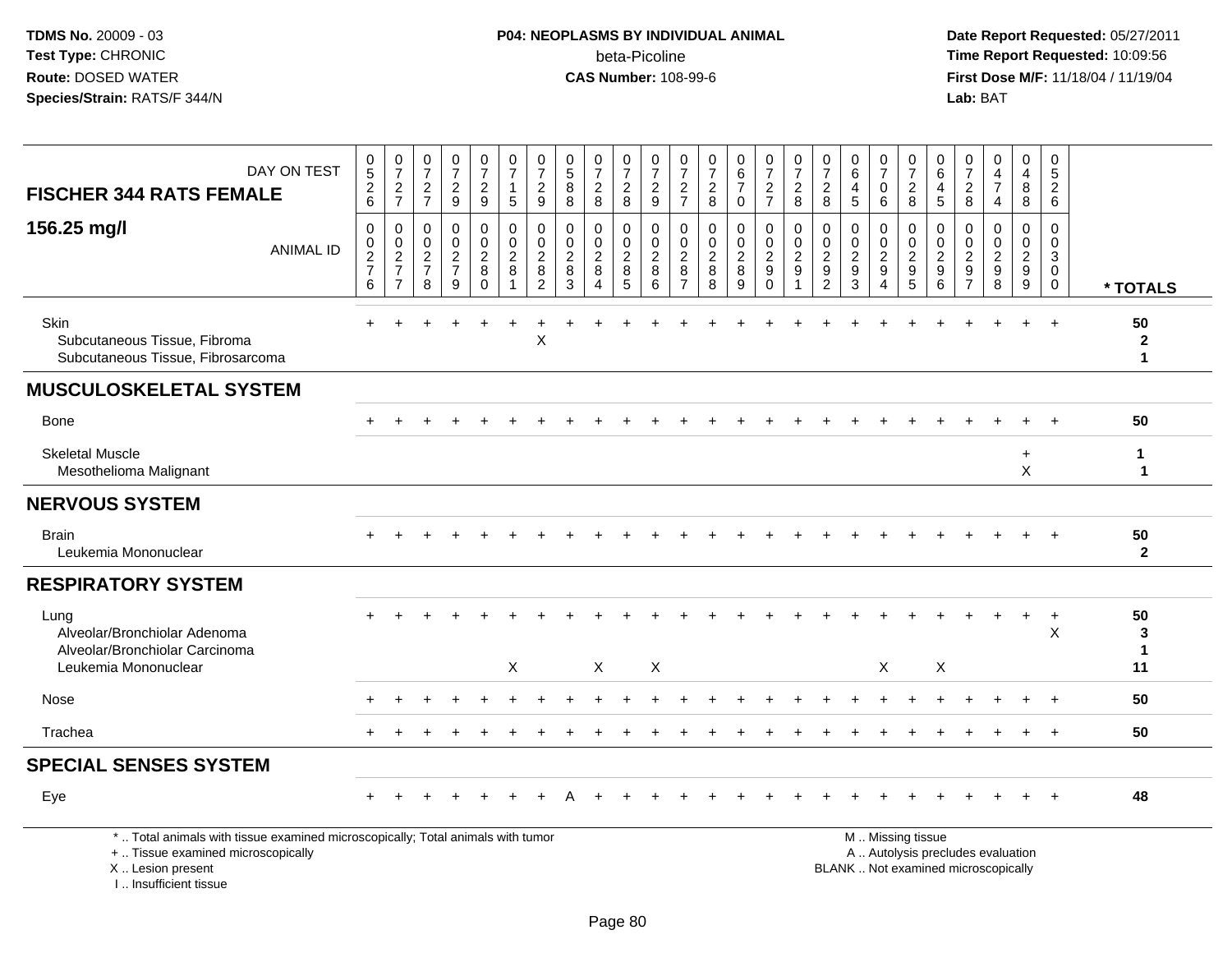**TDMS No.** 20009 - 03
**Test Type:** CHRONIC
**Route:** DOSED WATER
**Species/Strain:** RATS/F 344/N

**P04: NEOPLASMS BY INDIVIDUAL ANIMAL**
beta-Picoline
**CAS Number:** 108-99-6

**Date Report Requested:** 05/27/2011
**Time Report Requested:** 10:09:56
**First Dose M/F:** 11/18/04 / 11/19/04
**Lab:** BAT

| FISCHER 344 RATS FEMALE 156.25 mg/l — DAY ON TEST | 0526 | 0727 | 0727 | 0729 | 0729 | 0715 | 0729 | 0588 | 0728 | 0728 | 0729 | 0727 | 0728 | 0670 | 0727 | 0728 | 0728 | 0645 | 0706 | 0728 | 0645 | 0728 | 0474 | 0488 | 0526 | |
|---|---|---|---|---|---|---|---|---|---|---|---|---|---|---|---|---|---|---|---|---|---|---|---|---|---|---|
| ANIMAL ID | 00276 | 00277 | 00278 | 00279 | 00280 | 00281 | 00282 | 00283 | 00284 | 00285 | 00286 | 00287 | 00288 | 00289 | 00290 | 00291 | 00292 | 00293 | 00294 | 00295 | 00296 | 00297 | 00298 | 00299 | 00300 | * TOTALS |
| Skin | + | + | + | + | + | + | + | + | + | + | + | + | + | + | + | + | + | + | + | + | + | + | + | + | + | 50 |
| Subcutaneous Tissue, Fibroma | | | | | | | X | | | | | | | | | | | | | | | | | | | 2 |
| Subcutaneous Tissue, Fibrosarcoma | | | | | | | | | | | | | | | | | | | | | | | | | | 1 |
| **MUSCULOSKELETAL SYSTEM** | | | | | | | | | | | | | | | | | | | | | | | | | | |
| Bone | + | + | + | + | + | + | + | + | + | + | + | + | + | + | + | + | + | + | + | + | + | + | + | + | + | 50 |
| Skeletal Muscle | | | | | | | | | | | | | | | | | | | | | | | | + | | 1 |
| Mesothelioma Malignant | | | | | | | | | | | | | | | | | | | | | | | | X | | 1 |
| **NERVOUS SYSTEM** | | | | | | | | | | | | | | | | | | | | | | | | | | |
| Brain | + | + | + | + | + | + | + | + | + | + | + | + | + | + | + | + | + | + | + | + | + | + | + | + | + | 50 |
| Leukemia Mononuclear | | | | | | | | | | | | | | | | | | | | | | | | | | 2 |
| **RESPIRATORY SYSTEM** | | | | | | | | | | | | | | | | | | | | | | | | | | |
| Lung | + | + | + | + | + | + | + | + | + | + | + | + | + | + | + | + | + | + | + | + | + | + | + | + | + | 50 |
| Alveolar/Bronchiolar Adenoma | | | | | | | | | | | | | | | | | | | | | | | | | X | 3 |
| Alveolar/Bronchiolar Carcinoma | | | | | | | | | | | | | | | | | | | | | | | | | | 1 |
| Leukemia Mononuclear | | | | | | X | | | X | | X | | | | | | | | X | | X | | | | | 11 |
| Nose | + | + | + | + | + | + | + | + | + | + | + | + | + | + | + | + | + | + | + | + | + | + | + | + | + | 50 |
| Trachea | + | + | + | + | + | + | + | + | + | + | + | + | + | + | + | + | + | + | + | + | + | + | + | + | + | 50 |
| **SPECIAL SENSES SYSTEM** | | | | | | | | | | | | | | | | | | | | | | | | | | |
| Eye | + | + | + | + | + | + | + | A | + | + | + | + | + | + | + | + | + | + | + | + | + | + | + | + | + | 48 |

\* .. Total animals with tissue examined microscopically; Total animals with tumor
\+ .. Tissue examined microscopically
X .. Lesion present
I .. Insufficient tissue

M .. Missing tissue
A .. Autolysis precludes evaluation
BLANK .. Not examined microscopically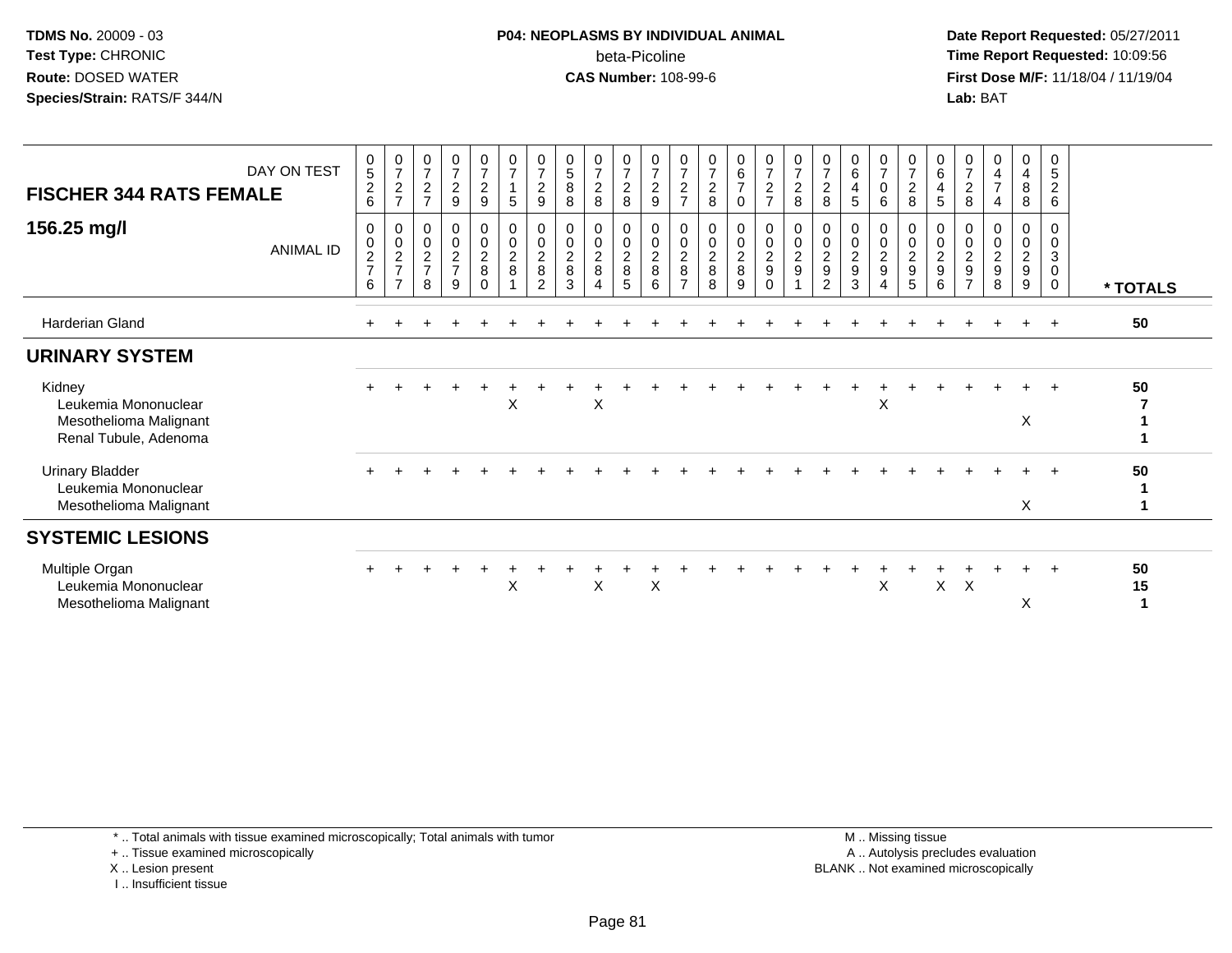TDMS No. 20009 - 03
Test Type: CHRONIC
Route: DOSED WATER
Species/Strain: RATS/F 344/N

**P04: NEOPLASMS BY INDIVIDUAL ANIMAL**
beta-Picoline
**CAS Number:** 108-99-6

Date Report Requested: 05/27/2011
Time Report Requested: 10:09:56
First Dose M/F: 11/18/04 / 11/19/04
Lab: BAT

**FISCHER 344 RATS FEMALE**

**156.25 mg/l**

| DAY ON TEST | 0526 | 0727 | 0727 | 0729 | 0729 | 0715 | 0729 | 0588 | 0728 | 0728 | 0729 | 0727 | 0728 | 0670 | 0727 | 0728 | 0728 | 0645 | 0706 | 0728 | 0645 | 0728 | 0474 | 0488 | 0526 | |
|---|---|---|---|---|---|---|---|---|---|---|---|---|---|---|---|---|---|---|---|---|---|---|---|---|---|---|
| ANIMAL ID | 00276 | 00277 | 00278 | 00279 | 00280 | 00281 | 00282 | 00283 | 00284 | 00285 | 00286 | 00287 | 00288 | 00289 | 00290 | 00291 | 00292 | 00293 | 00294 | 00295 | 00296 | 00297 | 00298 | 00299 | 00300 | * TOTALS |
| Harderian Gland | + | + | + | + | + | + | + | + | + | + | + | + | + | + | + | + | + | + | + | + | + | + | + | + | + | 50 |
| **URINARY SYSTEM** | | | | | | | | | | | | | | | | | | | | | | | | | | |
| Kidney | + | + | + | + | + | + | + | + | + | + | + | + | + | + | + | + | + | + | + | + | + | + | + | + | + | 50 |
| Leukemia Mononuclear | | | | | | X | | | X | | | | | | | | | | X | | | | | | | 7 |
| Mesothelioma Malignant | | | | | | | | | | | | | | | | | | | | | | | | X | | 1 |
| Renal Tubule, Adenoma | | | | | | | | | | | | | | | | | | | | | | | | | | 1 |
| Urinary Bladder | + | + | + | + | + | + | + | + | + | + | + | + | + | + | + | + | + | + | + | + | + | + | + | + | + | 50 |
| Leukemia Mononuclear | | | | | | | | | | | | | | | | | | | | | | | | | | 1 |
| Mesothelioma Malignant | | | | | | | | | | | | | | | | | | | | | | | | X | | 1 |
| **SYSTEMIC LESIONS** | | | | | | | | | | | | | | | | | | | | | | | | | | |
| Multiple Organ | + | + | + | + | + | + | + | + | + | + | + | + | + | + | + | + | + | + | + | + | + | + | + | + | + | 50 |
| Leukemia Mononuclear | | | | | | X | | | X | | X | | | | | | | | X | | X | X | | | | 15 |
| Mesothelioma Malignant | | | | | | | | | | | | | | | | | | | | | | | | X | | 1 |

* .. Total animals with tissue examined microscopically; Total animals with tumor
+ .. Tissue examined microscopically
X .. Lesion present
I .. Insufficient tissue

M .. Missing tissue
A .. Autolysis precludes evaluation
BLANK .. Not examined microscopically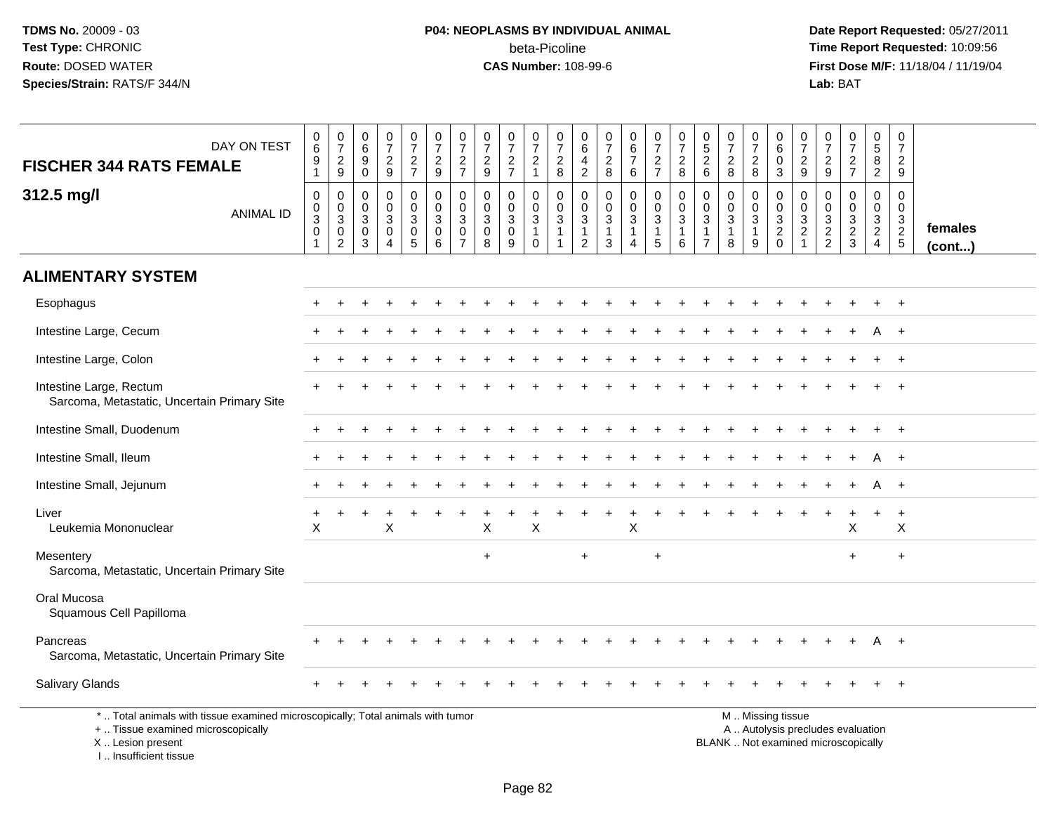TDMS No. 20009 - 03
Test Type: CHRONIC
Route: DOSED WATER
Species/Strain: RATS/F 344/N

**P04: NEOPLASMS BY INDIVIDUAL ANIMAL**
beta-Picoline
**CAS Number:** 108-99-6

Date Report Requested: 05/27/2011
Time Report Requested: 10:09:56
First Dose M/F: 11/18/04 / 11/19/04
Lab: BAT

| FISCHER 344 RATS FEMALE — DAY ON TEST | 0691 | 0729 | 0690 | 0729 | 0727 | 0729 | 0727 | 0729 | 0727 | 0721 | 0728 | 0642 | 0728 | 0676 | 0727 | 0728 | 0526 | 0728 | 0728 | 0603 | 0729 | 0729 | 0727 | 0582 | 0729 | |
|---|---|---|---|---|---|---|---|---|---|---|---|---|---|---|---|---|---|---|---|---|---|---|---|---|---|---|
| **312.5 mg/l** — ANIMAL ID | 00301 | 00302 | 00303 | 00304 | 00305 | 00306 | 00307 | 00308 | 00309 | 00310 | 00311 | 00312 | 00313 | 00314 | 00315 | 00316 | 00317 | 00318 | 00319 | 00320 | 00321 | 00322 | 00323 | 00324 | 00325 | **females (cont...)** |
| **ALIMENTARY SYSTEM** | | | | | | | | | | | | | | | | | | | | | | | | | | |
| Esophagus | + | + | + | + | + | + | + | + | + | + | + | + | + | + | + | + | + | + | + | + | + | + | + | + | + | |
| Intestine Large, Cecum | + | + | + | + | + | + | + | + | + | + | + | + | + | + | + | + | + | + | + | + | + | + | + | A | + | |
| Intestine Large, Colon | + | + | + | + | + | + | + | + | + | + | + | + | + | + | + | + | + | + | + | + | + | + | + | + | + | |
| Intestine Large, Rectum | + | + | + | + | + | + | + | + | + | + | + | + | + | + | + | + | + | + | + | + | + | + | + | + | + | |
| Sarcoma, Metastatic, Uncertain Primary Site | | | | | | | | | | | | | | | | | | | | | | | | | | |
| Intestine Small, Duodenum | + | + | + | + | + | + | + | + | + | + | + | + | + | + | + | + | + | + | + | + | + | + | + | + | + | |
| Intestine Small, Ileum | + | + | + | + | + | + | + | + | + | + | + | + | + | + | + | + | + | + | + | + | + | + | + | A | + | |
| Intestine Small, Jejunum | + | + | + | + | + | + | + | + | + | + | + | + | + | + | + | + | + | + | + | + | + | + | + | A | + | |
| Liver | + | + | + | + | + | + | + | + | + | + | + | + | + | + | + | + | + | + | + | + | + | + | + | + | + | |
| Leukemia Mononuclear | X | | | X | | | | X | | X | | | | X | | | | | | | | | X | | X | |
| Mesentery | | | | | | | | + | | | | + | | | + | | | | | | | | + | | + | |
| Sarcoma, Metastatic, Uncertain Primary Site | | | | | | | | | | | | | | | | | | | | | | | | | | |
| Oral Mucosa | | | | | | | | | | | | | | | | | | | | | | | | | | |
| Squamous Cell Papilloma | | | | | | | | | | | | | | | | | | | | | | | | | | |
| Pancreas | + | + | + | + | + | + | + | + | + | + | + | + | + | + | + | + | + | + | + | + | + | + | + | A | + | |
| Sarcoma, Metastatic, Uncertain Primary Site | | | | | | | | | | | | | | | | | | | | | | | | | | |
| Salivary Glands | + | + | + | + | + | + | + | + | + | + | + | + | + | + | + | + | + | + | + | + | + | + | + | + | + | |

\* .. Total animals with tissue examined microscopically; Total animals with tumor
\+ .. Tissue examined microscopically
X .. Lesion present
I .. Insufficient tissue

M .. Missing tissue
A .. Autolysis precludes evaluation
BLANK .. Not examined microscopically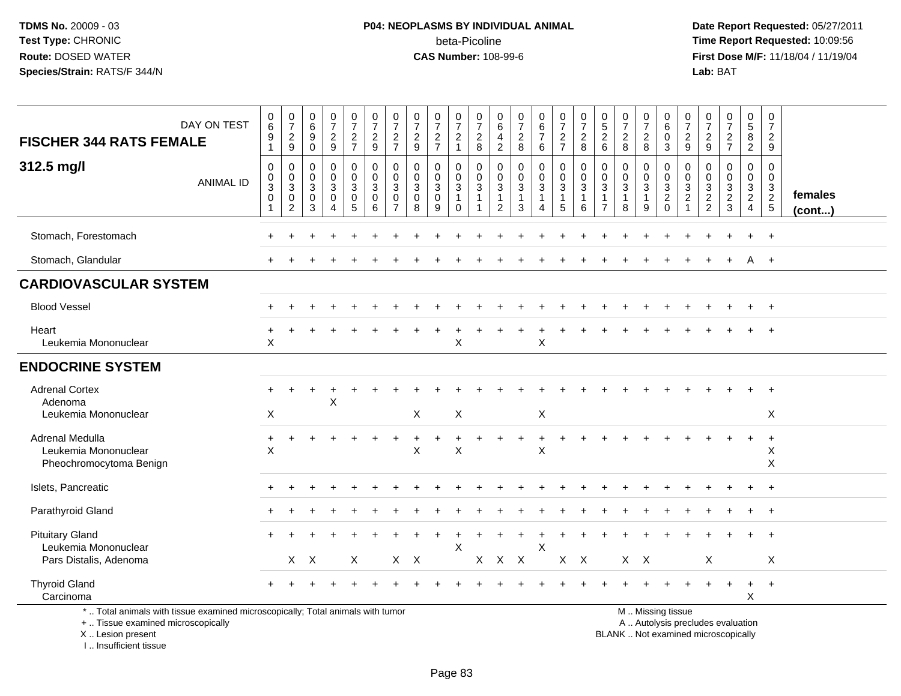TDMS No. 20009 - 03
Test Type: CHRONIC
Route: DOSED WATER
Species/Strain: RATS/F 344/N

**P04: NEOPLASMS BY INDIVIDUAL ANIMAL**
beta-Picoline
**CAS Number:** 108-99-6

Date Report Requested: 05/27/2011
Time Report Requested: 10:09:56
First Dose M/F: 11/18/04 / 11/19/04
Lab: BAT

| FISCHER 344 RATS FEMALE — DAY ON TEST | 0691 | 0729 | 0690 | 0729 | 0727 | 0729 | 0727 | 0729 | 0727 | 0721 | 0728 | 0642 | 0728 | 0676 | 0727 | 0728 | 0526 | 0728 | 0728 | 0603 | 0729 | 0729 | 0727 | 0582 | 0729 | |
|---|---|---|---|---|---|---|---|---|---|---|---|---|---|---|---|---|---|---|---|---|---|---|---|---|---|---|
| **312.5 mg/l** — ANIMAL ID | 0030 1 | 0030 2 | 0030 3 | 0030 4 | 0030 5 | 0030 6 | 0030 7 | 0030 8 | 0030 9 | 0031 0 | 0031 1 | 0031 2 | 0031 3 | 0031 4 | 0031 5 | 0031 6 | 0031 7 | 0031 8 | 0031 9 | 0032 0 | 0032 1 | 0032 2 | 0032 3 | 0032 4 | 0032 5 | **females (cont...)** |
| Stomach, Forestomach | + | + | + | + | + | + | + | + | + | + | + | + | + | + | + | + | + | + | + | + | + | + | + | + | + | |
| Stomach, Glandular | + | + | + | + | + | + | + | + | + | + | + | + | + | + | + | + | + | + | + | + | + | + | + | A | + | |
| **CARDIOVASCULAR SYSTEM** | | | | | | | | | | | | | | | | | | | | | | | | | | |
| Blood Vessel | + | + | + | + | + | + | + | + | + | + | + | + | + | + | + | + | + | + | + | + | + | + | + | + | + | |
| Heart | + | + | + | + | + | + | + | + | + | + | + | + | + | + | + | + | + | + | + | + | + | + | + | + | + | |
| Leukemia Mononuclear | X | | | | | | | | | X | | | | X | | | | | | | | | | | | |
| **ENDOCRINE SYSTEM** | | | | | | | | | | | | | | | | | | | | | | | | | | |
| Adrenal Cortex | + | + | + | + | + | + | + | + | + | + | + | + | + | + | + | + | + | + | + | + | + | + | + | + | + | |
| Adenoma | | | | X | | | | | | | | | | | | | | | | | | | | | | |
| Leukemia Mononuclear | X | | | | | | | X | | X | | | | X | | | | | | | | | | | X | |
| Adrenal Medulla | + | + | + | + | + | + | + | + | + | + | + | + | + | + | + | + | + | + | + | + | + | + | + | + | + | |
| Leukemia Mononuclear | X | | | | | | | X | | X | | | | X | | | | | | | | | | | X | |
| Pheochromocytoma Benign | | | | | | | | | | | | | | | | | | | | | | | | | X | |
| Islets, Pancreatic | + | + | + | + | + | + | + | + | + | + | + | + | + | + | + | + | + | + | + | + | + | + | + | + | + | |
| Parathyroid Gland | + | + | + | + | + | + | + | + | + | + | + | + | + | + | + | + | + | + | + | + | + | + | + | + | + | |
| Pituitary Gland | + | + | + | + | + | + | + | + | + | + | + | + | + | + | + | + | + | + | + | + | + | + | + | + | + | |
| Leukemia Mononuclear | | | | | | | | | | X | | | | X | | | | | | | | | | | | |
| Pars Distalis, Adenoma | | X | X | | X | | X | X | | | X | X | X | | X | X | | X | X | | | X | | | X | |
| Thyroid Gland | + | + | + | + | + | + | + | + | + | + | + | + | + | + | + | + | + | + | + | + | + | + | + | + | + | |
| Carcinoma | | | | | | | | | | | | | | | | | | | | | | | | X | | |

\* .. Total animals with tissue examined microscopically; Total animals with tumor
+ .. Tissue examined microscopically
X .. Lesion present
I .. Insufficient tissue

M .. Missing tissue
A .. Autolysis precludes evaluation
BLANK .. Not examined microscopically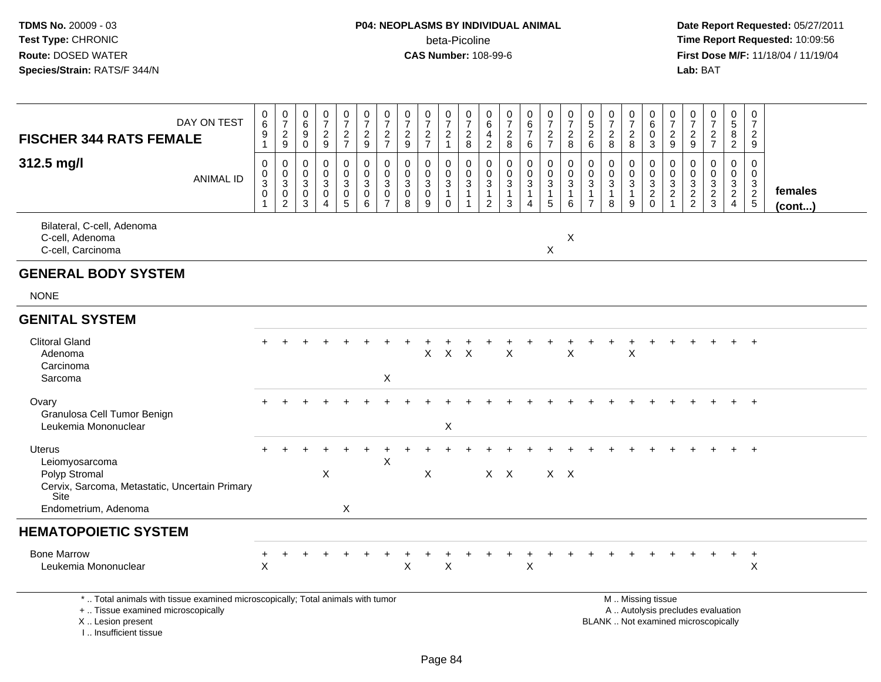TDMS No. 20009 - 03
Test Type: CHRONIC
Route: DOSED WATER
Species/Strain: RATS/F 344/N

**P04: NEOPLASMS BY INDIVIDUAL ANIMAL**
beta-Picoline
**CAS Number:** 108-99-6

Date Report Requested: 05/27/2011
Time Report Requested: 10:09:56
First Dose M/F: 11/18/04 / 11/19/04
Lab: BAT

| FISCHER 344 RATS FEMALE — DAY ON TEST | 0691 | 0729 | 0690 | 0729 | 0727 | 0729 | 0727 | 0729 | 0727 | 0721 | 0728 | 0642 | 0728 | 0676 | 0727 | 0728 | 0526 | 0728 | 0728 | 0603 | 0729 | 0729 | 0727 | 0582 | 0729 | |
|---|---|---|---|---|---|---|---|---|---|---|---|---|---|---|---|---|---|---|---|---|---|---|---|---|---|---|
| **312.5 mg/l** — ANIMAL ID | 0030 1 | 0030 2 | 0030 3 | 0030 4 | 0030 5 | 0030 6 | 0030 7 | 0030 8 | 0030 9 | 0031 0 | 0031 1 | 0031 2 | 0031 3 | 0031 4 | 0031 5 | 0031 6 | 0031 7 | 0031 8 | 0031 9 | 0032 0 | 0032 1 | 0032 2 | 0032 3 | 0032 4 | 0032 5 | **females (cont...)** |
| Bilateral, C-cell, Adenoma | | | | | | | | | | | | | | | | | | | | | | | | | | |
| C-cell, Adenoma | | | | | | | | | | | | | | | | X | | | | | | | | | | |
| C-cell, Carcinoma | | | | | | | | | | | | | | | X | | | | | | | | | | | |
| **GENERAL BODY SYSTEM** | | | | | | | | | | | | | | | | | | | | | | | | | | |
| NONE | | | | | | | | | | | | | | | | | | | | | | | | | | |
| **GENITAL SYSTEM** | | | | | | | | | | | | | | | | | | | | | | | | | | |
| Clitoral Gland | + | + | + | + | + | + | + | + | + | + | + | + | + | + | + | + | + | + | + | + | + | + | + | + | + | |
| Adenoma | | | | | | | | | X | X | X | | X | | | X | | | X | | | | | | | |
| Carcinoma | | | | | | | | | | | | | | | | | | | | | | | | | | |
| Sarcoma | | | | | | | X | | | | | | | | | | | | | | | | | | | |
| Ovary | + | + | + | + | + | + | + | + | + | + | + | + | + | + | + | + | + | + | + | + | + | + | + | + | + | |
| Granulosa Cell Tumor Benign | | | | | | | | | | | | | | | | | | | | | | | | | | |
| Leukemia Mononuclear | | | | | | | | | | X | | | | | | | | | | | | | | | | |
| Uterus | + | + | + | + | + | + | + | + | + | + | + | + | + | + | + | + | + | + | + | + | + | + | + | + | + | |
| Leiomyosarcoma | | | | | | | X | | | | | | | | | | | | | | | | | | | |
| Polyp Stromal | | | | X | | | | | X | | | X | X | | X | X | | | | | | | | | | |
| Cervix, Sarcoma, Metastatic, Uncertain Primary Site | | | | | | | | | | | | | | | | | | | | | | | | | | |
| Endometrium, Adenoma | | | | | X | | | | | | | | | | | | | | | | | | | | | |
| **HEMATOPOIETIC SYSTEM** | | | | | | | | | | | | | | | | | | | | | | | | | | |
| Bone Marrow | + | + | + | + | + | + | + | + | + | + | + | + | + | + | + | + | + | + | + | + | + | + | + | + | + | |
| Leukemia Mononuclear | X | | | | | | | X | | X | | | | X | | | | | | | | | | | X | |

\* .. Total animals with tissue examined microscopically; Total animals with tumor
+ .. Tissue examined microscopically
X .. Lesion present
I .. Insufficient tissue

M .. Missing tissue
A .. Autolysis precludes evaluation
BLANK .. Not examined microscopically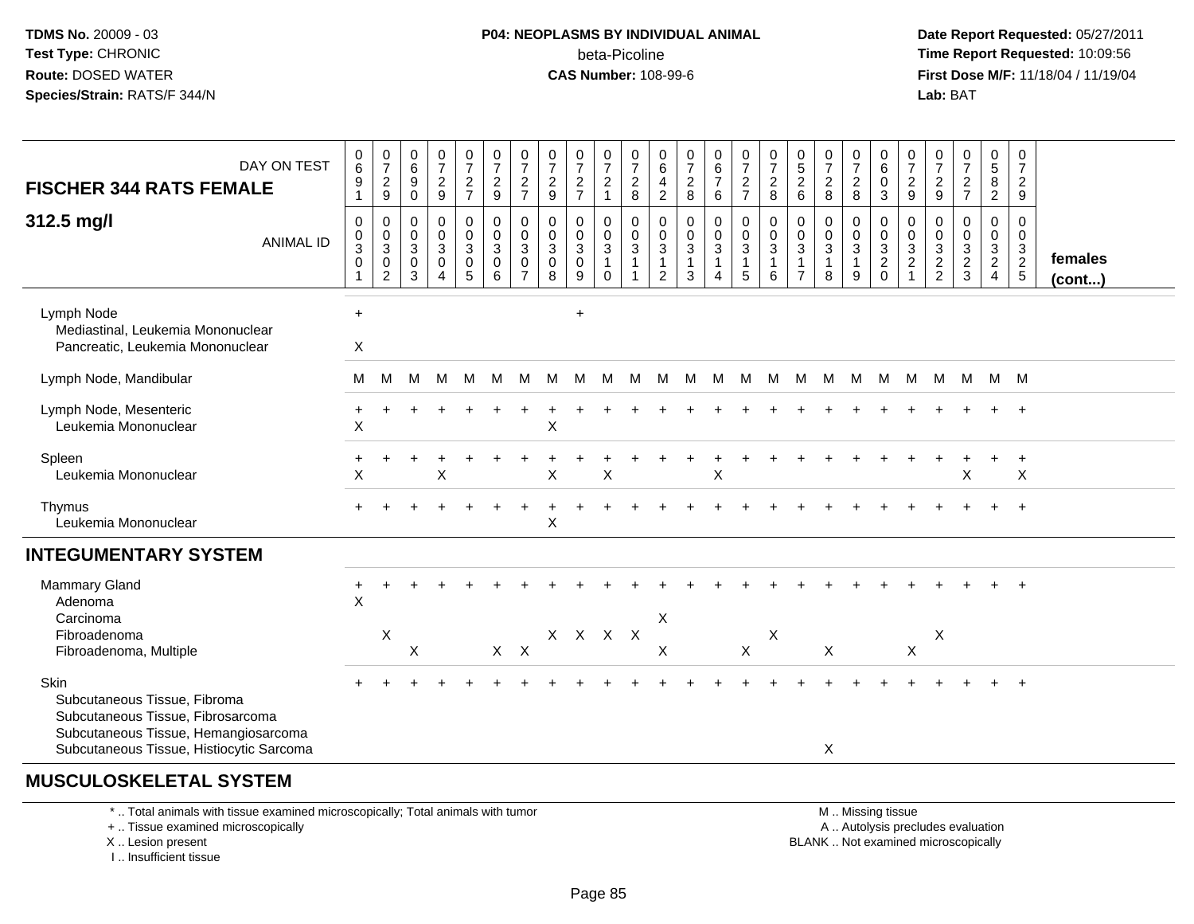**TDMS No.** 20009 - 03
**Test Type:** CHRONIC
**Route:** DOSED WATER
**Species/Strain:** RATS/F 344/N

**P04: NEOPLASMS BY INDIVIDUAL ANIMAL**
beta-Picoline
**CAS Number:** 108-99-6

**Date Report Requested:** 05/27/2011
**Time Report Requested:** 10:09:56
**First Dose M/F:** 11/18/04 / 11/19/04
**Lab:** BAT

| FISCHER 344 RATS FEMALE — 312.5 mg/l | | | | | | | | | | | | | | | | | | | | | | | | | | |
|---|---|---|---|---|---|---|---|---|---|---|---|---|---|---|---|---|---|---|---|---|---|---|---|---|---|---|
| DAY ON TEST | 0691 | 0729 | 0690 | 0729 | 0727 | 0729 | 0727 | 0729 | 0727 | 0721 | 0728 | 0642 | 0728 | 0676 | 0727 | 0728 | 0526 | 0728 | 0728 | 0603 | 0729 | 0729 | 0727 | 0582 | 0729 | |
| ANIMAL ID | 00301 | 00302 | 00303 | 00304 | 00305 | 00306 | 00307 | 00308 | 00309 | 00310 | 00311 | 00312 | 00313 | 00314 | 00315 | 00316 | 00317 | 00318 | 00319 | 00320 | 00321 | 00322 | 00323 | 00324 | 00325 | females (cont...) |
| Lymph Node | + | | | | | | | | + | | | | | | | | | | | | | | | | | |
| Mediastinal, Leukemia Mononuclear | | | | | | | | | | | | | | | | | | | | | | | | | | |
| Pancreatic, Leukemia Mononuclear | X | | | | | | | | | | | | | | | | | | | | | | | | | |
| Lymph Node, Mandibular | M | M | M | M | M | M | M | M | M | M | M | M | M | M | M | M | M | M | M | M | M | M | M | M | M | |
| Lymph Node, Mesenteric | + | + | + | + | + | + | + | + | + | + | + | + | + | + | + | + | + | + | + | + | + | + | + | + | + | |
| Leukemia Mononuclear | X | | | | | | | X | | | | | | | | | | | | | | | | | | |
| Spleen | + | + | + | + | + | + | + | + | + | + | + | + | + | + | + | + | + | + | + | + | + | + | + | + | + | |
| Leukemia Mononuclear | X | | | X | | | | X | | X | | | | X | | | | | | | | | X | | X | |
| Thymus | + | + | + | + | + | + | + | + | + | + | + | + | + | + | + | + | + | + | + | + | + | + | + | + | + | |
| Leukemia Mononuclear | | | | | | | | X | | | | | | | | | | | | | | | | | | |
| **INTEGUMENTARY SYSTEM** | | | | | | | | | | | | | | | | | | | | | | | | | | |
| Mammary Gland | + | + | + | + | + | + | + | + | + | + | + | + | + | + | + | + | + | + | + | + | + | + | + | + | + | |
| Adenoma | X | | | | | | | | | | | | | | | | | | | | | | | | | |
| Carcinoma | | | | | | | | | | | | X | | | | | | | | | | | | | | |
| Fibroadenoma | | X | | | | | | X | X | X | X | | | | | X | | | | | | X | | | | |
| Fibroadenoma, Multiple | | | X | | | X | X | | | | | X | | | X | | | X | | | X | | | | | |
| Skin | + | + | + | + | + | + | + | + | + | + | + | + | + | + | + | + | + | + | + | + | + | + | + | + | + | |
| Subcutaneous Tissue, Fibroma | | | | | | | | | | | | | | | | | | | | | | | | | | |
| Subcutaneous Tissue, Fibrosarcoma | | | | | | | | | | | | | | | | | | | | | | | | | | |
| Subcutaneous Tissue, Hemangiosarcoma | | | | | | | | | | | | | | | | | | | | | | | | | | |
| Subcutaneous Tissue, Histiocytic Sarcoma | | | | | | | | | | | | | | | | | | X | | | | | | | | |

## MUSCULOSKELETAL SYSTEM

\* .. Total animals with tissue examined microscopically; Total animals with tumor
\+ .. Tissue examined microscopically
X .. Lesion present
I .. Insufficient tissue

M .. Missing tissue
A .. Autolysis precludes evaluation
BLANK .. Not examined microscopically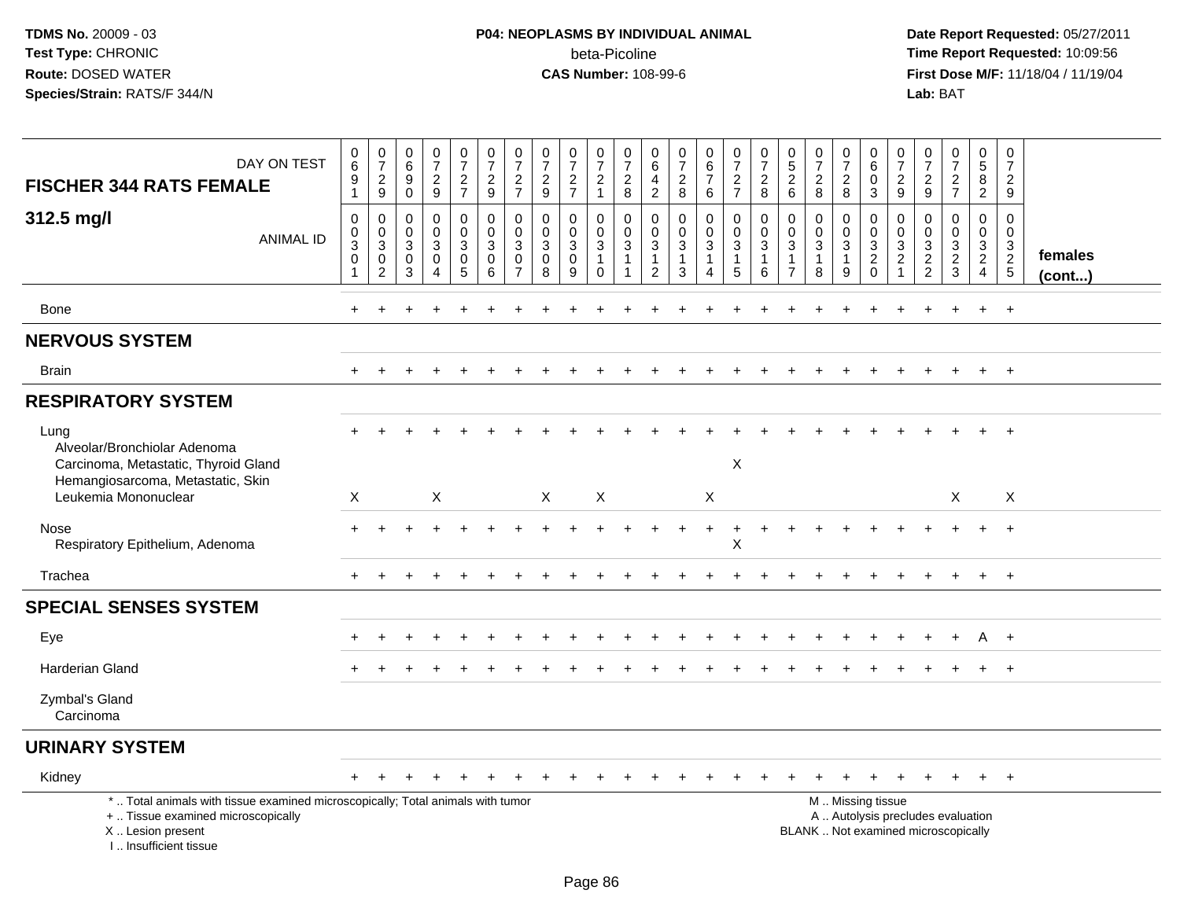**TDMS No.** 20009 - 03
**Test Type:** CHRONIC
**Route:** DOSED WATER
**Species/Strain:** RATS/F 344/N

**P04: NEOPLASMS BY INDIVIDUAL ANIMAL**
beta-Picoline
**CAS Number:** 108-99-6

**Date Report Requested:** 05/27/2011
**Time Report Requested:** 10:09:56
**First Dose M/F:** 11/18/04 / 11/19/04
**Lab:** BAT

## FISCHER 344 RATS FEMALE 312.5 mg/l

| DAY ON TEST | 0691 | 0729 | 0690 | 0729 | 0727 | 0729 | 0727 | 0729 | 0727 | 0721 | 0728 | 0642 | 0728 | 0676 | 0727 | 0728 | 0526 | 0728 | 0728 | 0603 | 0729 | 0729 | 0727 | 0582 | 0729 | |
|---|---|---|---|---|---|---|---|---|---|---|---|---|---|---|---|---|---|---|---|---|---|---|---|---|---|---|
| **ANIMAL ID** | 0030 1 | 0030 2 | 0030 3 | 0030 4 | 0030 5 | 0030 6 | 0030 7 | 0030 8 | 0030 9 | 0031 0 | 0031 1 | 0031 2 | 0031 3 | 0031 4 | 0031 5 | 0031 6 | 0031 7 | 0031 8 | 0031 9 | 0032 0 | 0032 1 | 0032 2 | 0032 3 | 0032 4 | 0032 5 | **females (cont...)** |
| Bone | + | + | + | + | + | + | + | + | + | + | + | + | + | + | + | + | + | + | + | + | + | + | + | + | + | |
| **NERVOUS SYSTEM** | | | | | | | | | | | | | | | | | | | | | | | | | | |
| Brain | + | + | + | + | + | + | + | + | + | + | + | + | + | + | + | + | + | + | + | + | + | + | + | + | + | |
| **RESPIRATORY SYSTEM** | | | | | | | | | | | | | | | | | | | | | | | | | | |
| Lung | + | + | + | + | + | + | + | + | + | + | + | + | + | + | + | + | + | + | + | + | + | + | + | + | + | |
| Alveolar/Bronchiolar Adenoma | | | | | | | | | | | | | | | | | | | | | | | | | | |
| Carcinoma, Metastatic, Thyroid Gland | | | | | | | | | | | | | | | X | | | | | | | | | | | |
| Hemangiosarcoma, Metastatic, Skin | | | | | | | | | | | | | | | | | | | | | | | | | | |
| Leukemia Mononuclear | X | | | X | | | | X | | X | | | | X | | | | | | | | | X | | X | |
| Nose | + | + | + | + | + | + | + | + | + | + | + | + | + | + | + | + | + | + | + | + | + | + | + | + | + | |
| Respiratory Epithelium, Adenoma | | | | | | | | | | | | | | | X | | | | | | | | | | | |
| Trachea | + | + | + | + | + | + | + | + | + | + | + | + | + | + | + | + | + | + | + | + | + | + | + | + | + | |
| **SPECIAL SENSES SYSTEM** | | | | | | | | | | | | | | | | | | | | | | | | | | |
| Eye | + | + | + | + | + | + | + | + | + | + | + | + | + | + | + | + | + | + | + | + | + | + | + | A | + | |
| Harderian Gland | + | + | + | + | + | + | + | + | + | + | + | + | + | + | + | + | + | + | + | + | + | + | + | + | + | |
| Zymbal's Gland | | | | | | | | | | | | | | | | | | | | | | | | | | |
| Carcinoma | | | | | | | | | | | | | | | | | | | | | | | | | | |
| **URINARY SYSTEM** | | | | | | | | | | | | | | | | | | | | | | | | | | |
| Kidney | + | + | + | + | + | + | + | + | + | + | + | + | + | + | + | + | + | + | + | + | + | + | + | + | + | |

\* .. Total animals with tissue examined microscopically; Total animals with tumor
+ .. Tissue examined microscopically
X .. Lesion present
I .. Insufficient tissue

M .. Missing tissue
A .. Autolysis precludes evaluation
BLANK .. Not examined microscopically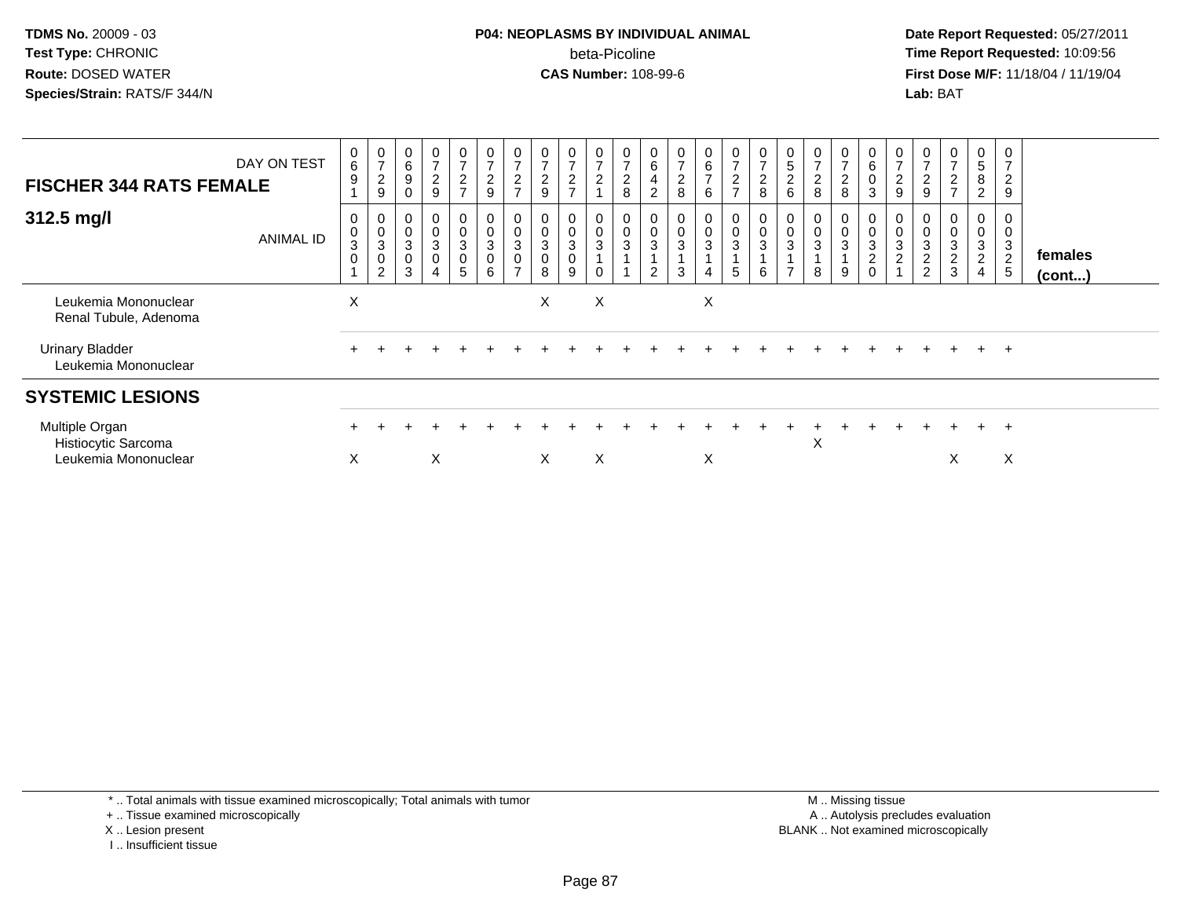**TDMS No.** 20009 - 03
**Test Type:** CHRONIC
**Route:** DOSED WATER
**Species/Strain:** RATS/F 344/N

**P04: NEOPLASMS BY INDIVIDUAL ANIMAL**
beta-Picoline
**CAS Number:** 108-99-6

**Date Report Requested:** 05/27/2011
**Time Report Requested:** 10:09:56
**First Dose M/F:** 11/18/04 / 11/19/04
**Lab:** BAT

## FISCHER 344 RATS FEMALE

### 312.5 mg/l

| DAY ON TEST | 0691 | 0729 | 0690 | 0729 | 0727 | 0729 | 0727 | 0729 | 0727 | 0721 | 0728 | 0642 | 0728 | 0676 | 0727 | 0728 | 0526 | 0728 | 0728 | 0603 | 0729 | 0729 | 0727 | 0582 | 0729 | |
|---|---|---|---|---|---|---|---|---|---|---|---|---|---|---|---|---|---|---|---|---|---|---|---|---|---|---|
| **ANIMAL ID** | 00301 | 00302 | 00303 | 00304 | 00305 | 00306 | 00307 | 00308 | 00309 | 00310 | 00311 | 00312 | 00313 | 00314 | 00315 | 00316 | 00317 | 00318 | 00319 | 00320 | 00321 | 00322 | 00323 | 00324 | 00325 | **females (cont...)** |
| Leukemia Mononuclear | X | | | | | | | X | | X | | | | X | | | | | | | | | | | | |
| Renal Tubule, Adenoma | | | | | | | | | | | | | | | | | | | | | | | | | | |
| Urinary Bladder | + | + | + | + | + | + | + | + | + | + | + | + | + | + | + | + | + | + | + | + | + | + | + | + | + | |
| Leukemia Mononuclear | | | | | | | | | | | | | | | | | | | | | | | | | | |
| **SYSTEMIC LESIONS** | | | | | | | | | | | | | | | | | | | | | | | | | | |
| Multiple Organ | + | + | + | + | + | + | + | + | + | + | + | + | + | + | + | + | + | + | + | + | + | + | + | + | + | |
| Histiocytic Sarcoma | | | | | | | | | | | | | | | | | | X | | | | | | | | |
| Leukemia Mononuclear | X | | | X | | | | X | | X | | | | X | | | | | | | | | X | | X | |

\* .. Total animals with tissue examined microscopically; Total animals with tumor
\+ .. Tissue examined microscopically
X .. Lesion present
I .. Insufficient tissue

M .. Missing tissue
A .. Autolysis precludes evaluation
BLANK .. Not examined microscopically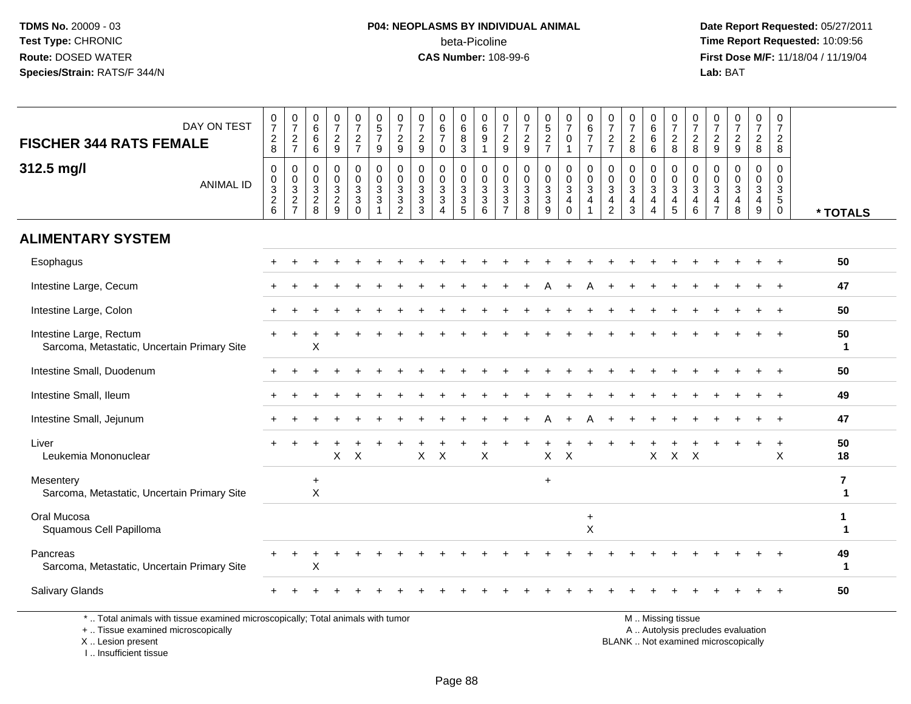TDMS No. 20009 - 03
Test Type: CHRONIC
Route: DOSED WATER
Species/Strain: RATS/F 344/N

**P04: NEOPLASMS BY INDIVIDUAL ANIMAL**
beta-Picoline
**CAS Number:** 108-99-6

Date Report Requested: 05/27/2011
Time Report Requested: 10:09:56
First Dose M/F: 11/18/04 / 11/19/04
Lab: BAT

| DAY ON TEST | 0728 | 0727 | 0666 | 0729 | 0727 | 0579 | 0729 | 0729 | 0670 | 0683 | 0691 | 0729 | 0729 | 0527 | 0701 | 0677 | 0727 | 0728 | 0666 | 0728 | 0728 | 0729 | 0729 | 0728 | 0728 | |
|---|---|---|---|---|---|---|---|---|---|---|---|---|---|---|---|---|---|---|---|---|---|---|---|---|---|---|
| **FISCHER 344 RATS FEMALE 312.5 mg/l** ANIMAL ID | 00326 | 00327 | 00328 | 00329 | 00330 | 00331 | 00332 | 00333 | 00334 | 00335 | 00336 | 00337 | 00338 | 00339 | 00340 | 00341 | 00342 | 00343 | 00344 | 00345 | 00346 | 00347 | 00348 | 00349 | 00350 | * TOTALS |
| **ALIMENTARY SYSTEM** | | | | | | | | | | | | | | | | | | | | | | | | | | |
| Esophagus | + | + | + | + | + | + | + | + | + | + | + | + | + | + | + | + | + | + | + | + | + | + | + | + | + | 50 |
| Intestine Large, Cecum | + | + | + | + | + | + | + | + | + | + | + | + | + | A | + | A | + | + | + | + | + | + | + | + | + | 47 |
| Intestine Large, Colon | + | + | + | + | + | + | + | + | + | + | + | + | + | + | + | + | + | + | + | + | + | + | + | + | + | 50 |
| Intestine Large, Rectum | + | + | + | + | + | + | + | + | + | + | + | + | + | + | + | + | + | + | + | + | + | + | + | + | + | 50 |
| Sarcoma, Metastatic, Uncertain Primary Site | | | X | | | | | | | | | | | | | | | | | | | | | | | 1 |
| Intestine Small, Duodenum | + | + | + | + | + | + | + | + | + | + | + | + | + | + | + | + | + | + | + | + | + | + | + | + | + | 50 |
| Intestine Small, Ileum | + | + | + | + | + | + | + | + | + | + | + | + | + | + | + | + | + | + | + | + | + | + | + | + | + | 49 |
| Intestine Small, Jejunum | + | + | + | + | + | + | + | + | + | + | + | + | + | A | + | A | + | + | + | + | + | + | + | + | + | 47 |
| Liver | + | + | + | + | + | + | + | + | + | + | + | + | + | + | + | + | + | + | + | + | + | + | + | + | + | 50 |
| Leukemia Mononuclear | | | | X | X | | | X | X | | X | | | X | X | | | | X | X | X | | | | X | 18 |
| Mesentery | | | + | | | | | | | | | | | + | | | | | | | | | | | | 7 |
| Sarcoma, Metastatic, Uncertain Primary Site | | | X | | | | | | | | | | | | | | | | | | | | | | | 1 |
| Oral Mucosa | | | | | | | | | | | | | | | | + | | | | | | | | | | 1 |
| Squamous Cell Papilloma | | | | | | | | | | | | | | | | X | | | | | | | | | | 1 |
| Pancreas | + | + | + | + | + | + | + | + | + | + | + | + | + | + | + | + | + | + | + | + | + | + | + | + | + | 49 |
| Sarcoma, Metastatic, Uncertain Primary Site | | | X | | | | | | | | | | | | | | | | | | | | | | | 1 |
| Salivary Glands | + | + | + | + | + | + | + | + | + | + | + | + | + | + | + | + | + | + | + | + | + | + | + | + | + | 50 |

* .. Total animals with tissue examined microscopically; Total animals with tumor
+ .. Tissue examined microscopically
X .. Lesion present
I .. Insufficient tissue

M .. Missing tissue
A .. Autolysis precludes evaluation
BLANK .. Not examined microscopically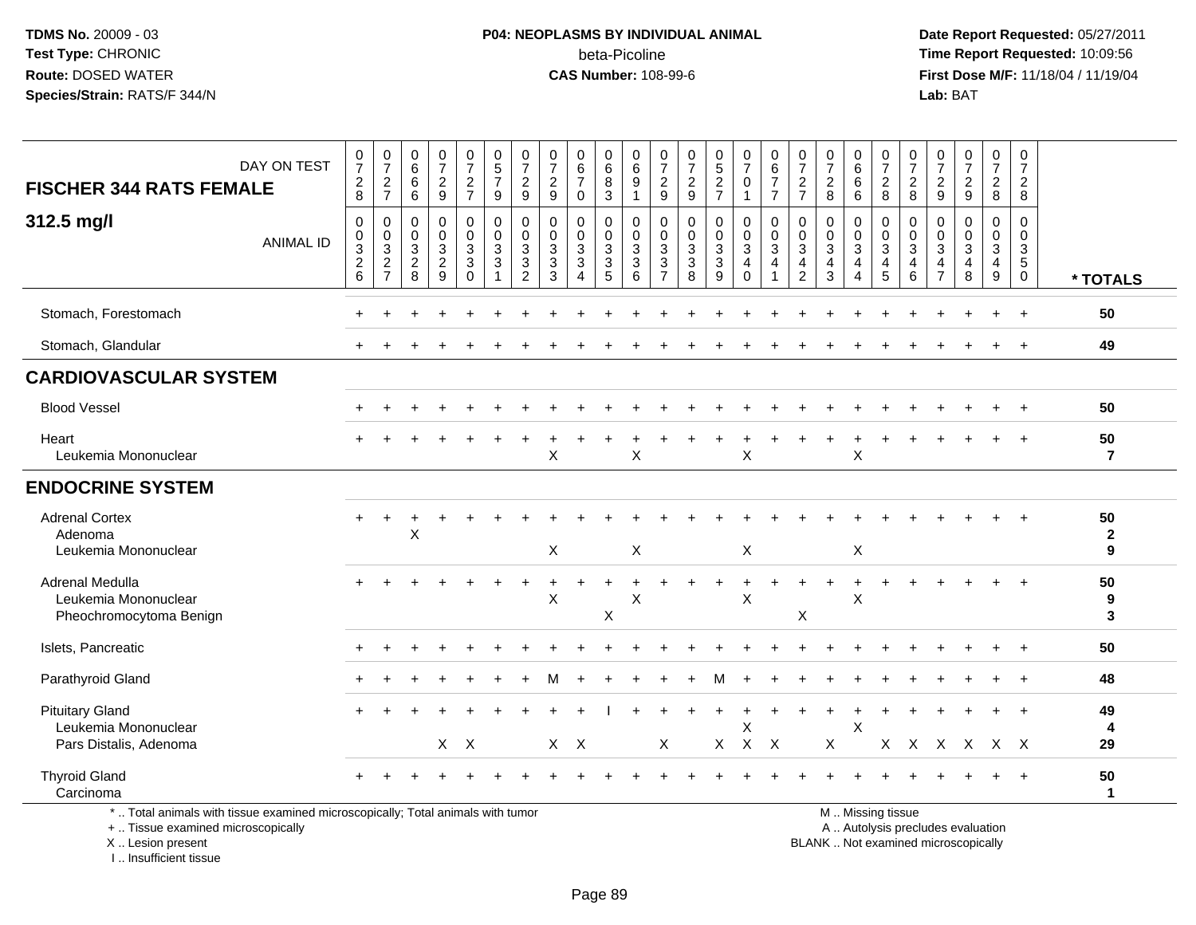**TDMS No.** 20009 - 03
**Test Type:** CHRONIC
**Route:** DOSED WATER
**Species/Strain:** RATS/F 344/N

**P04: NEOPLASMS BY INDIVIDUAL ANIMAL**
beta-Picoline
**CAS Number:** 108-99-6

**Date Report Requested:** 05/27/2011
**Time Report Requested:** 10:09:56
**First Dose M/F:** 11/18/04 / 11/19/04
**Lab:** BAT

## FISCHER 344 RATS FEMALE
## 312.5 mg/l

| DAY ON TEST | 0728 | 0727 | 0666 | 0729 | 0727 | 0579 | 0729 | 0729 | 0670 | 0683 | 0691 | 0729 | 0729 | 0527 | 0701 | 0677 | 0727 | 0728 | 0666 | 0728 | 0728 | 0729 | 0729 | 0728 | 0728 | |
|---|---|---|---|---|---|---|---|---|---|---|---|---|---|---|---|---|---|---|---|---|---|---|---|---|---|---|
| **ANIMAL ID** | 0326 | 0327 | 0328 | 0329 | 0330 | 0331 | 0332 | 0333 | 0334 | 0335 | 0336 | 0337 | 0338 | 0339 | 0340 | 0341 | 0342 | 0343 | 0344 | 0345 | 0346 | 0347 | 0348 | 0349 | 0350 | *** TOTALS** |
| Stomach, Forestomach | + | + | + | + | + | + | + | + | + | + | + | + | + | + | + | + | + | + | + | + | + | + | + | + | + | 50 |
| Stomach, Glandular | + | + | + | + | + | + | + | + | + | + | + | + | + | + | + | + | + | + | + | + | + | + | + | + | + | 49 |
| **CARDIOVASCULAR SYSTEM** | | | | | | | | | | | | | | | | | | | | | | | | | | |
| Blood Vessel | + | + | + | + | + | + | + | + | + | + | + | + | + | + | + | + | + | + | + | + | + | + | + | + | + | 50 |
| Heart | + | + | + | + | + | + | + | + | + | + | + | + | + | + | + | + | + | + | + | + | + | + | + | + | + | 50 |
| Leukemia Mononuclear | | | | | | | | X | | | X | | | | X | | | | X | | | | | | | 7 |
| **ENDOCRINE SYSTEM** | | | | | | | | | | | | | | | | | | | | | | | | | | |
| Adrenal Cortex | + | + | + | + | + | + | + | + | + | + | + | + | + | + | + | + | + | + | + | + | + | + | + | + | + | 50 |
| Adenoma | | | X | | | | | | | | | | | | | | | | | | | | | | | 2 |
| Leukemia Mononuclear | | | | | | | | X | | | X | | | | X | | | | X | | | | | | | 9 |
| Adrenal Medulla | + | + | + | + | + | + | + | + | + | + | + | + | + | + | + | + | + | + | + | + | + | + | + | + | + | 50 |
| Leukemia Mononuclear | | | | | | | | X | | | X | | | | X | | | | X | | | | | | | 9 |
| Pheochromocytoma Benign | | | | | | | | | | X | | | | | | | X | | | | | | | | | 3 |
| Islets, Pancreatic | + | + | + | + | + | + | + | + | + | + | + | + | + | + | + | + | + | + | + | + | + | + | + | + | + | 50 |
| Parathyroid Gland | + | + | + | + | + | + | + | M | + | + | + | + | + | M | + | + | + | + | + | + | + | + | + | + | + | 48 |
| Pituitary Gland | + | + | + | + | + | + | + | + | + | I | + | + | + | + | + | + | + | + | + | + | + | + | + | + | + | 49 |
| Leukemia Mononuclear | | | | | | | | | | | | | | | X | | | | X | | | | | | | 4 |
| Pars Distalis, Adenoma | | | | X | X | | | X | X | | | X | | X | X | X | | X | | X | X | X | X | X | X | 29 |
| Thyroid Gland | + | + | + | + | + | + | + | + | + | + | + | + | + | + | + | + | + | + | + | + | + | + | + | + | + | 50 |
| Carcinoma | | | | | | | | | | | | | | | | | | | | | | | | | | 1 |

\* .. Total animals with tissue examined microscopically; Total animals with tumor
+ .. Tissue examined microscopically
X .. Lesion present
I .. Insufficient tissue

M .. Missing tissue
A .. Autolysis precludes evaluation
BLANK .. Not examined microscopically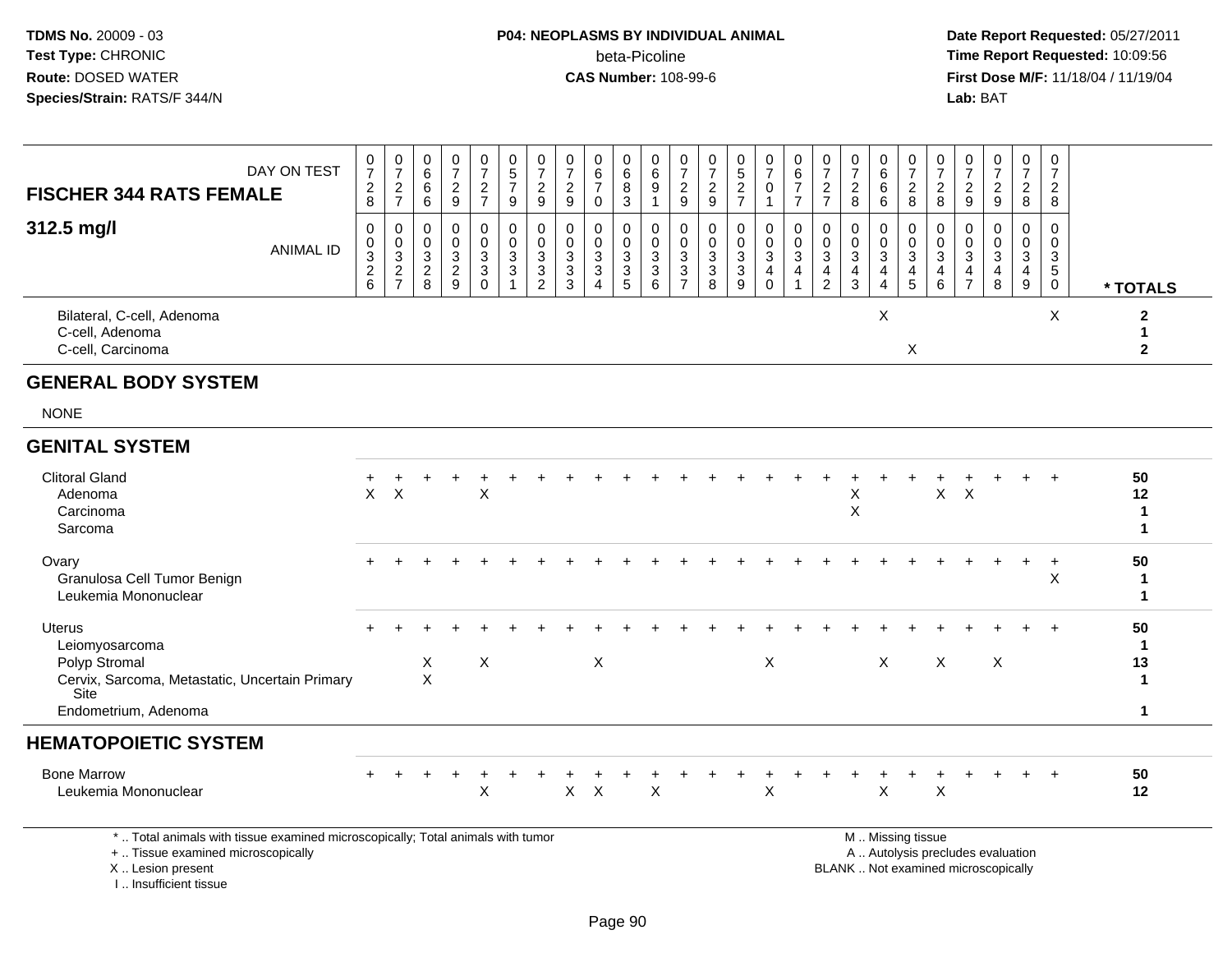**TDMS No.** 20009 - 03
**Test Type:** CHRONIC
**Route:** DOSED WATER
**Species/Strain:** RATS/F 344/N

**P04: NEOPLASMS BY INDIVIDUAL ANIMAL**
beta-Picoline
**CAS Number:** 108-99-6

**Date Report Requested:** 05/27/2011
**Time Report Requested:** 10:09:56
**First Dose M/F:** 11/18/04 / 11/19/04
**Lab:** BAT

| FISCHER 344 RATS FEMALE — DAY ON TEST | 0728 | 0727 | 0666 | 0729 | 0727 | 0579 | 0729 | 0729 | 0670 | 0683 | 0691 | 0729 | 0729 | 0527 | 0701 | 0677 | 0727 | 0728 | 0666 | 0728 | 0728 | 0729 | 0729 | 0728 | 0728 | |
|---|---|---|---|---|---|---|---|---|---|---|---|---|---|---|---|---|---|---|---|---|---|---|---|---|---|---|
| **312.5 mg/l** — ANIMAL ID | 0326 | 0327 | 0328 | 0329 | 0330 | 0331 | 0332 | 0333 | 0334 | 0335 | 0336 | 0337 | 0338 | 0339 | 0340 | 0341 | 0342 | 0343 | 0344 | 0345 | 0346 | 0347 | 0348 | 0349 | 0350 | * TOTALS |
| Bilateral, C-cell, Adenoma | | | | | | | | | | | | | | | | | | | X | | | | | | X | 2 |
| C-cell, Adenoma | | | | | | | | | | | | | | | | | | | | | | | | | | 1 |
| C-cell, Carcinoma | | | | | | | | | | | | | | | | | | | | X | | | | | | 2 |
| **GENERAL BODY SYSTEM** | | | | | | | | | | | | | | | | | | | | | | | | | | |
| NONE | | | | | | | | | | | | | | | | | | | | | | | | | | |
| **GENITAL SYSTEM** | | | | | | | | | | | | | | | | | | | | | | | | | | |
| Clitoral Gland | + | + | + | + | + | + | + | + | + | + | + | + | + | + | + | + | + | + | + | + | + | + | + | + | + | 50 |
| Adenoma | X | X | | | X | | | | | | | | | | | | | X | | | X | X | | | | 12 |
| Carcinoma | | | | | | | | | | | | | | | | | | X | | | | | | | | 1 |
| Sarcoma | | | | | | | | | | | | | | | | | | | | | | | | | | 1 |
| Ovary | + | + | + | + | + | + | + | + | + | + | + | + | + | + | + | + | + | + | + | + | + | + | + | + | + | 50 |
| Granulosa Cell Tumor Benign | | | | | | | | | | | | | | | | | | | | | | | | | X | 1 |
| Leukemia Mononuclear | | | | | | | | | | | | | | | | | | | | | | | | | | 1 |
| Uterus | + | + | + | + | + | + | + | + | + | + | + | + | + | + | + | + | + | + | + | + | + | + | + | + | + | 50 |
| Leiomyosarcoma | | | | | | | | | | | | | | | | | | | | | | | | | | 1 |
| Polyp Stromal | | | X | | X | | | | X | | | | | | X | | | | X | | X | | X | | | 13 |
| Cervix, Sarcoma, Metastatic, Uncertain Primary Site | | | X | | | | | | | | | | | | | | | | | | | | | | | 1 |
| Endometrium, Adenoma | | | | | | | | | | | | | | | | | | | | | | | | | | 1 |
| **HEMATOPOIETIC SYSTEM** | | | | | | | | | | | | | | | | | | | | | | | | | | |
| Bone Marrow | + | + | + | + | + | + | + | + | + | + | + | + | + | + | + | + | + | + | + | + | + | + | + | + | + | 50 |
| Leukemia Mononuclear | | | | | X | | | X | X | | X | | | | X | | | | X | | X | | | | | 12 |

\* .. Total animals with tissue examined microscopically; Total animals with tumor
\+ .. Tissue examined microscopically
X .. Lesion present
I .. Insufficient tissue

M .. Missing tissue
A .. Autolysis precludes evaluation
BLANK .. Not examined microscopically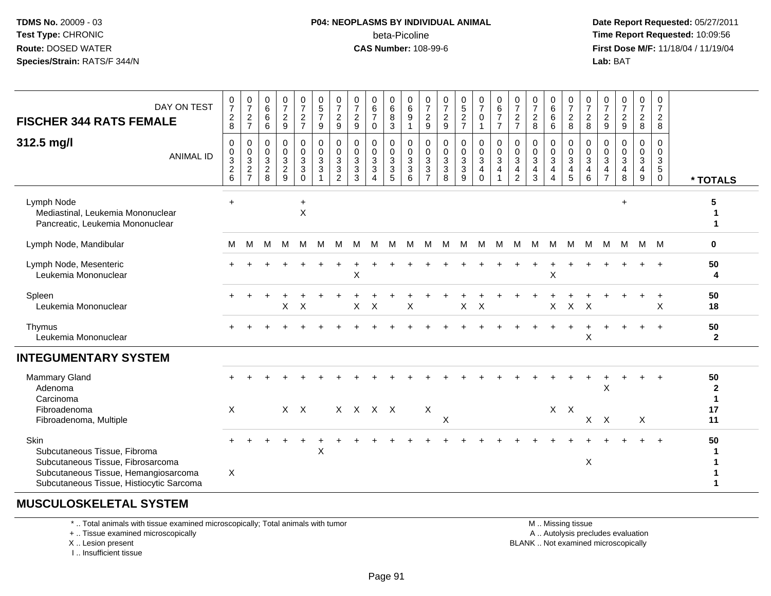TDMS No. 20009 - 03
Test Type: CHRONIC
Route: DOSED WATER
Species/Strain: RATS/F 344/N

**P04: NEOPLASMS BY INDIVIDUAL ANIMAL**
beta-Picoline
**CAS Number:** 108-99-6

Date Report Requested: 05/27/2011
Time Report Requested: 10:09:56
First Dose M/F: 11/18/04 / 11/19/04
Lab: BAT

## FISCHER 344 RATS FEMALE
## 312.5 mg/l

| DAY ON TEST | 0728 | 0727 | 0666 | 0729 | 0727 | 0579 | 0729 | 0729 | 0670 | 0683 | 0691 | 0729 | 0729 | 0527 | 0701 | 0677 | 0727 | 0728 | 0666 | 0728 | 0728 | 0729 | 0729 | 0728 | 0728 | |
|---|---|---|---|---|---|---|---|---|---|---|---|---|---|---|---|---|---|---|---|---|---|---|---|---|---|---|
| **ANIMAL ID** | 0326 | 0327 | 0328 | 0329 | 0330 | 0331 | 0332 | 0333 | 0334 | 0335 | 0336 | 0337 | 0338 | 0339 | 0340 | 0341 | 0342 | 0343 | 0344 | 0345 | 0346 | 0347 | 0348 | 0349 | 0350 | *** TOTALS** |
| Lymph Node | + | | | | + | | | | | | | | | | | | | | | | | | + | | | 5 |
| Mediastinal, Leukemia Mononuclear | | | | | X | | | | | | | | | | | | | | | | | | | | | 1 |
| Pancreatic, Leukemia Mononuclear | | | | | | | | | | | | | | | | | | | | | | | | | | 1 |
| Lymph Node, Mandibular | M | M | M | M | M | M | M | M | M | M | M | M | M | M | M | M | M | M | M | M | M | M | M | M | M | 0 |
| Lymph Node, Mesenteric | + | + | + | + | + | + | + | + | + | + | + | + | + | + | + | + | + | + | + | + | + | + | + | + | + | 50 |
| Leukemia Mononuclear | | | | | | | | X | | | | | | | | | | | X | | | | | | | 4 |
| Spleen | + | + | + | + | + | + | + | + | + | + | + | + | + | + | + | + | + | + | + | + | + | + | + | + | + | 50 |
| Leukemia Mononuclear | | | | X | X | | | X | X | | X | | | X | X | | | | X | X | X | | | | X | 18 |
| Thymus | + | + | + | + | + | + | + | + | + | + | + | + | + | + | + | + | + | + | + | + | + | + | + | + | + | 50 |
| Leukemia Mononuclear | | | | | | | | | | | | | | | | | | | | | X | | | | | 2 |
| **INTEGUMENTARY SYSTEM** | | | | | | | | | | | | | | | | | | | | | | | | | | |
| Mammary Gland | + | + | + | + | + | + | + | + | + | + | + | + | + | + | + | + | + | + | + | + | + | + | + | + | + | 50 |
| Adenoma | | | | | | | | | | | | | | | | | | | | | | X | | | | 2 |
| Carcinoma | | | | | | | | | | | | | | | | | | | | | | | | | | 1 |
| Fibroadenoma | X | | | X | X | | X | X | X | X | | X | | | | | | | X | X | | | | | | 17 |
| Fibroadenoma, Multiple | | | | | | | | | | | | | X | | | | | | | | X | X | | X | | 11 |
| Skin | + | + | + | + | + | + | + | + | + | + | + | + | + | + | + | + | + | + | + | + | + | + | + | + | + | 50 |
| Subcutaneous Tissue, Fibroma | | | | | | X | | | | | | | | | | | | | | | | | | | | 1 |
| Subcutaneous Tissue, Fibrosarcoma | | | | | | | | | | | | | | | | | | | | | X | | | | | 1 |
| Subcutaneous Tissue, Hemangiosarcoma | X | | | | | | | | | | | | | | | | | | | | | | | | | 1 |
| Subcutaneous Tissue, Histiocytic Sarcoma | | | | | | | | | | | | | | | | | | | | | | | | | | 1 |
| **MUSCULOSKELETAL SYSTEM** | | | | | | | | | | | | | | | | | | | | | | | | | | |

\* .. Total animals with tissue examined microscopically; Total animals with tumor
\+ .. Tissue examined microscopically
X .. Lesion present
I .. Insufficient tissue

M .. Missing tissue
A .. Autolysis precludes evaluation
BLANK .. Not examined microscopically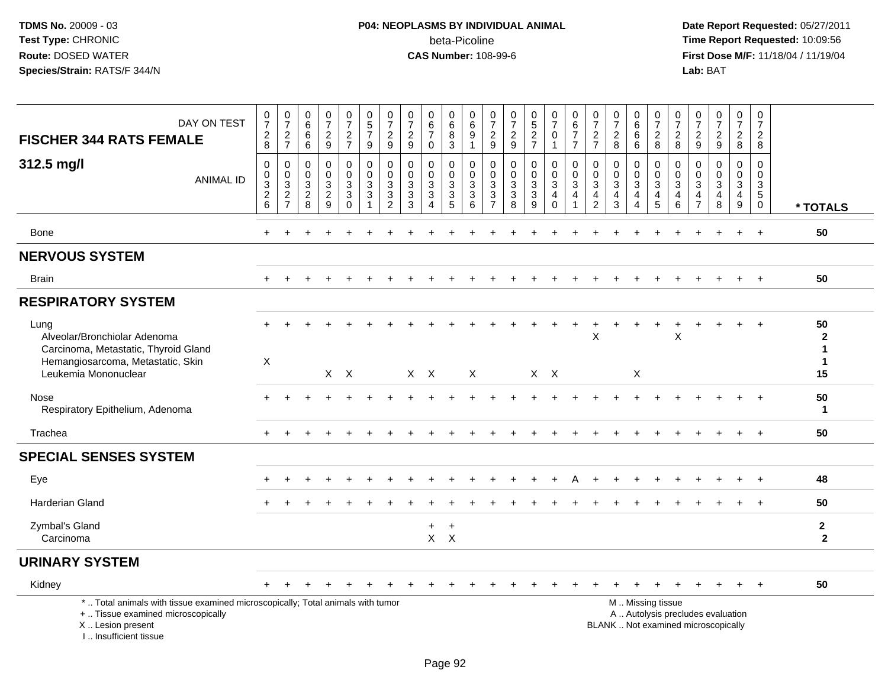TDMS No. 20009 - 03
Test Type: CHRONIC
Route: DOSED WATER
Species/Strain: RATS/F 344/N

**P04: NEOPLASMS BY INDIVIDUAL ANIMAL**
beta-Picoline
**CAS Number:** 108-99-6

Date Report Requested: 05/27/2011
Time Report Requested: 10:09:56
First Dose M/F: 11/18/04 / 11/19/04
Lab: BAT

**FISCHER 344 RATS FEMALE**

**312.5 mg/l**

| DAY ON TEST | 0728 | 0727 | 0666 | 0729 | 0727 | 0579 | 0729 | 0729 | 0670 | 0683 | 0691 | 0729 | 0729 | 0527 | 0701 | 0677 | 0727 | 0728 | 0666 | 0728 | 0728 | 0729 | 0729 | 0728 | 0728 | |
|---|---|---|---|---|---|---|---|---|---|---|---|---|---|---|---|---|---|---|---|---|---|---|---|---|---|---|
| **ANIMAL ID** | 0326 | 0327 | 0328 | 0329 | 0330 | 0331 | 0332 | 0333 | 0334 | 0335 | 0336 | 0337 | 0338 | 0339 | 0340 | 0341 | 0342 | 0343 | 0344 | 0345 | 0346 | 0347 | 0348 | 0349 | 0350 | *** TOTALS** |
| Bone | + | + | + | + | + | + | + | + | + | + | + | + | + | + | + | + | + | + | + | + | + | + | + | + | + | 50 |
| **NERVOUS SYSTEM** | | | | | | | | | | | | | | | | | | | | | | | | | | |
| Brain | + | + | + | + | + | + | + | + | + | + | + | + | + | + | + | + | + | + | + | + | + | + | + | + | + | 50 |
| **RESPIRATORY SYSTEM** | | | | | | | | | | | | | | | | | | | | | | | | | | |
| Lung | + | + | + | + | + | + | + | + | + | + | + | + | + | + | + | + | + | + | + | + | + | + | + | + | + | 50 |
| Alveolar/Bronchiolar Adenoma | | | | | | | | | | | | | | | | | X | | | | X | | | | | 2 |
| Carcinoma, Metastatic, Thyroid Gland | | | | | | | | | | | | | | | | | | | | | | | | | | 1 |
| Hemangiosarcoma, Metastatic, Skin | X | | | | | | | | | | | | | | | | | | | | | | | | | 1 |
| Leukemia Mononuclear | | | | X | X | | | X | X | | X | | | X | X | | | | X | | | | | | | 15 |
| Nose | + | + | + | + | + | + | + | + | + | + | + | + | + | + | + | + | + | + | + | + | + | + | + | + | + | 50 |
| Respiratory Epithelium, Adenoma | | | | | | | | | | | | | | | | | | | | | | | | | | 1 |
| Trachea | + | + | + | + | + | + | + | + | + | + | + | + | + | + | + | + | + | + | + | + | + | + | + | + | + | 50 |
| **SPECIAL SENSES SYSTEM** | | | | | | | | | | | | | | | | | | | | | | | | | | |
| Eye | + | + | + | + | + | + | + | + | + | + | + | + | + | + | + | A | + | + | + | + | + | + | + | + | + | 48 |
| Harderian Gland | + | + | + | + | + | + | + | + | + | + | + | + | + | + | + | + | + | + | + | + | + | + | + | + | + | 50 |
| Zymbal's Gland | | | | | | | | | + | + | | | | | | | | | | | | | | | | 2 |
| Carcinoma | | | | | | | | | X | X | | | | | | | | | | | | | | | | 2 |
| **URINARY SYSTEM** | | | | | | | | | | | | | | | | | | | | | | | | | | |
| Kidney | + | + | + | + | + | + | + | + | + | + | + | + | + | + | + | + | + | + | + | + | + | + | + | + | + | 50 |

\* .. Total animals with tissue examined microscopically; Total animals with tumor
\+ .. Tissue examined microscopically
X .. Lesion present
I .. Insufficient tissue

M .. Missing tissue
A .. Autolysis precludes evaluation
BLANK .. Not examined microscopically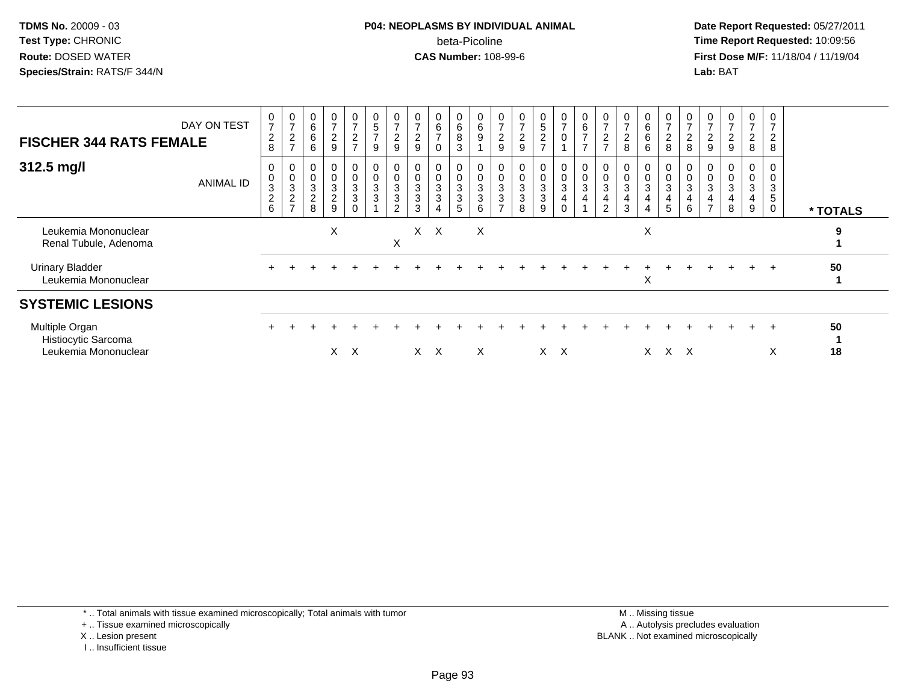| DAY ON TEST | 0728 | 0727 | 0666 | 0729 | 0727 | 0579 | 0729 | 0729 | 0670 | 0683 | 0691 | 0729 | 0729 | 0527 | 0701 | 0677 | 0727 | 0728 | 0666 | 0728 | 0728 | 0729 | 0729 | 0728 | 0728 | |
|---|---|---|---|---|---|---|---|---|---|---|---|---|---|---|---|---|---|---|---|---|---|---|---|---|---|---|
| **FISCHER 344 RATS FEMALE** **312.5 mg/l** ANIMAL ID | 0326 | 0327 | 0328 | 0329 | 0330 | 0331 | 0332 | 0333 | 0334 | 0335 | 0336 | 0337 | 0338 | 0339 | 0340 | 0341 | 0342 | 0343 | 0344 | 0345 | 0346 | 0347 | 0348 | 0349 | 0350 | *** TOTALS** |
| Leukemia Mononuclear | | | | X | | | | X | X | | X | | | | | | | | X | | | | | | | **9** |
| Renal Tubule, Adenoma | | | | | | | X | | | | | | | | | | | | | | | | | | | **1** |
| Urinary Bladder | + | + | + | + | + | + | + | + | + | + | + | + | + | + | + | + | + | + | + | + | + | + | + | + | + | **50** |
| Leukemia Mononuclear | | | | | | | | | | | | | | | | | | | X | | | | | | | **1** |
| **SYSTEMIC LESIONS** | | | | | | | | | | | | | | | | | | | | | | | | | | |
| Multiple Organ | + | + | + | + | + | + | + | + | + | + | + | + | + | + | + | + | + | + | + | + | + | + | + | + | + | **50** |
| Histiocytic Sarcoma | | | | | | | | | | | | | | | | | | | | | | | | | | **1** |
| Leukemia Mononuclear | | | | X | X | | | X | X | | X | | | X | X | | | | X | X | X | | | | X | **18** |

* .. Total animals with tissue examined microscopically; Total animals with tumor
+ .. Tissue examined microscopically
X .. Lesion present
I .. Insufficient tissue

M .. Missing tissue
A .. Autolysis precludes evaluation
BLANK .. Not examined microscopically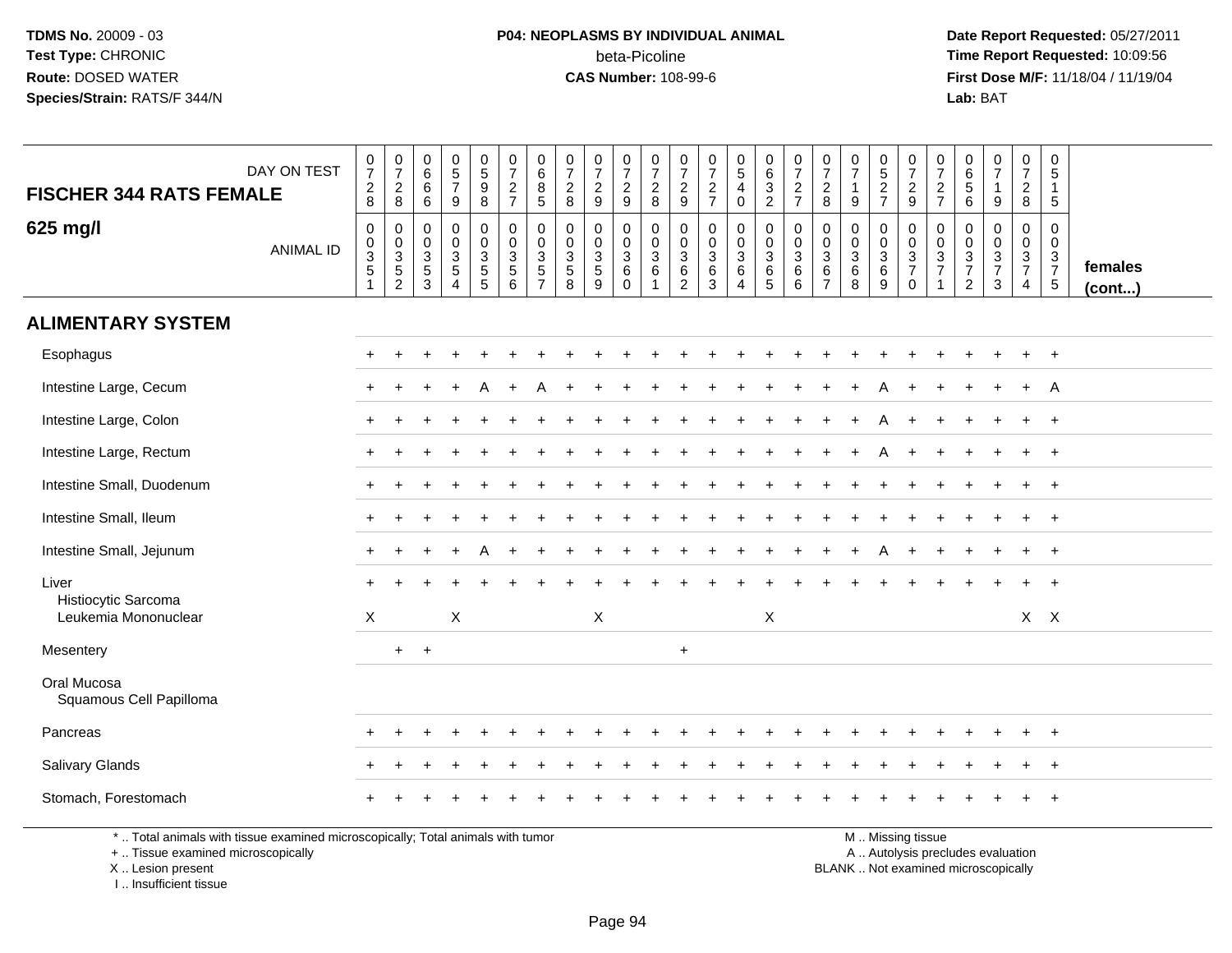TDMS No. 20009 - 03
Test Type: CHRONIC
Route: DOSED WATER
Species/Strain: RATS/F 344/N

**P04: NEOPLASMS BY INDIVIDUAL ANIMAL**
beta-Picoline
**CAS Number:** 108-99-6

Date Report Requested: 05/27/2011
Time Report Requested: 10:09:56
First Dose M/F: 11/18/04 / 11/19/04
Lab: BAT

| FISCHER 344 RATS FEMALE 625 mg/l | | | | | | | | | | | | | | | | | | | | | | | | | | |
|---|---|---|---|---|---|---|---|---|---|---|---|---|---|---|---|---|---|---|---|---|---|---|---|---|---|---|
| DAY ON TEST | 0728 | 0728 | 0666 | 0579 | 0598 | 0727 | 0685 | 0728 | 0729 | 0729 | 0728 | 0729 | 0727 | 0540 | 0632 | 0727 | 0728 | 0719 | 0527 | 0729 | 0727 | 0656 | 0719 | 0728 | 0515 | |
| ANIMAL ID | 00351 | 00352 | 00353 | 00354 | 00355 | 00356 | 00357 | 00358 | 00359 | 00360 | 00361 | 00362 | 00363 | 00364 | 00365 | 00366 | 00367 | 00368 | 00369 | 00370 | 00371 | 00372 | 00373 | 00374 | 00375 | females (cont...) |
| **ALIMENTARY SYSTEM** | | | | | | | | | | | | | | | | | | | | | | | | | | |
| Esophagus | + | + | + | + | + | + | + | + | + | + | + | + | + | + | + | + | + | + | + | + | + | + | + | + | + | |
| Intestine Large, Cecum | + | + | + | + | A | + | A | + | + | + | + | + | + | + | + | + | + | + | A | + | + | + | + | + | A | |
| Intestine Large, Colon | + | + | + | + | + | + | + | + | + | + | + | + | + | + | + | + | + | + | A | + | + | + | + | + | + | |
| Intestine Large, Rectum | + | + | + | + | + | + | + | + | + | + | + | + | + | + | + | + | + | + | A | + | + | + | + | + | + | |
| Intestine Small, Duodenum | + | + | + | + | + | + | + | + | + | + | + | + | + | + | + | + | + | + | + | + | + | + | + | + | + | |
| Intestine Small, Ileum | + | + | + | + | + | + | + | + | + | + | + | + | + | + | + | + | + | + | + | + | + | + | + | + | + | |
| Intestine Small, Jejunum | + | + | + | + | A | + | + | + | + | + | + | + | + | + | + | + | + | + | A | + | + | + | + | + | + | |
| Liver | + | + | + | + | + | + | + | + | + | + | + | + | + | + | + | + | + | + | + | + | + | + | + | + | + | |
| Histiocytic Sarcoma | | | | | | | | | | | | | | | | | | | | | | | | | | |
| Leukemia Mononuclear | X | | | X | | | | | X | | | | | | X | | | | | | | | | X | X | |
| Mesentery | | + | + | | | | | | | | | + | | | | | | | | | | | | | | |
| Oral Mucosa | | | | | | | | | | | | | | | | | | | | | | | | | | |
| Squamous Cell Papilloma | | | | | | | | | | | | | | | | | | | | | | | | | | |
| Pancreas | + | + | + | + | + | + | + | + | + | + | + | + | + | + | + | + | + | + | + | + | + | + | + | + | + | |
| Salivary Glands | + | + | + | + | + | + | + | + | + | + | + | + | + | + | + | + | + | + | + | + | + | + | + | + | + | |
| Stomach, Forestomach | + | + | + | + | + | + | + | + | + | + | + | + | + | + | + | + | + | + | + | + | + | + | + | + | + | |

\* .. Total animals with tissue examined microscopically; Total animals with tumor
+ .. Tissue examined microscopically
X .. Lesion present
I .. Insufficient tissue

M .. Missing tissue
A .. Autolysis precludes evaluation
BLANK .. Not examined microscopically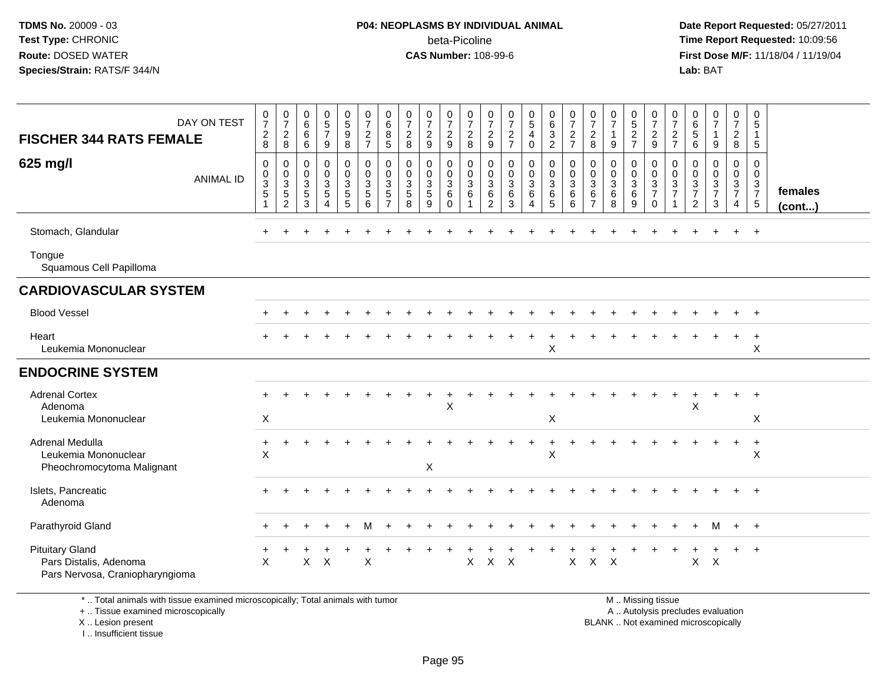TDMS No. 20009 - 03
Test Type: CHRONIC
Route: DOSED WATER
Species/Strain: RATS/F 344/N

**P04: NEOPLASMS BY INDIVIDUAL ANIMAL**
beta-Picoline
**CAS Number:** 108-99-6

Date Report Requested: 05/27/2011
Time Report Requested: 10:09:56
First Dose M/F: 11/18/04 / 11/19/04
Lab: BAT

| FISCHER 344 RATS FEMALE — DAY ON TEST | 0728 | 0728 | 0666 | 0579 | 0598 | 0727 | 0685 | 0728 | 0729 | 0729 | 0728 | 0729 | 0727 | 0540 | 0632 | 0727 | 0728 | 0719 | 0527 | 0729 | 0727 | 0656 | 0719 | 0728 | 0515 | |
|---|---|---|---|---|---|---|---|---|---|---|---|---|---|---|---|---|---|---|---|---|---|---|---|---|---|---|
| **625 mg/l** — ANIMAL ID | 00351 | 00352 | 00353 | 00354 | 00355 | 00356 | 00357 | 00358 | 00359 | 00360 | 00361 | 00362 | 00363 | 00364 | 00365 | 00366 | 00367 | 00368 | 00369 | 00370 | 00371 | 00372 | 00373 | 00374 | 00375 | **females (cont...)** |
| Stomach, Glandular | + | + | + | + | + | + | + | + | + | + | + | + | + | + | + | + | + | + | + | + | + | + | + | + | + | |
| Tongue | | | | | | | | | | | | | | | | | | | | | | | | | | |
| Squamous Cell Papilloma | | | | | | | | | | | | | | | | | | | | | | | | | | |
| **CARDIOVASCULAR SYSTEM** | | | | | | | | | | | | | | | | | | | | | | | | | | |
| Blood Vessel | + | + | + | + | + | + | + | + | + | + | + | + | + | + | + | + | + | + | + | + | + | + | + | + | + | |
| Heart | + | + | + | + | + | + | + | + | + | + | + | + | + | + | + | + | + | + | + | + | + | + | + | + | + | |
| Leukemia Mononuclear | | | | | | | | | | | | | | | X | | | | | | | | | | X | |
| **ENDOCRINE SYSTEM** | | | | | | | | | | | | | | | | | | | | | | | | | | |
| Adrenal Cortex | + | + | + | + | + | + | + | + | + | + | + | + | + | + | + | + | + | + | + | + | + | + | + | + | + | |
| Adenoma | | | | | | | | | | X | | | | | | | | | | | | X | | | | |
| Leukemia Mononuclear | X | | | | | | | | | | | | | | X | | | | | | | | | | X | |
| Adrenal Medulla | + | + | + | + | + | + | + | + | + | + | + | + | + | + | + | + | + | + | + | + | + | + | + | + | + | |
| Leukemia Mononuclear | X | | | | | | | | | | | | | | X | | | | | | | | | | X | |
| Pheochromocytoma Malignant | | | | | | | | | X | | | | | | | | | | | | | | | | | |
| Islets, Pancreatic | + | + | + | + | + | + | + | + | + | + | + | + | + | + | + | + | + | + | + | + | + | + | + | + | + | |
| Adenoma | | | | | | | | | | | | | | | | | | | | | | | | | | |
| Parathyroid Gland | + | + | + | + | + | M | + | + | + | + | + | + | + | + | + | + | + | + | + | + | + | + | M | + | + | |
| Pituitary Gland | + | + | + | + | + | + | + | + | + | + | + | + | + | + | + | + | + | + | + | + | + | + | + | + | + | |
| Pars Distalis, Adenoma | X | | X | X | | X | | | | | X | X | X | | | X | X | X | | | | X | X | | | |
| Pars Nervosa, Craniopharyngioma | | | | | | | | | | | | | | | | | | | | | | | | | | |

\* .. Total animals with tissue examined microscopically; Total animals with tumor
\+ .. Tissue examined microscopically
X .. Lesion present
I .. Insufficient tissue

M .. Missing tissue
A .. Autolysis precludes evaluation
BLANK .. Not examined microscopically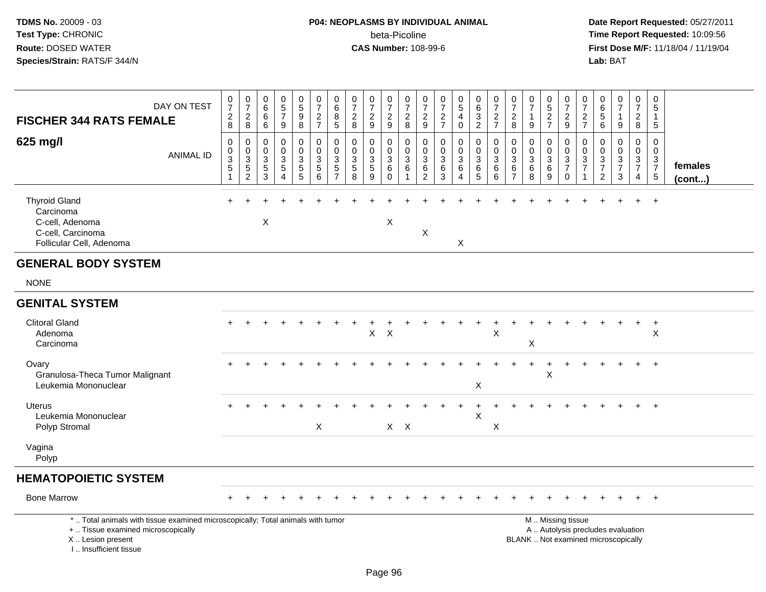**TDMS No.** 20009 - 03
**Test Type:** CHRONIC
**Route:** DOSED WATER
**Species/Strain:** RATS/F 344/N

**P04: NEOPLASMS BY INDIVIDUAL ANIMAL**
beta-Picoline
**CAS Number:** 108-99-6

**Date Report Requested:** 05/27/2011
**Time Report Requested:** 10:09:56
**First Dose M/F:** 11/18/04 / 11/19/04
**Lab:** BAT

**FISCHER 344 RATS FEMALE**
**625 mg/l**

| DAY ON TEST | 0728 | 0728 | 0666 | 0579 | 0598 | 0727 | 0685 | 0728 | 0729 | 0729 | 0728 | 0729 | 0727 | 0540 | 0632 | 0727 | 0728 | 0719 | 0527 | 0729 | 0727 | 0656 | 0719 | 0728 | 0515 | |
|---|---|---|---|---|---|---|---|---|---|---|---|---|---|---|---|---|---|---|---|---|---|---|---|---|---|---|
| **ANIMAL ID** | 00351 | 00352 | 00353 | 00354 | 00355 | 00356 | 00357 | 00358 | 00359 | 00360 | 00361 | 00362 | 00363 | 00364 | 00365 | 00366 | 00367 | 00368 | 00369 | 00370 | 00371 | 00372 | 00373 | 00374 | 00375 | **females (cont...)** |
| Thyroid Gland | + | + | + | + | + | + | + | + | + | + | + | + | + | + | + | + | + | + | + | + | + | + | + | + | + | |
| Carcinoma | | | | | | | | | | | | | | | | | | | | | | | | | | |
| C-cell, Adenoma | | | X | | | | | | | X | | | | | | | | | | | | | | | | |
| C-cell, Carcinoma | | | | | | | | | | | | X | | | | | | | | | | | | | | |
| Follicular Cell, Adenoma | | | | | | | | | | | | | | X | | | | | | | | | | | | |
| **GENERAL BODY SYSTEM** | | | | | | | | | | | | | | | | | | | | | | | | | | |
| NONE | | | | | | | | | | | | | | | | | | | | | | | | | | |
| **GENITAL SYSTEM** | | | | | | | | | | | | | | | | | | | | | | | | | | |
| Clitoral Gland | + | + | + | + | + | + | + | + | + | + | + | + | + | + | + | + | + | + | + | + | + | + | + | + | + | |
| Adenoma | | | | | | | | | X | X | | | | | | X | | | | | | | | | X | |
| Carcinoma | | | | | | | | | | | | | | | | | | X | | | | | | | | |
| Ovary | + | + | + | + | + | + | + | + | + | + | + | + | + | + | + | + | + | + | + | + | + | + | + | + | + | |
| Granulosa-Theca Tumor Malignant | | | | | | | | | | | | | | | | | | | X | | | | | | | |
| Leukemia Mononuclear | | | | | | | | | | | | | | | X | | | | | | | | | | | |
| Uterus | + | + | + | + | + | + | + | + | + | + | + | + | + | + | + | + | + | + | + | + | + | + | + | + | + | |
| Leukemia Mononuclear | | | | | | | | | | | | | | | X | | | | | | | | | | | |
| Polyp Stromal | | | | | | X | | | | X | X | | | | | X | | | | | | | | | | |
| Vagina | | | | | | | | | | | | | | | | | | | | | | | | | | |
| Polyp | | | | | | | | | | | | | | | | | | | | | | | | | | |
| **HEMATOPOIETIC SYSTEM** | | | | | | | | | | | | | | | | | | | | | | | | | | |
| Bone Marrow | + | + | + | + | + | + | + | + | + | + | + | + | + | + | + | + | + | + | + | + | + | + | + | + | + | |

\* .. Total animals with tissue examined microscopically; Total animals with tumor
\+ .. Tissue examined microscopically
X .. Lesion present
I .. Insufficient tissue

M .. Missing tissue
A .. Autolysis precludes evaluation
BLANK .. Not examined microscopically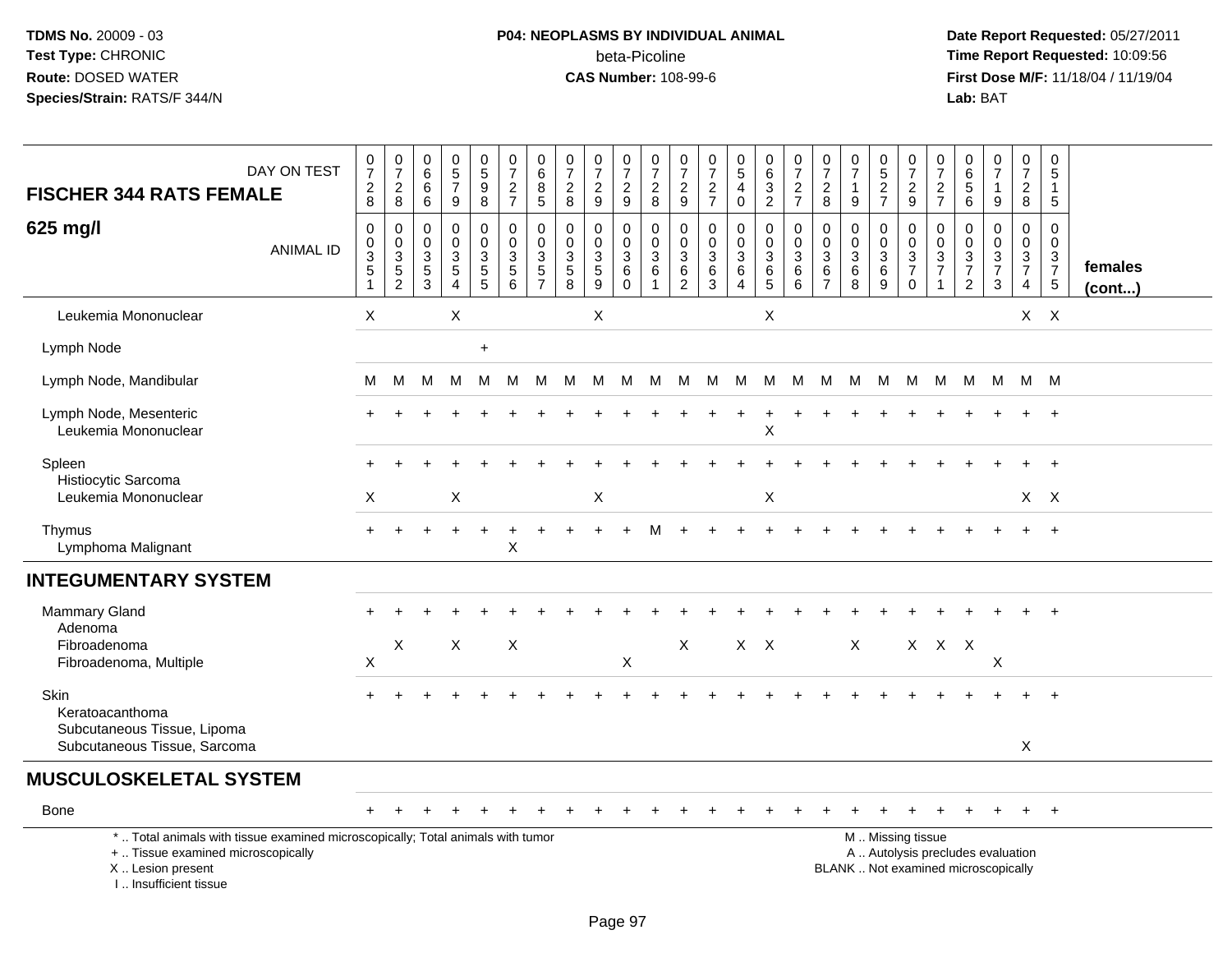**TDMS No.** 20009 - 03
**Test Type:** CHRONIC
**Route:** DOSED WATER
**Species/Strain:** RATS/F 344/N

**P04: NEOPLASMS BY INDIVIDUAL ANIMAL**
beta-Picoline
**CAS Number:** 108-99-6

**Date Report Requested:** 05/27/2011
**Time Report Requested:** 10:09:56
**First Dose M/F:** 11/18/04 / 11/19/04
**Lab:** BAT

## FISCHER 344 RATS FEMALE

### 625 mg/l

| DAY ON TEST | 0728 | 0728 | 0666 | 0579 | 0598 | 0727 | 0685 | 0728 | 0729 | 0729 | 0728 | 0729 | 0727 | 0540 | 0632 | 0727 | 0728 | 0719 | 0527 | 0729 | 0727 | 0656 | 0719 | 0728 | 0515 | |
|---|---|---|---|---|---|---|---|---|---|---|---|---|---|---|---|---|---|---|---|---|---|---|---|---|---|---|
| **ANIMAL ID** | 00351 | 00352 | 00353 | 00354 | 00355 | 00356 | 00357 | 00358 | 00359 | 00360 | 00361 | 00362 | 00363 | 00364 | 00365 | 00366 | 00367 | 00368 | 00369 | 00370 | 00371 | 00372 | 00373 | 00374 | 00375 | **females (cont...)** |
| Leukemia Mononuclear | X | | | X | | | | | X | | | | | | X | | | | | | | | | X | X | |
| Lymph Node | | | | | + | | | | | | | | | | | | | | | | | | | | | |
| Lymph Node, Mandibular | M | M | M | M | M | M | M | M | M | M | M | M | M | M | M | M | M | M | M | M | M | M | M | M | M | |
| Lymph Node, Mesenteric | + | + | + | + | + | + | + | + | + | + | + | + | + | + | + | + | + | + | + | + | + | + | + | + | + | |
| Leukemia Mononuclear | | | | | | | | | | | | | | | X | | | | | | | | | | | |
| Spleen | + | + | + | + | + | + | + | + | + | + | + | + | + | + | + | + | + | + | + | + | + | + | + | + | + | |
| Histiocytic Sarcoma | | | | | | | | | | | | | | | | | | | | | | | | | | |
| Leukemia Mononuclear | X | | | X | | | | | X | | | | | | X | | | | | | | | | X | X | |
| Thymus | + | + | + | + | + | + | + | + | + | + | M | + | + | + | + | + | + | + | + | + | + | + | + | + | + | |
| Lymphoma Malignant | | | | | | X | | | | | | | | | | | | | | | | | | | | |
| **INTEGUMENTARY SYSTEM** | | | | | | | | | | | | | | | | | | | | | | | | | | |
| Mammary Gland | + | + | + | + | + | + | + | + | + | + | + | + | + | + | + | + | + | + | + | + | + | + | + | + | + | |
| Adenoma | | | | | | | | | | | | | | | | | | | | | | | | | | |
| Fibroadenoma | | X | | X | | X | | | | | | X | | X | X | | | X | | X | X | X | | | | |
| Fibroadenoma, Multiple | X | | | | | | | | | X | | | | | | | | | | | | | X | | | |
| Skin | + | + | + | + | + | + | + | + | + | + | + | + | + | + | + | + | + | + | + | + | + | + | + | + | + | |
| Keratoacanthoma | | | | | | | | | | | | | | | | | | | | | | | | | | |
| Subcutaneous Tissue, Lipoma | | | | | | | | | | | | | | | | | | | | | | | | | | |
| Subcutaneous Tissue, Sarcoma | | | | | | | | | | | | | | | | | | | | | | | | X | | |
| **MUSCULOSKELETAL SYSTEM** | | | | | | | | | | | | | | | | | | | | | | | | | | |
| Bone | + | + | + | + | + | + | + | + | + | + | + | + | + | + | + | + | + | + | + | + | + | + | + | + | + | |

\* .. Total animals with tissue examined microscopically; Total animals with tumor
\+ .. Tissue examined microscopically
X .. Lesion present
I .. Insufficient tissue

M .. Missing tissue
A .. Autolysis precludes evaluation
BLANK .. Not examined microscopically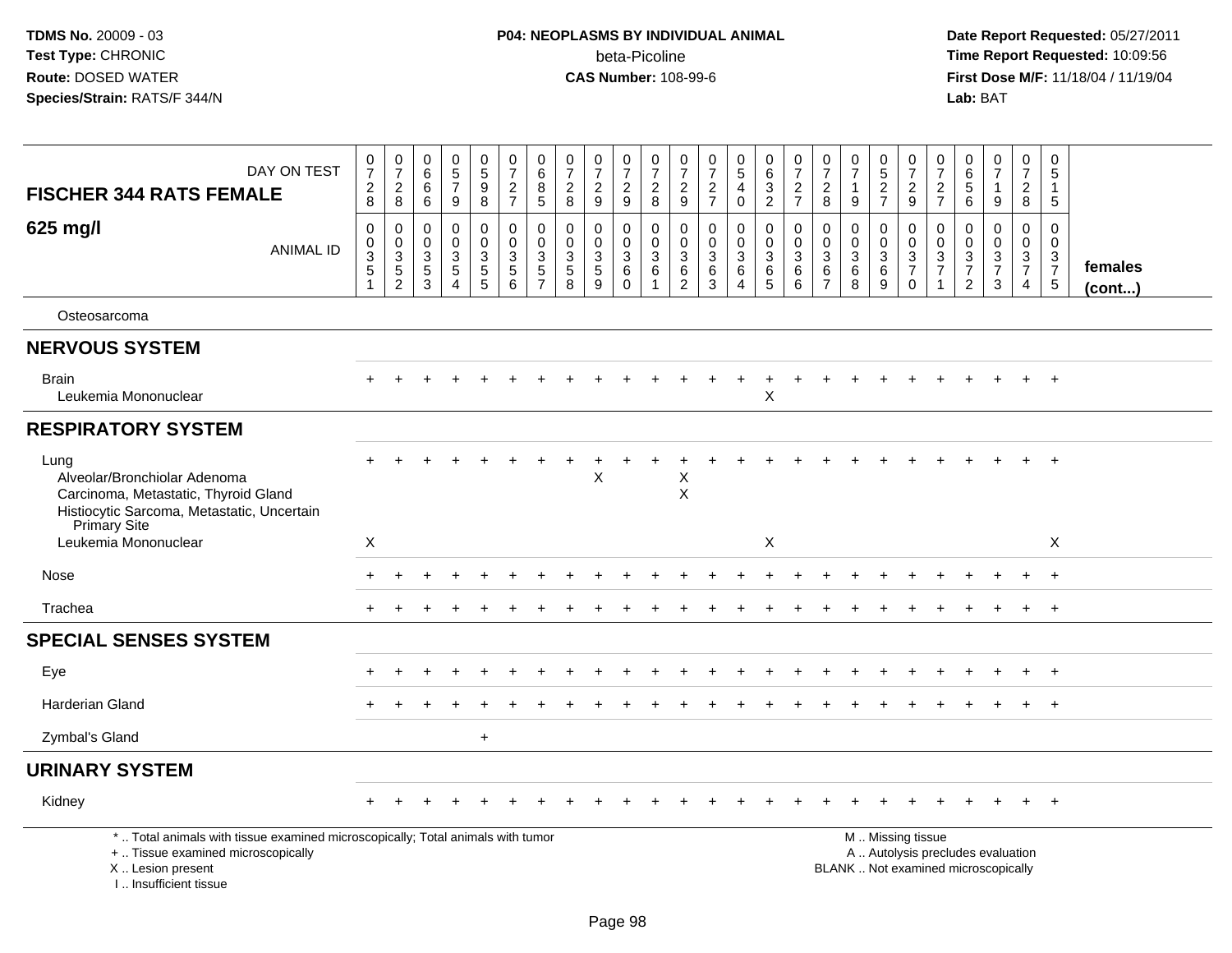TDMS No. 20009 - 03
Test Type: CHRONIC
Route: DOSED WATER
Species/Strain: RATS/F 344/N

**P04: NEOPLASMS BY INDIVIDUAL ANIMAL**
beta-Picoline
**CAS Number:** 108-99-6

Date Report Requested: 05/27/2011
Time Report Requested: 10:09:56
First Dose M/F: 11/18/04 / 11/19/04
Lab: BAT

| FISCHER 344 RATS FEMALE — DAY ON TEST | 0728 | 0728 | 0666 | 0579 | 0598 | 0727 | 0685 | 0728 | 0729 | 0729 | 0728 | 0729 | 0727 | 0540 | 0632 | 0727 | 0728 | 0719 | 0527 | 0729 | 0727 | 0656 | 0719 | 0728 | 0515 | |
|---|---|---|---|---|---|---|---|---|---|---|---|---|---|---|---|---|---|---|---|---|---|---|---|---|---|---|
| **625 mg/l** — ANIMAL ID | 00351 | 00352 | 00353 | 00354 | 00355 | 00356 | 00357 | 00358 | 00359 | 00360 | 00361 | 00362 | 00363 | 00364 | 00365 | 00366 | 00367 | 00368 | 00369 | 00370 | 00371 | 00372 | 00373 | 00374 | 00375 | **females (cont...)** |
| Osteosarcoma | | | | | | | | | | | | | | | | | | | | | | | | | | |
| **NERVOUS SYSTEM** | | | | | | | | | | | | | | | | | | | | | | | | | | |
| Brain | + | + | + | + | + | + | + | + | + | + | + | + | + | + | + | + | + | + | + | + | + | + | + | + | + | |
| Leukemia Mononuclear | | | | | | | | | | | | | | | X | | | | | | | | | | | |
| **RESPIRATORY SYSTEM** | | | | | | | | | | | | | | | | | | | | | | | | | | |
| Lung | + | + | + | + | + | + | + | + | + | + | + | + | + | + | + | + | + | + | + | + | + | + | + | + | + | |
| Alveolar/Bronchiolar Adenoma | | | | | | | | | X | | | X | | | | | | | | | | | | | | |
| Carcinoma, Metastatic, Thyroid Gland | | | | | | | | | | | | X | | | | | | | | | | | | | | |
| Histiocytic Sarcoma, Metastatic, Uncertain Primary Site | | | | | | | | | | | | | | | | | | | | | | | | | | |
| Leukemia Mononuclear | X | | | | | | | | | | | | | | X | | | | | | | | | | X | |
| Nose | + | + | + | + | + | + | + | + | + | + | + | + | + | + | + | + | + | + | + | + | + | + | + | + | + | |
| Trachea | + | + | + | + | + | + | + | + | + | + | + | + | + | + | + | + | + | + | + | + | + | + | + | + | + | |
| **SPECIAL SENSES SYSTEM** | | | | | | | | | | | | | | | | | | | | | | | | | | |
| Eye | + | + | + | + | + | + | + | + | + | + | + | + | + | + | + | + | + | + | + | + | + | + | + | + | + | |
| Harderian Gland | + | + | + | + | + | + | + | + | + | + | + | + | + | + | + | + | + | + | + | + | + | + | + | + | + | |
| Zymbal's Gland | | | | | + | | | | | | | | | | | | | | | | | | | | | |
| **URINARY SYSTEM** | | | | | | | | | | | | | | | | | | | | | | | | | | |
| Kidney | + | + | + | + | + | + | + | + | + | + | + | + | + | + | + | + | + | + | + | + | + | + | + | + | + | |

\* .. Total animals with tissue examined microscopically; Total animals with tumor
+ .. Tissue examined microscopically
X .. Lesion present
I .. Insufficient tissue

M .. Missing tissue
A .. Autolysis precludes evaluation
BLANK .. Not examined microscopically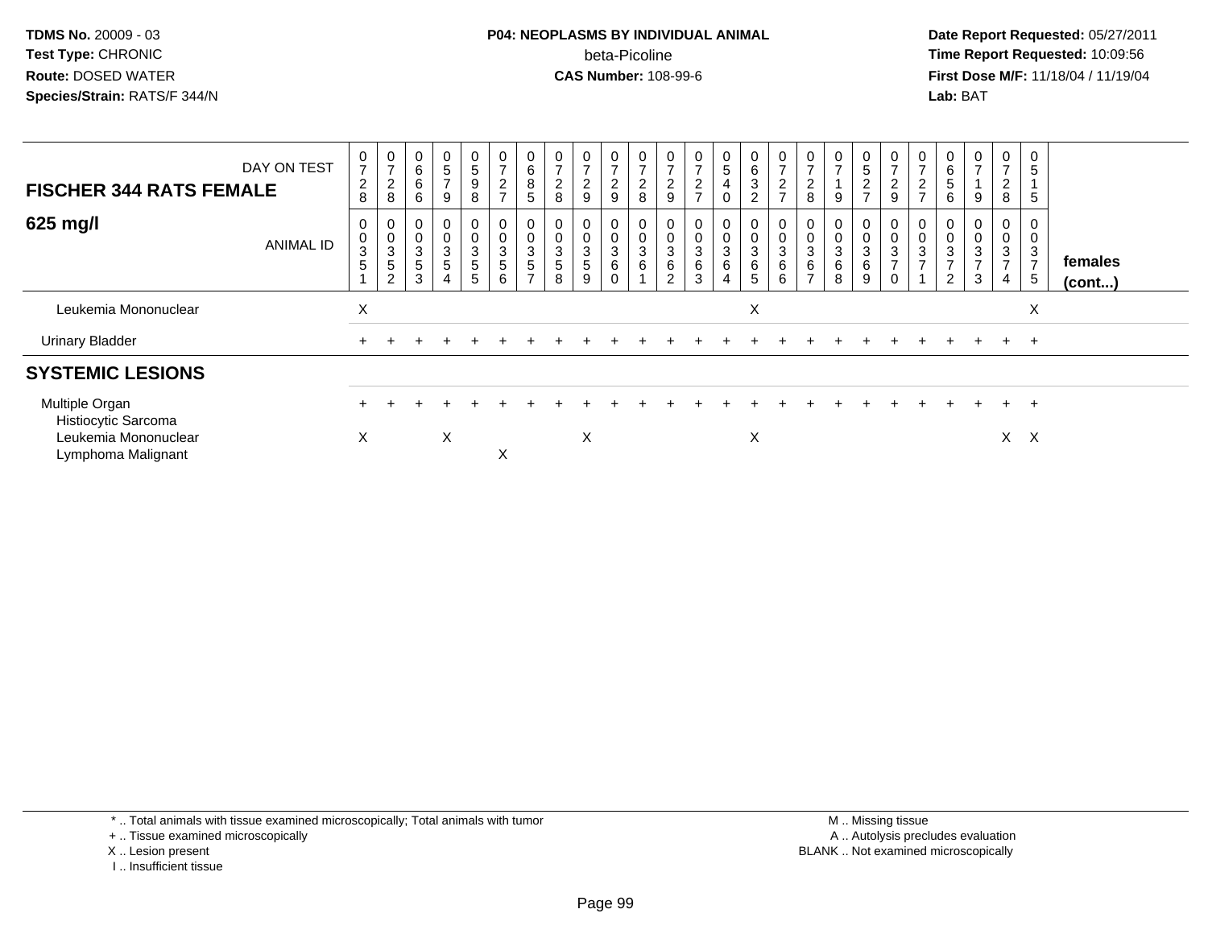TDMS No. 20009 - 03
Test Type: CHRONIC
Route: DOSED WATER
Species/Strain: RATS/F 344/N

P04: NEOPLASMS BY INDIVIDUAL ANIMAL
beta-Picoline
CAS Number: 108-99-6

Date Report Requested: 05/27/2011
Time Report Requested: 10:09:56
First Dose M/F: 11/18/04 / 11/19/04
Lab: BAT

| FISCHER 344 RATS FEMALE — DAY ON TEST | 0728 | 0728 | 0666 | 0579 | 0598 | 0727 | 0685 | 0728 | 0729 | 0729 | 0728 | 0729 | 0727 | 0540 | 0632 | 0727 | 0728 | 0719 | 0527 | 0729 | 0727 | 0656 | 0719 | 0728 | 0515 | |
|---|---|---|---|---|---|---|---|---|---|---|---|---|---|---|---|---|---|---|---|---|---|---|---|---|---|---|
| **625 mg/l** — ANIMAL ID | 00351 | 00352 | 00353 | 00354 | 00355 | 00356 | 00357 | 00358 | 00359 | 00360 | 00361 | 00362 | 00363 | 00364 | 00365 | 00366 | 00367 | 00368 | 00369 | 00370 | 00371 | 00372 | 00373 | 00374 | 00375 | **females (cont...)** |
| Leukemia Mononuclear | X | | | | | | | | | | | | | | X | | | | | | | | | | X | |
| Urinary Bladder | + | + | + | + | + | + | + | + | + | + | + | + | + | + | + | + | + | + | + | + | + | + | + | + | + | |
| **SYSTEMIC LESIONS** | | | | | | | | | | | | | | | | | | | | | | | | | | |
| Multiple Organ | + | + | + | + | + | + | + | + | + | + | + | + | + | + | + | + | + | + | + | + | + | + | + | + | + | |
| Histiocytic Sarcoma | | | | | | | | | | | | | | | | | | | | | | | | | | |
| Leukemia Mononuclear | X | | | X | | | | | X | | | | | | X | | | | | | | | | X | X | |
| Lymphoma Malignant | | | | | | X | | | | | | | | | | | | | | | | | | | | |

\* .. Total animals with tissue examined microscopically; Total animals with tumor
+ .. Tissue examined microscopically
X .. Lesion present
I .. Insufficient tissue

M .. Missing tissue
A .. Autolysis precludes evaluation
BLANK .. Not examined microscopically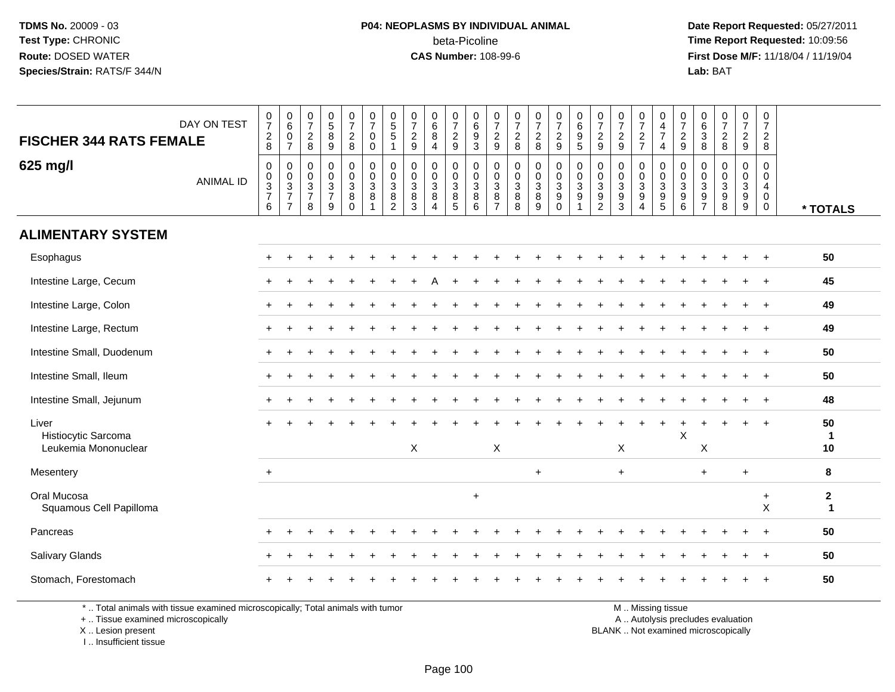**TDMS No.** 20009 - 03
**Test Type:** CHRONIC
**Route:** DOSED WATER
**Species/Strain:** RATS/F 344/N

**P04: NEOPLASMS BY INDIVIDUAL ANIMAL**
beta-Picoline
**CAS Number:** 108-99-6

**Date Report Requested:** 05/27/2011
**Time Report Requested:** 10:09:56
**First Dose M/F:** 11/18/04 / 11/19/04
**Lab:** BAT

| FISCHER 344 RATS FEMALE 625 mg/l — DAY ON TEST | 0728 | 0607 | 0728 | 0589 | 0728 | 0700 | 0551 | 0729 | 0684 | 0729 | 0693 | 0729 | 0728 | 0728 | 0729 | 0695 | 0729 | 0729 | 0727 | 0474 | 0729 | 0638 | 0728 | 0729 | 0728 | |
|---|---|---|---|---|---|---|---|---|---|---|---|---|---|---|---|---|---|---|---|---|---|---|---|---|---|---|
| ANIMAL ID | 0037 6 | 0037 7 | 0037 8 | 0037 9 | 0038 0 | 0038 1 | 0038 2 | 0038 3 | 0038 4 | 0038 5 | 0038 6 | 0038 7 | 0038 8 | 0038 9 | 0039 0 | 0039 1 | 0039 2 | 0039 3 | 0039 4 | 0039 5 | 0039 6 | 0039 7 | 0039 8 | 0039 9 | 0040 0 | * TOTALS |
| **ALIMENTARY SYSTEM** | | | | | | | | | | | | | | | | | | | | | | | | | | |
| Esophagus | + | + | + | + | + | + | + | + | + | + | + | + | + | + | + | + | + | + | + | + | + | + | + | + | + | 50 |
| Intestine Large, Cecum | + | + | + | + | + | + | + | + | A | + | + | + | + | + | + | + | + | + | + | + | + | + | + | + | + | 45 |
| Intestine Large, Colon | + | + | + | + | + | + | + | + | + | + | + | + | + | + | + | + | + | + | + | + | + | + | + | + | + | 49 |
| Intestine Large, Rectum | + | + | + | + | + | + | + | + | + | + | + | + | + | + | + | + | + | + | + | + | + | + | + | + | + | 49 |
| Intestine Small, Duodenum | + | + | + | + | + | + | + | + | + | + | + | + | + | + | + | + | + | + | + | + | + | + | + | + | + | 50 |
| Intestine Small, Ileum | + | + | + | + | + | + | + | + | + | + | + | + | + | + | + | + | + | + | + | + | + | + | + | + | + | 50 |
| Intestine Small, Jejunum | + | + | + | + | + | + | + | + | + | + | + | + | + | + | + | + | + | + | + | + | + | + | + | + | + | 48 |
| Liver | + | + | + | + | + | + | + | + | + | + | + | + | + | + | + | + | + | + | + | + | + | + | + | + | + | 50 |
| Histiocytic Sarcoma | | | | | | | | | | | | | | | | | | | | | X | | | | | 1 |
| Leukemia Mononuclear | | | | | | | | X | | | | X | | | | | | X | | | | X | | | | 10 |
| Mesentery | + | | | | | | | | | | | | | + | | | | + | | | | + | | + | | 8 |
| Oral Mucosa | | | | | | | | | | | + | | | | | | | | | | | | | | + | 2 |
| Squamous Cell Papilloma | | | | | | | | | | | | | | | | | | | | | | | | | X | 1 |
| Pancreas | + | + | + | + | + | + | + | + | + | + | + | + | + | + | + | + | + | + | + | + | + | + | + | + | + | 50 |
| Salivary Glands | + | + | + | + | + | + | + | + | + | + | + | + | + | + | + | + | + | + | + | + | + | + | + | + | + | 50 |
| Stomach, Forestomach | + | + | + | + | + | + | + | + | + | + | + | + | + | + | + | + | + | + | + | + | + | + | + | + | + | 50 |

\* .. Total animals with tissue examined microscopically; Total animals with tumor
\+ .. Tissue examined microscopically
X .. Lesion present
I .. Insufficient tissue

M .. Missing tissue
A .. Autolysis precludes evaluation
BLANK .. Not examined microscopically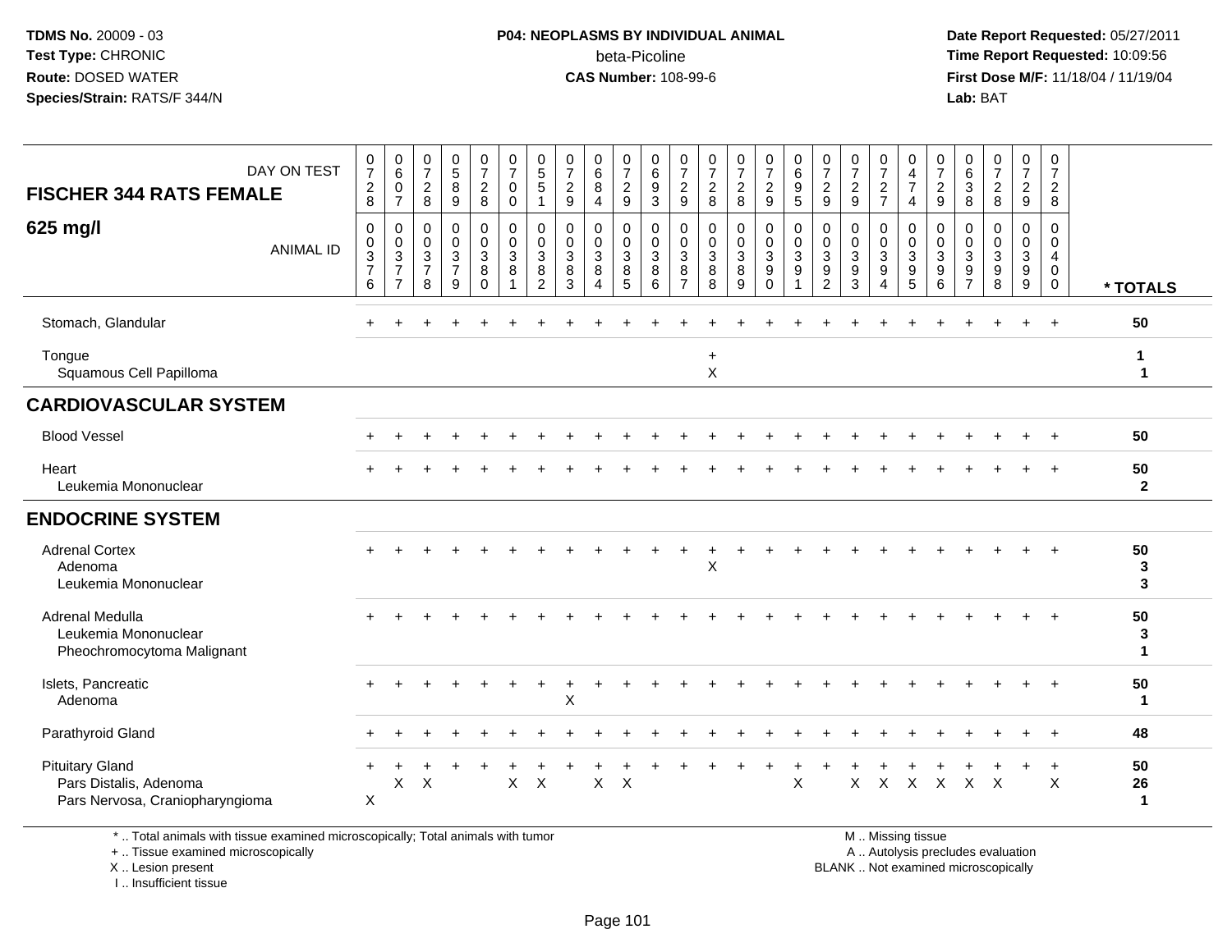TDMS No. 20009 - 03
Test Type: CHRONIC
Route: DOSED WATER
Species/Strain: RATS/F 344/N

**P04: NEOPLASMS BY INDIVIDUAL ANIMAL**
beta-Picoline
**CAS Number:** 108-99-6

Date Report Requested: 05/27/2011
Time Report Requested: 10:09:56
First Dose M/F: 11/18/04 / 11/19/04
Lab: BAT

## FISCHER 344 RATS FEMALE

## 625 mg/l

| DAY ON TEST | 0728 | 0607 | 0728 | 0589 | 0728 | 0700 | 0551 | 0729 | 0684 | 0729 | 0693 | 0729 | 0728 | 0728 | 0729 | 0695 | 0729 | 0729 | 0727 | 0474 | 0729 | 0638 | 0728 | 0729 | 0728 | |
|---|---|---|---|---|---|---|---|---|---|---|---|---|---|---|---|---|---|---|---|---|---|---|---|---|---|---|
| **ANIMAL ID** | 00376 | 00377 | 00378 | 00379 | 00380 | 00381 | 00382 | 00383 | 00384 | 00385 | 00386 | 00387 | 00388 | 00389 | 00390 | 00391 | 00392 | 00393 | 00394 | 00395 | 00396 | 00397 | 00398 | 00399 | 00400 | *** TOTALS** |
| Stomach, Glandular | + | + | + | + | + | + | + | + | + | + | + | + | + | + | + | + | + | + | + | + | + | + | + | + | + | 50 |
| Tongue | | | | | | | | | | | | | + | | | | | | | | | | | | | 1 |
| Squamous Cell Papilloma | | | | | | | | | | | | | X | | | | | | | | | | | | | 1 |
| **CARDIOVASCULAR SYSTEM** | | | | | | | | | | | | | | | | | | | | | | | | | | |
| Blood Vessel | + | + | + | + | + | + | + | + | + | + | + | + | + | + | + | + | + | + | + | + | + | + | + | + | + | 50 |
| Heart | + | + | + | + | + | + | + | + | + | + | + | + | + | + | + | + | + | + | + | + | + | + | + | + | + | 50 |
| Leukemia Mononuclear | | | | | | | | | | | | | | | | | | | | | | | | | | 2 |
| **ENDOCRINE SYSTEM** | | | | | | | | | | | | | | | | | | | | | | | | | | |
| Adrenal Cortex | + | + | + | + | + | + | + | + | + | + | + | + | + | + | + | + | + | + | + | + | + | + | + | + | + | 50 |
| Adenoma | | | | | | | | | | | | | X | | | | | | | | | | | | | 3 |
| Leukemia Mononuclear | | | | | | | | | | | | | | | | | | | | | | | | | | 3 |
| Adrenal Medulla | + | + | + | + | + | + | + | + | + | + | + | + | + | + | + | + | + | + | + | + | + | + | + | + | + | 50 |
| Leukemia Mononuclear | | | | | | | | | | | | | | | | | | | | | | | | | | 3 |
| Pheochromocytoma Malignant | | | | | | | | | | | | | | | | | | | | | | | | | | 1 |
| Islets, Pancreatic | + | + | + | + | + | + | + | + | + | + | + | + | + | + | + | + | + | + | + | + | + | + | + | + | + | 50 |
| Adenoma | | | | | | | | X | | | | | | | | | | | | | | | | | | 1 |
| Parathyroid Gland | + | + | + | + | + | + | + | + | + | + | + | + | + | + | + | + | + | + | + | + | + | + | + | + | + | 48 |
| Pituitary Gland | + | + | + | + | + | + | + | + | + | + | + | + | + | + | + | + | + | + | + | + | + | + | + | + | + | 50 |
| Pars Distalis, Adenoma | | X | X | | | X | X | | X | X | | | | | | X | | X | X | X | X | X | X | | X | 26 |
| Pars Nervosa, Craniopharyngioma | X | | | | | | | | | | | | | | | | | | | | | | | | | 1 |

\* .. Total animals with tissue examined microscopically; Total animals with tumor
\+ .. Tissue examined microscopically
X .. Lesion present
I .. Insufficient tissue

M .. Missing tissue
A .. Autolysis precludes evaluation
BLANK .. Not examined microscopically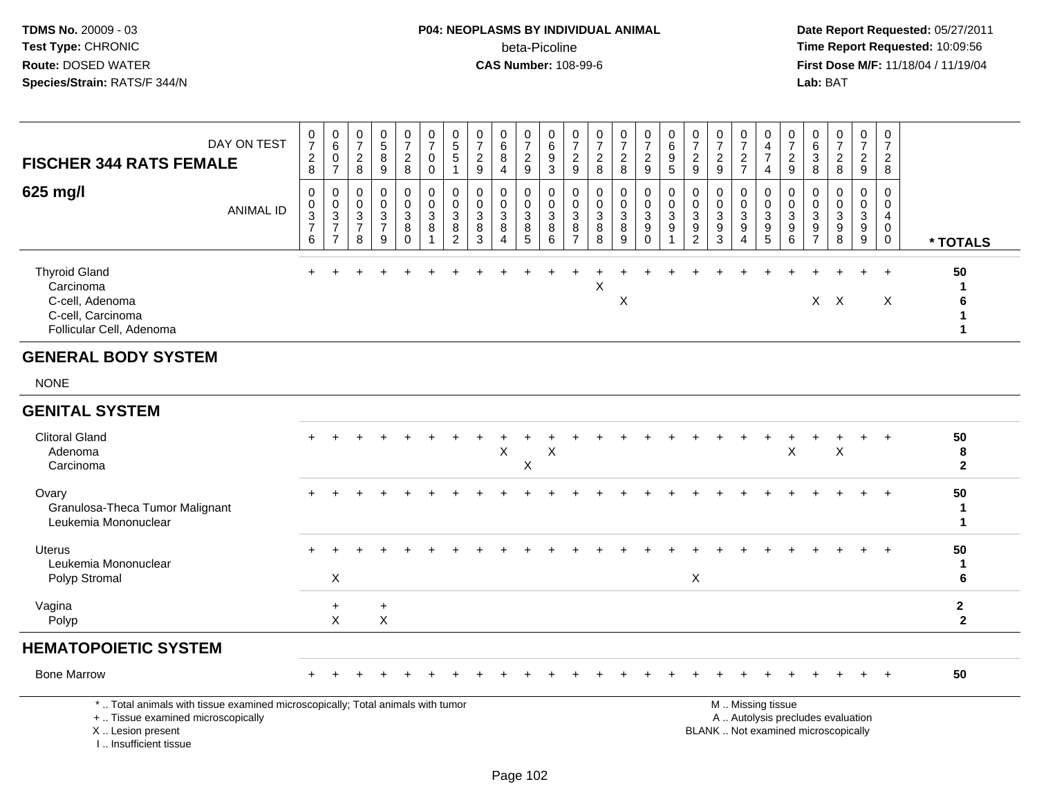TDMS No. 20009 - 03
Test Type: CHRONIC
Route: DOSED WATER
Species/Strain: RATS/F 344/N

**P04: NEOPLASMS BY INDIVIDUAL ANIMAL**
beta-Picoline
**CAS Number:** 108-99-6

Date Report Requested: 05/27/2011
Time Report Requested: 10:09:56
First Dose M/F: 11/18/04 / 11/19/04
Lab: BAT

| FISCHER 344 RATS FEMALE 625 mg/l | | | | | | | | | | | | | | | | | | | | | | | | | | |
|---|---|---|---|---|---|---|---|---|---|---|---|---|---|---|---|---|---|---|---|---|---|---|---|---|---|---|
| DAY ON TEST | 0728 | 0607 | 0728 | 0589 | 0728 | 0700 | 0551 | 0729 | 0684 | 0729 | 0693 | 0729 | 0728 | 0728 | 0729 | 0695 | 0729 | 0729 | 0727 | 0474 | 0729 | 0638 | 0728 | 0729 | 0728 | |
| ANIMAL ID | 0376 | 0377 | 0378 | 0379 | 0380 | 0381 | 0382 | 0383 | 0384 | 0385 | 0386 | 0387 | 0388 | 0389 | 0390 | 0391 | 0392 | 0393 | 0394 | 0395 | 0396 | 0397 | 0398 | 0399 | 0400 | * TOTALS |
| Thyroid Gland | + | + | + | + | + | + | + | + | + | + | + | + | + | + | + | + | + | + | + | + | + | + | + | + | + | 50 |
| Carcinoma | | | | | | | | | | | | | X | | | | | | | | | | | | | 1 |
| C-cell, Adenoma | | | | | | | | | | | | | | X | | | | | | | | X | X | | X | 6 |
| C-cell, Carcinoma | | | | | | | | | | | | | | | | | | | | | | | | | | 1 |
| Follicular Cell, Adenoma | | | | | | | | | | | | | | | | | | | | | | | | | | 1 |
| **GENERAL BODY SYSTEM** | | | | | | | | | | | | | | | | | | | | | | | | | | |
| NONE | | | | | | | | | | | | | | | | | | | | | | | | | | |
| **GENITAL SYSTEM** | | | | | | | | | | | | | | | | | | | | | | | | | | |
| Clitoral Gland | + | + | + | + | + | + | + | + | + | + | + | + | + | + | + | + | + | + | + | + | + | + | + | + | + | 50 |
| Adenoma | | | | | | | | | X | | X | | | | | | | | | | X | | X | | | 8 |
| Carcinoma | | | | | | | | | | X | | | | | | | | | | | | | | | | 2 |
| Ovary | + | + | + | + | + | + | + | + | + | + | + | + | + | + | + | + | + | + | + | + | + | + | + | + | + | 50 |
| Granulosa-Theca Tumor Malignant | | | | | | | | | | | | | | | | | | | | | | | | | | 1 |
| Leukemia Mononuclear | | | | | | | | | | | | | | | | | | | | | | | | | | 1 |
| Uterus | + | + | + | + | + | + | + | + | + | + | + | + | + | + | + | + | + | + | + | + | + | + | + | + | + | 50 |
| Leukemia Mononuclear | | | | | | | | | | | | | | | | | | | | | | | | | | 1 |
| Polyp Stromal | | X | | | | | | | | | | | | | | | X | | | | | | | | | 6 |
| Vagina | | + | | + | | | | | | | | | | | | | | | | | | | | | | 2 |
| Polyp | | X | | X | | | | | | | | | | | | | | | | | | | | | | 2 |
| **HEMATOPOIETIC SYSTEM** | | | | | | | | | | | | | | | | | | | | | | | | | | |
| Bone Marrow | + | + | + | + | + | + | + | + | + | + | + | + | + | + | + | + | + | + | + | + | + | + | + | + | + | 50 |

\* .. Total animals with tissue examined microscopically; Total animals with tumor
\+ .. Tissue examined microscopically
X .. Lesion present
I .. Insufficient tissue

M .. Missing tissue
A .. Autolysis precludes evaluation
BLANK .. Not examined microscopically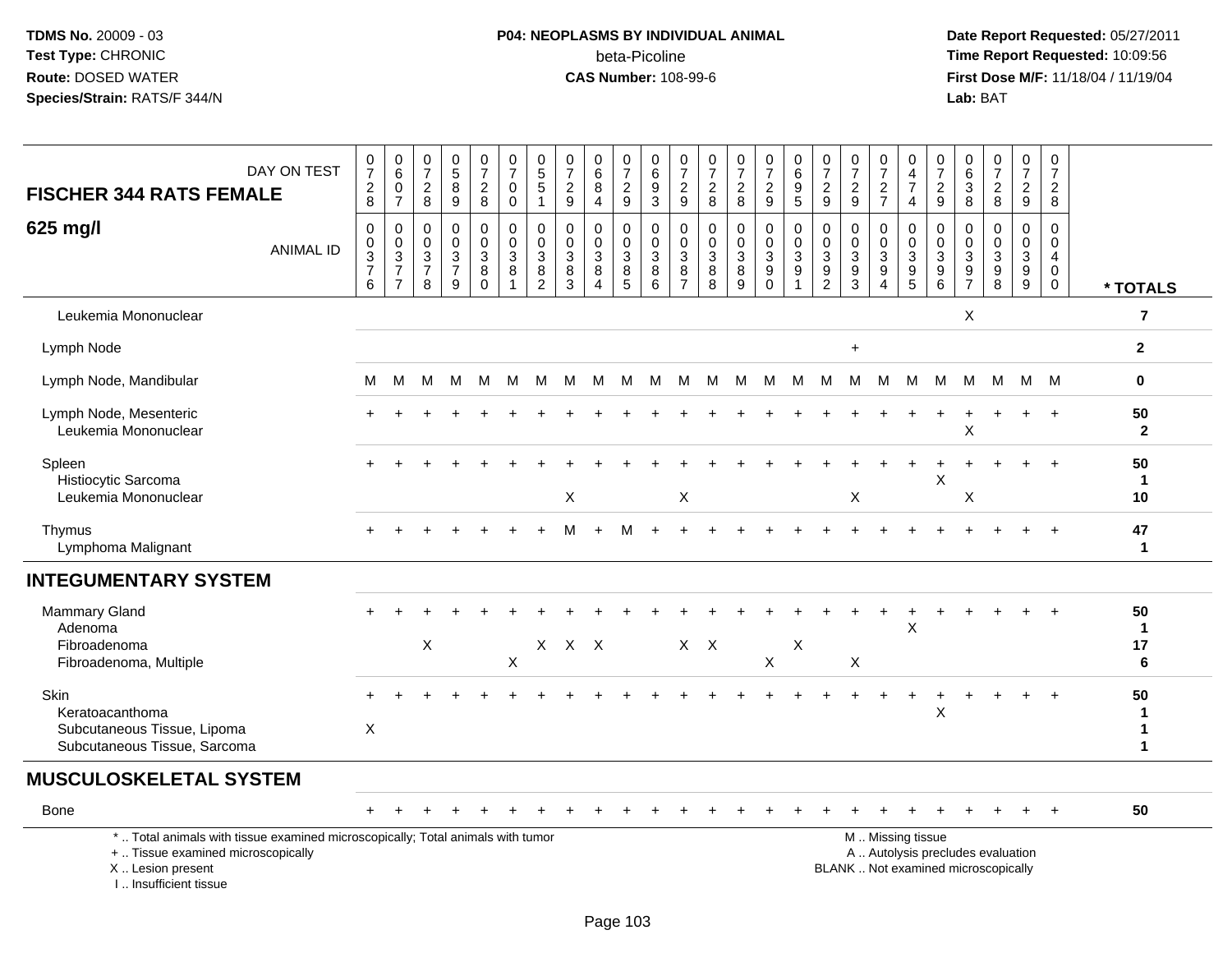**TDMS No.** 20009 - 03
**Test Type:** CHRONIC
**Route:** DOSED WATER
**Species/Strain:** RATS/F 344/N

**P04: NEOPLASMS BY INDIVIDUAL ANIMAL**
beta-Picoline
**CAS Number:** 108-99-6

**Date Report Requested:** 05/27/2011
**Time Report Requested:** 10:09:56
**First Dose M/F:** 11/18/04 / 11/19/04
**Lab:** BAT

| FISCHER 344 RATS FEMALE 625 mg/l — DAY ON TEST | 0728 | 0607 | 0728 | 0589 | 0728 | 0700 | 0551 | 0729 | 0684 | 0729 | 0693 | 0729 | 0728 | 0728 | 0729 | 0695 | 0729 | 0729 | 0727 | 0474 | 0729 | 0638 | 0728 | 0729 | 0728 | |
|---|---|---|---|---|---|---|---|---|---|---|---|---|---|---|---|---|---|---|---|---|---|---|---|---|---|---|
| ANIMAL ID | 00376 | 00377 | 00378 | 00379 | 00380 | 00381 | 00382 | 00383 | 00384 | 00385 | 00386 | 00387 | 00388 | 00389 | 00390 | 00391 | 00392 | 00393 | 00394 | 00395 | 00396 | 00397 | 00398 | 00399 | 00400 | * TOTALS |
| Leukemia Mononuclear | | | | | | | | | | | | | | | | | | | | | | X | | | | 7 |
| Lymph Node | | | | | | | | | | | | | | | | | | + | | | | | | | | 2 |
| Lymph Node, Mandibular | M | M | M | M | M | M | M | M | M | M | M | M | M | M | M | M | M | M | M | M | M | M | M | M | M | 0 |
| Lymph Node, Mesenteric | + | + | + | + | + | + | + | + | + | + | + | + | + | + | + | + | + | + | + | + | + | + | + | + | + | 50 |
| Leukemia Mononuclear | | | | | | | | | | | | | | | | | | | | | | X | | | | 2 |
| Spleen | + | + | + | + | + | + | + | + | + | + | + | + | + | + | + | + | + | + | + | + | + | + | + | + | + | 50 |
| Histiocytic Sarcoma | | | | | | | | | | | | | | | | | | | | | X | | | | | 1 |
| Leukemia Mononuclear | | | | | | | | X | | | | X | | | | | | X | | | | X | | | | 10 |
| Thymus | + | + | + | + | + | + | + | M | + | M | + | + | + | + | + | + | + | + | + | + | + | + | + | + | + | 47 |
| Lymphoma Malignant | | | | | | | | | | | | | | | | | | | | | | | | | | 1 |
| **INTEGUMENTARY SYSTEM** | | | | | | | | | | | | | | | | | | | | | | | | | | |
| Mammary Gland | + | + | + | + | + | + | + | + | + | + | + | + | + | + | + | + | + | + | + | + | + | + | + | + | + | 50 |
| Adenoma | | | | | | | | | | | | | | | | | | | | X | | | | | | 1 |
| Fibroadenoma | | | X | | | | X | X | X | | | X | X | | | X | | | | | | | | | | 17 |
| Fibroadenoma, Multiple | | | | | | X | | | | | | | | | X | | | X | | | | | | | | 6 |
| Skin | + | + | + | + | + | + | + | + | + | + | + | + | + | + | + | + | + | + | + | + | + | + | + | + | + | 50 |
| Keratoacanthoma | | | | | | | | | | | | | | | | | | | | | X | | | | | 1 |
| Subcutaneous Tissue, Lipoma | X | | | | | | | | | | | | | | | | | | | | | | | | | 1 |
| Subcutaneous Tissue, Sarcoma | | | | | | | | | | | | | | | | | | | | | | | | | | 1 |
| **MUSCULOSKELETAL SYSTEM** | | | | | | | | | | | | | | | | | | | | | | | | | | |
| Bone | + | + | + | + | + | + | + | + | + | + | + | + | + | + | + | + | + | + | + | + | + | + | + | + | + | 50 |

\* .. Total animals with tissue examined microscopically; Total animals with tumor
\+ .. Tissue examined microscopically
X .. Lesion present
I .. Insufficient tissue

M .. Missing tissue
A .. Autolysis precludes evaluation
BLANK .. Not examined microscopically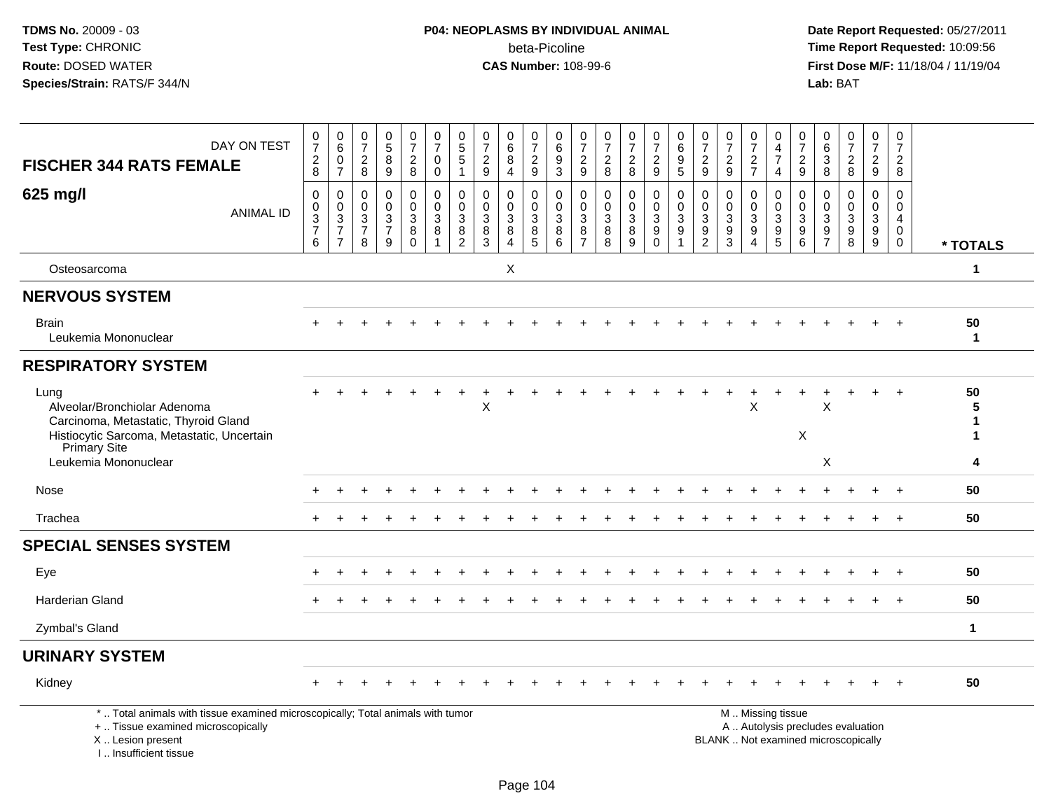**TDMS No.** 20009 - 03
**Test Type:** CHRONIC
**Route:** DOSED WATER
**Species/Strain:** RATS/F 344/N

**P04: NEOPLASMS BY INDIVIDUAL ANIMAL**
beta-Picoline
**CAS Number:** 108-99-6

**Date Report Requested:** 05/27/2011
**Time Report Requested:** 10:09:56
**First Dose M/F:** 11/18/04 / 11/19/04
**Lab:** BAT

## FISCHER 344 RATS FEMALE

## 625 mg/l

| DAY ON TEST | 0728 | 0607 | 0728 | 0589 | 0728 | 0700 | 0551 | 0729 | 0684 | 0729 | 0693 | 0729 | 0728 | 0728 | 0729 | 0695 | 0729 | 0729 | 0727 | 0474 | 0729 | 0638 | 0728 | 0729 | 0728 | |
|---|---|---|---|---|---|---|---|---|---|---|---|---|---|---|---|---|---|---|---|---|---|---|---|---|---|---|
| **ANIMAL ID** | 0003 76 | 0003 77 | 0003 78 | 0003 79 | 0003 80 | 0003 81 | 0003 82 | 0003 83 | 0003 84 | 0003 85 | 0003 86 | 0003 87 | 0003 88 | 0003 89 | 0003 90 | 0003 91 | 0003 92 | 0003 93 | 0003 94 | 0003 95 | 0003 96 | 0003 97 | 0003 98 | 0003 99 | 0004 00 | **\* TOTALS** |
| Osteosarcoma | | | | | | | | | X | | | | | | | | | | | | | | | | | **1** |
| **NERVOUS SYSTEM** | | | | | | | | | | | | | | | | | | | | | | | | | | |
| Brain | + | + | + | + | + | + | + | + | + | + | + | + | + | + | + | + | + | + | + | + | + | + | + | + | + | **50** |
| Leukemia Mononuclear | | | | | | | | | | | | | | | | | | | | | | | | | | **1** |
| **RESPIRATORY SYSTEM** | | | | | | | | | | | | | | | | | | | | | | | | | | |
| Lung | + | + | + | + | + | + | + | + | + | + | + | + | + | + | + | + | + | + | + | + | + | + | + | + | + | **50** |
| Alveolar/Bronchiolar Adenoma | | | | | | | | X | | | | | | | | | | | X | | | X | | | | **5** |
| Carcinoma, Metastatic, Thyroid Gland | | | | | | | | | | | | | | | | | | | | | | | | | | **1** |
| Histiocytic Sarcoma, Metastatic, Uncertain Primary Site | | | | | | | | | | | | | | | | | | | | | X | | | | | **1** |
| Leukemia Mononuclear | | | | | | | | | | | | | | | | | | | | | | X | | | | **4** |
| Nose | + | + | + | + | + | + | + | + | + | + | + | + | + | + | + | + | + | + | + | + | + | + | + | + | + | **50** |
| Trachea | + | + | + | + | + | + | + | + | + | + | + | + | + | + | + | + | + | + | + | + | + | + | + | + | + | **50** |
| **SPECIAL SENSES SYSTEM** | | | | | | | | | | | | | | | | | | | | | | | | | | |
| Eye | + | + | + | + | + | + | + | + | + | + | + | + | + | + | + | + | + | + | + | + | + | + | + | + | + | **50** |
| Harderian Gland | + | + | + | + | + | + | + | + | + | + | + | + | + | + | + | + | + | + | + | + | + | + | + | + | + | **50** |
| Zymbal's Gland | | | | | | | | | | | | | | | | | | | | | | | | | | **1** |
| **URINARY SYSTEM** | | | | | | | | | | | | | | | | | | | | | | | | | | |
| Kidney | + | + | + | + | + | + | + | + | + | + | + | + | + | + | + | + | + | + | + | + | + | + | + | + | + | **50** |

\* .. Total animals with tissue examined microscopically; Total animals with tumor
\+ .. Tissue examined microscopically
X .. Lesion present
I .. Insufficient tissue

M .. Missing tissue
A .. Autolysis precludes evaluation
BLANK .. Not examined microscopically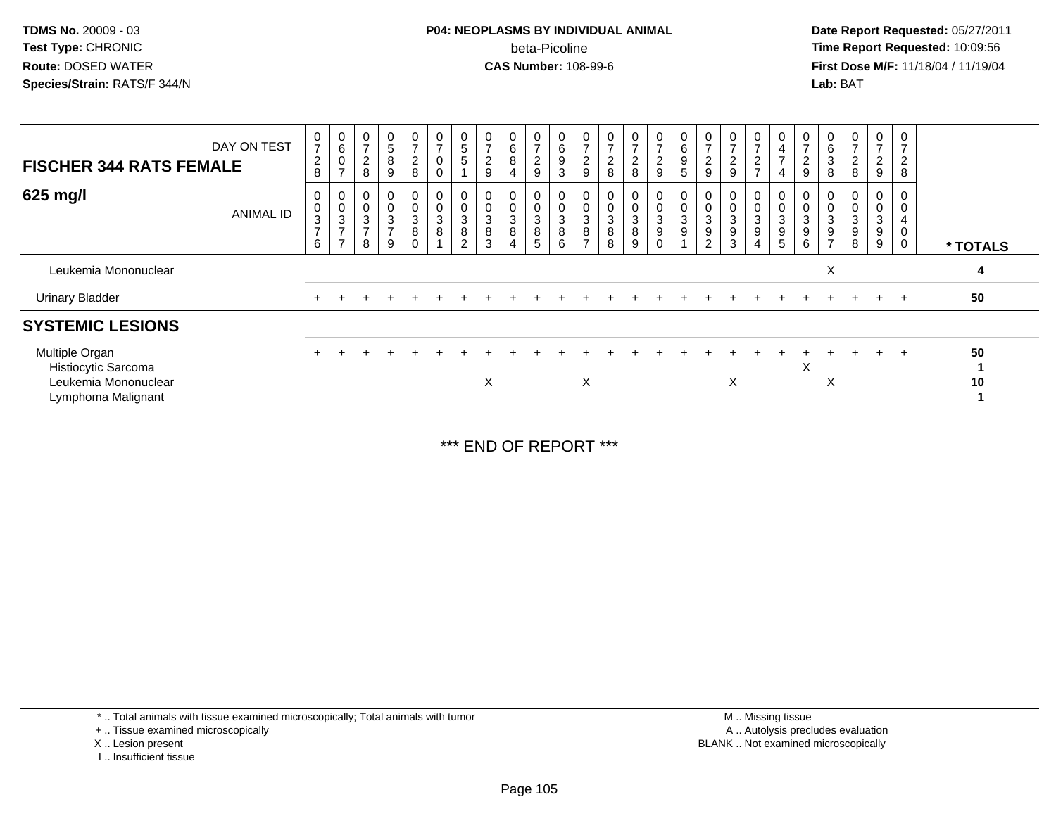**TDMS No.** 20009 - 03
**Test Type:** CHRONIC
**Route:** DOSED WATER
**Species/Strain:** RATS/F 344/N

**P04: NEOPLASMS BY INDIVIDUAL ANIMAL**
beta-Picoline
**CAS Number:** 108-99-6

**Date Report Requested:** 05/27/2011
**Time Report Requested:** 10:09:56
**First Dose M/F:** 11/18/04 / 11/19/04
**Lab:** BAT

| FISCHER 344 RATS FEMALE 625 mg/l | DAY ON TEST | 0728 | 0607 | 0728 | 0589 | 0728 | 0700 | 0551 | 0729 | 0684 | 0729 | 0693 | 0729 | 0728 | 0728 | 0729 | 0695 | 0729 | 0729 | 0727 | 0474 | 0729 | 0638 | 0728 | 0729 | 0728 | |
|---|---|---|---|---|---|---|---|---|---|---|---|---|---|---|---|---|---|---|---|---|---|---|---|---|---|---|---|
| | ANIMAL ID | 00376 | 00377 | 00378 | 00379 | 00380 | 00381 | 00382 | 00383 | 00384 | 00385 | 00386 | 00387 | 00388 | 00389 | 00390 | 00391 | 00392 | 00393 | 00394 | 00395 | 00396 | 00397 | 00398 | 00399 | 00400 | * TOTALS |
| Leukemia Mononuclear | | | | | | | | | | | | | | | | | | | | | | | X | | | | 4 |
| Urinary Bladder | | + | + | + | + | + | + | + | + | + | + | + | + | + | + | + | + | + | + | + | + | + | + | + | + | + | 50 |
| **SYSTEMIC LESIONS** | | | | | | | | | | | | | | | | | | | | | | | | | | | |
| Multiple Organ | | + | + | + | + | + | + | + | + | + | + | + | + | + | + | + | + | + | + | + | + | + | + | + | + | + | 50 |
| Histiocytic Sarcoma | | | | | | | | | | | | | | | | | | | | | | X | | | | | 1 |
| Leukemia Mononuclear | | | | | | | | | X | | | | X | | | | | | X | | | | X | | | | 10 |
| Lymphoma Malignant | | | | | | | | | | | | | | | | | | | | | | | | | | | 1 |

*** END OF REPORT ***

* .. Total animals with tissue examined microscopically; Total animals with tumor
+ .. Tissue examined microscopically
X .. Lesion present
I .. Insufficient tissue

M .. Missing tissue
A .. Autolysis precludes evaluation
BLANK .. Not examined microscopically